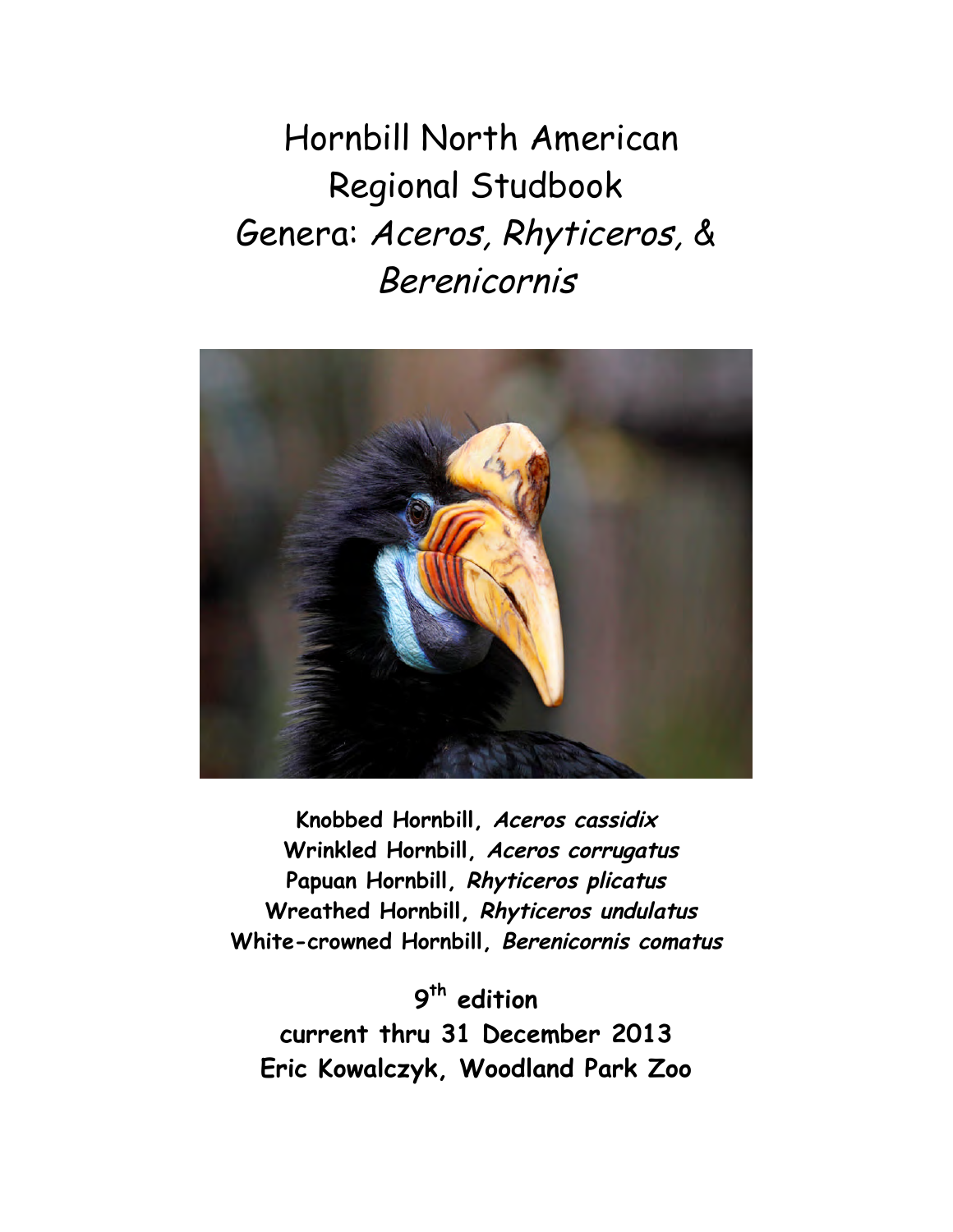# Hornbill North American Regional Studbook
## Genera: *Aceros, Rhyticeros,* & *Berenicornis*

**Knobbed Hornbill, *Aceros cassidix***
**Wrinkled Hornbill, *Aceros corrugatus***
**Papuan Hornbill, *Rhyticeros plicatus***
**Wreathed Hornbill, *Rhyticeros undulatus***
**White-crowned Hornbill, *Berenicornis comatus***

**9th edition**
**current thru 31 December 2013**
**Eric Kowalczyk, Woodland Park Zoo**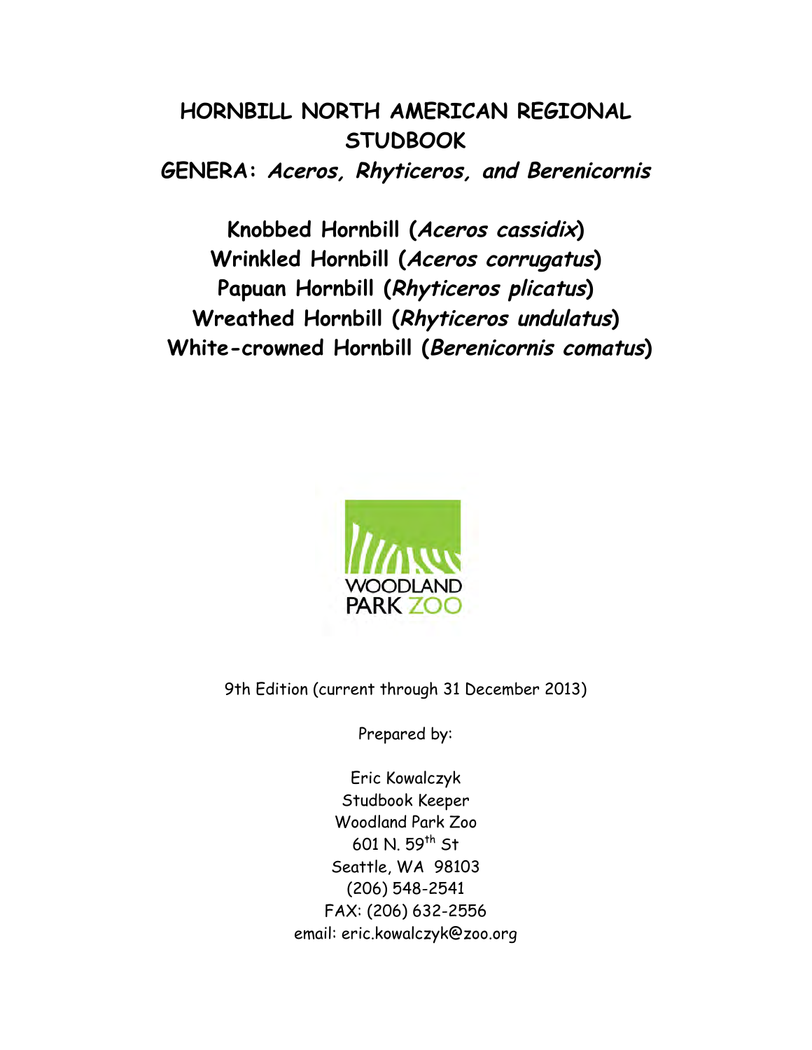# HORNBILL NORTH AMERICAN REGIONAL STUDBOOK

## GENERA: *Aceros, Rhyticeros, and Berenicornis*

**Knobbed Hornbill (*Aceros cassidix*)**
**Wrinkled Hornbill (*Aceros corrugatus*)**
**Papuan Hornbill (*Rhyticeros plicatus*)**
**Wreathed Hornbill (*Rhyticeros undulatus*)**
**White-crowned Hornbill (*Berenicornis comatus*)**

WOODLAND PARK ZOO

9th Edition (current through 31 December 2013)

Prepared by:

Eric Kowalczyk
Studbook Keeper
Woodland Park Zoo
601 N. 59th St
Seattle, WA 98103
(206) 548-2541
FAX: (206) 632-2556
email: eric.kowalczyk@zoo.org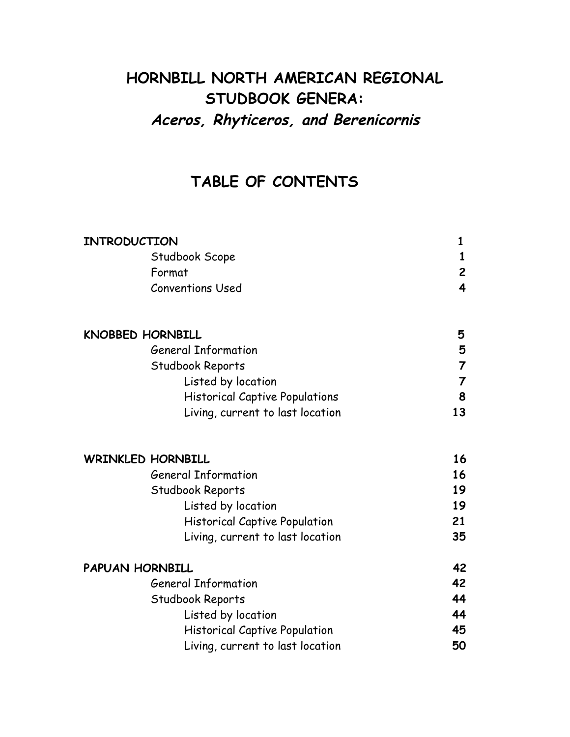# HORNBILL NORTH AMERICAN REGIONAL STUDBOOK GENERA:

## *Aceros, Rhyticeros, and Berenicornis*

## TABLE OF CONTENTS

| | |
|---|---|
| **INTRODUCTION** | **1** |
| Studbook Scope | **1** |
| Format | **2** |
| Conventions Used | **4** |
| | |
| **KNOBBED HORNBILL** | **5** |
| General Information | **5** |
| Studbook Reports | **7** |
| Listed by location | **7** |
| Historical Captive Populations | **8** |
| Living, current to last location | **13** |
| | |
| **WRINKLED HORNBILL** | **16** |
| General Information | **16** |
| Studbook Reports | **19** |
| Listed by location | **19** |
| Historical Captive Population | **21** |
| Living, current to last location | **35** |
| | |
| **PAPUAN HORNBILL** | **42** |
| General Information | **42** |
| Studbook Reports | **44** |
| Listed by location | **44** |
| Historical Captive Population | **45** |
| Living, current to last location | **50** |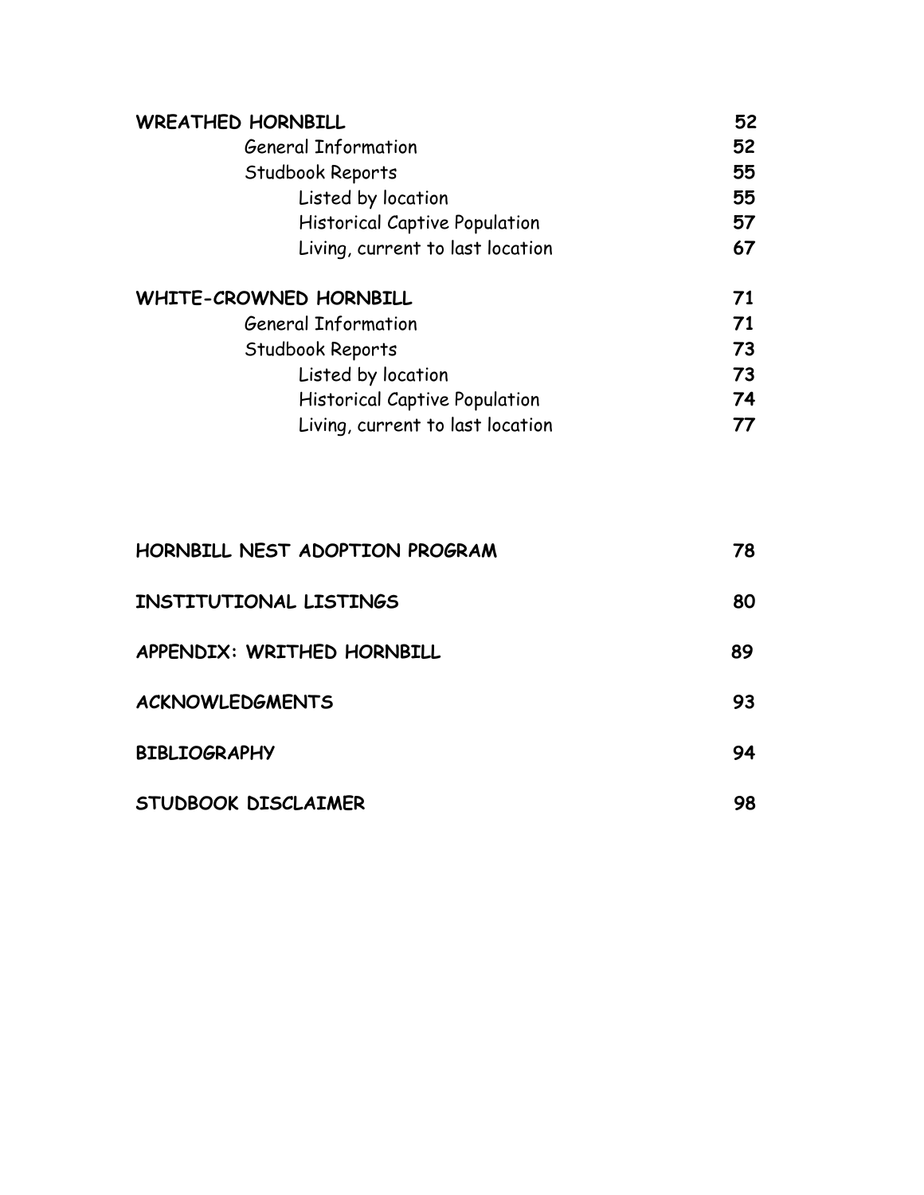| | |
|---|---|
| **WREATHED HORNBILL** | **52** |
| General Information | **52** |
| Studbook Reports | **55** |
| Listed by location | **55** |
| Historical Captive Population | **57** |
| Living, current to last location | **67** |
| **WHITE-CROWNED HORNBILL** | **71** |
| General Information | **71** |
| Studbook Reports | **73** |
| Listed by location | **73** |
| Historical Captive Population | **74** |
| Living, current to last location | **77** |

| | |
|---|---|
| **HORNBILL NEST ADOPTION PROGRAM** | **78** |
| **INSTITUTIONAL LISTINGS** | **80** |
| **APPENDIX: WRITHED HORNBILL** | **89** |
| **ACKNOWLEDGMENTS** | **93** |
| **BIBLIOGRAPHY** | **94** |
| **STUDBOOK DISCLAIMER** | **98** |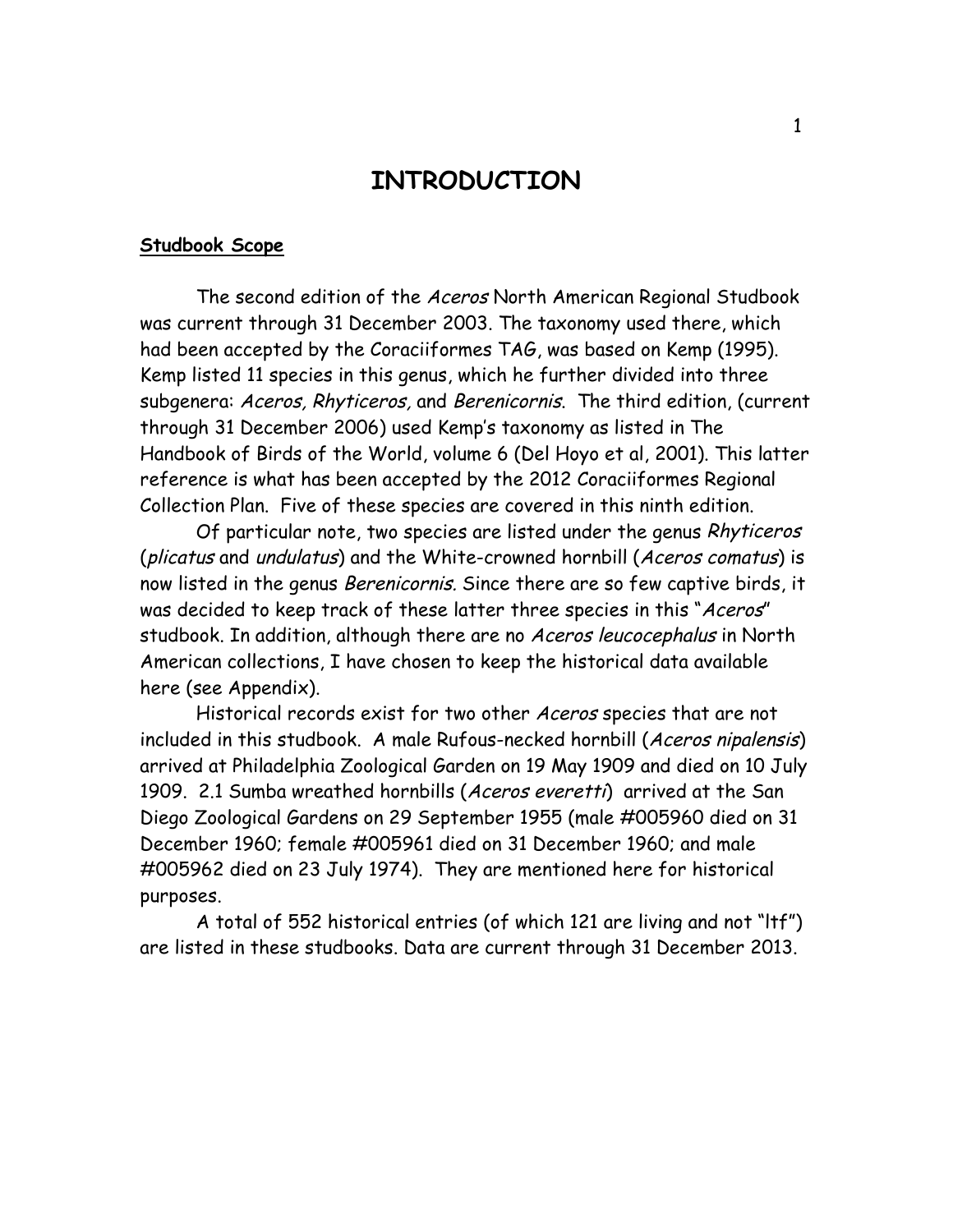# INTRODUCTION

**Studbook Scope**

The second edition of the *Aceros* North American Regional Studbook was current through 31 December 2003. The taxonomy used there, which had been accepted by the Coraciiformes TAG, was based on Kemp (1995). Kemp listed 11 species in this genus, which he further divided into three subgenera: *Aceros, Rhyticeros,* and *Berenicornis*. The third edition, (current through 31 December 2006) used Kemp's taxonomy as listed in The Handbook of Birds of the World, volume 6 (Del Hoyo et al, 2001). This latter reference is what has been accepted by the 2012 Coraciiformes Regional Collection Plan. Five of these species are covered in this ninth edition.

Of particular note, two species are listed under the genus *Rhyticeros* (*plicatus* and *undulatus*) and the White-crowned hornbill (*Aceros comatus*) is now listed in the genus *Berenicornis.* Since there are so few captive birds, it was decided to keep track of these latter three species in this "*Aceros*" studbook. In addition, although there are no *Aceros leucocephalus* in North American collections, I have chosen to keep the historical data available here (see Appendix).

Historical records exist for two other *Aceros* species that are not included in this studbook. A male Rufous-necked hornbill (*Aceros nipalensis*) arrived at Philadelphia Zoological Garden on 19 May 1909 and died on 10 July 1909. 2.1 Sumba wreathed hornbills (*Aceros everetti*) arrived at the San Diego Zoological Gardens on 29 September 1955 (male #005960 died on 31 December 1960; female #005961 died on 31 December 1960; and male #005962 died on 23 July 1974). They are mentioned here for historical purposes.

A total of 552 historical entries (of which 121 are living and not "ltf") are listed in these studbooks. Data are current through 31 December 2013.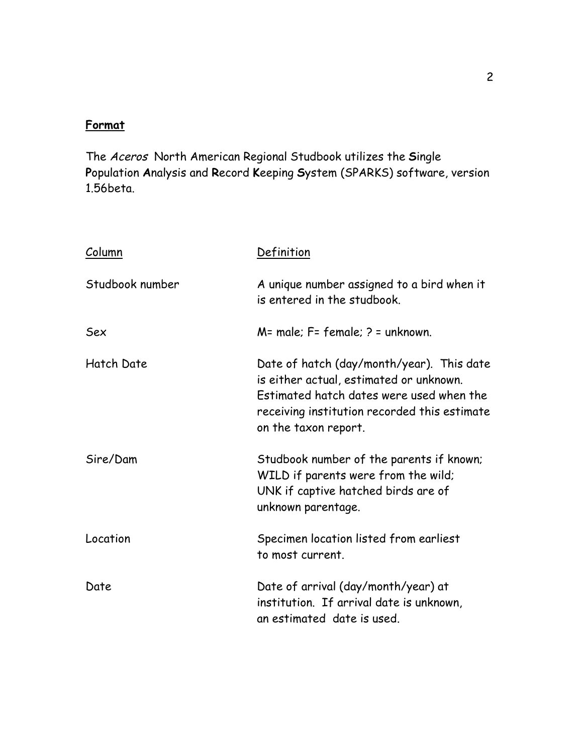## Format

The *Aceros* North American Regional Studbook utilizes the **S**ingle **P**opulation **A**nalysis and **R**ecord **K**eeping **S**ystem (SPARKS) software, version 1.56beta.

| Column | Definition |
| --- | --- |
| Studbook number | A unique number assigned to a bird when it is entered in the studbook. |
| Sex | M= male; F= female; ? = unknown. |
| Hatch Date | Date of hatch (day/month/year). This date is either actual, estimated or unknown. Estimated hatch dates were used when the receiving institution recorded this estimate on the taxon report. |
| Sire/Dam | Studbook number of the parents if known; WILD if parents were from the wild; UNK if captive hatched birds are of unknown parentage. |
| Location | Specimen location listed from earliest to most current. |
| Date | Date of arrival (day/month/year) at institution. If arrival date is unknown, an estimated date is used. |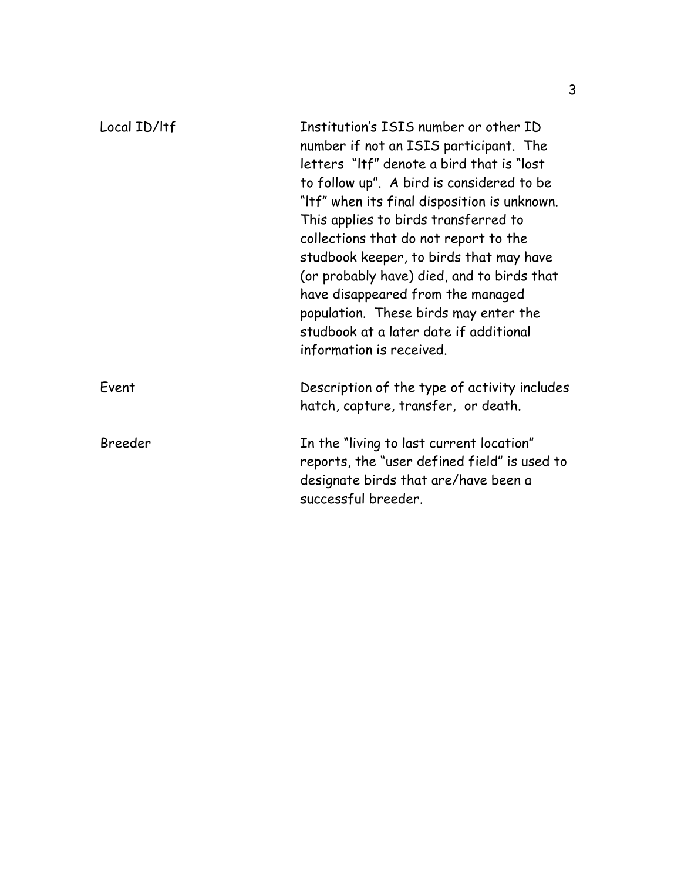| | |
|---|---|
| Local ID/ltf | Institution's ISIS number or other ID number if not an ISIS participant. The letters "ltf" denote a bird that is "lost to follow up". A bird is considered to be "ltf" when its final disposition is unknown. This applies to birds transferred to collections that do not report to the studbook keeper, to birds that may have (or probably have) died, and to birds that have disappeared from the managed population. These birds may enter the studbook at a later date if additional information is received. |
| Event | Description of the type of activity includes hatch, capture, transfer, or death. |
| Breeder | In the "living to last current location" reports, the "user defined field" is used to designate birds that are/have been a successful breeder. |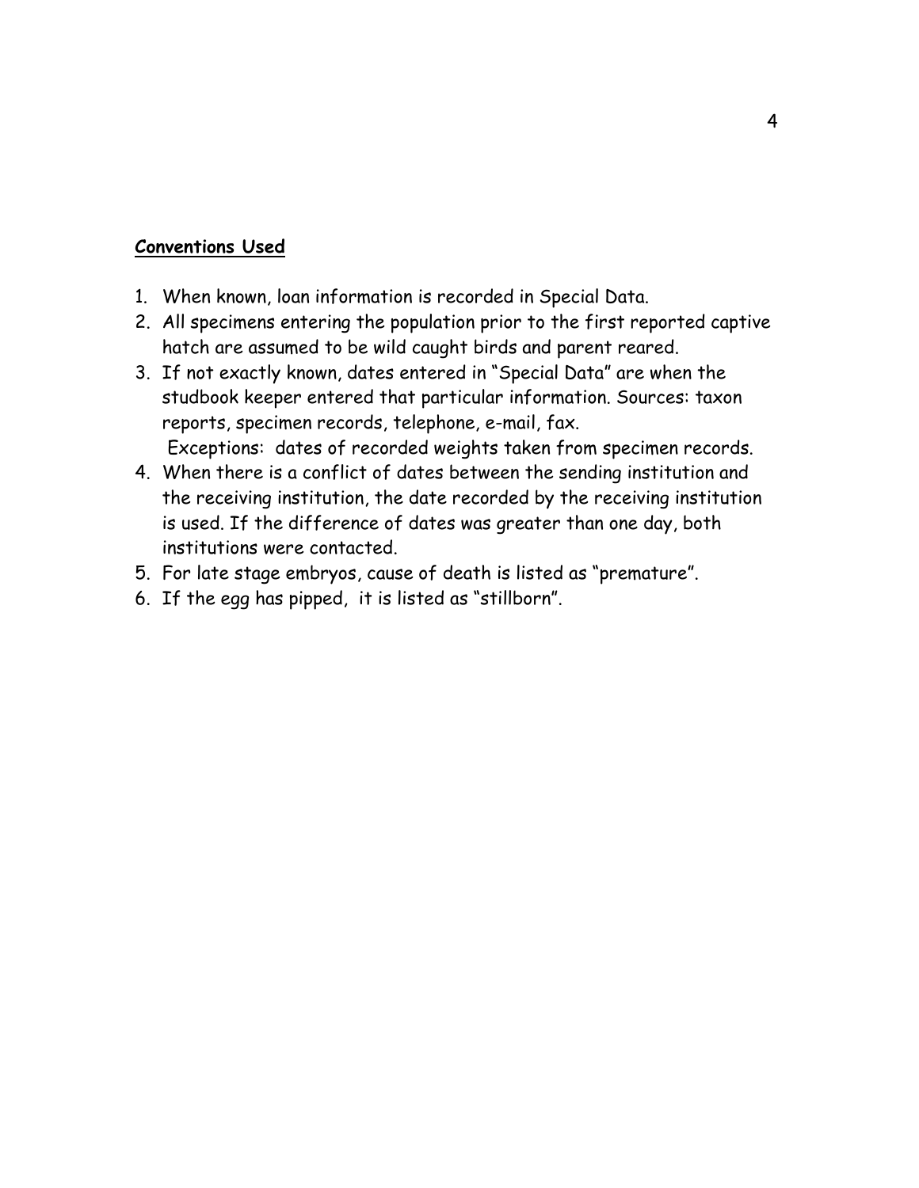## Conventions Used

1. When known, loan information is recorded in Special Data.
2. All specimens entering the population prior to the first reported captive hatch are assumed to be wild caught birds and parent reared.
3. If not exactly known, dates entered in "Special Data" are when the studbook keeper entered that particular information. Sources: taxon reports, specimen records, telephone, e-mail, fax.
   Exceptions: dates of recorded weights taken from specimen records.
4. When there is a conflict of dates between the sending institution and the receiving institution, the date recorded by the receiving institution is used. If the difference of dates was greater than one day, both institutions were contacted.
5. For late stage embryos, cause of death is listed as "premature".
6. If the egg has pipped, it is listed as "stillborn".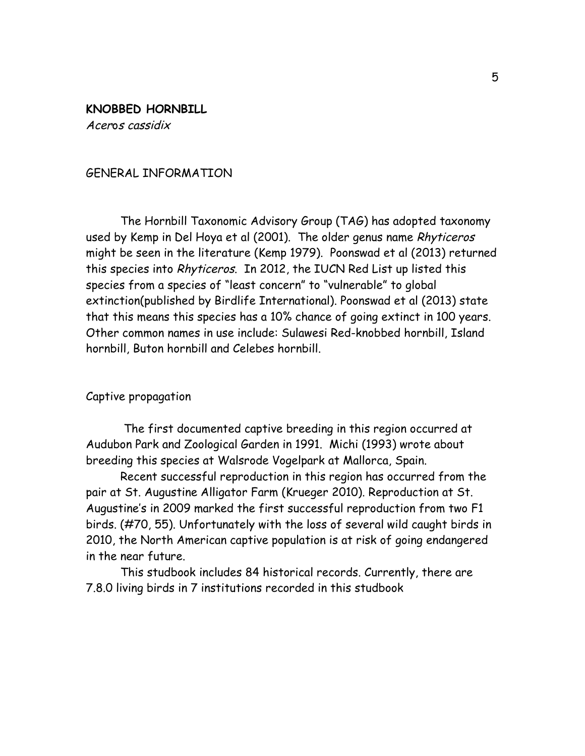## KNOBBED HORNBILL

*Aceros cassidix*

### GENERAL INFORMATION

The Hornbill Taxonomic Advisory Group (TAG) has adopted taxonomy used by Kemp in Del Hoya et al (2001). The older genus name *Rhyticeros* might be seen in the literature (Kemp 1979). Poonswad et al (2013) returned this species into *Rhyticeros*. In 2012, the IUCN Red List up listed this species from a species of "least concern" to "vulnerable" to global extinction(published by Birdlife International). Poonswad et al (2013) state that this means this species has a 10% chance of going extinct in 100 years. Other common names in use include: Sulawesi Red-knobbed hornbill, Island hornbill, Buton hornbill and Celebes hornbill.

### Captive propagation

The first documented captive breeding in this region occurred at Audubon Park and Zoological Garden in 1991. Michi (1993) wrote about breeding this species at Walsrode Vogelpark at Mallorca, Spain.

Recent successful reproduction in this region has occurred from the pair at St. Augustine Alligator Farm (Krueger 2010). Reproduction at St. Augustine's in 2009 marked the first successful reproduction from two F1 birds. (#70, 55). Unfortunately with the loss of several wild caught birds in 2010, the North American captive population is at risk of going endangered in the near future.

This studbook includes 84 historical records. Currently, there are 7.8.0 living birds in 7 institutions recorded in this studbook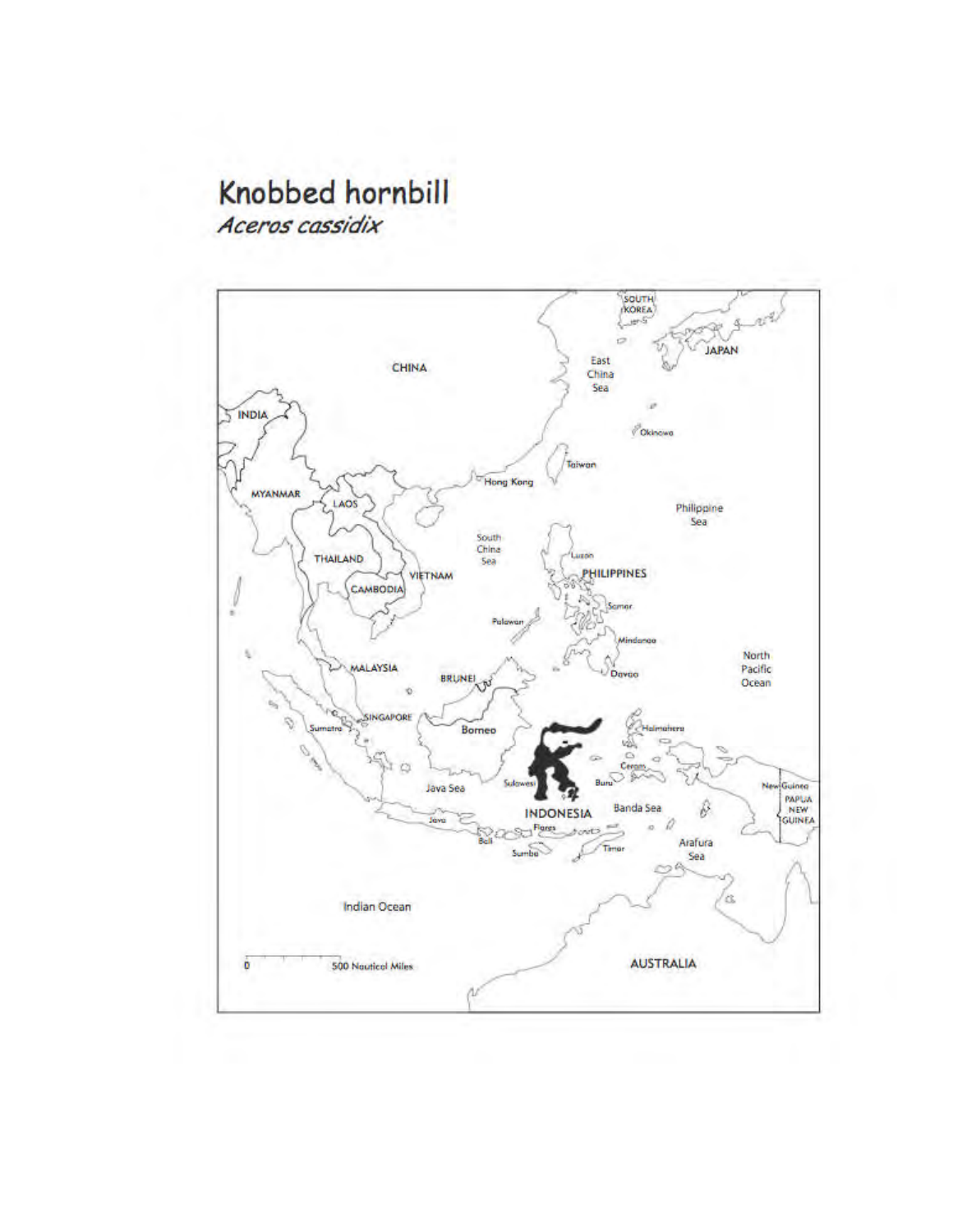# Knobbed hornbill

*Aceros cassidix*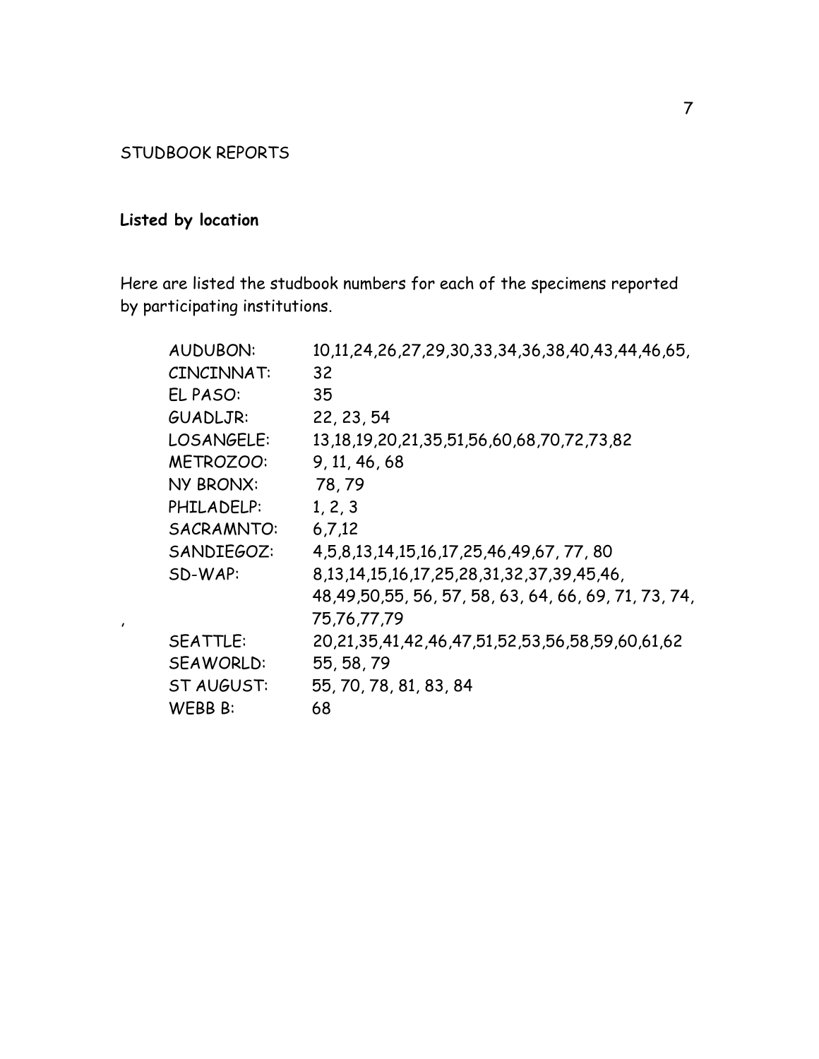STUDBOOK REPORTS

**Listed by location**

Here are listed the studbook numbers for each of the specimens reported by participating institutions.

| | |
|---|---|
| AUDUBON: | 10,11,24,26,27,29,30,33,34,36,38,40,43,44,46,65, |
| CINCINNAT: | 32 |
| EL PASO: | 35 |
| GUADLJR: | 22, 23, 54 |
| LOSANGELE: | 13,18,19,20,21,35,51,56,60,68,70,72,73,82 |
| METROZOO: | 9, 11, 46, 68 |
| NY BRONX: | 78, 79 |
| PHILADELP: | 1, 2, 3 |
| SACRAMNTO: | 6,7,12 |
| SANDIEGOZ: | 4,5,8,13,14,15,16,17,25,46,49,67, 77, 80 |
| SD-WAP: | 8,13,14,15,16,17,25,28,31,32,37,39,45,46, 48,49,50,55, 56, 57, 58, 63, 64, 66, 69, 71, 73, 74, 75,76,77,79 |
| SEATTLE: | 20,21,35,41,42,46,47,51,52,53,56,58,59,60,61,62 |
| SEAWORLD: | 55, 58, 79 |
| ST AUGUST: | 55, 70, 78, 81, 83, 84 |
| WEBB B: | 68 |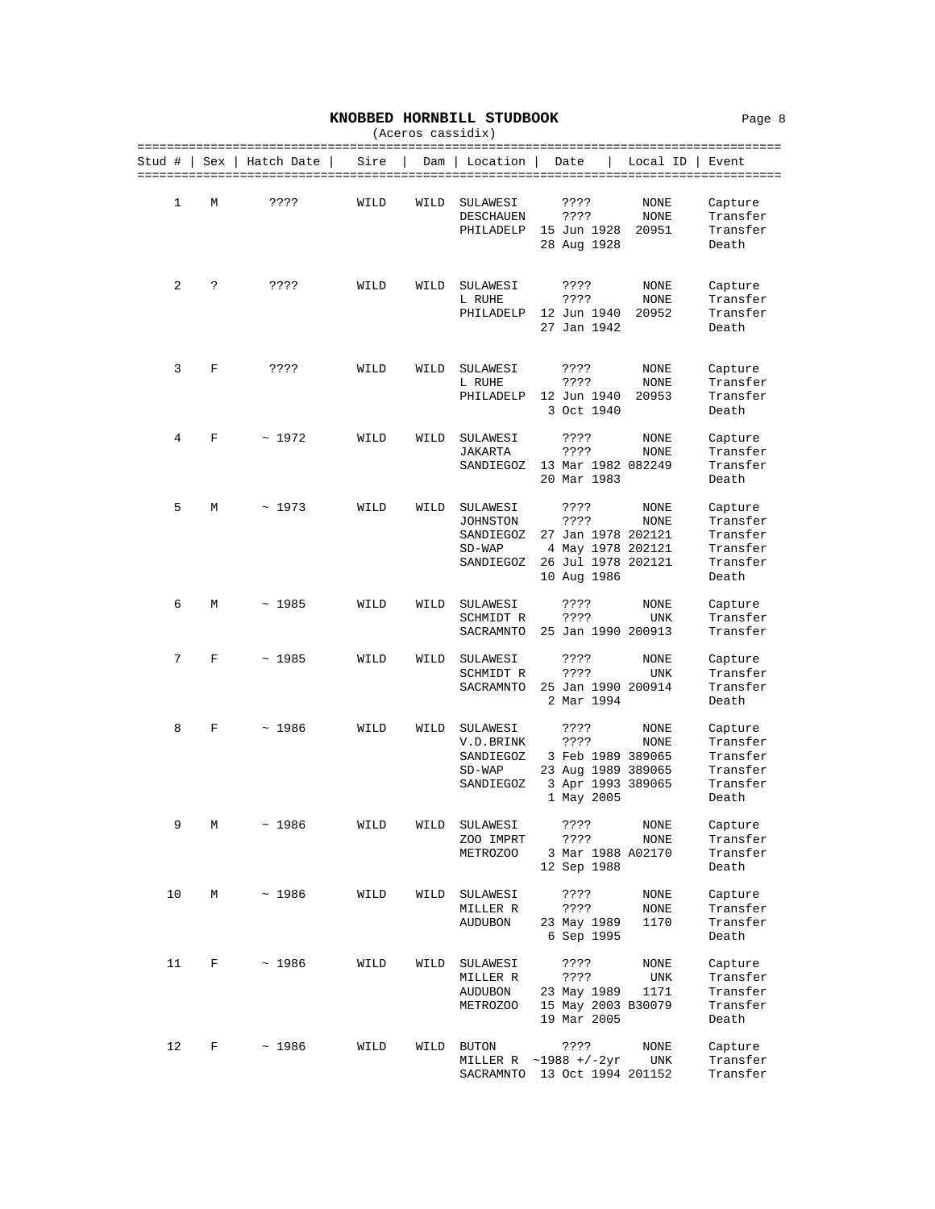# KNOBBED HORNBILL STUDBOOK

(Aceros cassidix)

| Stud # | Sex | Hatch Date | Sire | Dam | Location | Date | Local ID | Event |
|---|---|---|---|---|---|---|---|---|
| 1 | M | ???? | WILD | WILD | SULAWESI | ???? | NONE | Capture |
| | | | | | DESCHAUEN | ???? | NONE | Transfer |
| | | | | | PHILADELP | 15 Jun 1928 | 20951 | Transfer |
| | | | | | | 28 Aug 1928 | | Death |
| 2 | ? | ???? | WILD | WILD | SULAWESI | ???? | NONE | Capture |
| | | | | | L RUHE | ???? | NONE | Transfer |
| | | | | | PHILADELP | 12 Jun 1940 | 20952 | Transfer |
| | | | | | | 27 Jan 1942 | | Death |
| 3 | F | ???? | WILD | WILD | SULAWESI | ???? | NONE | Capture |
| | | | | | L RUHE | ???? | NONE | Transfer |
| | | | | | PHILADELP | 12 Jun 1940 | 20953 | Transfer |
| | | | | | | 3 Oct 1940 | | Death |
| 4 | F | ~ 1972 | WILD | WILD | SULAWESI | ???? | NONE | Capture |
| | | | | | JAKARTA | ???? | NONE | Transfer |
| | | | | | SANDIEGOZ | 13 Mar 1982 | 082249 | Transfer |
| | | | | | | 20 Mar 1983 | | Death |
| 5 | M | ~ 1973 | WILD | WILD | SULAWESI | ???? | NONE | Capture |
| | | | | | JOHNSTON | ???? | NONE | Transfer |
| | | | | | SANDIEGOZ | 27 Jan 1978 | 202121 | Transfer |
| | | | | | SD-WAP | 4 May 1978 | 202121 | Transfer |
| | | | | | SANDIEGOZ | 26 Jul 1978 | 202121 | Transfer |
| | | | | | | 10 Aug 1986 | | Death |
| 6 | M | ~ 1985 | WILD | WILD | SULAWESI | ???? | NONE | Capture |
| | | | | | SCHMIDT R | ???? | UNK | Transfer |
| | | | | | SACRAMNTO | 25 Jan 1990 | 200913 | Transfer |
| 7 | F | ~ 1985 | WILD | WILD | SULAWESI | ???? | NONE | Capture |
| | | | | | SCHMIDT R | ???? | UNK | Transfer |
| | | | | | SACRAMNTO | 25 Jan 1990 | 200914 | Transfer |
| | | | | | | 2 Mar 1994 | | Death |
| 8 | F | ~ 1986 | WILD | WILD | SULAWESI | ???? | NONE | Capture |
| | | | | | V.D.BRINK | ???? | NONE | Transfer |
| | | | | | SANDIEGOZ | 3 Feb 1989 | 389065 | Transfer |
| | | | | | SD-WAP | 23 Aug 1989 | 389065 | Transfer |
| | | | | | SANDIEGOZ | 3 Apr 1993 | 389065 | Transfer |
| | | | | | | 1 May 2005 | | Death |
| 9 | M | ~ 1986 | WILD | WILD | SULAWESI | ???? | NONE | Capture |
| | | | | | ZOO IMPRT | ???? | NONE | Transfer |
| | | | | | METROZOO | 3 Mar 1988 | A02170 | Transfer |
| | | | | | | 12 Sep 1988 | | Death |
| 10 | M | ~ 1986 | WILD | WILD | SULAWESI | ???? | NONE | Capture |
| | | | | | MILLER R | ???? | NONE | Transfer |
| | | | | | AUDUBON | 23 May 1989 | 1170 | Transfer |
| | | | | | | 6 Sep 1995 | | Death |
| 11 | F | ~ 1986 | WILD | WILD | SULAWESI | ???? | NONE | Capture |
| | | | | | MILLER R | ???? | UNK | Transfer |
| | | | | | AUDUBON | 23 May 1989 | 1171 | Transfer |
| | | | | | METROZOO | 15 May 2003 | B30079 | Transfer |
| | | | | | | 19 Mar 2005 | | Death |
| 12 | F | ~ 1986 | WILD | WILD | BUTON | ???? | NONE | Capture |
| | | | | | MILLER R | ~1988 +/-2yr | UNK | Transfer |
| | | | | | SACRAMNTO | 13 Oct 1994 | 201152 | Transfer |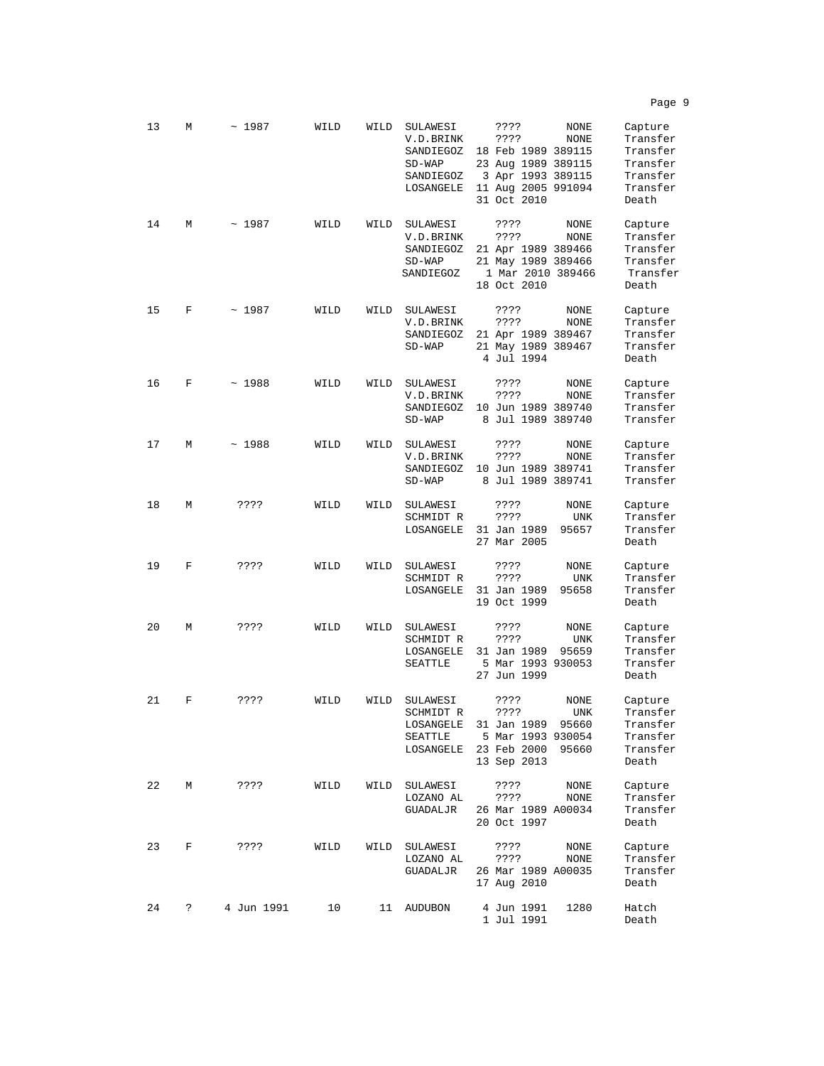| | | | | | | | | |
|---|---|---|---|---|---|---|---|---|
| 13 | M | ~ 1987 | WILD | WILD | SULAWESI | ???? | NONE | Capture |
| | | | | | V.D.BRINK | ???? | NONE | Transfer |
| | | | | | SANDIEGOZ | 18 Feb 1989 | 389115 | Transfer |
| | | | | | SD-WAP | 23 Aug 1989 | 389115 | Transfer |
| | | | | | SANDIEGOZ | 3 Apr 1993 | 389115 | Transfer |
| | | | | | LOSANGELE | 11 Aug 2005 | 991094 | Transfer |
| | | | | | | 31 Oct 2010 | | Death |
| 14 | M | ~ 1987 | WILD | WILD | SULAWESI | ???? | NONE | Capture |
| | | | | | V.D.BRINK | ???? | NONE | Transfer |
| | | | | | SANDIEGOZ | 21 Apr 1989 | 389466 | Transfer |
| | | | | | SD-WAP | 21 May 1989 | 389466 | Transfer |
| | | | | | SANDIEGOZ | 1 Mar 2010 | 389466 | Transfer |
| | | | | | | 18 Oct 2010 | | Death |
| 15 | F | ~ 1987 | WILD | WILD | SULAWESI | ???? | NONE | Capture |
| | | | | | V.D.BRINK | ???? | NONE | Transfer |
| | | | | | SANDIEGOZ | 21 Apr 1989 | 389467 | Transfer |
| | | | | | SD-WAP | 21 May 1989 | 389467 | Transfer |
| | | | | | | 4 Jul 1994 | | Death |
| 16 | F | ~ 1988 | WILD | WILD | SULAWESI | ???? | NONE | Capture |
| | | | | | V.D.BRINK | ???? | NONE | Transfer |
| | | | | | SANDIEGOZ | 10 Jun 1989 | 389740 | Transfer |
| | | | | | SD-WAP | 8 Jul 1989 | 389740 | Transfer |
| 17 | M | ~ 1988 | WILD | WILD | SULAWESI | ???? | NONE | Capture |
| | | | | | V.D.BRINK | ???? | NONE | Transfer |
| | | | | | SANDIEGOZ | 10 Jun 1989 | 389741 | Transfer |
| | | | | | SD-WAP | 8 Jul 1989 | 389741 | Transfer |
| 18 | M | ???? | WILD | WILD | SULAWESI | ???? | NONE | Capture |
| | | | | | SCHMIDT R | ???? | UNK | Transfer |
| | | | | | LOSANGELE | 31 Jan 1989 | 95657 | Transfer |
| | | | | | | 27 Mar 2005 | | Death |
| 19 | F | ???? | WILD | WILD | SULAWESI | ???? | NONE | Capture |
| | | | | | SCHMIDT R | ???? | UNK | Transfer |
| | | | | | LOSANGELE | 31 Jan 1989 | 95658 | Transfer |
| | | | | | | 19 Oct 1999 | | Death |
| 20 | M | ???? | WILD | WILD | SULAWESI | ???? | NONE | Capture |
| | | | | | SCHMIDT R | ???? | UNK | Transfer |
| | | | | | LOSANGELE | 31 Jan 1989 | 95659 | Transfer |
| | | | | | SEATTLE | 5 Mar 1993 | 930053 | Transfer |
| | | | | | | 27 Jun 1999 | | Death |
| 21 | F | ???? | WILD | WILD | SULAWESI | ???? | NONE | Capture |
| | | | | | SCHMIDT R | ???? | UNK | Transfer |
| | | | | | LOSANGELE | 31 Jan 1989 | 95660 | Transfer |
| | | | | | SEATTLE | 5 Mar 1993 | 930054 | Transfer |
| | | | | | LOSANGELE | 23 Feb 2000 | 95660 | Transfer |
| | | | | | | 13 Sep 2013 | | Death |
| 22 | M | ???? | WILD | WILD | SULAWESI | ???? | NONE | Capture |
| | | | | | LOZANO AL | ???? | NONE | Transfer |
| | | | | | GUADALJR | 26 Mar 1989 | A00034 | Transfer |
| | | | | | | 20 Oct 1997 | | Death |
| 23 | F | ???? | WILD | WILD | SULAWESI | ???? | NONE | Capture |
| | | | | | LOZANO AL | ???? | NONE | Transfer |
| | | | | | GUADALJR | 26 Mar 1989 | A00035 | Transfer |
| | | | | | | 17 Aug 2010 | | Death |
| 24 | ? | 4 Jun 1991 | 10 | 11 | AUDUBON | 4 Jun 1991 | 1280 | Hatch |
| | | | | | | 1 Jul 1991 | | Death |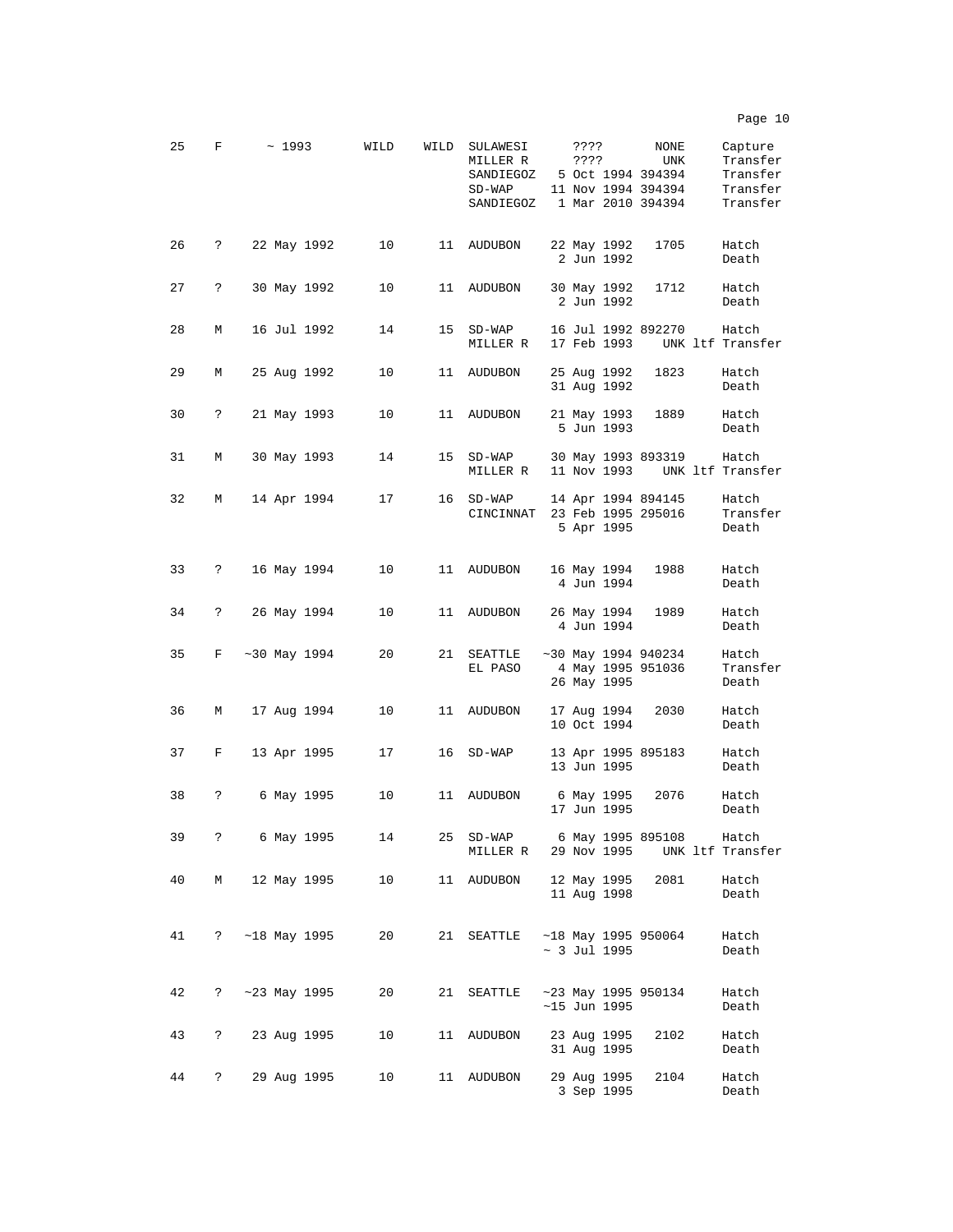| | | | | | | | | |
|---|---|---|---|---|---|---|---|---|
| 25 | F | ~ 1993 | WILD | WILD | SULAWESI | ???? | NONE | Capture |
| | | | | | MILLER R | ???? | UNK | Transfer |
| | | | | | SANDIEGOZ | 5 Oct 1994 | 394394 | Transfer |
| | | | | | SD-WAP | 11 Nov 1994 | 394394 | Transfer |
| | | | | | SANDIEGOZ | 1 Mar 2010 | 394394 | Transfer |
| 26 | ? | 22 May 1992 | 10 | 11 | AUDUBON | 22 May 1992 | 1705 | Hatch |
| | | | | | | 2 Jun 1992 | | Death |
| 27 | ? | 30 May 1992 | 10 | 11 | AUDUBON | 30 May 1992 | 1712 | Hatch |
| | | | | | | 2 Jun 1992 | | Death |
| 28 | M | 16 Jul 1992 | 14 | 15 | SD-WAP | 16 Jul 1992 | 892270 | Hatch |
| | | | | | MILLER R | 17 Feb 1993 | UNK ltf | Transfer |
| 29 | M | 25 Aug 1992 | 10 | 11 | AUDUBON | 25 Aug 1992 | 1823 | Hatch |
| | | | | | | 31 Aug 1992 | | Death |
| 30 | ? | 21 May 1993 | 10 | 11 | AUDUBON | 21 May 1993 | 1889 | Hatch |
| | | | | | | 5 Jun 1993 | | Death |
| 31 | M | 30 May 1993 | 14 | 15 | SD-WAP | 30 May 1993 | 893319 | Hatch |
| | | | | | MILLER R | 11 Nov 1993 | UNK ltf | Transfer |
| 32 | M | 14 Apr 1994 | 17 | 16 | SD-WAP | 14 Apr 1994 | 894145 | Hatch |
| | | | | | CINCINNAT | 23 Feb 1995 | 295016 | Transfer |
| | | | | | | 5 Apr 1995 | | Death |
| 33 | ? | 16 May 1994 | 10 | 11 | AUDUBON | 16 May 1994 | 1988 | Hatch |
| | | | | | | 4 Jun 1994 | | Death |
| 34 | ? | 26 May 1994 | 10 | 11 | AUDUBON | 26 May 1994 | 1989 | Hatch |
| | | | | | | 4 Jun 1994 | | Death |
| 35 | F | ~30 May 1994 | 20 | 21 | SEATTLE | ~30 May 1994 | 940234 | Hatch |
| | | | | | EL PASO | 4 May 1995 | 951036 | Transfer |
| | | | | | | 26 May 1995 | | Death |
| 36 | M | 17 Aug 1994 | 10 | 11 | AUDUBON | 17 Aug 1994 | 2030 | Hatch |
| | | | | | | 10 Oct 1994 | | Death |
| 37 | F | 13 Apr 1995 | 17 | 16 | SD-WAP | 13 Apr 1995 | 895183 | Hatch |
| | | | | | | 13 Jun 1995 | | Death |
| 38 | ? | 6 May 1995 | 10 | 11 | AUDUBON | 6 May 1995 | 2076 | Hatch |
| | | | | | | 17 Jun 1995 | | Death |
| 39 | ? | 6 May 1995 | 14 | 25 | SD-WAP | 6 May 1995 | 895108 | Hatch |
| | | | | | MILLER R | 29 Nov 1995 | UNK ltf | Transfer |
| 40 | M | 12 May 1995 | 10 | 11 | AUDUBON | 12 May 1995 | 2081 | Hatch |
| | | | | | | 11 Aug 1998 | | Death |
| 41 | ? | ~18 May 1995 | 20 | 21 | SEATTLE | ~18 May 1995 | 950064 | Hatch |
| | | | | | | ~ 3 Jul 1995 | | Death |
| 42 | ? | ~23 May 1995 | 20 | 21 | SEATTLE | ~23 May 1995 | 950134 | Hatch |
| | | | | | | ~15 Jun 1995 | | Death |
| 43 | ? | 23 Aug 1995 | 10 | 11 | AUDUBON | 23 Aug 1995 | 2102 | Hatch |
| | | | | | | 31 Aug 1995 | | Death |
| 44 | ? | 29 Aug 1995 | 10 | 11 | AUDUBON | 29 Aug 1995 | 2104 | Hatch |
| | | | | | | 3 Sep 1995 | | Death |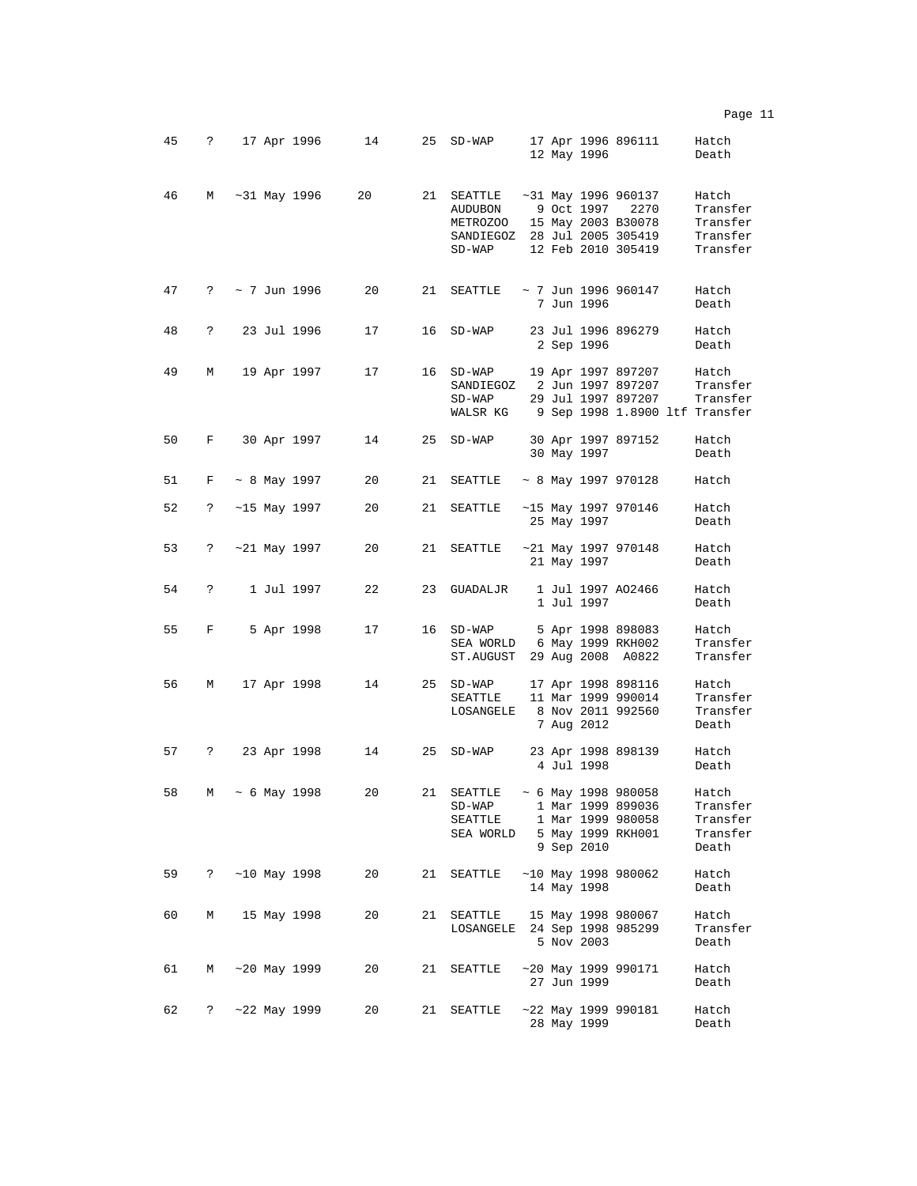| | | | | | | | | | |
|---|---|---|---|---|---|---|---|---|---|
| 45 | ? | 17 Apr 1996 | 14 | 25 | SD-WAP | 17 Apr 1996 | 896111 | Hatch |
| | | | | | | 12 May 1996 | | Death |
| 46 | M | ~31 May 1996 | 20 | 21 | SEATTLE | ~31 May 1996 | 960137 | Hatch |
| | | | | | AUDUBON | 9 Oct 1997 | 2270 | Transfer |
| | | | | | METROZOO | 15 May 2003 | B30078 | Transfer |
| | | | | | SANDIEGOZ | 28 Jul 2005 | 305419 | Transfer |
| | | | | | SD-WAP | 12 Feb 2010 | 305419 | Transfer |
| 47 | ? | ~ 7 Jun 1996 | 20 | 21 | SEATTLE | ~ 7 Jun 1996 | 960147 | Hatch |
| | | | | | | 7 Jun 1996 | | Death |
| 48 | ? | 23 Jul 1996 | 17 | 16 | SD-WAP | 23 Jul 1996 | 896279 | Hatch |
| | | | | | | 2 Sep 1996 | | Death |
| 49 | M | 19 Apr 1997 | 17 | 16 | SD-WAP | 19 Apr 1997 | 897207 | Hatch |
| | | | | | SANDIEGOZ | 2 Jun 1997 | 897207 | Transfer |
| | | | | | SD-WAP | 29 Jul 1997 | 897207 | Transfer |
| | | | | | WALSR KG | 9 Sep 1998 | 1.8900 ltf | Transfer |
| 50 | F | 30 Apr 1997 | 14 | 25 | SD-WAP | 30 Apr 1997 | 897152 | Hatch |
| | | | | | | 30 May 1997 | | Death |
| 51 | F | ~ 8 May 1997 | 20 | 21 | SEATTLE | ~ 8 May 1997 | 970128 | Hatch |
| 52 | ? | ~15 May 1997 | 20 | 21 | SEATTLE | ~15 May 1997 | 970146 | Hatch |
| | | | | | | 25 May 1997 | | Death |
| 53 | ? | ~21 May 1997 | 20 | 21 | SEATTLE | ~21 May 1997 | 970148 | Hatch |
| | | | | | | 21 May 1997 | | Death |
| 54 | ? | 1 Jul 1997 | 22 | 23 | GUADALJR | 1 Jul 1997 | AO2466 | Hatch |
| | | | | | | 1 Jul 1997 | | Death |
| 55 | F | 5 Apr 1998 | 17 | 16 | SD-WAP | 5 Apr 1998 | 898083 | Hatch |
| | | | | | SEA WORLD | 6 May 1999 | RKH002 | Transfer |
| | | | | | ST.AUGUST | 29 Aug 2008 | A0822 | Transfer |
| 56 | M | 17 Apr 1998 | 14 | 25 | SD-WAP | 17 Apr 1998 | 898116 | Hatch |
| | | | | | SEATTLE | 11 Mar 1999 | 990014 | Transfer |
| | | | | | LOSANGELE | 8 Nov 2011 | 992560 | Transfer |
| | | | | | | 7 Aug 2012 | | Death |
| 57 | ? | 23 Apr 1998 | 14 | 25 | SD-WAP | 23 Apr 1998 | 898139 | Hatch |
| | | | | | | 4 Jul 1998 | | Death |
| 58 | M | ~ 6 May 1998 | 20 | 21 | SEATTLE | ~ 6 May 1998 | 980058 | Hatch |
| | | | | | SD-WAP | 1 Mar 1999 | 899036 | Transfer |
| | | | | | SEATTLE | 1 Mar 1999 | 980058 | Transfer |
| | | | | | SEA WORLD | 5 May 1999 | RKH001 | Transfer |
| | | | | | | 9 Sep 2010 | | Death |
| 59 | ? | ~10 May 1998 | 20 | 21 | SEATTLE | ~10 May 1998 | 980062 | Hatch |
| | | | | | | 14 May 1998 | | Death |
| 60 | M | 15 May 1998 | 20 | 21 | SEATTLE | 15 May 1998 | 980067 | Hatch |
| | | | | | LOSANGELE | 24 Sep 1998 | 985299 | Transfer |
| | | | | | | 5 Nov 2003 | | Death |
| 61 | M | ~20 May 1999 | 20 | 21 | SEATTLE | ~20 May 1999 | 990171 | Hatch |
| | | | | | | 27 Jun 1999 | | Death |
| 62 | ? | ~22 May 1999 | 20 | 21 | SEATTLE | ~22 May 1999 | 990181 | Hatch |
| | | | | | | 28 May 1999 | | Death |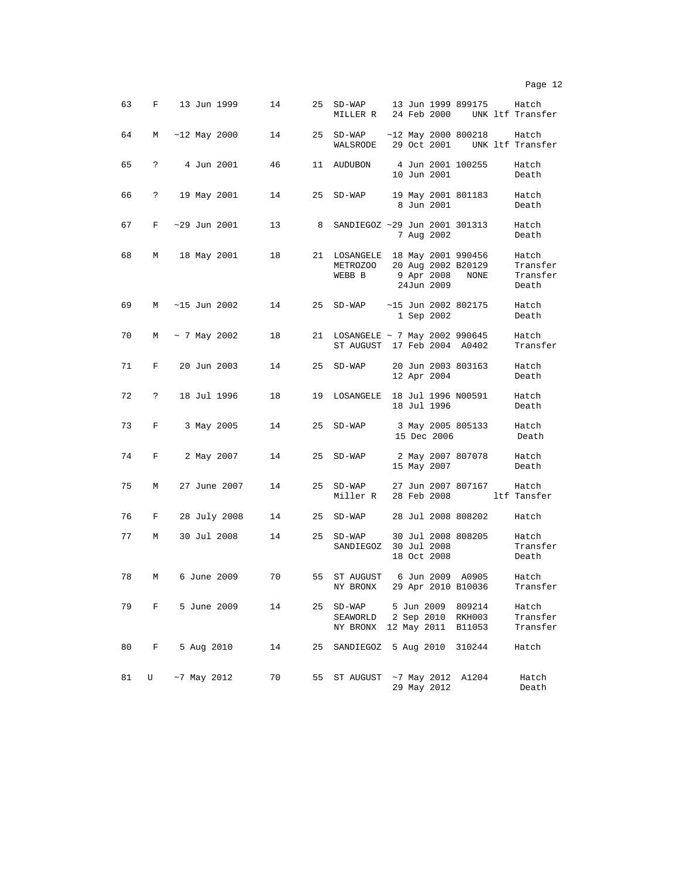| | | | | | | | | |
|---|---|---|---|---|---|---|---|---|
| 63 | F | 13 Jun 1999 | 14 | 25 | SD-WAP | 13 Jun 1999 | 899175 | Hatch |
| | | | | | MILLER R | 24 Feb 2000 | UNK ltf | Transfer |
| 64 | M | ~12 May 2000 | 14 | 25 | SD-WAP | ~12 May 2000 | 800218 | Hatch |
| | | | | | WALSRODE | 29 Oct 2001 | UNK ltf | Transfer |
| 65 | ? | 4 Jun 2001 | 46 | 11 | AUDUBON | 4 Jun 2001 | 100255 | Hatch |
| | | | | | | 10 Jun 2001 | | Death |
| 66 | ? | 19 May 2001 | 14 | 25 | SD-WAP | 19 May 2001 | 801183 | Hatch |
| | | | | | | 8 Jun 2001 | | Death |
| 67 | F | ~29 Jun 2001 | 13 | 8 | SANDIEGOZ | ~29 Jun 2001 | 301313 | Hatch |
| | | | | | | 7 Aug 2002 | | Death |
| 68 | M | 18 May 2001 | 18 | 21 | LOSANGELE | 18 May 2001 | 990456 | Hatch |
| | | | | | METROZOO | 20 Aug 2002 | B20129 | Transfer |
| | | | | | WEBB B | 9 Apr 2008 | NONE | Transfer |
| | | | | | | 24Jun 2009 | | Death |
| 69 | M | ~15 Jun 2002 | 14 | 25 | SD-WAP | ~15 Jun 2002 | 802175 | Hatch |
| | | | | | | 1 Sep 2002 | | Death |
| 70 | M | ~ 7 May 2002 | 18 | 21 | LOSANGELE | ~ 7 May 2002 | 990645 | Hatch |
| | | | | | ST AUGUST | 17 Feb 2004 | A0402 | Transfer |
| 71 | F | 20 Jun 2003 | 14 | 25 | SD-WAP | 20 Jun 2003 | 803163 | Hatch |
| | | | | | | 12 Apr 2004 | | Death |
| 72 | ? | 18 Jul 1996 | 18 | 19 | LOSANGELE | 18 Jul 1996 | N00591 | Hatch |
| | | | | | | 18 Jul 1996 | | Death |
| 73 | F | 3 May 2005 | 14 | 25 | SD-WAP | 3 May 2005 | 805133 | Hatch |
| | | | | | | 15 Dec 2006 | | Death |
| 74 | F | 2 May 2007 | 14 | 25 | SD-WAP | 2 May 2007 | 807078 | Hatch |
| | | | | | | 15 May 2007 | | Death |
| 75 | M | 27 June 2007 | 14 | 25 | SD-WAP | 27 Jun 2007 | 807167 | Hatch |
| | | | | | Miller R | 28 Feb 2008 | ltf | Tansfer |
| 76 | F | 28 July 2008 | 14 | 25 | SD-WAP | 28 Jul 2008 | 808202 | Hatch |
| 77 | M | 30 Jul 2008 | 14 | 25 | SD-WAP | 30 Jul 2008 | 808205 | Hatch |
| | | | | | SANDIEGOZ | 30 Jul 2008 | | Transfer |
| | | | | | | 18 Oct 2008 | | Death |
| 78 | M | 6 June 2009 | 70 | 55 | ST AUGUST | 6 Jun 2009 | A0905 | Hatch |
| | | | | | NY BRONX | 29 Apr 2010 | B10036 | Transfer |
| 79 | F | 5 June 2009 | 14 | 25 | SD-WAP | 5 Jun 2009 | 809214 | Hatch |
| | | | | | SEAWORLD | 2 Sep 2010 | RKH003 | Transfer |
| | | | | | NY BRONX | 12 May 2011 | B11053 | Transfer |
| 80 | F | 5 Aug 2010 | 14 | 25 | SANDIEGOZ | 5 Aug 2010 | 310244 | Hatch |
| 81 | U | ~7 May 2012 | 70 | 55 | ST AUGUST | ~7 May 2012 | A1204 | Hatch |
| | | | | | | 29 May 2012 | | Death |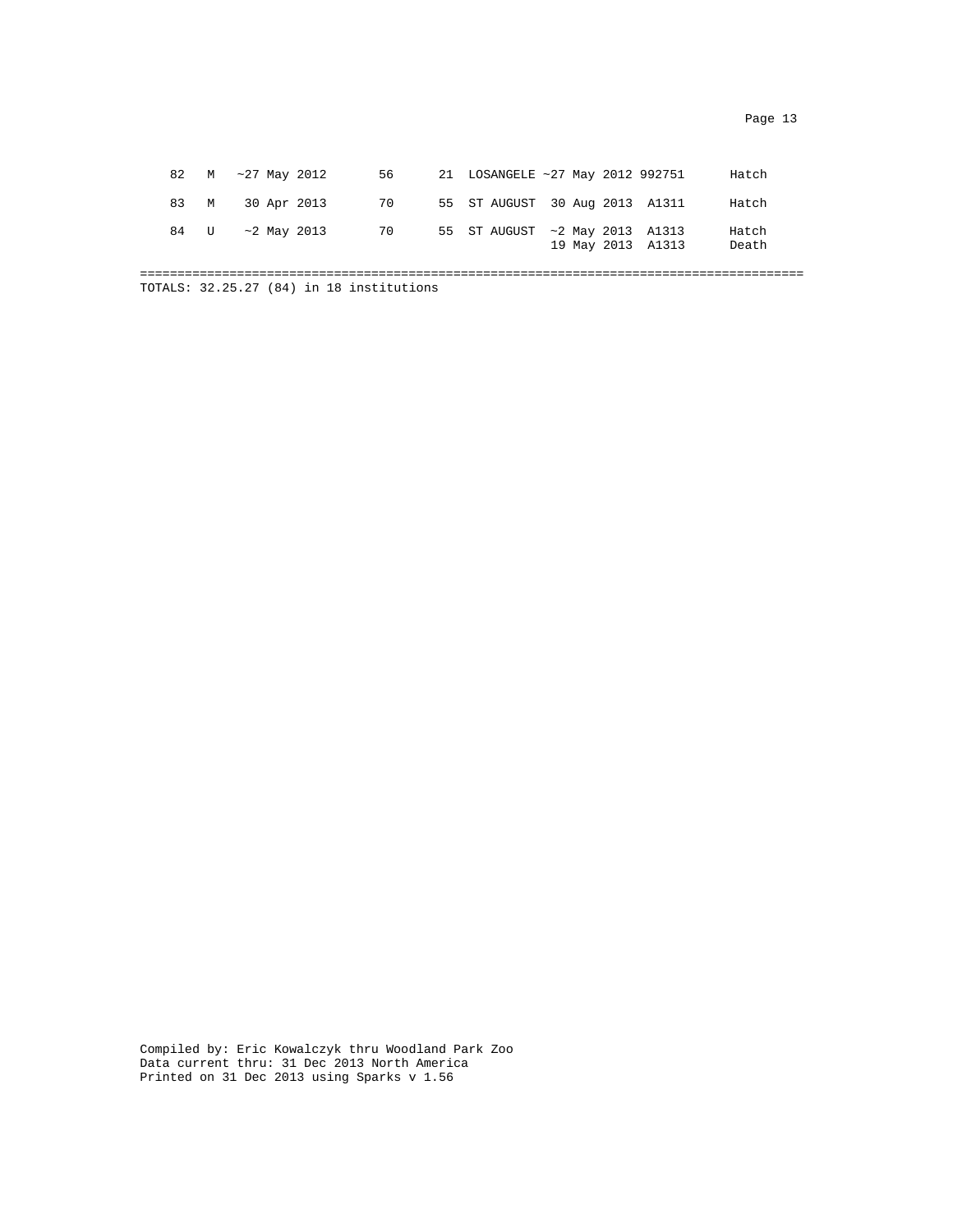| | | | | | | | | |
|---|---|---|---|---|---|---|---|---|
| 82 | M | ~27 May 2012 | 56 | 21 | LOSANGELE | ~27 May 2012 | 992751 | Hatch |
| 83 | M | 30 Apr 2013 | 70 | 55 | ST AUGUST | 30 Aug 2013 | A1311 | Hatch |
| 84 | U | ~2 May 2013 | 70 | 55 | ST AUGUST | ~2 May 2013 | A1313 | Hatch |
| | | | | | | 19 May 2013 | A1313 | Death |

TOTALS: 32.25.27 (84) in 18 institutions

Compiled by: Eric Kowalczyk thru Woodland Park Zoo
Data current thru: 31 Dec 2013 North America
Printed on 31 Dec 2013 using Sparks v 1.56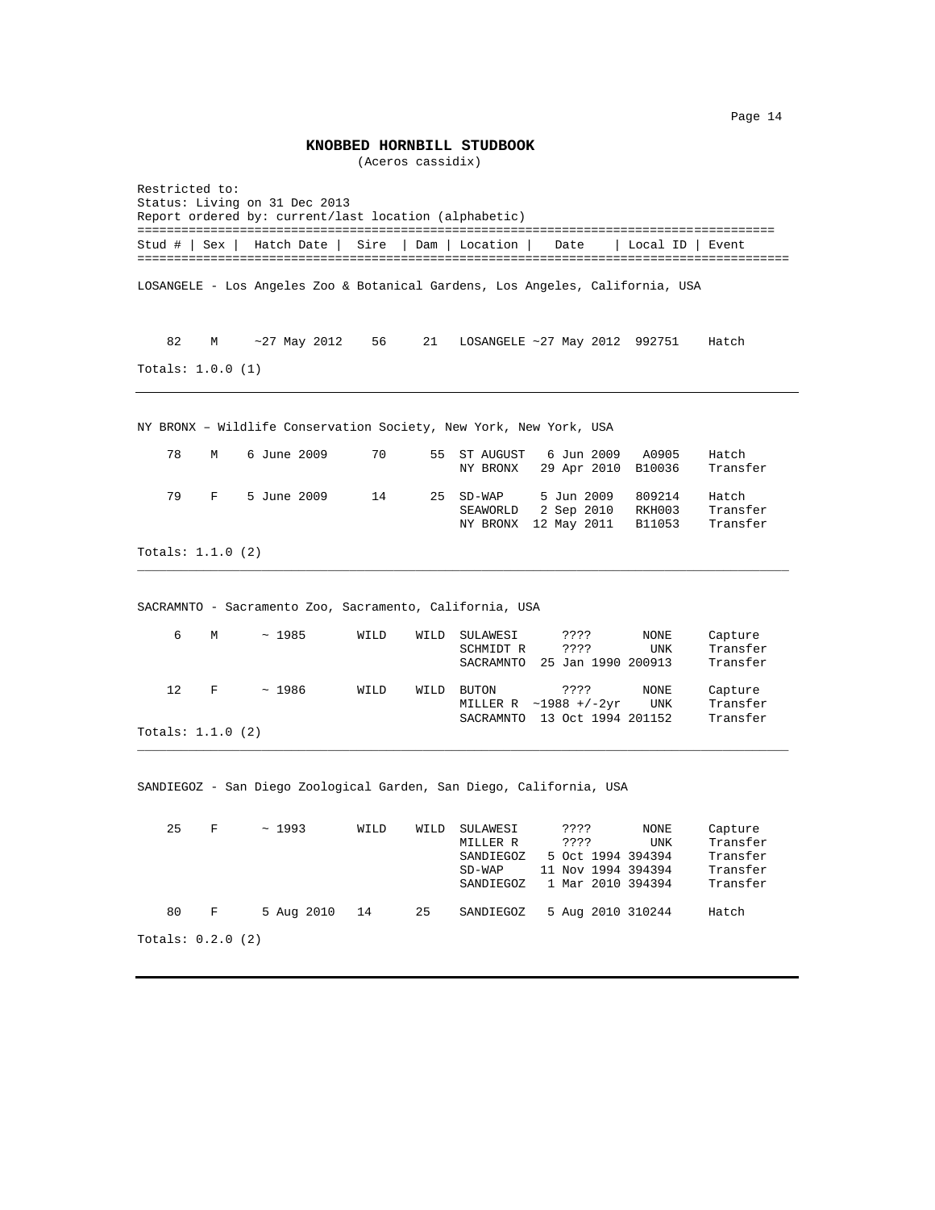# KNOBBED HORNBILL STUDBOOK

(Aceros cassidix)

Restricted to:
Status: Living on 31 Dec 2013
Report ordered by: current/last location (alphabetic)

| Stud # | Sex | Hatch Date | Sire | Dam | Location | Date | Local ID | Event |
|---|---|---|---|---|---|---|---|---|

LOSANGELE - Los Angeles Zoo & Botanical Gardens, Los Angeles, California, USA

| Stud # | Sex | Hatch Date | Sire | Dam | Location | Date | Local ID | Event |
|---|---|---|---|---|---|---|---|---|
| 82 | M | ~27 May 2012 | 56 | 21 | LOSANGELE | ~27 May 2012 | 992751 | Hatch |

Totals: 1.0.0 (1)

NY BRONX – Wildlife Conservation Society, New York, New York, USA

| Stud # | Sex | Hatch Date | Sire | Dam | Location | Date | Local ID | Event |
|---|---|---|---|---|---|---|---|---|
| 78 | M | 6 June 2009 | 70 | 55 | ST AUGUST | 6 Jun 2009 | A0905 | Hatch |
| | | | | | NY BRONX | 29 Apr 2010 | B10036 | Transfer |
| 79 | F | 5 June 2009 | 14 | 25 | SD-WAP | 5 Jun 2009 | 809214 | Hatch |
| | | | | | SEAWORLD | 2 Sep 2010 | RKH003 | Transfer |
| | | | | | NY BRONX | 12 May 2011 | B11053 | Transfer |

Totals: 1.1.0 (2)

SACRAMNTO - Sacramento Zoo, Sacramento, California, USA

| Stud # | Sex | Hatch Date | Sire | Dam | Location | Date | Local ID | Event |
|---|---|---|---|---|---|---|---|---|
| 6 | M | ~ 1985 | WILD | WILD | SULAWESI | ???? | NONE | Capture |
| | | | | | SCHMIDT R | ???? | UNK | Transfer |
| | | | | | SACRAMNTO | 25 Jan 1990 | 200913 | Transfer |
| 12 | F | ~ 1986 | WILD | WILD | BUTON | ???? | NONE | Capture |
| | | | | | MILLER R | ~1988 +/-2yr | UNK | Transfer |
| | | | | | SACRAMNTO | 13 Oct 1994 | 201152 | Transfer |

Totals: 1.1.0 (2)

SANDIEGOZ - San Diego Zoological Garden, San Diego, California, USA

| Stud # | Sex | Hatch Date | Sire | Dam | Location | Date | Local ID | Event |
|---|---|---|---|---|---|---|---|---|
| 25 | F | ~ 1993 | WILD | WILD | SULAWESI | ???? | NONE | Capture |
| | | | | | MILLER R | ???? | UNK | Transfer |
| | | | | | SANDIEGOZ | 5 Oct 1994 | 394394 | Transfer |
| | | | | | SD-WAP | 11 Nov 1994 | 394394 | Transfer |
| | | | | | SANDIEGOZ | 1 Mar 2010 | 394394 | Transfer |
| 80 | F | 5 Aug 2010 | 14 | 25 | SANDIEGOZ | 5 Aug 2010 | 310244 | Hatch |

Totals: 0.2.0 (2)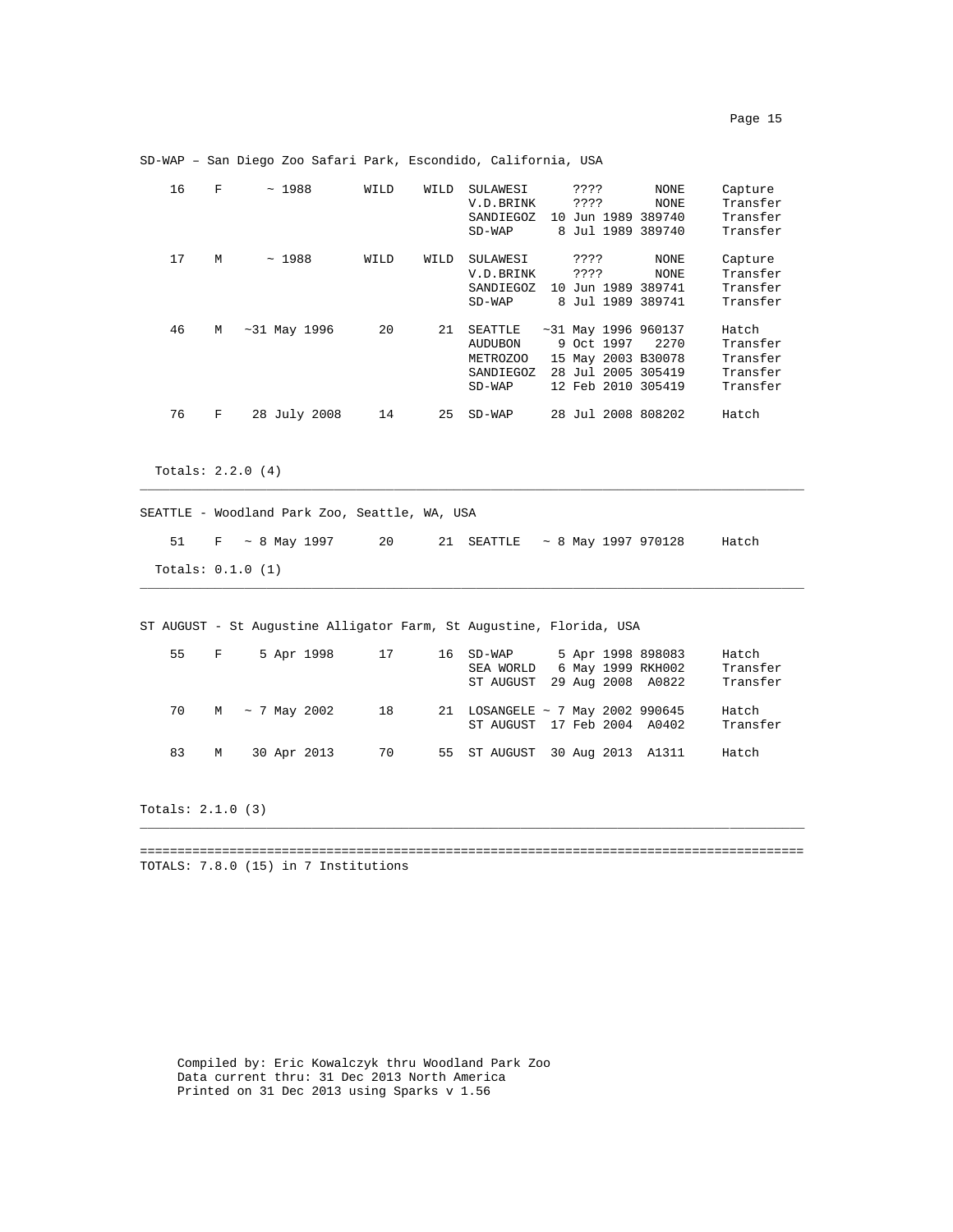SD-WAP – San Diego Zoo Safari Park, Escondido, California, USA

| | | | | | | | | |
|---|---|---|---|---|---|---|---|---|
| 16 | F | ~ 1988 | WILD | WILD | SULAWESI | ???? | NONE | Capture |
| | | | | | V.D.BRINK | ???? | NONE | Transfer |
| | | | | | SANDIEGOZ | 10 Jun 1989 | 389740 | Transfer |
| | | | | | SD-WAP | 8 Jul 1989 | 389740 | Transfer |
| 17 | M | ~ 1988 | WILD | WILD | SULAWESI | ???? | NONE | Capture |
| | | | | | V.D.BRINK | ???? | NONE | Transfer |
| | | | | | SANDIEGOZ | 10 Jun 1989 | 389741 | Transfer |
| | | | | | SD-WAP | 8 Jul 1989 | 389741 | Transfer |
| 46 | M | ~31 May 1996 | 20 | 21 | SEATTLE | ~31 May 1996 | 960137 | Hatch |
| | | | | | AUDUBON | 9 Oct 1997 | 2270 | Transfer |
| | | | | | METROZOO | 15 May 2003 | B30078 | Transfer |
| | | | | | SANDIEGOZ | 28 Jul 2005 | 305419 | Transfer |
| | | | | | SD-WAP | 12 Feb 2010 | 305419 | Transfer |
| 76 | F | 28 July 2008 | 14 | 25 | SD-WAP | 28 Jul 2008 | 808202 | Hatch |

Totals: 2.2.0 (4)

SEATTLE - Woodland Park Zoo, Seattle, WA, USA

| | | | | | | | | |
|---|---|---|---|---|---|---|---|---|
| 51 | F | ~ 8 May 1997 | 20 | 21 | SEATTLE | ~ 8 May 1997 | 970128 | Hatch |

Totals: 0.1.0 (1)

ST AUGUST - St Augustine Alligator Farm, St Augustine, Florida, USA

| | | | | | | | | |
|---|---|---|---|---|---|---|---|---|
| 55 | F | 5 Apr 1998 | 17 | 16 | SD-WAP | 5 Apr 1998 | 898083 | Hatch |
| | | | | | SEA WORLD | 6 May 1999 | RKH002 | Transfer |
| | | | | | ST AUGUST | 29 Aug 2008 | A0822 | Transfer |
| 70 | M | ~ 7 May 2002 | 18 | 21 | LOSANGELE | ~ 7 May 2002 | 990645 | Hatch |
| | | | | | ST AUGUST | 17 Feb 2004 | A0402 | Transfer |
| 83 | M | 30 Apr 2013 | 70 | 55 | ST AUGUST | 30 Aug 2013 | A1311 | Hatch |

Totals: 2.1.0 (3)

TOTALS: 7.8.0 (15) in 7 Institutions

Compiled by: Eric Kowalczyk thru Woodland Park Zoo
Data current thru: 31 Dec 2013 North America
Printed on 31 Dec 2013 using Sparks v 1.56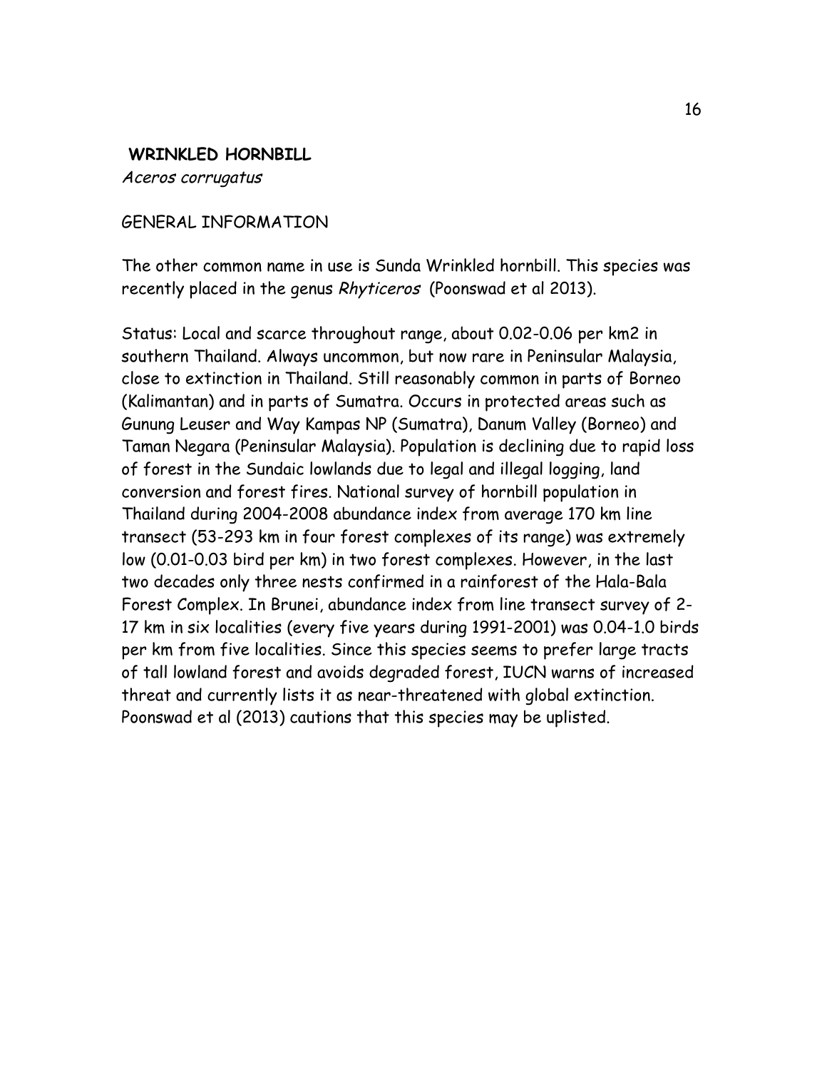## WRINKLED HORNBILL

*Aceros corrugatus*

GENERAL INFORMATION

The other common name in use is Sunda Wrinkled hornbill. This species was recently placed in the genus *Rhyticeros* (Poonswad et al 2013).

Status: Local and scarce throughout range, about 0.02-0.06 per km2 in southern Thailand. Always uncommon, but now rare in Peninsular Malaysia, close to extinction in Thailand. Still reasonably common in parts of Borneo (Kalimantan) and in parts of Sumatra. Occurs in protected areas such as Gunung Leuser and Way Kampas NP (Sumatra), Danum Valley (Borneo) and Taman Negara (Peninsular Malaysia). Population is declining due to rapid loss of forest in the Sundaic lowlands due to legal and illegal logging, land conversion and forest fires. National survey of hornbill population in Thailand during 2004-2008 abundance index from average 170 km line transect (53-293 km in four forest complexes of its range) was extremely low (0.01-0.03 bird per km) in two forest complexes. However, in the last two decades only three nests confirmed in a rainforest of the Hala-Bala Forest Complex. In Brunei, abundance index from line transect survey of 2-17 km in six localities (every five years during 1991-2001) was 0.04-1.0 birds per km from five localities. Since this species seems to prefer large tracts of tall lowland forest and avoids degraded forest, IUCN warns of increased threat and currently lists it as near-threatened with global extinction. Poonswad et al (2013) cautions that this species may be uplisted.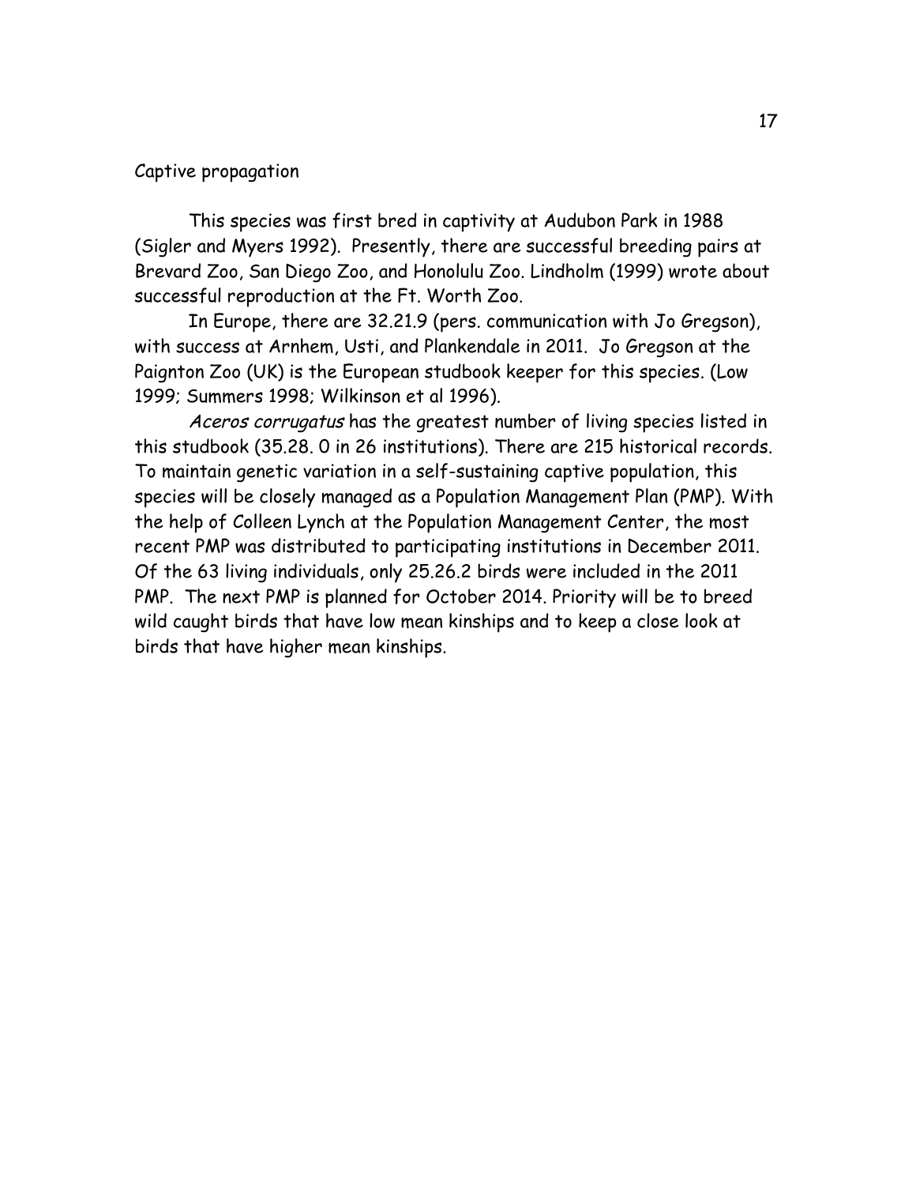## Captive propagation

This species was first bred in captivity at Audubon Park in 1988 (Sigler and Myers 1992). Presently, there are successful breeding pairs at Brevard Zoo, San Diego Zoo, and Honolulu Zoo. Lindholm (1999) wrote about successful reproduction at the Ft. Worth Zoo.

In Europe, there are 32.21.9 (pers. communication with Jo Gregson), with success at Arnhem, Usti, and Plankendale in 2011. Jo Gregson at the Paignton Zoo (UK) is the European studbook keeper for this species. (Low 1999; Summers 1998; Wilkinson et al 1996).

*Aceros corrugatus* has the greatest number of living species listed in this studbook (35.28. 0 in 26 institutions). There are 215 historical records. To maintain genetic variation in a self-sustaining captive population, this species will be closely managed as a Population Management Plan (PMP). With the help of Colleen Lynch at the Population Management Center, the most recent PMP was distributed to participating institutions in December 2011. Of the 63 living individuals, only 25.26.2 birds were included in the 2011 PMP. The next PMP is planned for October 2014. Priority will be to breed wild caught birds that have low mean kinships and to keep a close look at birds that have higher mean kinships.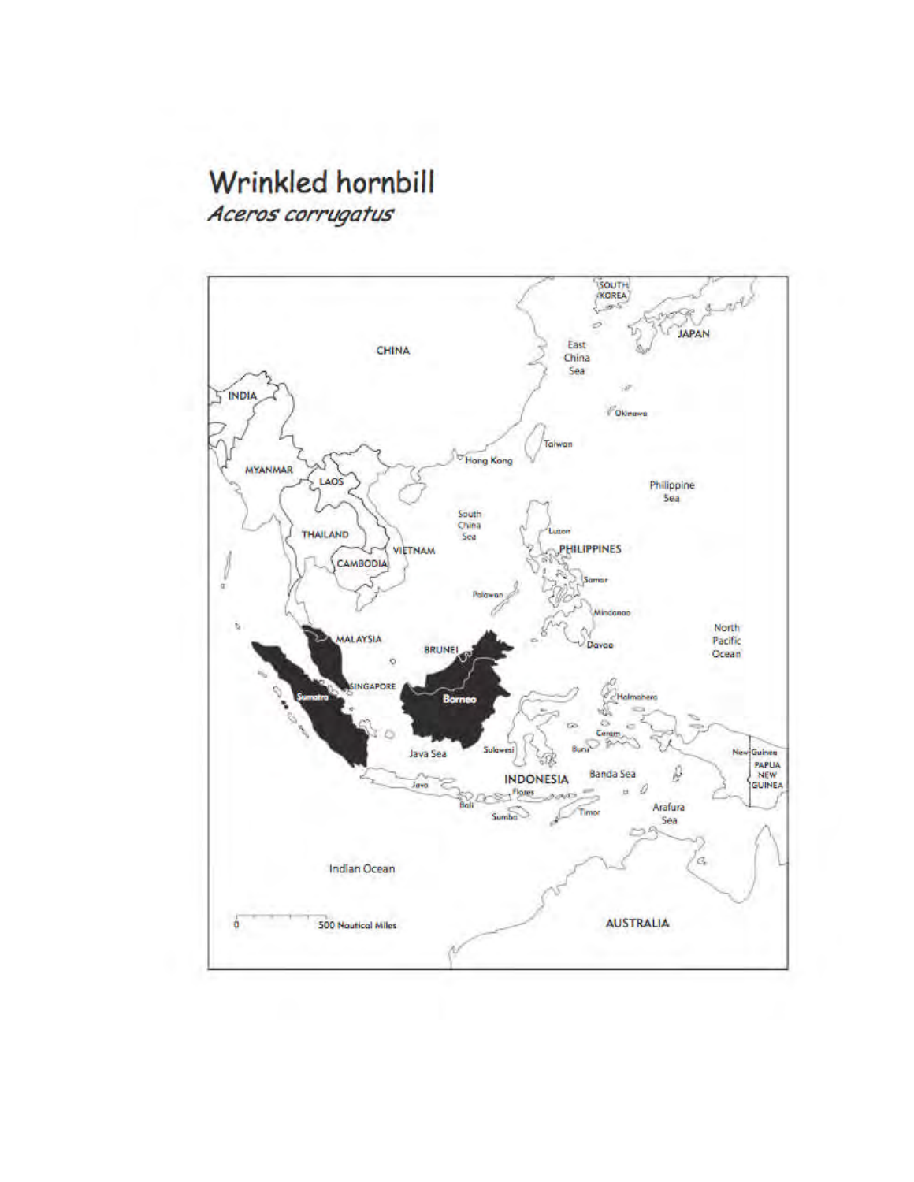# Wrinkled hornbill

*Aceros corrugatus*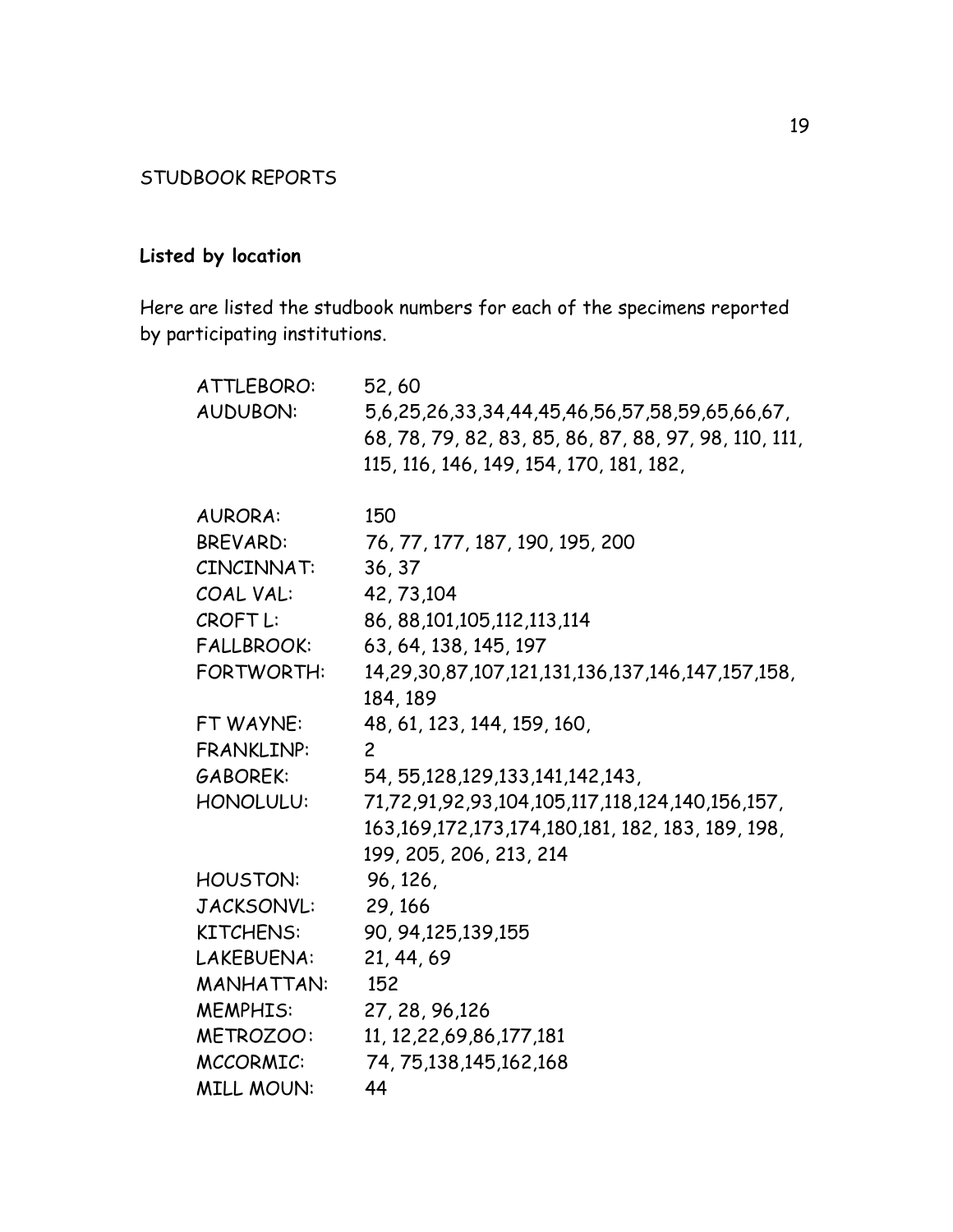STUDBOOK REPORTS

**Listed by location**

Here are listed the studbook numbers for each of the specimens reported by participating institutions.

| | |
|---|---|
| ATTLEBORO: | 52, 60 |
| AUDUBON: | 5,6,25,26,33,34,44,45,46,56,57,58,59,65,66,67, 68, 78, 79, 82, 83, 85, 86, 87, 88, 97, 98, 110, 111, 115, 116, 146, 149, 154, 170, 181, 182, |
| AURORA: | 150 |
| BREVARD: | 76, 77, 177, 187, 190, 195, 200 |
| CINCINNAT: | 36, 37 |
| COAL VAL: | 42, 73,104 |
| CROFT L: | 86, 88,101,105,112,113,114 |
| FALLBROOK: | 63, 64, 138, 145, 197 |
| FORTWORTH: | 14,29,30,87,107,121,131,136,137,146,147,157,158, 184, 189 |
| FT WAYNE: | 48, 61, 123, 144, 159, 160, |
| FRANKLINP: | 2 |
| GABOREK: | 54, 55,128,129,133,141,142,143, |
| HONOLULU: | 71,72,91,92,93,104,105,117,118,124,140,156,157, 163,169,172,173,174,180,181, 182, 183, 189, 198, 199, 205, 206, 213, 214 |
| HOUSTON: | 96, 126, |
| JACKSONVL: | 29, 166 |
| KITCHENS: | 90, 94,125,139,155 |
| LAKEBUENA: | 21, 44, 69 |
| MANHATTAN: | 152 |
| MEMPHIS: | 27, 28, 96,126 |
| METROZOO: | 11, 12,22,69,86,177,181 |
| MCCORMIC: | 74, 75,138,145,162,168 |
| MILL MOUN: | 44 |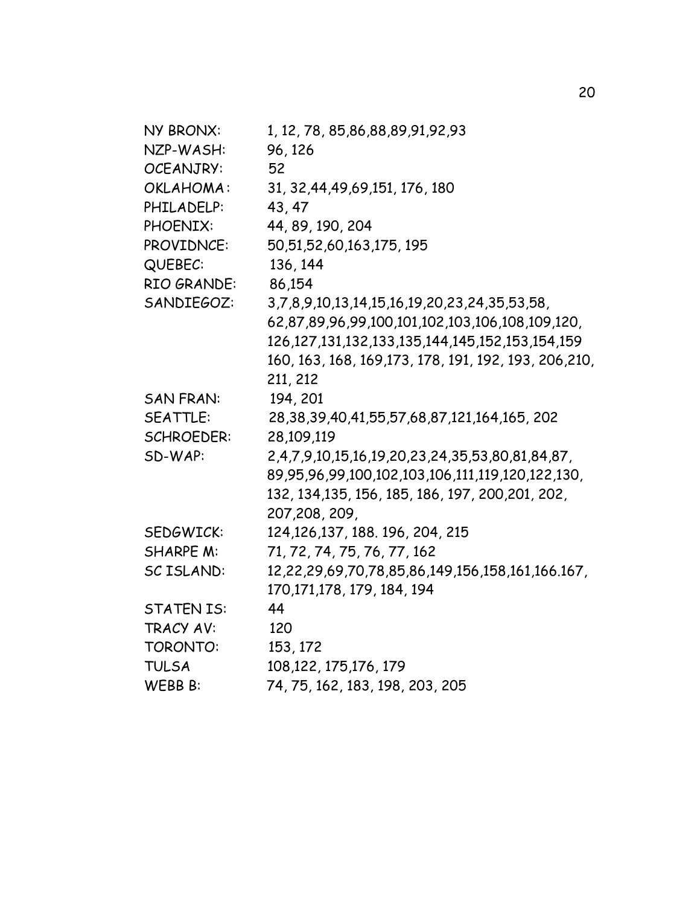| | |
|---|---|
| NY BRONX: | 1, 12, 78, 85,86,88,89,91,92,93 |
| NZP-WASH: | 96, 126 |
| OCEANJRY: | 52 |
| OKLAHOMA: | 31, 32,44,49,69,151, 176, 180 |
| PHILADELP: | 43, 47 |
| PHOENIX: | 44, 89, 190, 204 |
| PROVIDNCE: | 50,51,52,60,163,175, 195 |
| QUEBEC: | 136, 144 |
| RIO GRANDE: | 86,154 |
| SANDIEGOZ: | 3,7,8,9,10,13,14,15,16,19,20,23,24,35,53,58, 62,87,89,96,99,100,101,102,103,106,108,109,120, 126,127,131,132,133,135,144,145,152,153,154,159 160, 163, 168, 169,173, 178, 191, 192, 193, 206,210, 211, 212 |
| SAN FRAN: | 194, 201 |
| SEATTLE: | 28,38,39,40,41,55,57,68,87,121,164,165, 202 |
| SCHROEDER: | 28,109,119 |
| SD-WAP: | 2,4,7,9,10,15,16,19,20,23,24,35,53,80,81,84,87, 89,95,96,99,100,102,103,106,111,119,120,122,130, 132, 134,135, 156, 185, 186, 197, 200,201, 202, 207,208, 209, |
| SEDGWICK: | 124,126,137, 188. 196, 204, 215 |
| SHARPE M: | 71, 72, 74, 75, 76, 77, 162 |
| SC ISLAND: | 12,22,29,69,70,78,85,86,149,156,158,161,166.167, 170,171,178, 179, 184, 194 |
| STATEN IS: | 44 |
| TRACY AV: | 120 |
| TORONTO: | 153, 172 |
| TULSA | 108,122, 175,176, 179 |
| WEBB B: | 74, 75, 162, 183, 198, 203, 205 |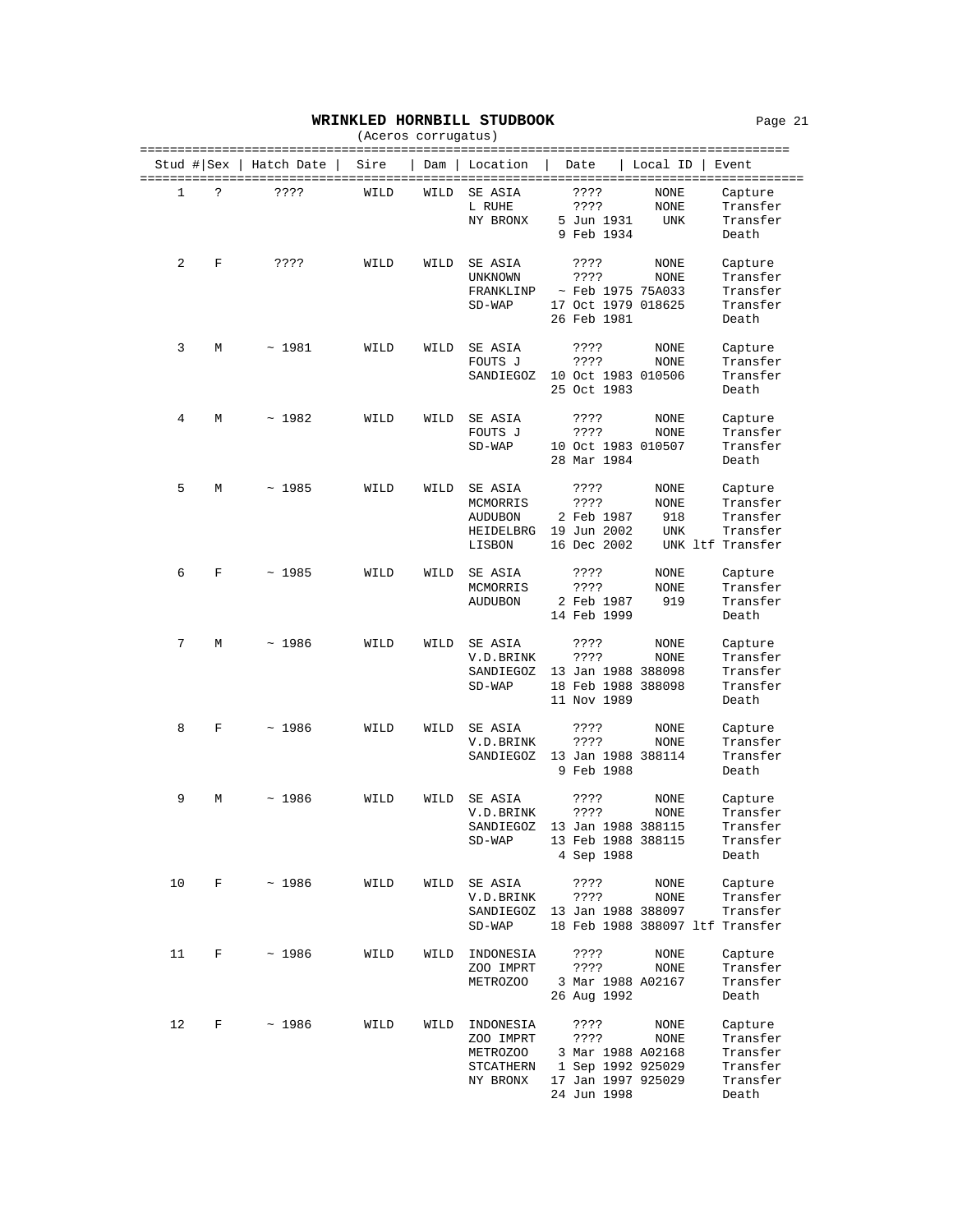# WRINKLED HORNBILL STUDBOOK

(Aceros corrugatus)

| Stud # | Sex | Hatch Date | Sire | Dam | Location | Date | Local ID | Event |
|---|---|---|---|---|---|---|---|---|
| 1 | ? | ???? | WILD | WILD | SE ASIA | ???? | NONE | Capture |
| | | | | | L RUHE | ???? | NONE | Transfer |
| | | | | | NY BRONX | 5 Jun 1931 | UNK | Transfer |
| | | | | | | 9 Feb 1934 | | Death |
| 2 | F | ???? | WILD | WILD | SE ASIA | ???? | NONE | Capture |
| | | | | | UNKNOWN | ???? | NONE | Transfer |
| | | | | | FRANKLINP | ~ Feb 1975 | 75A033 | Transfer |
| | | | | | SD-WAP | 17 Oct 1979 | 018625 | Transfer |
| | | | | | | 26 Feb 1981 | | Death |
| 3 | M | ~ 1981 | WILD | WILD | SE ASIA | ???? | NONE | Capture |
| | | | | | FOUTS J | ???? | NONE | Transfer |
| | | | | | SANDIEGOZ | 10 Oct 1983 | 010506 | Transfer |
| | | | | | | 25 Oct 1983 | | Death |
| 4 | M | ~ 1982 | WILD | WILD | SE ASIA | ???? | NONE | Capture |
| | | | | | FOUTS J | ???? | NONE | Transfer |
| | | | | | SD-WAP | 10 Oct 1983 | 010507 | Transfer |
| | | | | | | 28 Mar 1984 | | Death |
| 5 | M | ~ 1985 | WILD | WILD | SE ASIA | ???? | NONE | Capture |
| | | | | | MCMORRIS | ???? | NONE | Transfer |
| | | | | | AUDUBON | 2 Feb 1987 | 918 | Transfer |
| | | | | | HEIDELBRG | 19 Jun 2002 | UNK | Transfer |
| | | | | | LISBON | 16 Dec 2002 | UNK ltf | Transfer |
| 6 | F | ~ 1985 | WILD | WILD | SE ASIA | ???? | NONE | Capture |
| | | | | | MCMORRIS | ???? | NONE | Transfer |
| | | | | | AUDUBON | 2 Feb 1987 | 919 | Transfer |
| | | | | | | 14 Feb 1999 | | Death |
| 7 | M | ~ 1986 | WILD | WILD | SE ASIA | ???? | NONE | Capture |
| | | | | | V.D.BRINK | ???? | NONE | Transfer |
| | | | | | SANDIEGOZ | 13 Jan 1988 | 388098 | Transfer |
| | | | | | SD-WAP | 18 Feb 1988 | 388098 | Transfer |
| | | | | | | 11 Nov 1989 | | Death |
| 8 | F | ~ 1986 | WILD | WILD | SE ASIA | ???? | NONE | Capture |
| | | | | | V.D.BRINK | ???? | NONE | Transfer |
| | | | | | SANDIEGOZ | 13 Jan 1988 | 388114 | Transfer |
| | | | | | | 9 Feb 1988 | | Death |
| 9 | M | ~ 1986 | WILD | WILD | SE ASIA | ???? | NONE | Capture |
| | | | | | V.D.BRINK | ???? | NONE | Transfer |
| | | | | | SANDIEGOZ | 13 Jan 1988 | 388115 | Transfer |
| | | | | | SD-WAP | 13 Feb 1988 | 388115 | Transfer |
| | | | | | | 4 Sep 1988 | | Death |
| 10 | F | ~ 1986 | WILD | WILD | SE ASIA | ???? | NONE | Capture |
| | | | | | V.D.BRINK | ???? | NONE | Transfer |
| | | | | | SANDIEGOZ | 13 Jan 1988 | 388097 | Transfer |
| | | | | | SD-WAP | 18 Feb 1988 | 388097 ltf | Transfer |
| 11 | F | ~ 1986 | WILD | WILD | INDONESIA | ???? | NONE | Capture |
| | | | | | ZOO IMPRT | ???? | NONE | Transfer |
| | | | | | METROZOO | 3 Mar 1988 | A02167 | Transfer |
| | | | | | | 26 Aug 1992 | | Death |
| 12 | F | ~ 1986 | WILD | WILD | INDONESIA | ???? | NONE | Capture |
| | | | | | ZOO IMPRT | ???? | NONE | Transfer |
| | | | | | METROZOO | 3 Mar 1988 | A02168 | Transfer |
| | | | | | STCATHERN | 1 Sep 1992 | 925029 | Transfer |
| | | | | | NY BRONX | 17 Jan 1997 | 925029 | Transfer |
| | | | | | | 24 Jun 1998 | | Death |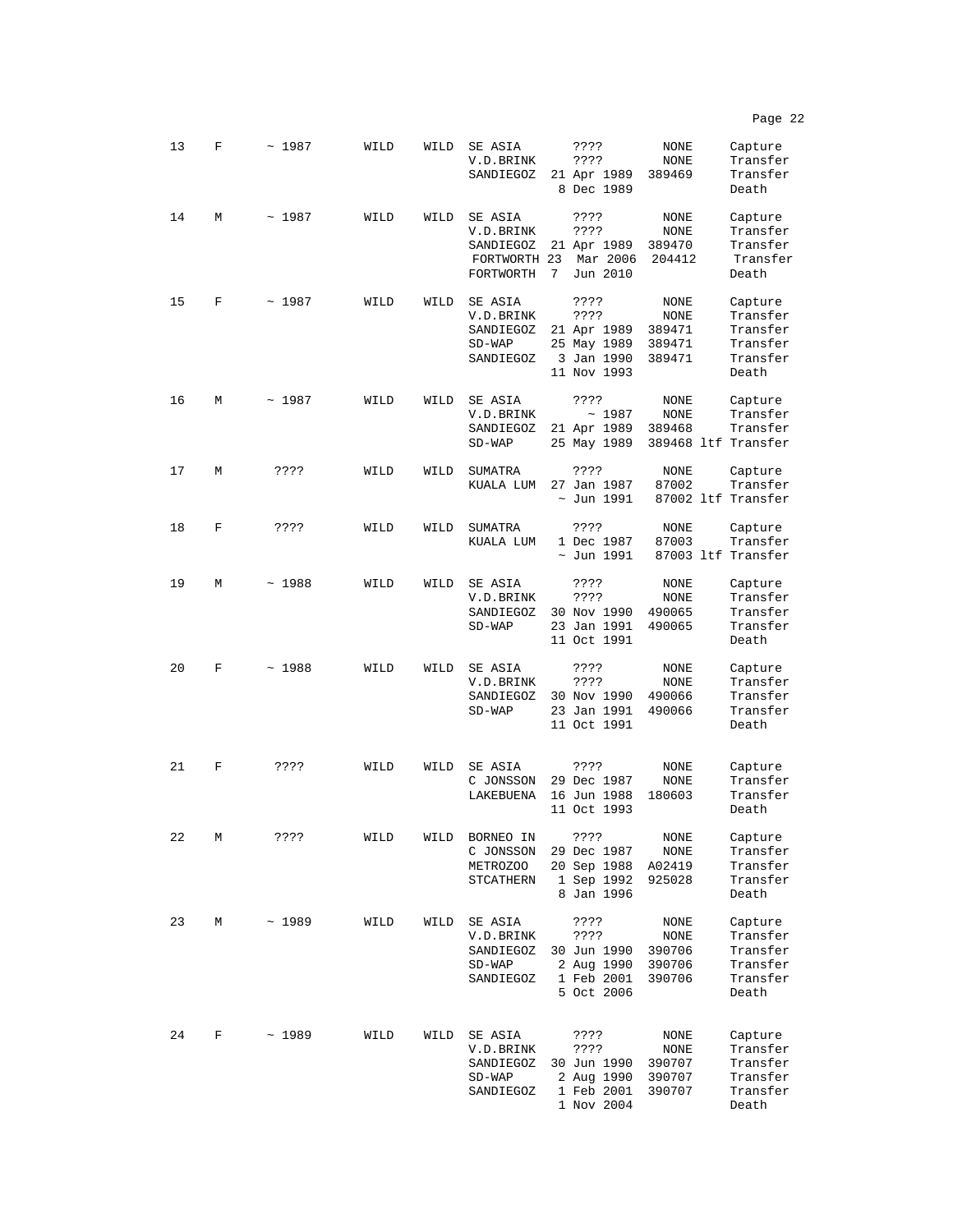| | | | | | | | | |
|---|---|---|---|---|---|---|---|---|
| 13 | F | ~ 1987 | WILD | WILD | SE ASIA | ???? | NONE | Capture |
| | | | | | V.D.BRINK | ???? | NONE | Transfer |
| | | | | | SANDIEGOZ | 21 Apr 1989 | 389469 | Transfer |
| | | | | | | 8 Dec 1989 | | Death |
| 14 | M | ~ 1987 | WILD | WILD | SE ASIA | ???? | NONE | Capture |
| | | | | | V.D.BRINK | ???? | NONE | Transfer |
| | | | | | SANDIEGOZ | 21 Apr 1989 | 389470 | Transfer |
| | | | | | FORTWORTH | 23 Mar 2006 | 204412 | Transfer |
| | | | | | FORTWORTH | 7 Jun 2010 | | Death |
| 15 | F | ~ 1987 | WILD | WILD | SE ASIA | ???? | NONE | Capture |
| | | | | | V.D.BRINK | ???? | NONE | Transfer |
| | | | | | SANDIEGOZ | 21 Apr 1989 | 389471 | Transfer |
| | | | | | SD-WAP | 25 May 1989 | 389471 | Transfer |
| | | | | | SANDIEGOZ | 3 Jan 1990 | 389471 | Transfer |
| | | | | | | 11 Nov 1993 | | Death |
| 16 | M | ~ 1987 | WILD | WILD | SE ASIA | ???? | NONE | Capture |
| | | | | | V.D.BRINK | ~ 1987 | NONE | Transfer |
| | | | | | SANDIEGOZ | 21 Apr 1989 | 389468 | Transfer |
| | | | | | SD-WAP | 25 May 1989 | 389468 ltf | Transfer |
| 17 | M | ???? | WILD | WILD | SUMATRA | ???? | NONE | Capture |
| | | | | | KUALA LUM | 27 Jan 1987 | 87002 | Transfer |
| | | | | | | ~ Jun 1991 | 87002 ltf | Transfer |
| 18 | F | ???? | WILD | WILD | SUMATRA | ???? | NONE | Capture |
| | | | | | KUALA LUM | 1 Dec 1987 | 87003 | Transfer |
| | | | | | | ~ Jun 1991 | 87003 ltf | Transfer |
| 19 | M | ~ 1988 | WILD | WILD | SE ASIA | ???? | NONE | Capture |
| | | | | | V.D.BRINK | ???? | NONE | Transfer |
| | | | | | SANDIEGOZ | 30 Nov 1990 | 490065 | Transfer |
| | | | | | SD-WAP | 23 Jan 1991 | 490065 | Transfer |
| | | | | | | 11 Oct 1991 | | Death |
| 20 | F | ~ 1988 | WILD | WILD | SE ASIA | ???? | NONE | Capture |
| | | | | | V.D.BRINK | ???? | NONE | Transfer |
| | | | | | SANDIEGOZ | 30 Nov 1990 | 490066 | Transfer |
| | | | | | SD-WAP | 23 Jan 1991 | 490066 | Transfer |
| | | | | | | 11 Oct 1991 | | Death |
| 21 | F | ???? | WILD | WILD | SE ASIA | ???? | NONE | Capture |
| | | | | | C JONSSON | 29 Dec 1987 | NONE | Transfer |
| | | | | | LAKEBUENA | 16 Jun 1988 | 180603 | Transfer |
| | | | | | | 11 Oct 1993 | | Death |
| 22 | M | ???? | WILD | WILD | BORNEO IN | ???? | NONE | Capture |
| | | | | | C JONSSON | 29 Dec 1987 | NONE | Transfer |
| | | | | | METROZOO | 20 Sep 1988 | A02419 | Transfer |
| | | | | | STCATHERN | 1 Sep 1992 | 925028 | Transfer |
| | | | | | | 8 Jan 1996 | | Death |
| 23 | M | ~ 1989 | WILD | WILD | SE ASIA | ???? | NONE | Capture |
| | | | | | V.D.BRINK | ???? | NONE | Transfer |
| | | | | | SANDIEGOZ | 30 Jun 1990 | 390706 | Transfer |
| | | | | | SD-WAP | 2 Aug 1990 | 390706 | Transfer |
| | | | | | SANDIEGOZ | 1 Feb 2001 | 390706 | Transfer |
| | | | | | | 5 Oct 2006 | | Death |
| 24 | F | ~ 1989 | WILD | WILD | SE ASIA | ???? | NONE | Capture |
| | | | | | V.D.BRINK | ???? | NONE | Transfer |
| | | | | | SANDIEGOZ | 30 Jun 1990 | 390707 | Transfer |
| | | | | | SD-WAP | 2 Aug 1990 | 390707 | Transfer |
| | | | | | SANDIEGOZ | 1 Feb 2001 | 390707 | Transfer |
| | | | | | | 1 Nov 2004 | | Death |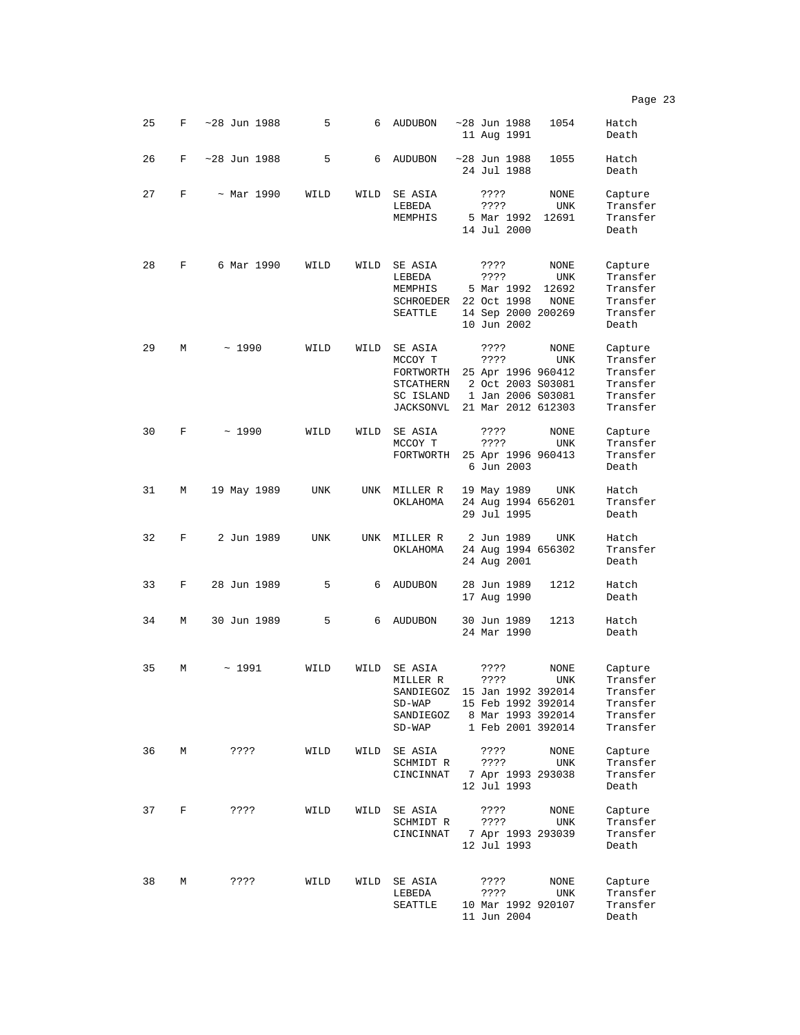| | | | | | | | | |
|---|---|---|---|---|---|---|---|---|
| 25 | F | ~28 Jun 1988 | 5 | 6 | AUDUBON | ~28 Jun 1988 | 1054 | Hatch |
| | | | | | | 11 Aug 1991 | | Death |
| 26 | F | ~28 Jun 1988 | 5 | 6 | AUDUBON | ~28 Jun 1988 | 1055 | Hatch |
| | | | | | | 24 Jul 1988 | | Death |
| 27 | F | ~ Mar 1990 | WILD | WILD | SE ASIA | ???? | NONE | Capture |
| | | | | | LEBEDA | ???? | UNK | Transfer |
| | | | | | MEMPHIS | 5 Mar 1992 | 12691 | Transfer |
| | | | | | | 14 Jul 2000 | | Death |
| 28 | F | 6 Mar 1990 | WILD | WILD | SE ASIA | ???? | NONE | Capture |
| | | | | | LEBEDA | ???? | UNK | Transfer |
| | | | | | MEMPHIS | 5 Mar 1992 | 12692 | Transfer |
| | | | | | SCHROEDER | 22 Oct 1998 | NONE | Transfer |
| | | | | | SEATTLE | 14 Sep 2000 | 200269 | Transfer |
| | | | | | | 10 Jun 2002 | | Death |
| 29 | M | ~ 1990 | WILD | WILD | SE ASIA | ???? | NONE | Capture |
| | | | | | MCCOY T | ???? | UNK | Transfer |
| | | | | | FORTWORTH | 25 Apr 1996 | 960412 | Transfer |
| | | | | | STCATHERN | 2 Oct 2003 | S03081 | Transfer |
| | | | | | SC ISLAND | 1 Jan 2006 | S03081 | Transfer |
| | | | | | JACKSONVL | 21 Mar 2012 | 612303 | Transfer |
| 30 | F | ~ 1990 | WILD | WILD | SE ASIA | ???? | NONE | Capture |
| | | | | | MCCOY T | ???? | UNK | Transfer |
| | | | | | FORTWORTH | 25 Apr 1996 | 960413 | Transfer |
| | | | | | | 6 Jun 2003 | | Death |
| 31 | M | 19 May 1989 | UNK | UNK | MILLER R | 19 May 1989 | UNK | Hatch |
| | | | | | OKLAHOMA | 24 Aug 1994 | 656201 | Transfer |
| | | | | | | 29 Jul 1995 | | Death |
| 32 | F | 2 Jun 1989 | UNK | UNK | MILLER R | 2 Jun 1989 | UNK | Hatch |
| | | | | | OKLAHOMA | 24 Aug 1994 | 656302 | Transfer |
| | | | | | | 24 Aug 2001 | | Death |
| 33 | F | 28 Jun 1989 | 5 | 6 | AUDUBON | 28 Jun 1989 | 1212 | Hatch |
| | | | | | | 17 Aug 1990 | | Death |
| 34 | M | 30 Jun 1989 | 5 | 6 | AUDUBON | 30 Jun 1989 | 1213 | Hatch |
| | | | | | | 24 Mar 1990 | | Death |
| 35 | M | ~ 1991 | WILD | WILD | SE ASIA | ???? | NONE | Capture |
| | | | | | MILLER R | ???? | UNK | Transfer |
| | | | | | SANDIEGOZ | 15 Jan 1992 | 392014 | Transfer |
| | | | | | SD-WAP | 15 Feb 1992 | 392014 | Transfer |
| | | | | | SANDIEGOZ | 8 Mar 1993 | 392014 | Transfer |
| | | | | | SD-WAP | 1 Feb 2001 | 392014 | Transfer |
| 36 | M | ???? | WILD | WILD | SE ASIA | ???? | NONE | Capture |
| | | | | | SCHMIDT R | ???? | UNK | Transfer |
| | | | | | CINCINNAT | 7 Apr 1993 | 293038 | Transfer |
| | | | | | | 12 Jul 1993 | | Death |
| 37 | F | ???? | WILD | WILD | SE ASIA | ???? | NONE | Capture |
| | | | | | SCHMIDT R | ???? | UNK | Transfer |
| | | | | | CINCINNAT | 7 Apr 1993 | 293039 | Transfer |
| | | | | | | 12 Jul 1993 | | Death |
| 38 | M | ???? | WILD | WILD | SE ASIA | ???? | NONE | Capture |
| | | | | | LEBEDA | ???? | UNK | Transfer |
| | | | | | SEATTLE | 10 Mar 1992 | 920107 | Transfer |
| | | | | | | 11 Jun 2004 | | Death |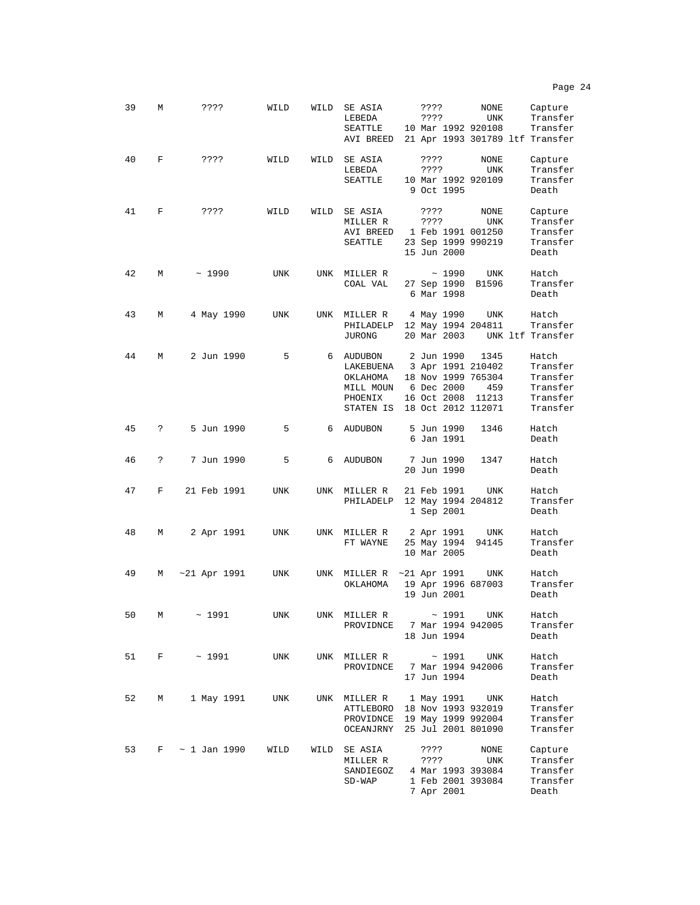| | | | | | | | | |
|---|---|---|---|---|---|---|---|---|
| 39 | M | ???? | WILD | WILD | SE ASIA | ???? | NONE | Capture |
| | | | | | LEBEDA | ???? | UNK | Transfer |
| | | | | | SEATTLE | 10 Mar 1992 | 920108 | Transfer |
| | | | | | AVI BREED | 21 Apr 1993 | 301789 ltf | Transfer |
| 40 | F | ???? | WILD | WILD | SE ASIA | ???? | NONE | Capture |
| | | | | | LEBEDA | ???? | UNK | Transfer |
| | | | | | SEATTLE | 10 Mar 1992 | 920109 | Transfer |
| | | | | | | 9 Oct 1995 | | Death |
| 41 | F | ???? | WILD | WILD | SE ASIA | ???? | NONE | Capture |
| | | | | | MILLER R | ???? | UNK | Transfer |
| | | | | | AVI BREED | 1 Feb 1991 | 001250 | Transfer |
| | | | | | SEATTLE | 23 Sep 1999 | 990219 | Transfer |
| | | | | | | 15 Jun 2000 | | Death |
| 42 | M | ~ 1990 | UNK | UNK | MILLER R | ~ 1990 | UNK | Hatch |
| | | | | | COAL VAL | 27 Sep 1990 | B1596 | Transfer |
| | | | | | | 6 Mar 1998 | | Death |
| 43 | M | 4 May 1990 | UNK | UNK | MILLER R | 4 May 1990 | UNK | Hatch |
| | | | | | PHILADELP | 12 May 1994 | 204811 | Transfer |
| | | | | | JURONG | 20 Mar 2003 | UNK ltf | Transfer |
| 44 | M | 2 Jun 1990 | 5 | 6 | AUDUBON | 2 Jun 1990 | 1345 | Hatch |
| | | | | | LAKEBUENA | 3 Apr 1991 | 210402 | Transfer |
| | | | | | OKLAHOMA | 18 Nov 1999 | 765304 | Transfer |
| | | | | | MILL MOUN | 6 Dec 2000 | 459 | Transfer |
| | | | | | PHOENIX | 16 Oct 2008 | 11213 | Transfer |
| | | | | | STATEN IS | 18 Oct 2012 | 112071 | Transfer |
| 45 | ? | 5 Jun 1990 | 5 | 6 | AUDUBON | 5 Jun 1990 | 1346 | Hatch |
| | | | | | | 6 Jan 1991 | | Death |
| 46 | ? | 7 Jun 1990 | 5 | 6 | AUDUBON | 7 Jun 1990 | 1347 | Hatch |
| | | | | | | 20 Jun 1990 | | Death |
| 47 | F | 21 Feb 1991 | UNK | UNK | MILLER R | 21 Feb 1991 | UNK | Hatch |
| | | | | | PHILADELP | 12 May 1994 | 204812 | Transfer |
| | | | | | | 1 Sep 2001 | | Death |
| 48 | M | 2 Apr 1991 | UNK | UNK | MILLER R | 2 Apr 1991 | UNK | Hatch |
| | | | | | FT WAYNE | 25 May 1994 | 94145 | Transfer |
| | | | | | | 10 Mar 2005 | | Death |
| 49 | M | ~21 Apr 1991 | UNK | UNK | MILLER R | ~21 Apr 1991 | UNK | Hatch |
| | | | | | OKLAHOMA | 19 Apr 1996 | 687003 | Transfer |
| | | | | | | 19 Jun 2001 | | Death |
| 50 | M | ~ 1991 | UNK | UNK | MILLER R | ~ 1991 | UNK | Hatch |
| | | | | | PROVIDNCE | 7 Mar 1994 | 942005 | Transfer |
| | | | | | | 18 Jun 1994 | | Death |
| 51 | F | ~ 1991 | UNK | UNK | MILLER R | ~ 1991 | UNK | Hatch |
| | | | | | PROVIDNCE | 7 Mar 1994 | 942006 | Transfer |
| | | | | | | 17 Jun 1994 | | Death |
| 52 | M | 1 May 1991 | UNK | UNK | MILLER R | 1 May 1991 | UNK | Hatch |
| | | | | | ATTLEBORO | 18 Nov 1993 | 932019 | Transfer |
| | | | | | PROVIDNCE | 19 May 1999 | 992004 | Transfer |
| | | | | | OCEANJRNY | 25 Jul 2001 | 801090 | Transfer |
| 53 | F | ~ 1 Jan 1990 | WILD | WILD | SE ASIA | ???? | NONE | Capture |
| | | | | | MILLER R | ???? | UNK | Transfer |
| | | | | | SANDIEGOZ | 4 Mar 1993 | 393084 | Transfer |
| | | | | | SD-WAP | 1 Feb 2001 | 393084 | Transfer |
| | | | | | | 7 Apr 2001 | | Death |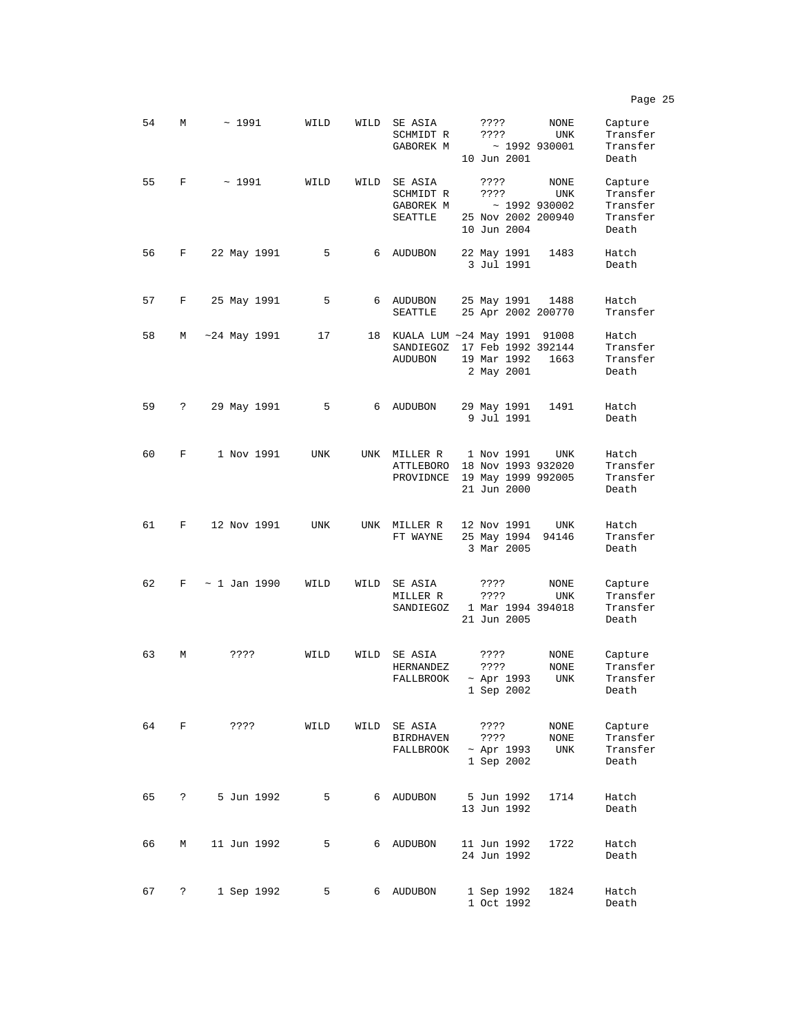| | | | | | | | | |
|---|---|---|---|---|---|---|---|---|
| 54 | M | ~ 1991 | WILD | WILD | SE ASIA | ???? | NONE | Capture |
| | | | | | SCHMIDT R | ???? | UNK | Transfer |
| | | | | | GABOREK M | ~ 1992 | 930001 | Transfer |
| | | | | | | 10 Jun 2001 | | Death |
| 55 | F | ~ 1991 | WILD | WILD | SE ASIA | ???? | NONE | Capture |
| | | | | | SCHMIDT R | ???? | UNK | Transfer |
| | | | | | GABOREK M | ~ 1992 | 930002 | Transfer |
| | | | | | SEATTLE | 25 Nov 2002 | 200940 | Transfer |
| | | | | | | 10 Jun 2004 | | Death |
| 56 | F | 22 May 1991 | 5 | 6 | AUDUBON | 22 May 1991 | 1483 | Hatch |
| | | | | | | 3 Jul 1991 | | Death |
| 57 | F | 25 May 1991 | 5 | 6 | AUDUBON | 25 May 1991 | 1488 | Hatch |
| | | | | | SEATTLE | 25 Apr 2002 | 200770 | Transfer |
| 58 | M | ~24 May 1991 | 17 | 18 | KUALA LUM | ~24 May 1991 | 91008 | Hatch |
| | | | | | SANDIEGOZ | 17 Feb 1992 | 392144 | Transfer |
| | | | | | AUDUBON | 19 Mar 1992 | 1663 | Transfer |
| | | | | | | 2 May 2001 | | Death |
| 59 | ? | 29 May 1991 | 5 | 6 | AUDUBON | 29 May 1991 | 1491 | Hatch |
| | | | | | | 9 Jul 1991 | | Death |
| 60 | F | 1 Nov 1991 | UNK | UNK | MILLER R | 1 Nov 1991 | UNK | Hatch |
| | | | | | ATTLEBORO | 18 Nov 1993 | 932020 | Transfer |
| | | | | | PROVIDNCE | 19 May 1999 | 992005 | Transfer |
| | | | | | | 21 Jun 2000 | | Death |
| 61 | F | 12 Nov 1991 | UNK | UNK | MILLER R | 12 Nov 1991 | UNK | Hatch |
| | | | | | FT WAYNE | 25 May 1994 | 94146 | Transfer |
| | | | | | | 3 Mar 2005 | | Death |
| 62 | F | ~ 1 Jan 1990 | WILD | WILD | SE ASIA | ???? | NONE | Capture |
| | | | | | MILLER R | ???? | UNK | Transfer |
| | | | | | SANDIEGOZ | 1 Mar 1994 | 394018 | Transfer |
| | | | | | | 21 Jun 2005 | | Death |
| 63 | M | ???? | WILD | WILD | SE ASIA | ???? | NONE | Capture |
| | | | | | HERNANDEZ | ???? | NONE | Transfer |
| | | | | | FALLBROOK | ~ Apr 1993 | UNK | Transfer |
| | | | | | | 1 Sep 2002 | | Death |
| 64 | F | ???? | WILD | WILD | SE ASIA | ???? | NONE | Capture |
| | | | | | BIRDHAVEN | ???? | NONE | Transfer |
| | | | | | FALLBROOK | ~ Apr 1993 | UNK | Transfer |
| | | | | | | 1 Sep 2002 | | Death |
| 65 | ? | 5 Jun 1992 | 5 | 6 | AUDUBON | 5 Jun 1992 | 1714 | Hatch |
| | | | | | | 13 Jun 1992 | | Death |
| 66 | M | 11 Jun 1992 | 5 | 6 | AUDUBON | 11 Jun 1992 | 1722 | Hatch |
| | | | | | | 24 Jun 1992 | | Death |
| 67 | ? | 1 Sep 1992 | 5 | 6 | AUDUBON | 1 Sep 1992 | 1824 | Hatch |
| | | | | | | 1 Oct 1992 | | Death |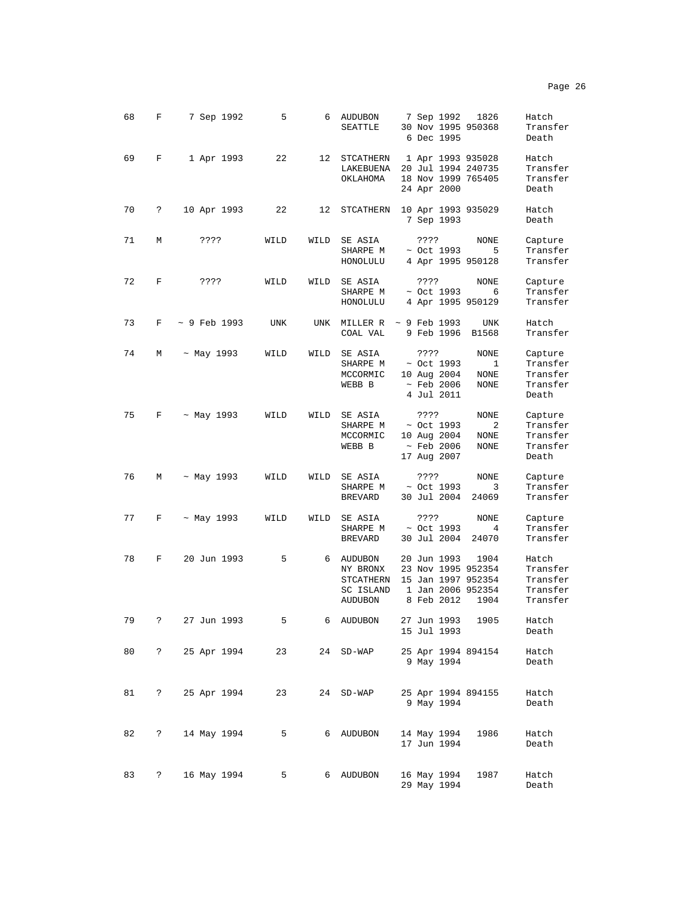| | | | | | | | | |
|---|---|---|---|---|---|---|---|---|
| 68 | F | 7 Sep 1992 | 5 | 6 | AUDUBON | 7 Sep 1992 | 1826 | Hatch |
| | | | | | SEATTLE | 30 Nov 1995 | 950368 | Transfer |
| | | | | | | 6 Dec 1995 | | Death |
| 69 | F | 1 Apr 1993 | 22 | 12 | STCATHERN | 1 Apr 1993 | 935028 | Hatch |
| | | | | | LAKEBUENA | 20 Jul 1994 | 240735 | Transfer |
| | | | | | OKLAHOMA | 18 Nov 1999 | 765405 | Transfer |
| | | | | | | 24 Apr 2000 | | Death |
| 70 | ? | 10 Apr 1993 | 22 | 12 | STCATHERN | 10 Apr 1993 | 935029 | Hatch |
| | | | | | | 7 Sep 1993 | | Death |
| 71 | M | ???? | WILD | WILD | SE ASIA | ???? | NONE | Capture |
| | | | | | SHARPE M | ~ Oct 1993 | 5 | Transfer |
| | | | | | HONOLULU | 4 Apr 1995 | 950128 | Transfer |
| 72 | F | ???? | WILD | WILD | SE ASIA | ???? | NONE | Capture |
| | | | | | SHARPE M | ~ Oct 1993 | 6 | Transfer |
| | | | | | HONOLULU | 4 Apr 1995 | 950129 | Transfer |
| 73 | F | ~ 9 Feb 1993 | UNK | UNK | MILLER R | ~ 9 Feb 1993 | UNK | Hatch |
| | | | | | COAL VAL | 9 Feb 1996 | B1568 | Transfer |
| 74 | M | ~ May 1993 | WILD | WILD | SE ASIA | ???? | NONE | Capture |
| | | | | | SHARPE M | ~ Oct 1993 | 1 | Transfer |
| | | | | | MCCORMIC | 10 Aug 2004 | NONE | Transfer |
| | | | | | WEBB B | ~ Feb 2006 | NONE | Transfer |
| | | | | | | 4 Jul 2011 | | Death |
| 75 | F | ~ May 1993 | WILD | WILD | SE ASIA | ???? | NONE | Capture |
| | | | | | SHARPE M | ~ Oct 1993 | 2 | Transfer |
| | | | | | MCCORMIC | 10 Aug 2004 | NONE | Transfer |
| | | | | | WEBB B | ~ Feb 2006 | NONE | Transfer |
| | | | | | | 17 Aug 2007 | | Death |
| 76 | M | ~ May 1993 | WILD | WILD | SE ASIA | ???? | NONE | Capture |
| | | | | | SHARPE M | ~ Oct 1993 | 3 | Transfer |
| | | | | | BREVARD | 30 Jul 2004 | 24069 | Transfer |
| 77 | F | ~ May 1993 | WILD | WILD | SE ASIA | ???? | NONE | Capture |
| | | | | | SHARPE M | ~ Oct 1993 | 4 | Transfer |
| | | | | | BREVARD | 30 Jul 2004 | 24070 | Transfer |
| 78 | F | 20 Jun 1993 | 5 | 6 | AUDUBON | 20 Jun 1993 | 1904 | Hatch |
| | | | | | NY BRONX | 23 Nov 1995 | 952354 | Transfer |
| | | | | | STCATHERN | 15 Jan 1997 | 952354 | Transfer |
| | | | | | SC ISLAND | 1 Jan 2006 | 952354 | Transfer |
| | | | | | AUDUBON | 8 Feb 2012 | 1904 | Transfer |
| 79 | ? | 27 Jun 1993 | 5 | 6 | AUDUBON | 27 Jun 1993 | 1905 | Hatch |
| | | | | | | 15 Jul 1993 | | Death |
| 80 | ? | 25 Apr 1994 | 23 | 24 | SD-WAP | 25 Apr 1994 | 894154 | Hatch |
| | | | | | | 9 May 1994 | | Death |
| 81 | ? | 25 Apr 1994 | 23 | 24 | SD-WAP | 25 Apr 1994 | 894155 | Hatch |
| | | | | | | 9 May 1994 | | Death |
| 82 | ? | 14 May 1994 | 5 | 6 | AUDUBON | 14 May 1994 | 1986 | Hatch |
| | | | | | | 17 Jun 1994 | | Death |
| 83 | ? | 16 May 1994 | 5 | 6 | AUDUBON | 16 May 1994 | 1987 | Hatch |
| | | | | | | 29 May 1994 | | Death |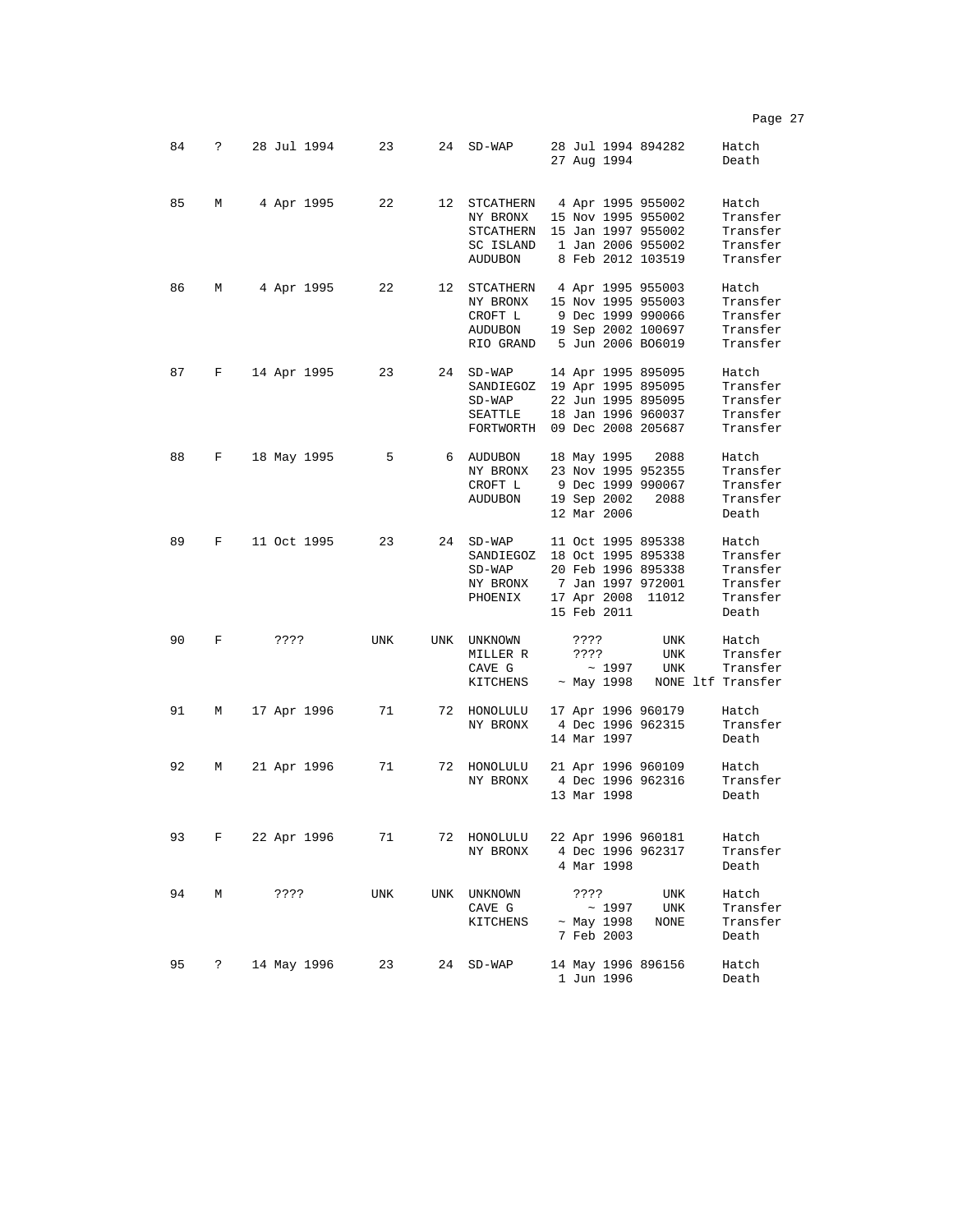| | | | | | | | | |
|---|---|---|---|---|---|---|---|---|
| 84 | ? | 28 Jul 1994 | 23 | 24 | SD-WAP | 28 Jul 1994 | 894282 | Hatch |
| | | | | | | 27 Aug 1994 | | Death |
| 85 | M | 4 Apr 1995 | 22 | 12 | STCATHERN | 4 Apr 1995 | 955002 | Hatch |
| | | | | | NY BRONX | 15 Nov 1995 | 955002 | Transfer |
| | | | | | STCATHERN | 15 Jan 1997 | 955002 | Transfer |
| | | | | | SC ISLAND | 1 Jan 2006 | 955002 | Transfer |
| | | | | | AUDUBON | 8 Feb 2012 | 103519 | Transfer |
| 86 | M | 4 Apr 1995 | 22 | 12 | STCATHERN | 4 Apr 1995 | 955003 | Hatch |
| | | | | | NY BRONX | 15 Nov 1995 | 955003 | Transfer |
| | | | | | CROFT L | 9 Dec 1999 | 990066 | Transfer |
| | | | | | AUDUBON | 19 Sep 2002 | 100697 | Transfer |
| | | | | | RIO GRAND | 5 Jun 2006 | BO6019 | Transfer |
| 87 | F | 14 Apr 1995 | 23 | 24 | SD-WAP | 14 Apr 1995 | 895095 | Hatch |
| | | | | | SANDIEGOZ | 19 Apr 1995 | 895095 | Transfer |
| | | | | | SD-WAP | 22 Jun 1995 | 895095 | Transfer |
| | | | | | SEATTLE | 18 Jan 1996 | 960037 | Transfer |
| | | | | | FORTWORTH | 09 Dec 2008 | 205687 | Transfer |
| 88 | F | 18 May 1995 | 5 | 6 | AUDUBON | 18 May 1995 | 2088 | Hatch |
| | | | | | NY BRONX | 23 Nov 1995 | 952355 | Transfer |
| | | | | | CROFT L | 9 Dec 1999 | 990067 | Transfer |
| | | | | | AUDUBON | 19 Sep 2002 | 2088 | Transfer |
| | | | | | | 12 Mar 2006 | | Death |
| 89 | F | 11 Oct 1995 | 23 | 24 | SD-WAP | 11 Oct 1995 | 895338 | Hatch |
| | | | | | SANDIEGOZ | 18 Oct 1995 | 895338 | Transfer |
| | | | | | SD-WAP | 20 Feb 1996 | 895338 | Transfer |
| | | | | | NY BRONX | 7 Jan 1997 | 972001 | Transfer |
| | | | | | PHOENIX | 17 Apr 2008 | 11012 | Transfer |
| | | | | | | 15 Feb 2011 | | Death |
| 90 | F | ???? | UNK | UNK | UNKNOWN | ???? | UNK | Hatch |
| | | | | | MILLER R | ???? | UNK | Transfer |
| | | | | | CAVE G | ~ 1997 | UNK | Transfer |
| | | | | | KITCHENS | ~ May 1998 | NONE ltf | Transfer |
| 91 | M | 17 Apr 1996 | 71 | 72 | HONOLULU | 17 Apr 1996 | 960179 | Hatch |
| | | | | | NY BRONX | 4 Dec 1996 | 962315 | Transfer |
| | | | | | | 14 Mar 1997 | | Death |
| 92 | M | 21 Apr 1996 | 71 | 72 | HONOLULU | 21 Apr 1996 | 960109 | Hatch |
| | | | | | NY BRONX | 4 Dec 1996 | 962316 | Transfer |
| | | | | | | 13 Mar 1998 | | Death |
| 93 | F | 22 Apr 1996 | 71 | 72 | HONOLULU | 22 Apr 1996 | 960181 | Hatch |
| | | | | | NY BRONX | 4 Dec 1996 | 962317 | Transfer |
| | | | | | | 4 Mar 1998 | | Death |
| 94 | M | ???? | UNK | UNK | UNKNOWN | ???? | UNK | Hatch |
| | | | | | CAVE G | ~ 1997 | UNK | Transfer |
| | | | | | KITCHENS | ~ May 1998 | NONE | Transfer |
| | | | | | | 7 Feb 2003 | | Death |
| 95 | ? | 14 May 1996 | 23 | 24 | SD-WAP | 14 May 1996 | 896156 | Hatch |
| | | | | | | 1 Jun 1996 | | Death |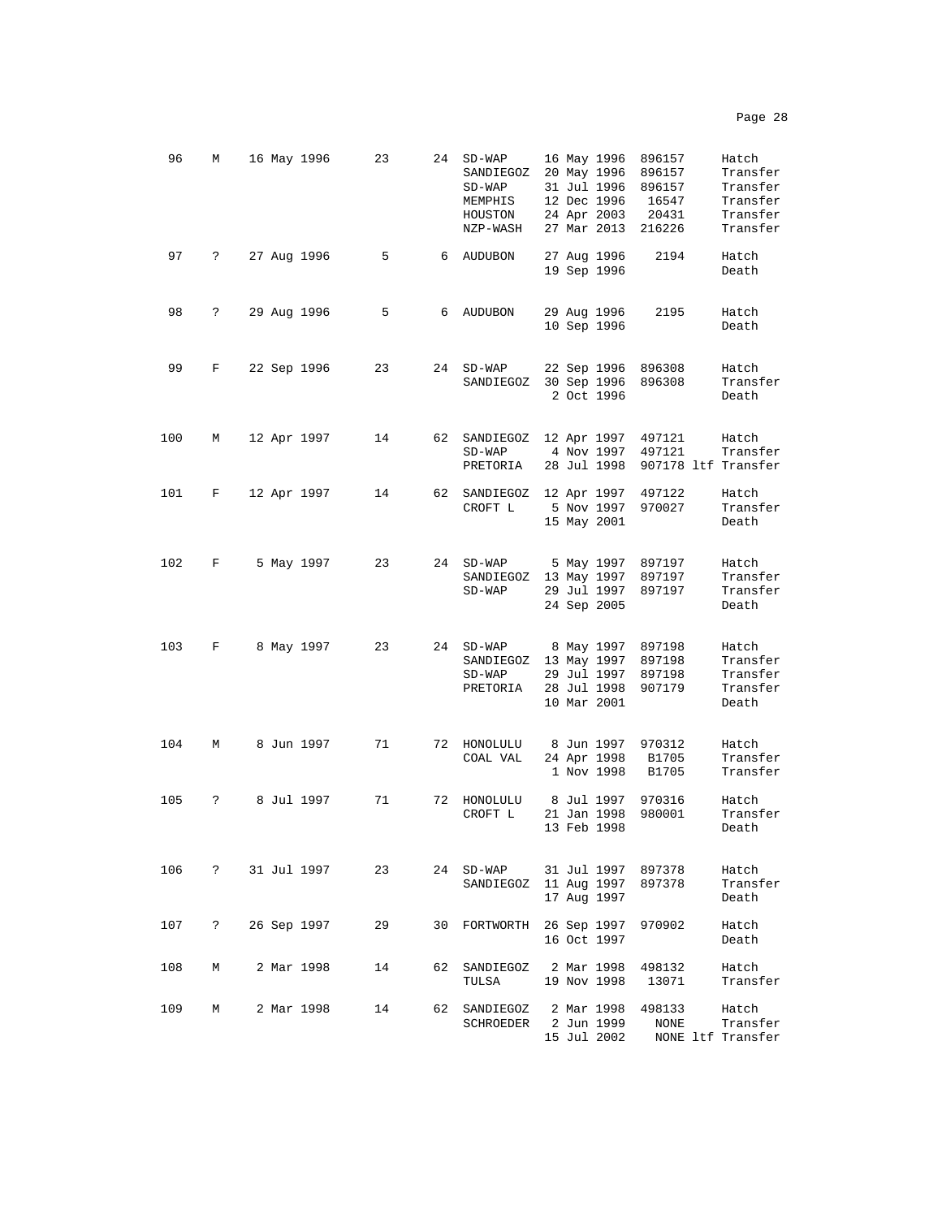| | | | | | | | | | |
|---|---|---|---|---|---|---|---|---|---|
| 96 | M | 16 May 1996 | 23 | 24 | SD-WAP | 16 May 1996 | 896157 | | Hatch |
| | | | | | SANDIEGOZ | 20 May 1996 | 896157 | | Transfer |
| | | | | | SD-WAP | 31 Jul 1996 | 896157 | | Transfer |
| | | | | | MEMPHIS | 12 Dec 1996 | 16547 | | Transfer |
| | | | | | HOUSTON | 24 Apr 2003 | 20431 | | Transfer |
| | | | | | NZP-WASH | 27 Mar 2013 | 216226 | | Transfer |
| 97 | ? | 27 Aug 1996 | 5 | 6 | AUDUBON | 27 Aug 1996 | 2194 | | Hatch |
| | | | | | | 19 Sep 1996 | | | Death |
| 98 | ? | 29 Aug 1996 | 5 | 6 | AUDUBON | 29 Aug 1996 | 2195 | | Hatch |
| | | | | | | 10 Sep 1996 | | | Death |
| 99 | F | 22 Sep 1996 | 23 | 24 | SD-WAP | 22 Sep 1996 | 896308 | | Hatch |
| | | | | | SANDIEGOZ | 30 Sep 1996 | 896308 | | Transfer |
| | | | | | | 2 Oct 1996 | | | Death |
| 100 | M | 12 Apr 1997 | 14 | 62 | SANDIEGOZ | 12 Apr 1997 | 497121 | | Hatch |
| | | | | | SD-WAP | 4 Nov 1997 | 497121 | | Transfer |
| | | | | | PRETORIA | 28 Jul 1998 | 907178 | ltf | Transfer |
| 101 | F | 12 Apr 1997 | 14 | 62 | SANDIEGOZ | 12 Apr 1997 | 497122 | | Hatch |
| | | | | | CROFT L | 5 Nov 1997 | 970027 | | Transfer |
| | | | | | | 15 May 2001 | | | Death |
| 102 | F | 5 May 1997 | 23 | 24 | SD-WAP | 5 May 1997 | 897197 | | Hatch |
| | | | | | SANDIEGOZ | 13 May 1997 | 897197 | | Transfer |
| | | | | | SD-WAP | 29 Jul 1997 | 897197 | | Transfer |
| | | | | | | 24 Sep 2005 | | | Death |
| 103 | F | 8 May 1997 | 23 | 24 | SD-WAP | 8 May 1997 | 897198 | | Hatch |
| | | | | | SANDIEGOZ | 13 May 1997 | 897198 | | Transfer |
| | | | | | SD-WAP | 29 Jul 1997 | 897198 | | Transfer |
| | | | | | PRETORIA | 28 Jul 1998 | 907179 | | Transfer |
| | | | | | | 10 Mar 2001 | | | Death |
| 104 | M | 8 Jun 1997 | 71 | 72 | HONOLULU | 8 Jun 1997 | 970312 | | Hatch |
| | | | | | COAL VAL | 24 Apr 1998 | B1705 | | Transfer |
| | | | | | | 1 Nov 1998 | B1705 | | Transfer |
| 105 | ? | 8 Jul 1997 | 71 | 72 | HONOLULU | 8 Jul 1997 | 970316 | | Hatch |
| | | | | | CROFT L | 21 Jan 1998 | 980001 | | Transfer |
| | | | | | | 13 Feb 1998 | | | Death |
| 106 | ? | 31 Jul 1997 | 23 | 24 | SD-WAP | 31 Jul 1997 | 897378 | | Hatch |
| | | | | | SANDIEGOZ | 11 Aug 1997 | 897378 | | Transfer |
| | | | | | | 17 Aug 1997 | | | Death |
| 107 | ? | 26 Sep 1997 | 29 | 30 | FORTWORTH | 26 Sep 1997 | 970902 | | Hatch |
| | | | | | | 16 Oct 1997 | | | Death |
| 108 | M | 2 Mar 1998 | 14 | 62 | SANDIEGOZ | 2 Mar 1998 | 498132 | | Hatch |
| | | | | | TULSA | 19 Nov 1998 | 13071 | | Transfer |
| 109 | M | 2 Mar 1998 | 14 | 62 | SANDIEGOZ | 2 Mar 1998 | 498133 | | Hatch |
| | | | | | SCHROEDER | 2 Jun 1999 | NONE | | Transfer |
| | | | | | | 15 Jul 2002 | NONE | ltf | Transfer |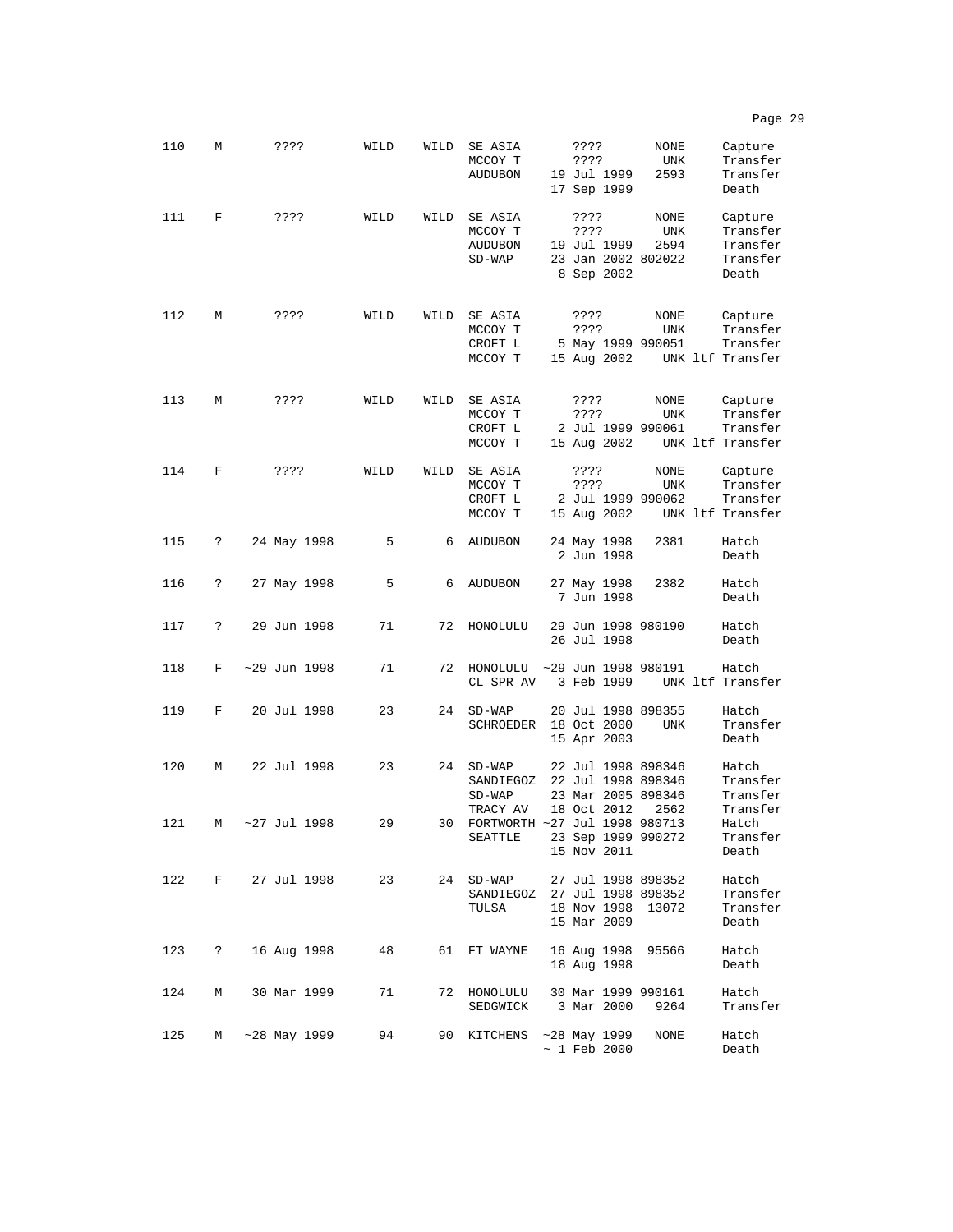| | | | | | | | | |
|---|---|---|---|---|---|---|---|---|
| 110 | M | ???? | WILD | WILD | SE ASIA | ???? | NONE | Capture |
| | | | | | MCCOY T | ???? | UNK | Transfer |
| | | | | | AUDUBON | 19 Jul 1999 | 2593 | Transfer |
| | | | | | | 17 Sep 1999 | | Death |
| 111 | F | ???? | WILD | WILD | SE ASIA | ???? | NONE | Capture |
| | | | | | MCCOY T | ???? | UNK | Transfer |
| | | | | | AUDUBON | 19 Jul 1999 | 2594 | Transfer |
| | | | | | SD-WAP | 23 Jan 2002 | 802022 | Transfer |
| | | | | | | 8 Sep 2002 | | Death |
| 112 | M | ???? | WILD | WILD | SE ASIA | ???? | NONE | Capture |
| | | | | | MCCOY T | ???? | UNK | Transfer |
| | | | | | CROFT L | 5 May 1999 | 990051 | Transfer |
| | | | | | MCCOY T | 15 Aug 2002 | UNK ltf | Transfer |
| 113 | M | ???? | WILD | WILD | SE ASIA | ???? | NONE | Capture |
| | | | | | MCCOY T | ???? | UNK | Transfer |
| | | | | | CROFT L | 2 Jul 1999 | 990061 | Transfer |
| | | | | | MCCOY T | 15 Aug 2002 | UNK ltf | Transfer |
| 114 | F | ???? | WILD | WILD | SE ASIA | ???? | NONE | Capture |
| | | | | | MCCOY T | ???? | UNK | Transfer |
| | | | | | CROFT L | 2 Jul 1999 | 990062 | Transfer |
| | | | | | MCCOY T | 15 Aug 2002 | UNK ltf | Transfer |
| 115 | ? | 24 May 1998 | 5 | 6 | AUDUBON | 24 May 1998 | 2381 | Hatch |
| | | | | | | 2 Jun 1998 | | Death |
| 116 | ? | 27 May 1998 | 5 | 6 | AUDUBON | 27 May 1998 | 2382 | Hatch |
| | | | | | | 7 Jun 1998 | | Death |
| 117 | ? | 29 Jun 1998 | 71 | 72 | HONOLULU | 29 Jun 1998 | 980190 | Hatch |
| | | | | | | 26 Jul 1998 | | Death |
| 118 | F | ~29 Jun 1998 | 71 | 72 | HONOLULU | ~29 Jun 1998 | 980191 | Hatch |
| | | | | | CL SPR AV | 3 Feb 1999 | UNK ltf | Transfer |
| 119 | F | 20 Jul 1998 | 23 | 24 | SD-WAP | 20 Jul 1998 | 898355 | Hatch |
| | | | | | SCHROEDER | 18 Oct 2000 | UNK | Transfer |
| | | | | | | 15 Apr 2003 | | Death |
| 120 | M | 22 Jul 1998 | 23 | 24 | SD-WAP | 22 Jul 1998 | 898346 | Hatch |
| | | | | | SANDIEGOZ | 22 Jul 1998 | 898346 | Transfer |
| | | | | | SD-WAP | 23 Mar 2005 | 898346 | Transfer |
| | | | | | TRACY AV | 18 Oct 2012 | 2562 | Transfer |
| 121 | M | ~27 Jul 1998 | 29 | 30 | FORTWORTH | ~27 Jul 1998 | 980713 | Hatch |
| | | | | | SEATTLE | 23 Sep 1999 | 990272 | Transfer |
| | | | | | | 15 Nov 2011 | | Death |
| 122 | F | 27 Jul 1998 | 23 | 24 | SD-WAP | 27 Jul 1998 | 898352 | Hatch |
| | | | | | SANDIEGOZ | 27 Jul 1998 | 898352 | Transfer |
| | | | | | TULSA | 18 Nov 1998 | 13072 | Transfer |
| | | | | | | 15 Mar 2009 | | Death |
| 123 | ? | 16 Aug 1998 | 48 | 61 | FT WAYNE | 16 Aug 1998 | 95566 | Hatch |
| | | | | | | 18 Aug 1998 | | Death |
| 124 | M | 30 Mar 1999 | 71 | 72 | HONOLULU | 30 Mar 1999 | 990161 | Hatch |
| | | | | | SEDGWICK | 3 Mar 2000 | 9264 | Transfer |
| 125 | M | ~28 May 1999 | 94 | 90 | KITCHENS | ~28 May 1999 | NONE | Hatch |
| | | | | | | ~ 1 Feb 2000 | | Death |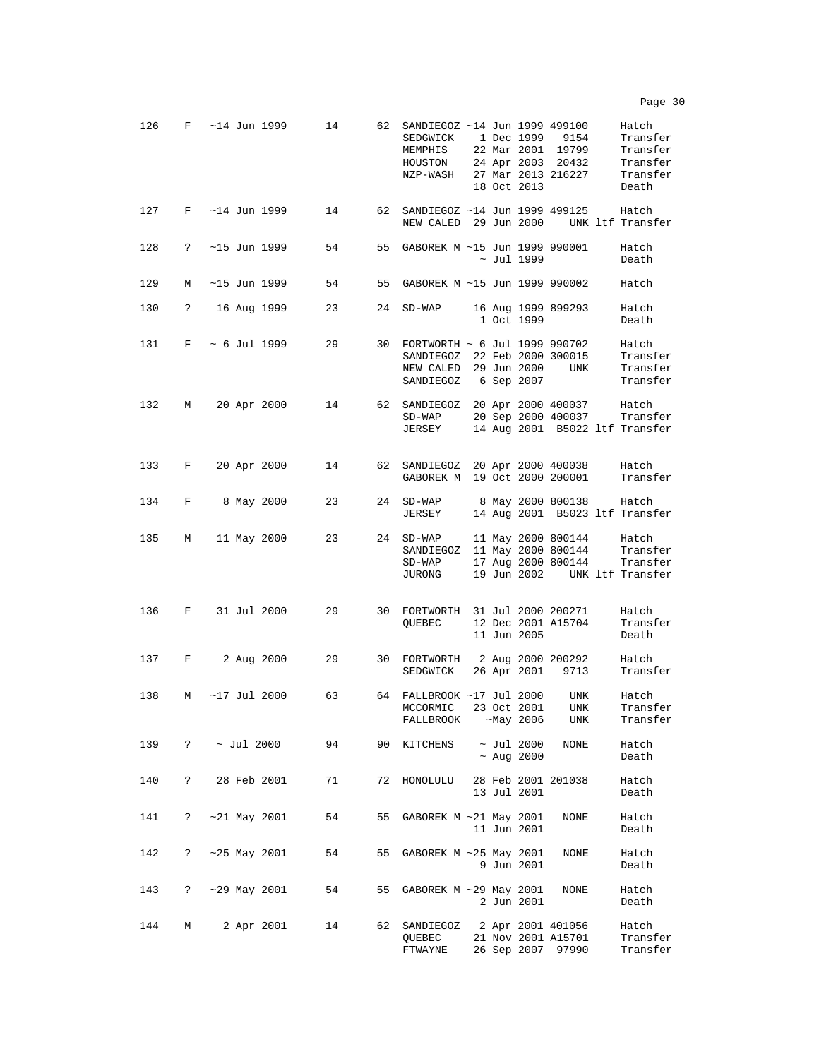| | | | | | | | | |
|---|---|---|---|---|---|---|---|---|
| 126 | F | ~14 Jun 1999 | 14 | 62 | SANDIEGOZ | ~14 Jun 1999 | 499100 | Hatch |
| | | | | | SEDGWICK | 1 Dec 1999 | 9154 | Transfer |
| | | | | | MEMPHIS | 22 Mar 2001 | 19799 | Transfer |
| | | | | | HOUSTON | 24 Apr 2003 | 20432 | Transfer |
| | | | | | NZP-WASH | 27 Mar 2013 | 216227 | Transfer |
| | | | | | | 18 Oct 2013 | | Death |
| 127 | F | ~14 Jun 1999 | 14 | 62 | SANDIEGOZ | ~14 Jun 1999 | 499125 | Hatch |
| | | | | | NEW CALED | 29 Jun 2000 | UNK ltf | Transfer |
| 128 | ? | ~15 Jun 1999 | 54 | 55 | GABOREK M | ~15 Jun 1999 | 990001 | Hatch |
| | | | | | | ~ Jul 1999 | | Death |
| 129 | M | ~15 Jun 1999 | 54 | 55 | GABOREK M | ~15 Jun 1999 | 990002 | Hatch |
| 130 | ? | 16 Aug 1999 | 23 | 24 | SD-WAP | 16 Aug 1999 | 899293 | Hatch |
| | | | | | | 1 Oct 1999 | | Death |
| 131 | F | ~ 6 Jul 1999 | 29 | 30 | FORTWORTH | ~ 6 Jul 1999 | 990702 | Hatch |
| | | | | | SANDIEGOZ | 22 Feb 2000 | 300015 | Transfer |
| | | | | | NEW CALED | 29 Jun 2000 | UNK | Transfer |
| | | | | | SANDIEGOZ | 6 Sep 2007 | | Transfer |
| 132 | M | 20 Apr 2000 | 14 | 62 | SANDIEGOZ | 20 Apr 2000 | 400037 | Hatch |
| | | | | | SD-WAP | 20 Sep 2000 | 400037 | Transfer |
| | | | | | JERSEY | 14 Aug 2001 | B5022 ltf | Transfer |
| 133 | F | 20 Apr 2000 | 14 | 62 | SANDIEGOZ | 20 Apr 2000 | 400038 | Hatch |
| | | | | | GABOREK M | 19 Oct 2000 | 200001 | Transfer |
| 134 | F | 8 May 2000 | 23 | 24 | SD-WAP | 8 May 2000 | 800138 | Hatch |
| | | | | | JERSEY | 14 Aug 2001 | B5023 ltf | Transfer |
| 135 | M | 11 May 2000 | 23 | 24 | SD-WAP | 11 May 2000 | 800144 | Hatch |
| | | | | | SANDIEGOZ | 11 May 2000 | 800144 | Transfer |
| | | | | | SD-WAP | 17 Aug 2000 | 800144 | Transfer |
| | | | | | JURONG | 19 Jun 2002 | UNK ltf | Transfer |
| 136 | F | 31 Jul 2000 | 29 | 30 | FORTWORTH | 31 Jul 2000 | 200271 | Hatch |
| | | | | | QUEBEC | 12 Dec 2001 | A15704 | Transfer |
| | | | | | | 11 Jun 2005 | | Death |
| 137 | F | 2 Aug 2000 | 29 | 30 | FORTWORTH | 2 Aug 2000 | 200292 | Hatch |
| | | | | | SEDGWICK | 26 Apr 2001 | 9713 | Transfer |
| 138 | M | ~17 Jul 2000 | 63 | 64 | FALLBROOK | ~17 Jul 2000 | UNK | Hatch |
| | | | | | MCCORMIC | 23 Oct 2001 | UNK | Transfer |
| | | | | | FALLBROOK | ~May 2006 | UNK | Transfer |
| 139 | ? | ~ Jul 2000 | 94 | 90 | KITCHENS | ~ Jul 2000 | NONE | Hatch |
| | | | | | | ~ Aug 2000 | | Death |
| 140 | ? | 28 Feb 2001 | 71 | 72 | HONOLULU | 28 Feb 2001 | 201038 | Hatch |
| | | | | | | 13 Jul 2001 | | Death |
| 141 | ? | ~21 May 2001 | 54 | 55 | GABOREK M | ~21 May 2001 | NONE | Hatch |
| | | | | | | 11 Jun 2001 | | Death |
| 142 | ? | ~25 May 2001 | 54 | 55 | GABOREK M | ~25 May 2001 | NONE | Hatch |
| | | | | | | 9 Jun 2001 | | Death |
| 143 | ? | ~29 May 2001 | 54 | 55 | GABOREK M | ~29 May 2001 | NONE | Hatch |
| | | | | | | 2 Jun 2001 | | Death |
| 144 | M | 2 Apr 2001 | 14 | 62 | SANDIEGOZ | 2 Apr 2001 | 401056 | Hatch |
| | | | | | QUEBEC | 21 Nov 2001 | A15701 | Transfer |
| | | | | | FTWAYNE | 26 Sep 2007 | 97990 | Transfer |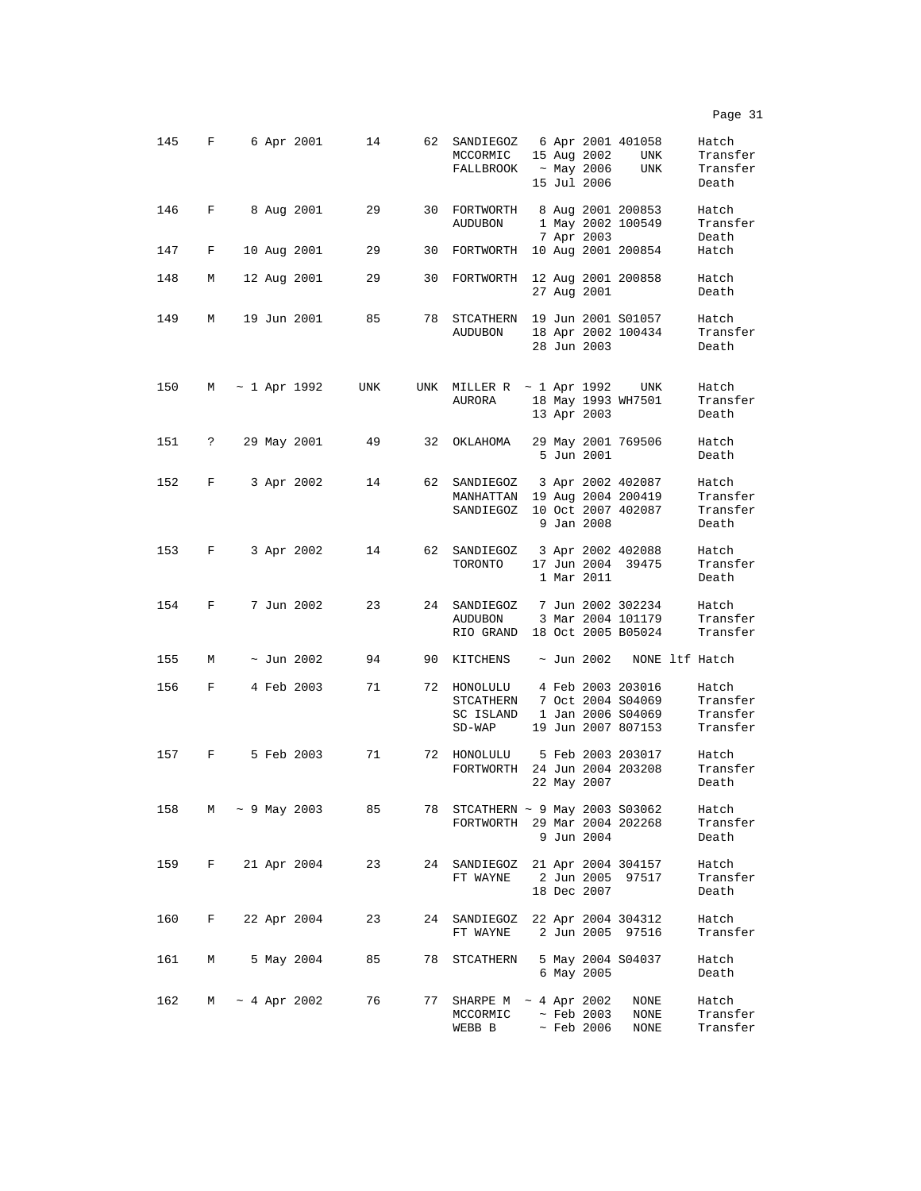| | | | | | | | | |
|---|---|---|---|---|---|---|---|---|
| 145 | F | 6 Apr 2001 | 14 | 62 | SANDIEGOZ | 6 Apr 2001 | 401058 | Hatch |
| | | | | | MCCORMIC | 15 Aug 2002 | UNK | Transfer |
| | | | | | FALLBROOK | ~ May 2006 | UNK | Transfer |
| | | | | | | 15 Jul 2006 | | Death |
| 146 | F | 8 Aug 2001 | 29 | 30 | FORTWORTH | 8 Aug 2001 | 200853 | Hatch |
| | | | | | AUDUBON | 1 May 2002 | 100549 | Transfer |
| | | | | | | 7 Apr 2003 | | Death |
| 147 | F | 10 Aug 2001 | 29 | 30 | FORTWORTH | 10 Aug 2001 | 200854 | Hatch |
| 148 | M | 12 Aug 2001 | 29 | 30 | FORTWORTH | 12 Aug 2001 | 200858 | Hatch |
| | | | | | | 27 Aug 2001 | | Death |
| 149 | M | 19 Jun 2001 | 85 | 78 | STCATHERN | 19 Jun 2001 | S01057 | Hatch |
| | | | | | AUDUBON | 18 Apr 2002 | 100434 | Transfer |
| | | | | | | 28 Jun 2003 | | Death |
| 150 | M | ~ 1 Apr 1992 | UNK | UNK | MILLER R | ~ 1 Apr 1992 | UNK | Hatch |
| | | | | | AURORA | 18 May 1993 | WH7501 | Transfer |
| | | | | | | 13 Apr 2003 | | Death |
| 151 | ? | 29 May 2001 | 49 | 32 | OKLAHOMA | 29 May 2001 | 769506 | Hatch |
| | | | | | | 5 Jun 2001 | | Death |
| 152 | F | 3 Apr 2002 | 14 | 62 | SANDIEGOZ | 3 Apr 2002 | 402087 | Hatch |
| | | | | | MANHATTAN | 19 Aug 2004 | 200419 | Transfer |
| | | | | | SANDIEGOZ | 10 Oct 2007 | 402087 | Transfer |
| | | | | | | 9 Jan 2008 | | Death |
| 153 | F | 3 Apr 2002 | 14 | 62 | SANDIEGOZ | 3 Apr 2002 | 402088 | Hatch |
| | | | | | TORONTO | 17 Jun 2004 | 39475 | Transfer |
| | | | | | | 1 Mar 2011 | | Death |
| 154 | F | 7 Jun 2002 | 23 | 24 | SANDIEGOZ | 7 Jun 2002 | 302234 | Hatch |
| | | | | | AUDUBON | 3 Mar 2004 | 101179 | Transfer |
| | | | | | RIO GRAND | 18 Oct 2005 | B05024 | Transfer |
| 155 | M | ~ Jun 2002 | 94 | 90 | KITCHENS | ~ Jun 2002 | NONE ltf | Hatch |
| 156 | F | 4 Feb 2003 | 71 | 72 | HONOLULU | 4 Feb 2003 | 203016 | Hatch |
| | | | | | STCATHERN | 7 Oct 2004 | S04069 | Transfer |
| | | | | | SC ISLAND | 1 Jan 2006 | S04069 | Transfer |
| | | | | | SD-WAP | 19 Jun 2007 | 807153 | Transfer |
| 157 | F | 5 Feb 2003 | 71 | 72 | HONOLULU | 5 Feb 2003 | 203017 | Hatch |
| | | | | | FORTWORTH | 24 Jun 2004 | 203208 | Transfer |
| | | | | | | 22 May 2007 | | Death |
| 158 | M | ~ 9 May 2003 | 85 | 78 | STCATHERN | ~ 9 May 2003 | S03062 | Hatch |
| | | | | | FORTWORTH | 29 Mar 2004 | 202268 | Transfer |
| | | | | | | 9 Jun 2004 | | Death |
| 159 | F | 21 Apr 2004 | 23 | 24 | SANDIEGOZ | 21 Apr 2004 | 304157 | Hatch |
| | | | | | FT WAYNE | 2 Jun 2005 | 97517 | Transfer |
| | | | | | | 18 Dec 2007 | | Death |
| 160 | F | 22 Apr 2004 | 23 | 24 | SANDIEGOZ | 22 Apr 2004 | 304312 | Hatch |
| | | | | | FT WAYNE | 2 Jun 2005 | 97516 | Transfer |
| 161 | M | 5 May 2004 | 85 | 78 | STCATHERN | 5 May 2004 | S04037 | Hatch |
| | | | | | | 6 May 2005 | | Death |
| 162 | M | ~ 4 Apr 2002 | 76 | 77 | SHARPE M | ~ 4 Apr 2002 | NONE | Hatch |
| | | | | | MCCORMIC | ~ Feb 2003 | NONE | Transfer |
| | | | | | WEBB B | ~ Feb 2006 | NONE | Transfer |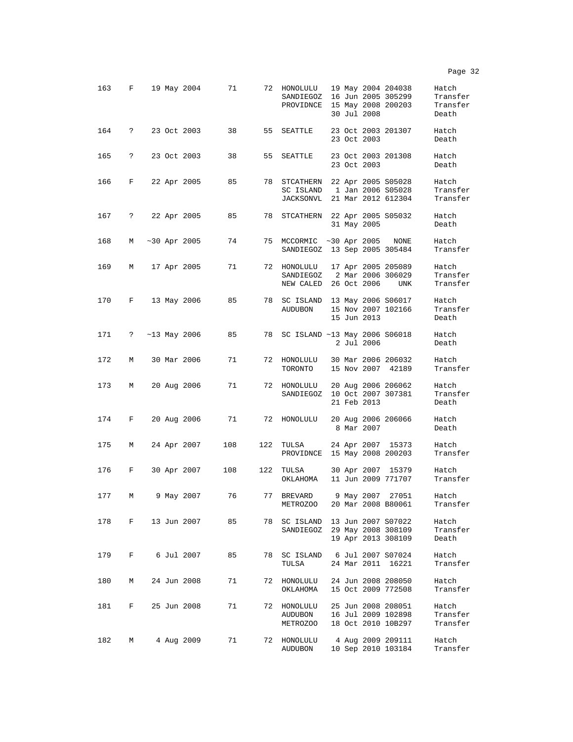| | | | | | | | | |
|---|---|---|---|---|---|---|---|---|
| 163 | F | 19 May 2004 | 71 | 72 | HONOLULU | 19 May 2004 | 204038 | Hatch |
| | | | | | SANDIEGOZ | 16 Jun 2005 | 305299 | Transfer |
| | | | | | PROVIDNCE | 15 May 2008 | 200203 | Transfer |
| | | | | | | 30 Jul 2008 | | Death |
| 164 | ? | 23 Oct 2003 | 38 | 55 | SEATTLE | 23 Oct 2003 | 201307 | Hatch |
| | | | | | | 23 Oct 2003 | | Death |
| 165 | ? | 23 Oct 2003 | 38 | 55 | SEATTLE | 23 Oct 2003 | 201308 | Hatch |
| | | | | | | 23 Oct 2003 | | Death |
| 166 | F | 22 Apr 2005 | 85 | 78 | STCATHERN | 22 Apr 2005 | S05028 | Hatch |
| | | | | | SC ISLAND | 1 Jan 2006 | S05028 | Transfer |
| | | | | | JACKSONVL | 21 Mar 2012 | 612304 | Transfer |
| 167 | ? | 22 Apr 2005 | 85 | 78 | STCATHERN | 22 Apr 2005 | S05032 | Hatch |
| | | | | | | 31 May 2005 | | Death |
| 168 | M | ~30 Apr 2005 | 74 | 75 | MCCORMIC | ~30 Apr 2005 | NONE | Hatch |
| | | | | | SANDIEGOZ | 13 Sep 2005 | 305484 | Transfer |
| 169 | M | 17 Apr 2005 | 71 | 72 | HONOLULU | 17 Apr 2005 | 205089 | Hatch |
| | | | | | SANDIEGOZ | 2 Mar 2006 | 306029 | Transfer |
| | | | | | NEW CALED | 26 Oct 2006 | UNK | Transfer |
| 170 | F | 13 May 2006 | 85 | 78 | SC ISLAND | 13 May 2006 | S06017 | Hatch |
| | | | | | AUDUBON | 15 Nov 2007 | 102166 | Transfer |
| | | | | | | 15 Jun 2013 | | Death |
| 171 | ? | ~13 May 2006 | 85 | 78 | SC ISLAND | ~13 May 2006 | S06018 | Hatch |
| | | | | | | 2 Jul 2006 | | Death |
| 172 | M | 30 Mar 2006 | 71 | 72 | HONOLULU | 30 Mar 2006 | 206032 | Hatch |
| | | | | | TORONTO | 15 Nov 2007 | 42189 | Transfer |
| 173 | M | 20 Aug 2006 | 71 | 72 | HONOLULU | 20 Aug 2006 | 206062 | Hatch |
| | | | | | SANDIEGOZ | 10 Oct 2007 | 307381 | Transfer |
| | | | | | | 21 Feb 2013 | | Death |
| 174 | F | 20 Aug 2006 | 71 | 72 | HONOLULU | 20 Aug 2006 | 206066 | Hatch |
| | | | | | | 8 Mar 2007 | | Death |
| 175 | M | 24 Apr 2007 | 108 | 122 | TULSA | 24 Apr 2007 | 15373 | Hatch |
| | | | | | PROVIDNCE | 15 May 2008 | 200203 | Transfer |
| 176 | F | 30 Apr 2007 | 108 | 122 | TULSA | 30 Apr 2007 | 15379 | Hatch |
| | | | | | OKLAHOMA | 11 Jun 2009 | 771707 | Transfer |
| 177 | M | 9 May 2007 | 76 | 77 | BREVARD | 9 May 2007 | 27051 | Hatch |
| | | | | | METROZOO | 20 Mar 2008 | B80061 | Transfer |
| 178 | F | 13 Jun 2007 | 85 | 78 | SC ISLAND | 13 Jun 2007 | S07022 | Hatch |
| | | | | | SANDIEGOZ | 29 May 2008 | 308109 | Transfer |
| | | | | | | 19 Apr 2013 | 308109 | Death |
| 179 | F | 6 Jul 2007 | 85 | 78 | SC ISLAND | 6 Jul 2007 | S07024 | Hatch |
| | | | | | TULSA | 24 Mar 2011 | 16221 | Transfer |
| 180 | M | 24 Jun 2008 | 71 | 72 | HONOLULU | 24 Jun 2008 | 208050 | Hatch |
| | | | | | OKLAHOMA | 15 Oct 2009 | 772508 | Transfer |
| 181 | F | 25 Jun 2008 | 71 | 72 | HONOLULU | 25 Jun 2008 | 208051 | Hatch |
| | | | | | AUDUBON | 16 Jul 2009 | 102898 | Transfer |
| | | | | | METROZOO | 18 Oct 2010 | 10B297 | Transfer |
| 182 | M | 4 Aug 2009 | 71 | 72 | HONOLULU | 4 Aug 2009 | 209111 | Hatch |
| | | | | | AUDUBON | 10 Sep 2010 | 103184 | Transfer |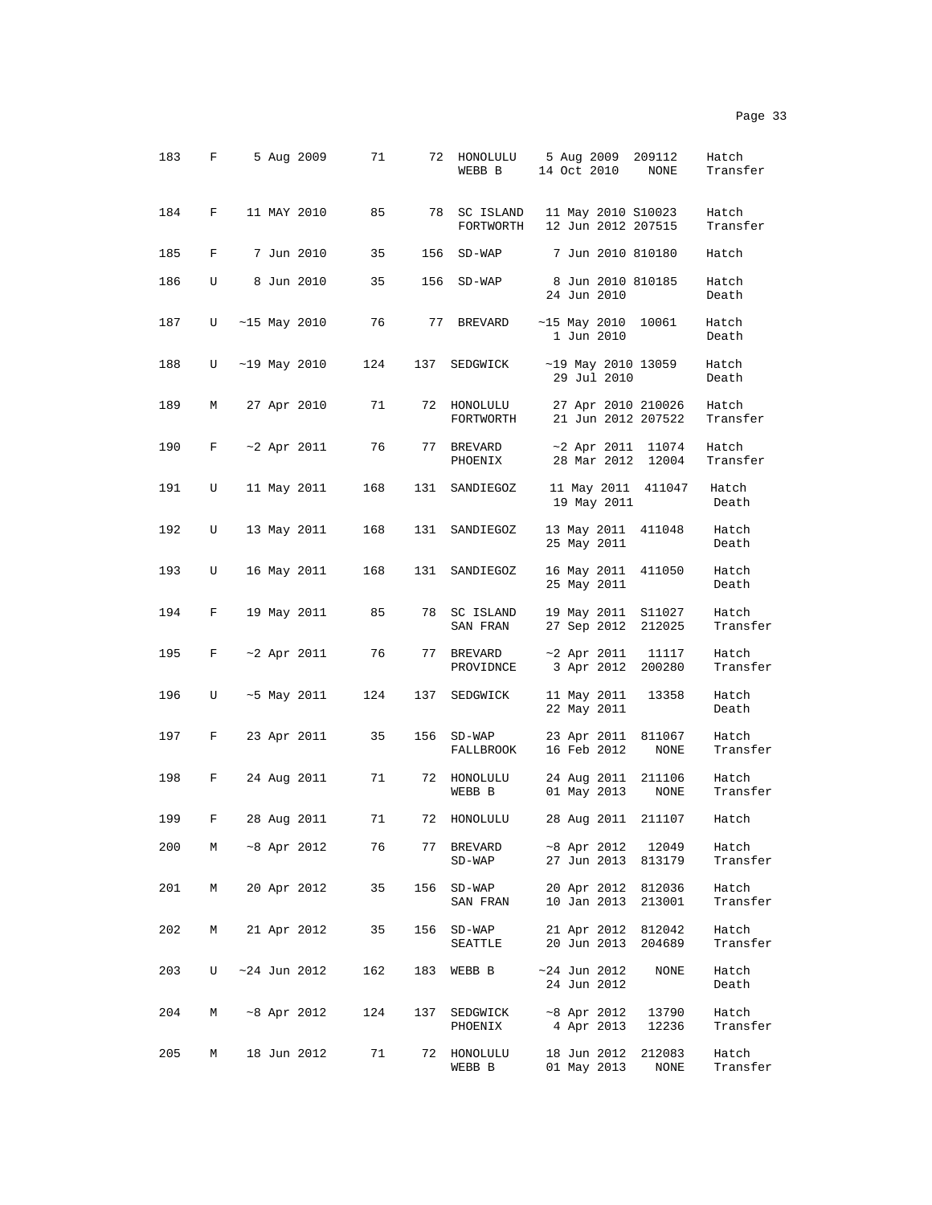| | | | | | | | | |
|---|---|---|---|---|---|---|---|---|
| 183 | F | 5 Aug 2009 | 71 | 72 | HONOLULU | 5 Aug 2009 | 209112 | Hatch |
| | | | | | WEBB B | 14 Oct 2010 | NONE | Transfer |
| 184 | F | 11 MAY 2010 | 85 | 78 | SC ISLAND | 11 May 2010 | S10023 | Hatch |
| | | | | | FORTWORTH | 12 Jun 2012 | 207515 | Transfer |
| 185 | F | 7 Jun 2010 | 35 | 156 | SD-WAP | 7 Jun 2010 | 810180 | Hatch |
| 186 | U | 8 Jun 2010 | 35 | 156 | SD-WAP | 8 Jun 2010 | 810185 | Hatch |
| | | | | | | 24 Jun 2010 | | Death |
| 187 | U | ~15 May 2010 | 76 | 77 | BREVARD | ~15 May 2010 | 10061 | Hatch |
| | | | | | | 1 Jun 2010 | | Death |
| 188 | U | ~19 May 2010 | 124 | 137 | SEDGWICK | ~19 May 2010 | 13059 | Hatch |
| | | | | | | 29 Jul 2010 | | Death |
| 189 | M | 27 Apr 2010 | 71 | 72 | HONOLULU | 27 Apr 2010 | 210026 | Hatch |
| | | | | | FORTWORTH | 21 Jun 2012 | 207522 | Transfer |
| 190 | F | ~2 Apr 2011 | 76 | 77 | BREVARD | ~2 Apr 2011 | 11074 | Hatch |
| | | | | | PHOENIX | 28 Mar 2012 | 12004 | Transfer |
| 191 | U | 11 May 2011 | 168 | 131 | SANDIEGOZ | 11 May 2011 | 411047 | Hatch |
| | | | | | | 19 May 2011 | | Death |
| 192 | U | 13 May 2011 | 168 | 131 | SANDIEGOZ | 13 May 2011 | 411048 | Hatch |
| | | | | | | 25 May 2011 | | Death |
| 193 | U | 16 May 2011 | 168 | 131 | SANDIEGOZ | 16 May 2011 | 411050 | Hatch |
| | | | | | | 25 May 2011 | | Death |
| 194 | F | 19 May 2011 | 85 | 78 | SC ISLAND | 19 May 2011 | S11027 | Hatch |
| | | | | | SAN FRAN | 27 Sep 2012 | 212025 | Transfer |
| 195 | F | ~2 Apr 2011 | 76 | 77 | BREVARD | ~2 Apr 2011 | 11117 | Hatch |
| | | | | | PROVIDNCE | 3 Apr 2012 | 200280 | Transfer |
| 196 | U | ~5 May 2011 | 124 | 137 | SEDGWICK | 11 May 2011 | 13358 | Hatch |
| | | | | | | 22 May 2011 | | Death |
| 197 | F | 23 Apr 2011 | 35 | 156 | SD-WAP | 23 Apr 2011 | 811067 | Hatch |
| | | | | | FALLBROOK | 16 Feb 2012 | NONE | Transfer |
| 198 | F | 24 Aug 2011 | 71 | 72 | HONOLULU | 24 Aug 2011 | 211106 | Hatch |
| | | | | | WEBB B | 01 May 2013 | NONE | Transfer |
| 199 | F | 28 Aug 2011 | 71 | 72 | HONOLULU | 28 Aug 2011 | 211107 | Hatch |
| 200 | M | ~8 Apr 2012 | 76 | 77 | BREVARD | ~8 Apr 2012 | 12049 | Hatch |
| | | | | | SD-WAP | 27 Jun 2013 | 813179 | Transfer |
| 201 | M | 20 Apr 2012 | 35 | 156 | SD-WAP | 20 Apr 2012 | 812036 | Hatch |
| | | | | | SAN FRAN | 10 Jan 2013 | 213001 | Transfer |
| 202 | M | 21 Apr 2012 | 35 | 156 | SD-WAP | 21 Apr 2012 | 812042 | Hatch |
| | | | | | SEATTLE | 20 Jun 2013 | 204689 | Transfer |
| 203 | U | ~24 Jun 2012 | 162 | 183 | WEBB B | ~24 Jun 2012 | NONE | Hatch |
| | | | | | | 24 Jun 2012 | | Death |
| 204 | M | ~8 Apr 2012 | 124 | 137 | SEDGWICK | ~8 Apr 2012 | 13790 | Hatch |
| | | | | | PHOENIX | 4 Apr 2013 | 12236 | Transfer |
| 205 | M | 18 Jun 2012 | 71 | 72 | HONOLULU | 18 Jun 2012 | 212083 | Hatch |
| | | | | | WEBB B | 01 May 2013 | NONE | Transfer |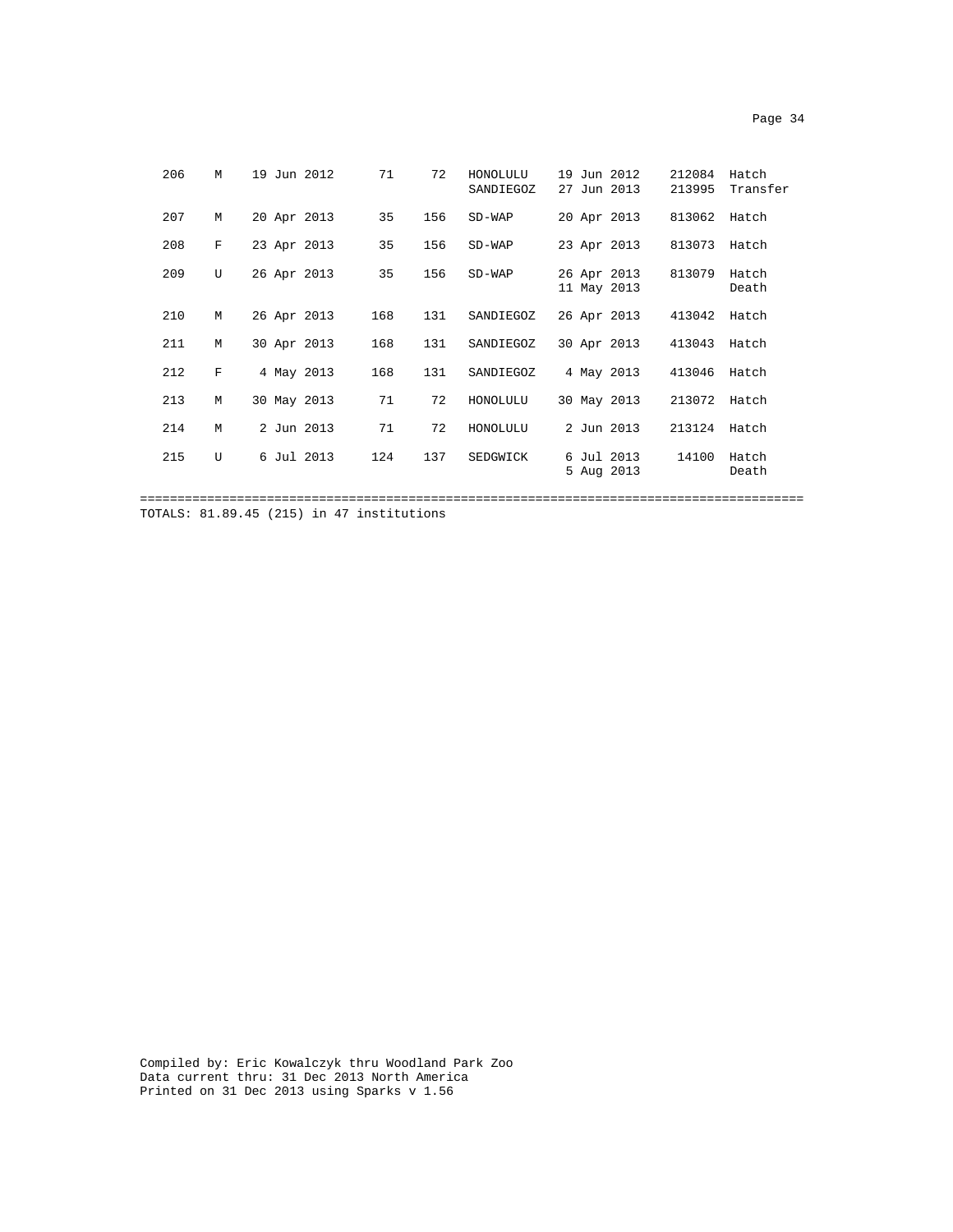| | | | | | | | | |
|---|---|---|---|---|---|---|---|---|
| 206 | M | 19 Jun 2012 | 71 | 72 | HONOLULU | 19 Jun 2012 | 212084 | Hatch |
| | | | | | SANDIEGOZ | 27 Jun 2013 | 213995 | Transfer |
| 207 | M | 20 Apr 2013 | 35 | 156 | SD-WAP | 20 Apr 2013 | 813062 | Hatch |
| 208 | F | 23 Apr 2013 | 35 | 156 | SD-WAP | 23 Apr 2013 | 813073 | Hatch |
| 209 | U | 26 Apr 2013 | 35 | 156 | SD-WAP | 26 Apr 2013 | 813079 | Hatch |
| | | | | | | 11 May 2013 | | Death |
| 210 | M | 26 Apr 2013 | 168 | 131 | SANDIEGOZ | 26 Apr 2013 | 413042 | Hatch |
| 211 | M | 30 Apr 2013 | 168 | 131 | SANDIEGOZ | 30 Apr 2013 | 413043 | Hatch |
| 212 | F | 4 May 2013 | 168 | 131 | SANDIEGOZ | 4 May 2013 | 413046 | Hatch |
| 213 | M | 30 May 2013 | 71 | 72 | HONOLULU | 30 May 2013 | 213072 | Hatch |
| 214 | M | 2 Jun 2013 | 71 | 72 | HONOLULU | 2 Jun 2013 | 213124 | Hatch |
| 215 | U | 6 Jul 2013 | 124 | 137 | SEDGWICK | 6 Jul 2013 | 14100 | Hatch |
| | | | | | | 5 Aug 2013 | | Death |

TOTALS: 81.89.45 (215) in 47 institutions

Compiled by: Eric Kowalczyk thru Woodland Park Zoo
Data current thru: 31 Dec 2013 North America
Printed on 31 Dec 2013 using Sparks v 1.56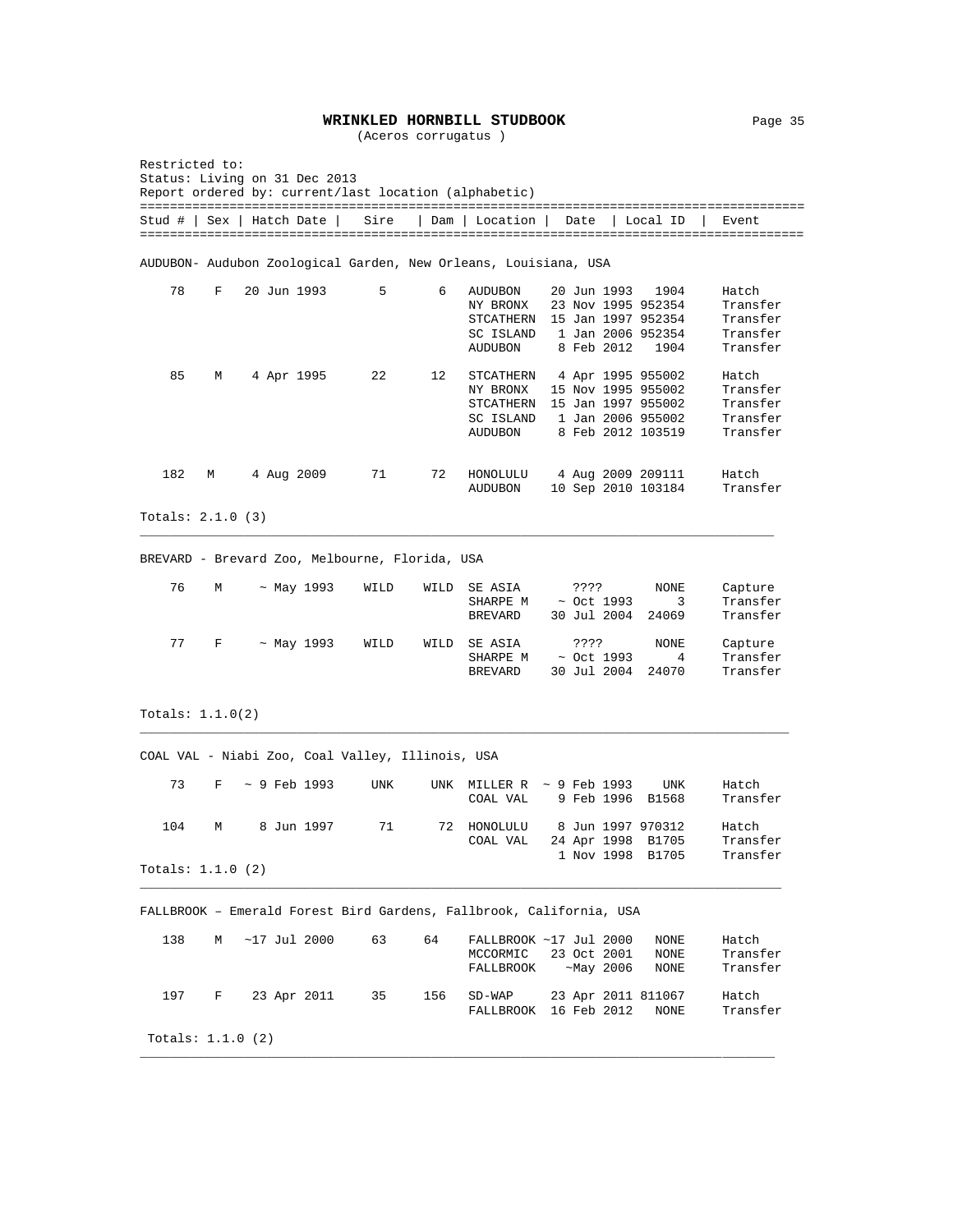# WRINKLED HORNBILL STUDBOOK

(Aceros corrugatus )

Restricted to:
Status: Living on 31 Dec 2013
Report ordered by: current/last location (alphabetic)

| Stud # | Sex | Hatch Date | Sire | Dam | Location | Date | Local ID | Event |
|---|---|---|---|---|---|---|---|---|

AUDUBON- Audubon Zoological Garden, New Orleans, Louisiana, USA

| Stud # | Sex | Hatch Date | Sire | Dam | Location | Date | Local ID | Event |
|---|---|---|---|---|---|---|---|---|
| 78 | F | 20 Jun 1993 | 5 | 6 | AUDUBON | 20 Jun 1993 | 1904 | Hatch |
| | | | | | NY BRONX | 23 Nov 1995 | 952354 | Transfer |
| | | | | | STCATHERN | 15 Jan 1997 | 952354 | Transfer |
| | | | | | SC ISLAND | 1 Jan 2006 | 952354 | Transfer |
| | | | | | AUDUBON | 8 Feb 2012 | 1904 | Transfer |
| 85 | M | 4 Apr 1995 | 22 | 12 | STCATHERN | 4 Apr 1995 | 955002 | Hatch |
| | | | | | NY BRONX | 15 Nov 1995 | 955002 | Transfer |
| | | | | | STCATHERN | 15 Jan 1997 | 955002 | Transfer |
| | | | | | SC ISLAND | 1 Jan 2006 | 955002 | Transfer |
| | | | | | AUDUBON | 8 Feb 2012 | 103519 | Transfer |
| 182 | M | 4 Aug 2009 | 71 | 72 | HONOLULU | 4 Aug 2009 | 209111 | Hatch |
| | | | | | AUDUBON | 10 Sep 2010 | 103184 | Transfer |

Totals: 2.1.0 (3)

BREVARD - Brevard Zoo, Melbourne, Florida, USA

| Stud # | Sex | Hatch Date | Sire | Dam | Location | Date | Local ID | Event |
|---|---|---|---|---|---|---|---|---|
| 76 | M | ~ May 1993 | WILD | WILD | SE ASIA | ???? | NONE | Capture |
| | | | | | SHARPE M | ~ Oct 1993 | 3 | Transfer |
| | | | | | BREVARD | 30 Jul 2004 | 24069 | Transfer |
| 77 | F | ~ May 1993 | WILD | WILD | SE ASIA | ???? | NONE | Capture |
| | | | | | SHARPE M | ~ Oct 1993 | 4 | Transfer |
| | | | | | BREVARD | 30 Jul 2004 | 24070 | Transfer |

Totals: 1.1.0(2)

COAL VAL - Niabi Zoo, Coal Valley, Illinois, USA

| Stud # | Sex | Hatch Date | Sire | Dam | Location | Date | Local ID | Event |
|---|---|---|---|---|---|---|---|---|
| 73 | F | ~ 9 Feb 1993 | UNK | UNK | MILLER R | ~ 9 Feb 1993 | UNK | Hatch |
| | | | | | COAL VAL | 9 Feb 1996 | B1568 | Transfer |
| 104 | M | 8 Jun 1997 | 71 | 72 | HONOLULU | 8 Jun 1997 | 970312 | Hatch |
| | | | | | COAL VAL | 24 Apr 1998 | B1705 | Transfer |
| | | | | | | 1 Nov 1998 | B1705 | Transfer |

Totals: 1.1.0 (2)

FALLBROOK – Emerald Forest Bird Gardens, Fallbrook, California, USA

| Stud # | Sex | Hatch Date | Sire | Dam | Location | Date | Local ID | Event |
|---|---|---|---|---|---|---|---|---|
| 138 | M | ~17 Jul 2000 | 63 | 64 | FALLBROOK | ~17 Jul 2000 | NONE | Hatch |
| | | | | | MCCORMIC | 23 Oct 2001 | NONE | Transfer |
| | | | | | FALLBROOK | ~May 2006 | NONE | Transfer |
| 197 | F | 23 Apr 2011 | 35 | 156 | SD-WAP | 23 Apr 2011 | 811067 | Hatch |
| | | | | | FALLBROOK | 16 Feb 2012 | NONE | Transfer |

Totals: 1.1.0 (2)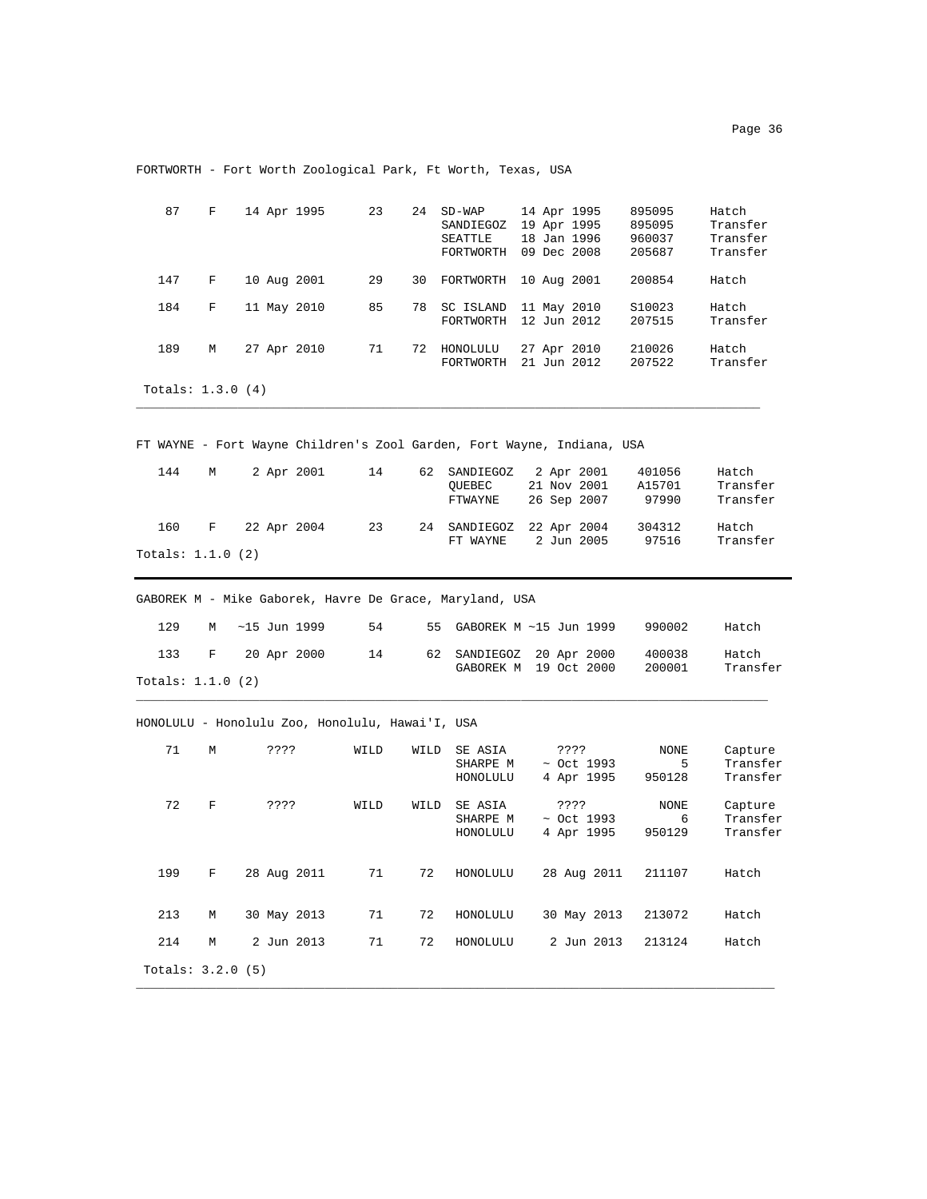FORTWORTH - Fort Worth Zoological Park, Ft Worth, Texas, USA

| | | | | | | | | |
|---|---|---|---|---|---|---|---|---|
| 87 | F | 14 Apr 1995 | 23 | 24 | SD-WAP | 14 Apr 1995 | 895095 | Hatch |
| | | | | | SANDIEGOZ | 19 Apr 1995 | 895095 | Transfer |
| | | | | | SEATTLE | 18 Jan 1996 | 960037 | Transfer |
| | | | | | FORTWORTH | 09 Dec 2008 | 205687 | Transfer |
| 147 | F | 10 Aug 2001 | 29 | 30 | FORTWORTH | 10 Aug 2001 | 200854 | Hatch |
| 184 | F | 11 May 2010 | 85 | 78 | SC ISLAND | 11 May 2010 | S10023 | Hatch |
| | | | | | FORTWORTH | 12 Jun 2012 | 207515 | Transfer |
| 189 | M | 27 Apr 2010 | 71 | 72 | HONOLULU | 27 Apr 2010 | 210026 | Hatch |
| | | | | | FORTWORTH | 21 Jun 2012 | 207522 | Transfer |

Totals: 1.3.0 (4)

FT WAYNE - Fort Wayne Children's Zool Garden, Fort Wayne, Indiana, USA

| | | | | | | | | |
|---|---|---|---|---|---|---|---|---|
| 144 | M | 2 Apr 2001 | 14 | 62 | SANDIEGOZ | 2 Apr 2001 | 401056 | Hatch |
| | | | | | QUEBEC | 21 Nov 2001 | A15701 | Transfer |
| | | | | | FTWAYNE | 26 Sep 2007 | 97990 | Transfer |
| 160 | F | 22 Apr 2004 | 23 | 24 | SANDIEGOZ | 22 Apr 2004 | 304312 | Hatch |
| | | | | | FT WAYNE | 2 Jun 2005 | 97516 | Transfer |

Totals: 1.1.0 (2)

GABOREK M - Mike Gaborek, Havre De Grace, Maryland, USA

| | | | | | | | | |
|---|---|---|---|---|---|---|---|---|
| 129 | M | ~15 Jun 1999 | 54 | 55 | GABOREK M | ~15 Jun 1999 | 990002 | Hatch |
| 133 | F | 20 Apr 2000 | 14 | 62 | SANDIEGOZ | 20 Apr 2000 | 400038 | Hatch |
| | | | | | GABOREK M | 19 Oct 2000 | 200001 | Transfer |

Totals: 1.1.0 (2)

HONOLULU - Honolulu Zoo, Honolulu, Hawai'I, USA

| | | | | | | | | |
|---|---|---|---|---|---|---|---|---|
| 71 | M | ???? | WILD | WILD | SE ASIA | ???? | NONE | Capture |
| | | | | | SHARPE M | ~ Oct 1993 | 5 | Transfer |
| | | | | | HONOLULU | 4 Apr 1995 | 950128 | Transfer |
| 72 | F | ???? | WILD | WILD | SE ASIA | ???? | NONE | Capture |
| | | | | | SHARPE M | ~ Oct 1993 | 6 | Transfer |
| | | | | | HONOLULU | 4 Apr 1995 | 950129 | Transfer |
| 199 | F | 28 Aug 2011 | 71 | 72 | HONOLULU | 28 Aug 2011 | 211107 | Hatch |
| 213 | M | 30 May 2013 | 71 | 72 | HONOLULU | 30 May 2013 | 213072 | Hatch |
| 214 | M | 2 Jun 2013 | 71 | 72 | HONOLULU | 2 Jun 2013 | 213124 | Hatch |

Totals: 3.2.0 (5)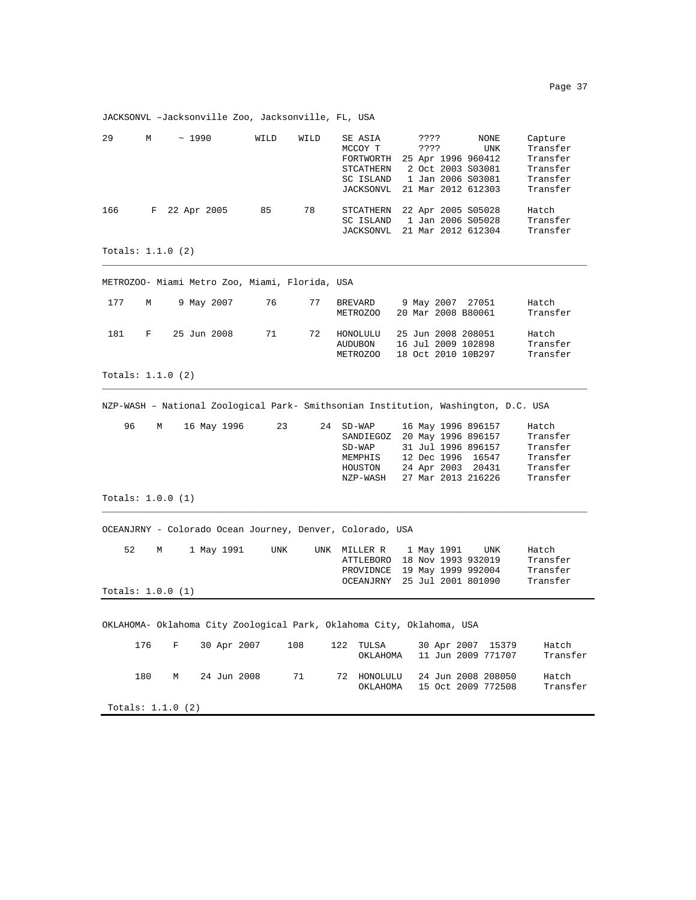JACKSONVL –Jacksonville Zoo, Jacksonville, FL, USA

| | | | | | | | | |
|---|---|---|---|---|---|---|---|---|
| 29 | M | ~ 1990 | WILD | WILD | SE ASIA | ???? | NONE | Capture |
| | | | | | MCCOY T | ???? | UNK | Transfer |
| | | | | | FORTWORTH | 25 Apr 1996 | 960412 | Transfer |
| | | | | | STCATHERN | 2 Oct 2003 | S03081 | Transfer |
| | | | | | SC ISLAND | 1 Jan 2006 | S03081 | Transfer |
| | | | | | JACKSONVL | 21 Mar 2012 | 612303 | Transfer |
| 166 | F | 22 Apr 2005 | 85 | 78 | STCATHERN | 22 Apr 2005 | S05028 | Hatch |
| | | | | | SC ISLAND | 1 Jan 2006 | S05028 | Transfer |
| | | | | | JACKSONVL | 21 Mar 2012 | 612304 | Transfer |

Totals: 1.1.0 (2)

---

METROZOO- Miami Metro Zoo, Miami, Florida, USA

| | | | | | | | | |
|---|---|---|---|---|---|---|---|---|
| 177 | M | 9 May 2007 | 76 | 77 | BREVARD | 9 May 2007 | 27051 | Hatch |
| | | | | | METROZOO | 20 Mar 2008 | B80061 | Transfer |
| 181 | F | 25 Jun 2008 | 71 | 72 | HONOLULU | 25 Jun 2008 | 208051 | Hatch |
| | | | | | AUDUBON | 16 Jul 2009 | 102898 | Transfer |
| | | | | | METROZOO | 18 Oct 2010 | 10B297 | Transfer |

Totals: 1.1.0 (2)

---

NZP-WASH – National Zoological Park- Smithsonian Institution, Washington, D.C. USA

| | | | | | | | | |
|---|---|---|---|---|---|---|---|---|
| 96 | M | 16 May 1996 | 23 | 24 | SD-WAP | 16 May 1996 | 896157 | Hatch |
| | | | | | SANDIEGOZ | 20 May 1996 | 896157 | Transfer |
| | | | | | SD-WAP | 31 Jul 1996 | 896157 | Transfer |
| | | | | | MEMPHIS | 12 Dec 1996 | 16547 | Transfer |
| | | | | | HOUSTON | 24 Apr 2003 | 20431 | Transfer |
| | | | | | NZP-WASH | 27 Mar 2013 | 216226 | Transfer |

Totals: 1.0.0 (1)

---

OCEANJRNY - Colorado Ocean Journey, Denver, Colorado, USA

| | | | | | | | | |
|---|---|---|---|---|---|---|---|---|
| 52 | M | 1 May 1991 | UNK | UNK | MILLER R | 1 May 1991 | UNK | Hatch |
| | | | | | ATTLEBORO | 18 Nov 1993 | 932019 | Transfer |
| | | | | | PROVIDNCE | 19 May 1999 | 992004 | Transfer |
| | | | | | OCEANJRNY | 25 Jul 2001 | 801090 | Transfer |

Totals: 1.0.0 (1)

---

OKLAHOMA- Oklahoma City Zoological Park, Oklahoma City, Oklahoma, USA

| | | | | | | | | |
|---|---|---|---|---|---|---|---|---|
| 176 | F | 30 Apr 2007 | 108 | 122 | TULSA | 30 Apr 2007 | 15379 | Hatch |
| | | | | | OKLAHOMA | 11 Jun 2009 | 771707 | Transfer |
| 180 | M | 24 Jun 2008 | 71 | 72 | HONOLULU | 24 Jun 2008 | 208050 | Hatch |
| | | | | | OKLAHOMA | 15 Oct 2009 | 772508 | Transfer |

Totals: 1.1.0 (2)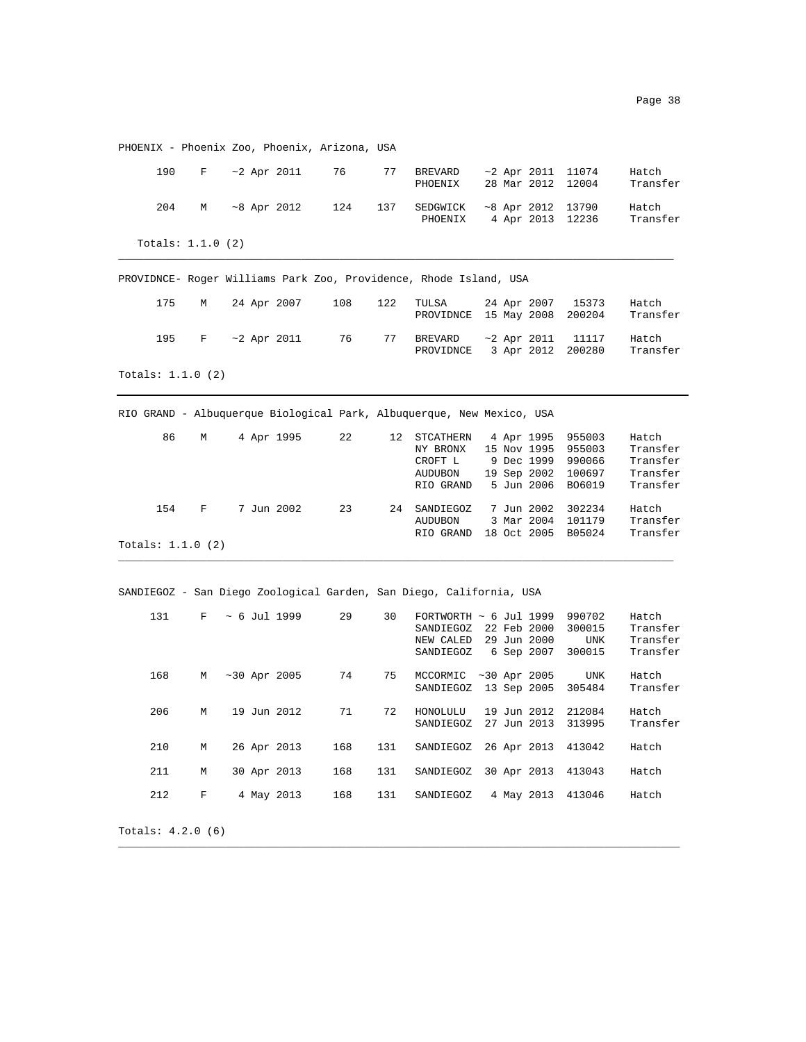PHOENIX - Phoenix Zoo, Phoenix, Arizona, USA

| | | | | | | | | |
|---|---|---|---|---|---|---|---|---|
| 190 | F | ~2 Apr 2011 | 76 | 77 | BREVARD | ~2 Apr 2011 | 11074 | Hatch |
| | | | | | PHOENIX | 28 Mar 2012 | 12004 | Transfer |
| 204 | M | ~8 Apr 2012 | 124 | 137 | SEDGWICK | ~8 Apr 2012 | 13790 | Hatch |
| | | | | | PHOENIX | 4 Apr 2013 | 12236 | Transfer |

Totals: 1.1.0 (2)

PROVIDNCE- Roger Williams Park Zoo, Providence, Rhode Island, USA

| | | | | | | | | |
|---|---|---|---|---|---|---|---|---|
| 175 | M | 24 Apr 2007 | 108 | 122 | TULSA | 24 Apr 2007 | 15373 | Hatch |
| | | | | | PROVIDNCE | 15 May 2008 | 200204 | Transfer |
| 195 | F | ~2 Apr 2011 | 76 | 77 | BREVARD | ~2 Apr 2011 | 11117 | Hatch |
| | | | | | PROVIDNCE | 3 Apr 2012 | 200280 | Transfer |

Totals: 1.1.0 (2)

RIO GRAND - Albuquerque Biological Park, Albuquerque, New Mexico, USA

| | | | | | | | | |
|---|---|---|---|---|---|---|---|---|
| 86 | M | 4 Apr 1995 | 22 | 12 | STCATHERN | 4 Apr 1995 | 955003 | Hatch |
| | | | | | NY BRONX | 15 Nov 1995 | 955003 | Transfer |
| | | | | | CROFT L | 9 Dec 1999 | 990066 | Transfer |
| | | | | | AUDUBON | 19 Sep 2002 | 100697 | Transfer |
| | | | | | RIO GRAND | 5 Jun 2006 | BO6019 | Transfer |
| 154 | F | 7 Jun 2002 | 23 | 24 | SANDIEGOZ | 7 Jun 2002 | 302234 | Hatch |
| | | | | | AUDUBON | 3 Mar 2004 | 101179 | Transfer |
| | | | | | RIO GRAND | 18 Oct 2005 | B05024 | Transfer |

Totals: 1.1.0 (2)

SANDIEGOZ - San Diego Zoological Garden, San Diego, California, USA

| | | | | | | | | |
|---|---|---|---|---|---|---|---|---|
| 131 | F | ~ 6 Jul 1999 | 29 | 30 | FORTWORTH | ~ 6 Jul 1999 | 990702 | Hatch |
| | | | | | SANDIEGOZ | 22 Feb 2000 | 300015 | Transfer |
| | | | | | NEW CALED | 29 Jun 2000 | UNK | Transfer |
| | | | | | SANDIEGOZ | 6 Sep 2007 | 300015 | Transfer |
| 168 | M | ~30 Apr 2005 | 74 | 75 | MCCORMIC | ~30 Apr 2005 | UNK | Hatch |
| | | | | | SANDIEGOZ | 13 Sep 2005 | 305484 | Transfer |
| 206 | M | 19 Jun 2012 | 71 | 72 | HONOLULU | 19 Jun 2012 | 212084 | Hatch |
| | | | | | SANDIEGOZ | 27 Jun 2013 | 313995 | Transfer |
| 210 | M | 26 Apr 2013 | 168 | 131 | SANDIEGOZ | 26 Apr 2013 | 413042 | Hatch |
| 211 | M | 30 Apr 2013 | 168 | 131 | SANDIEGOZ | 30 Apr 2013 | 413043 | Hatch |
| 212 | F | 4 May 2013 | 168 | 131 | SANDIEGOZ | 4 May 2013 | 413046 | Hatch |

Totals: 4.2.0 (6)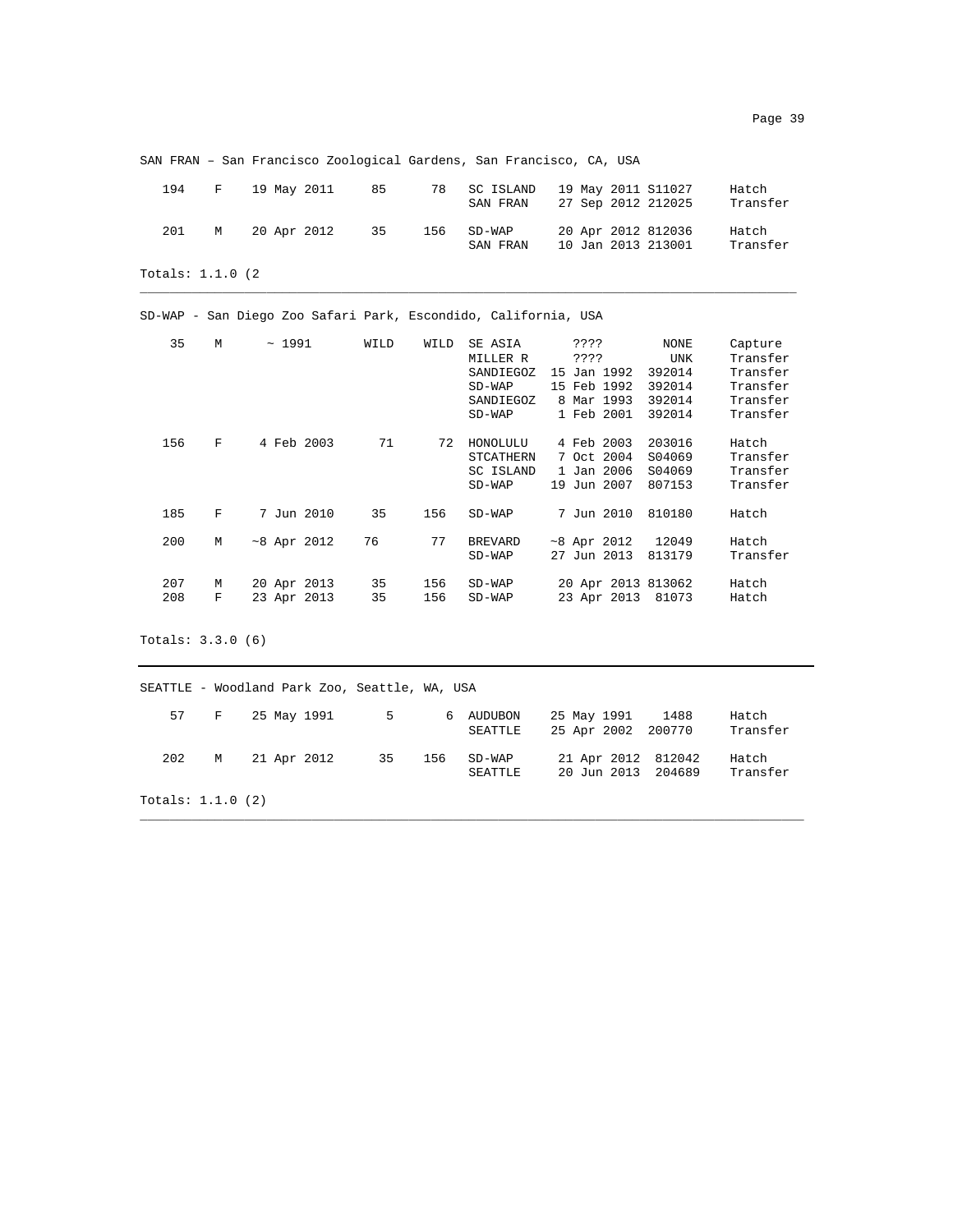SAN FRAN – San Francisco Zoological Gardens, San Francisco, CA, USA

| | | | | | | | | |
|---|---|---|---|---|---|---|---|---|
| 194 | F | 19 May 2011 | 85 | 78 | SC ISLAND | 19 May 2011 | S11027 | Hatch |
| | | | | | SAN FRAN | 27 Sep 2012 | 212025 | Transfer |
| 201 | M | 20 Apr 2012 | 35 | 156 | SD-WAP | 20 Apr 2012 | 812036 | Hatch |
| | | | | | SAN FRAN | 10 Jan 2013 | 213001 | Transfer |

Totals: 1.1.0 (2

SD-WAP - San Diego Zoo Safari Park, Escondido, California, USA

| | | | | | | | | |
|---|---|---|---|---|---|---|---|---|
| 35 | M | ~ 1991 | WILD | WILD | SE ASIA | ???? | NONE | Capture |
| | | | | | MILLER R | ???? | UNK | Transfer |
| | | | | | SANDIEGOZ | 15 Jan 1992 | 392014 | Transfer |
| | | | | | SD-WAP | 15 Feb 1992 | 392014 | Transfer |
| | | | | | SANDIEGOZ | 8 Mar 1993 | 392014 | Transfer |
| | | | | | SD-WAP | 1 Feb 2001 | 392014 | Transfer |
| 156 | F | 4 Feb 2003 | 71 | 72 | HONOLULU | 4 Feb 2003 | 203016 | Hatch |
| | | | | | STCATHERN | 7 Oct 2004 | S04069 | Transfer |
| | | | | | SC ISLAND | 1 Jan 2006 | S04069 | Transfer |
| | | | | | SD-WAP | 19 Jun 2007 | 807153 | Transfer |
| 185 | F | 7 Jun 2010 | 35 | 156 | SD-WAP | 7 Jun 2010 | 810180 | Hatch |
| 200 | M | ~8 Apr 2012 | 76 | 77 | BREVARD | ~8 Apr 2012 | 12049 | Hatch |
| | | | | | SD-WAP | 27 Jun 2013 | 813179 | Transfer |
| 207 | M | 20 Apr 2013 | 35 | 156 | SD-WAP | 20 Apr 2013 | 813062 | Hatch |
| 208 | F | 23 Apr 2013 | 35 | 156 | SD-WAP | 23 Apr 2013 | 81073 | Hatch |

Totals: 3.3.0 (6)

SEATTLE - Woodland Park Zoo, Seattle, WA, USA

| | | | | | | | | |
|---|---|---|---|---|---|---|---|---|
| 57 | F | 25 May 1991 | 5 | 6 | AUDUBON | 25 May 1991 | 1488 | Hatch |
| | | | | | SEATTLE | 25 Apr 2002 | 200770 | Transfer |
| 202 | M | 21 Apr 2012 | 35 | 156 | SD-WAP | 21 Apr 2012 | 812042 | Hatch |
| | | | | | SEATTLE | 20 Jun 2013 | 204689 | Transfer |

Totals: 1.1.0 (2)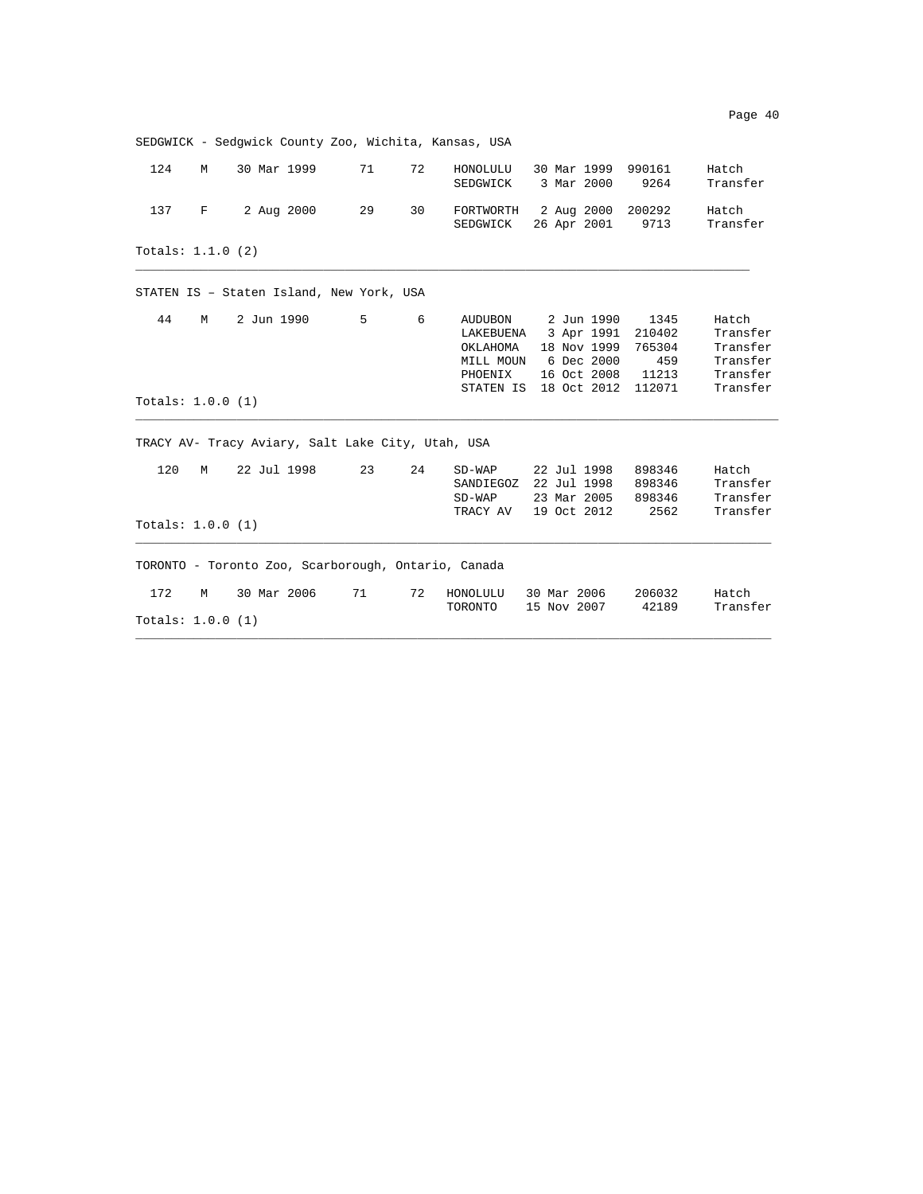SEDGWICK - Sedgwick County Zoo, Wichita, Kansas, USA

| | | | | | | | | |
|---|---|---|---|---|---|---|---|---|
| 124 | M | 30 Mar 1999 | 71 | 72 | HONOLULU | 30 Mar 1999 | 990161 | Hatch |
| | | | | | SEDGWICK | 3 Mar 2000 | 9264 | Transfer |
| 137 | F | 2 Aug 2000 | 29 | 30 | FORTWORTH | 2 Aug 2000 | 200292 | Hatch |
| | | | | | SEDGWICK | 26 Apr 2001 | 9713 | Transfer |

Totals: 1.1.0 (2)

---

STATEN IS – Staten Island, New York, USA

| | | | | | | | | |
|---|---|---|---|---|---|---|---|---|
| 44 | M | 2 Jun 1990 | 5 | 6 | AUDUBON | 2 Jun 1990 | 1345 | Hatch |
| | | | | | LAKEBUENA | 3 Apr 1991 | 210402 | Transfer |
| | | | | | OKLAHOMA | 18 Nov 1999 | 765304 | Transfer |
| | | | | | MILL MOUN | 6 Dec 2000 | 459 | Transfer |
| | | | | | PHOENIX | 16 Oct 2008 | 11213 | Transfer |
| | | | | | STATEN IS | 18 Oct 2012 | 112071 | Transfer |

Totals: 1.0.0 (1)

---

TRACY AV- Tracy Aviary, Salt Lake City, Utah, USA

| | | | | | | | | |
|---|---|---|---|---|---|---|---|---|
| 120 | M | 22 Jul 1998 | 23 | 24 | SD-WAP | 22 Jul 1998 | 898346 | Hatch |
| | | | | | SANDIEGOZ | 22 Jul 1998 | 898346 | Transfer |
| | | | | | SD-WAP | 23 Mar 2005 | 898346 | Transfer |
| | | | | | TRACY AV | 19 Oct 2012 | 2562 | Transfer |

Totals: 1.0.0 (1)

---

TORONTO - Toronto Zoo, Scarborough, Ontario, Canada

| | | | | | | | | |
|---|---|---|---|---|---|---|---|---|
| 172 | M | 30 Mar 2006 | 71 | 72 | HONOLULU | 30 Mar 2006 | 206032 | Hatch |
| | | | | | TORONTO | 15 Nov 2007 | 42189 | Transfer |

Totals: 1.0.0 (1)

---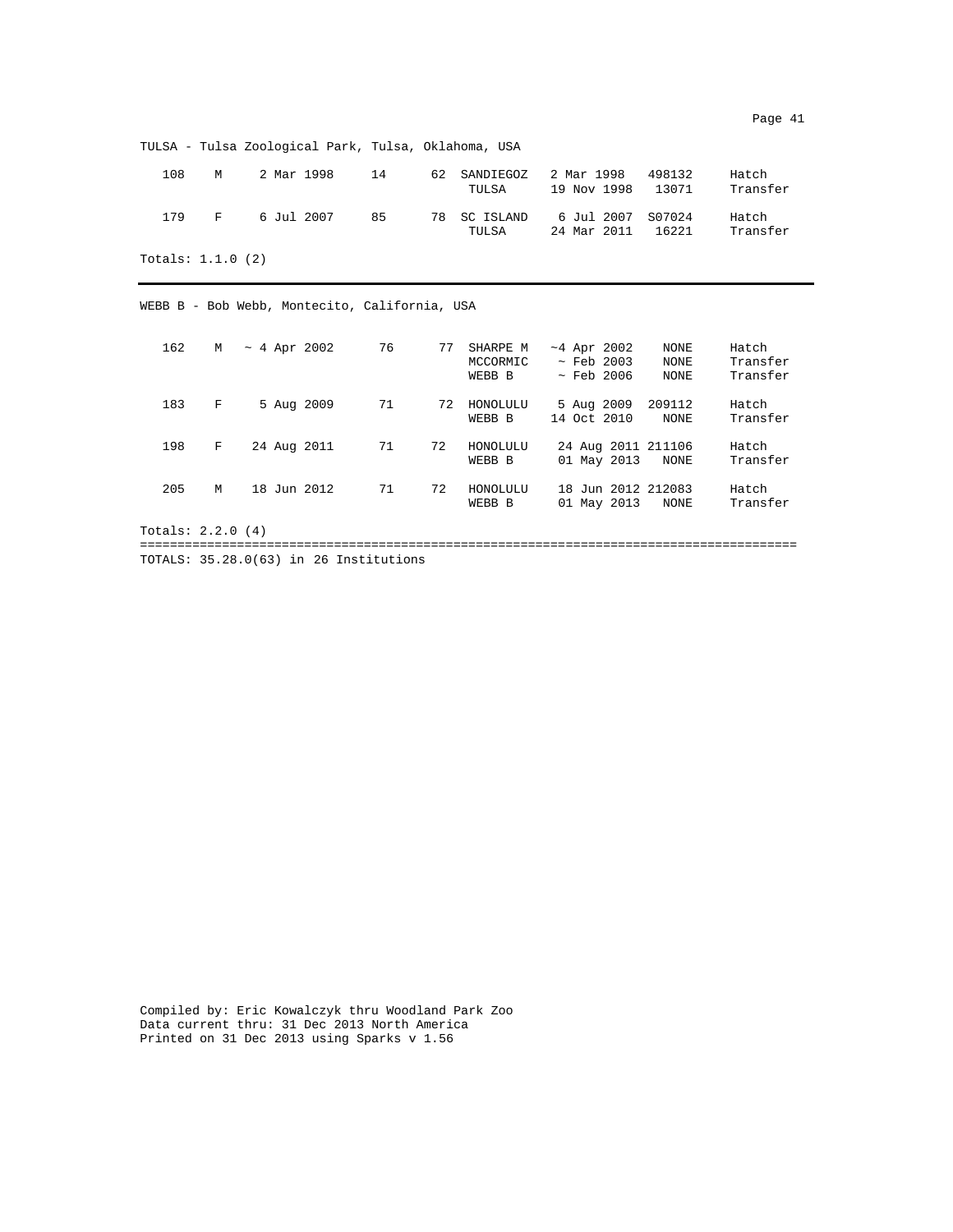TULSA - Tulsa Zoological Park, Tulsa, Oklahoma, USA

| | | | | | | | | |
|---|---|---|---|---|---|---|---|---|
| 108 | M | 2 Mar 1998 | 14 | 62 | SANDIEGOZ | 2 Mar 1998 | 498132 | Hatch |
| | | | | | TULSA | 19 Nov 1998 | 13071 | Transfer |
| 179 | F | 6 Jul 2007 | 85 | 78 | SC ISLAND | 6 Jul 2007 | S07024 | Hatch |
| | | | | | TULSA | 24 Mar 2011 | 16221 | Transfer |

Totals: 1.1.0 (2)

---

WEBB B - Bob Webb, Montecito, California, USA

| | | | | | | | | |
|---|---|---|---|---|---|---|---|---|
| 162 | M | ~ 4 Apr 2002 | 76 | 77 | SHARPE M | ~4 Apr 2002 | NONE | Hatch |
| | | | | | MCCORMIC | ~ Feb 2003 | NONE | Transfer |
| | | | | | WEBB B | ~ Feb 2006 | NONE | Transfer |
| 183 | F | 5 Aug 2009 | 71 | 72 | HONOLULU | 5 Aug 2009 | 209112 | Hatch |
| | | | | | WEBB B | 14 Oct 2010 | NONE | Transfer |
| 198 | F | 24 Aug 2011 | 71 | 72 | HONOLULU | 24 Aug 2011 | 211106 | Hatch |
| | | | | | WEBB B | 01 May 2013 | NONE | Transfer |
| 205 | M | 18 Jun 2012 | 71 | 72 | HONOLULU | 18 Jun 2012 | 212083 | Hatch |
| | | | | | WEBB B | 01 May 2013 | NONE | Transfer |

Totals: 2.2.0 (4)

TOTALS: 35.28.0(63) in 26 Institutions

Compiled by: Eric Kowalczyk thru Woodland Park Zoo
Data current thru: 31 Dec 2013 North America
Printed on 31 Dec 2013 using Sparks v 1.56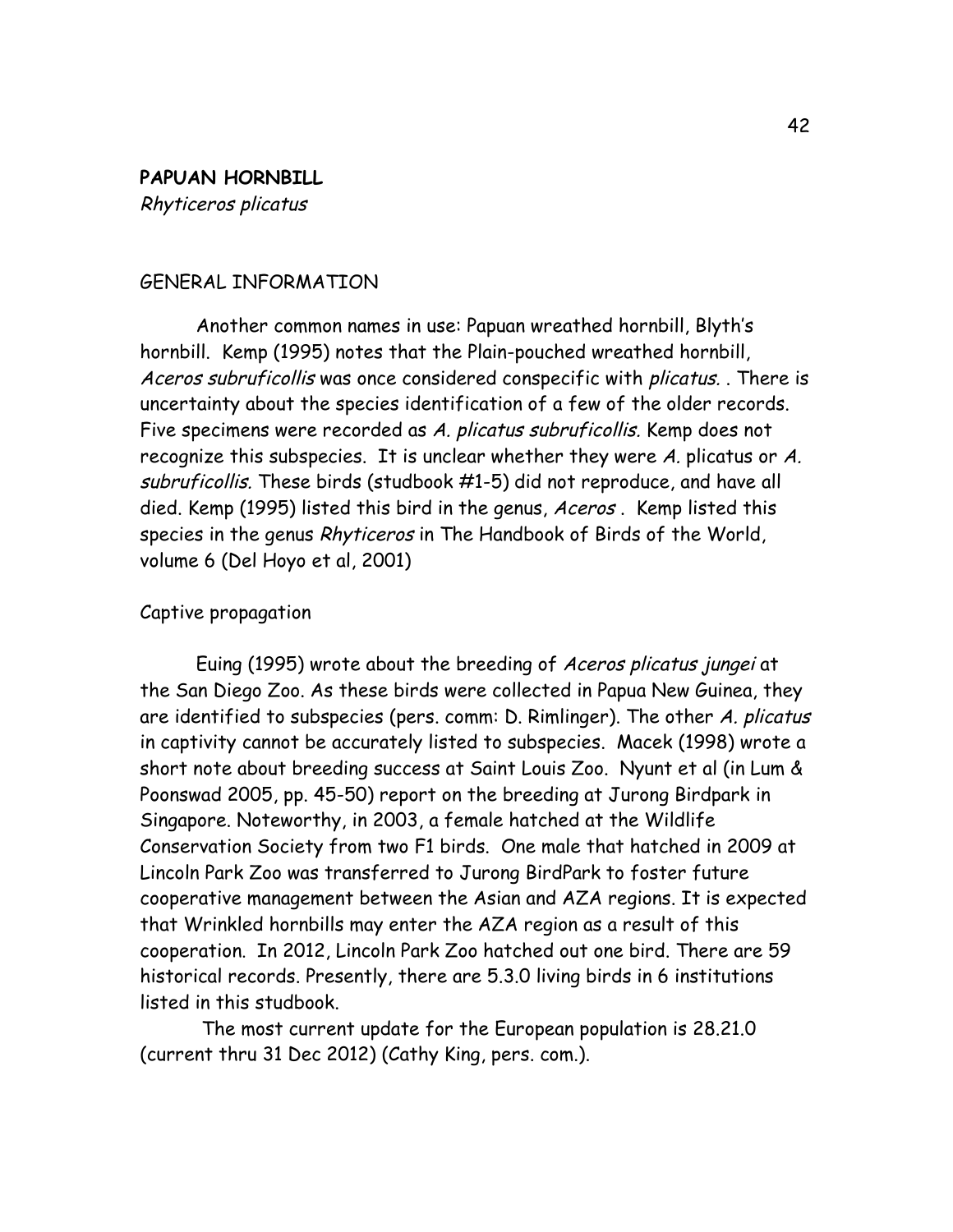**PAPUAN HORNBILL**
*Rhyticeros plicatus*

GENERAL INFORMATION

Another common names in use: Papuan wreathed hornbill, Blyth's hornbill. Kemp (1995) notes that the Plain-pouched wreathed hornbill, *Aceros subruficollis* was once considered conspecific with *plicatus*. . There is uncertainty about the species identification of a few of the older records. Five specimens were recorded as *A. plicatus subruficollis*. Kemp does not recognize this subspecies. It is unclear whether they were *A.* plicatus or *A. subruficollis*. These birds (studbook #1-5) did not reproduce, and have all died. Kemp (1995) listed this bird in the genus, *Aceros* . Kemp listed this species in the genus *Rhyticeros* in The Handbook of Birds of the World, volume 6 (Del Hoyo et al, 2001)

Captive propagation

Euing (1995) wrote about the breeding of *Aceros plicatus jungei* at the San Diego Zoo. As these birds were collected in Papua New Guinea, they are identified to subspecies (pers. comm: D. Rimlinger). The other *A. plicatus* in captivity cannot be accurately listed to subspecies. Macek (1998) wrote a short note about breeding success at Saint Louis Zoo. Nyunt et al (in Lum & Poonswad 2005, pp. 45-50) report on the breeding at Jurong Birdpark in Singapore. Noteworthy, in 2003, a female hatched at the Wildlife Conservation Society from two F1 birds. One male that hatched in 2009 at Lincoln Park Zoo was transferred to Jurong BirdPark to foster future cooperative management between the Asian and AZA regions. It is expected that Wrinkled hornbills may enter the AZA region as a result of this cooperation. In 2012, Lincoln Park Zoo hatched out one bird. There are 59 historical records. Presently, there are 5.3.0 living birds in 6 institutions listed in this studbook.

The most current update for the European population is 28.21.0 (current thru 31 Dec 2012) (Cathy King, pers. com.).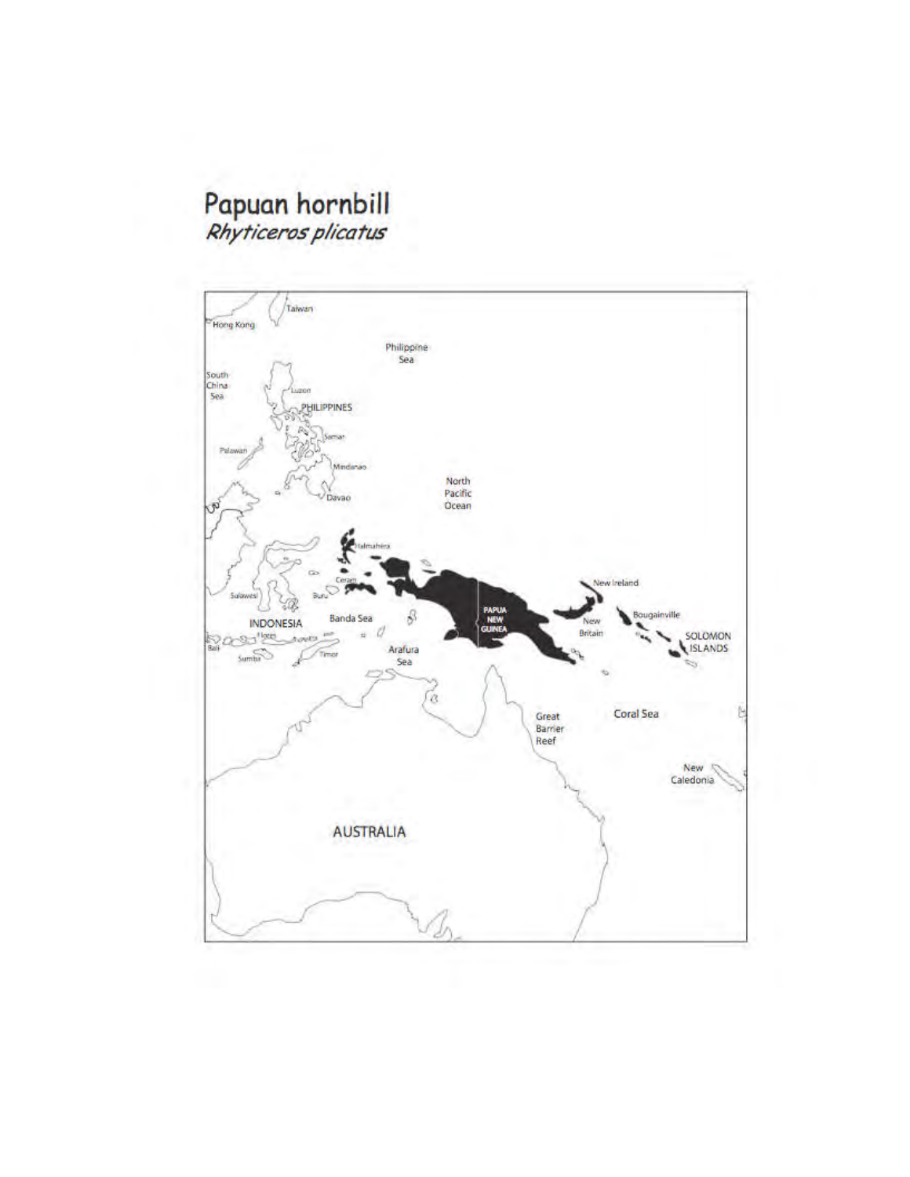# Papuan hornbill

*Rhyticeros plicatus*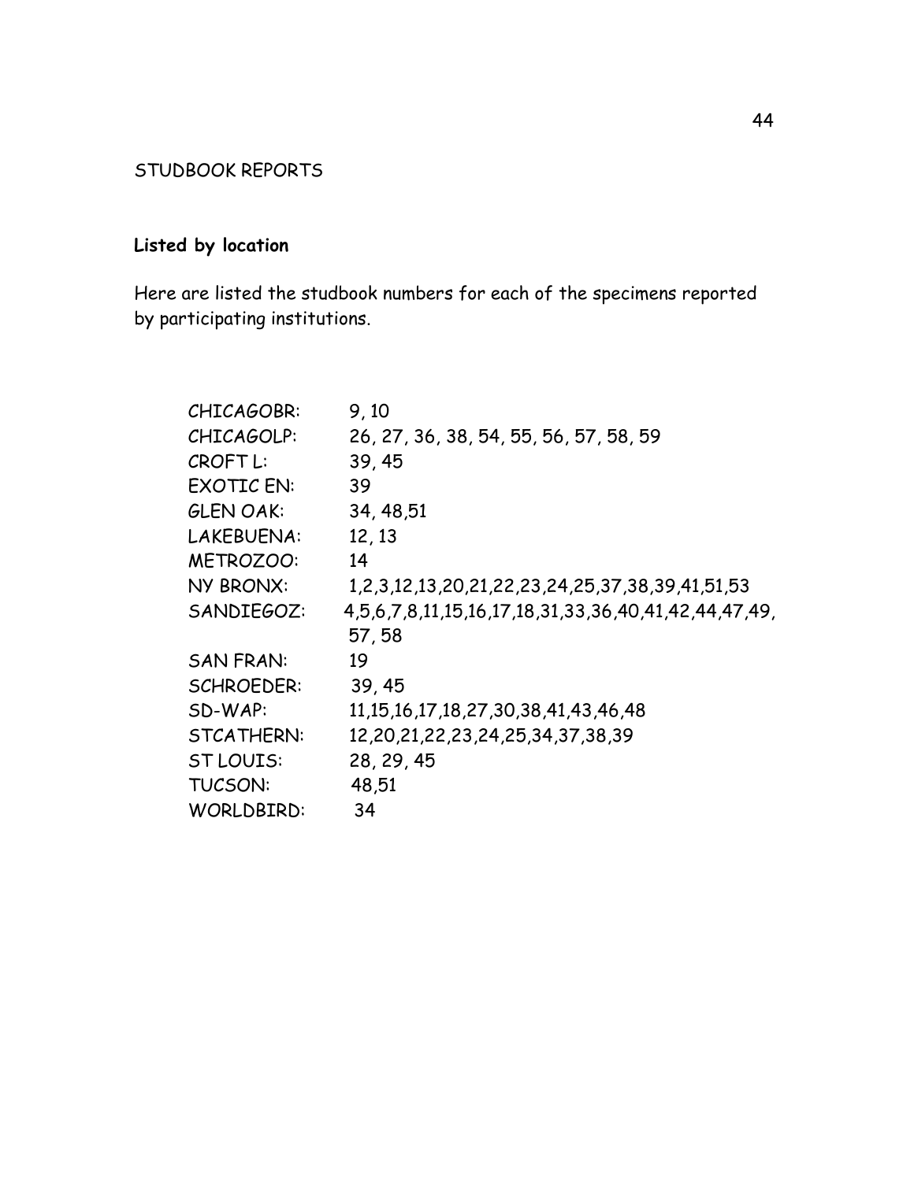STUDBOOK REPORTS

## Listed by location

Here are listed the studbook numbers for each of the specimens reported by participating institutions.

| | |
|---|---|
| CHICAGOBR: | 9, 10 |
| CHICAGOLP: | 26, 27, 36, 38, 54, 55, 56, 57, 58, 59 |
| CROFT L: | 39, 45 |
| EXOTIC EN: | 39 |
| GLEN OAK: | 34, 48,51 |
| LAKEBUENA: | 12, 13 |
| METROZOO: | 14 |
| NY BRONX: | 1,2,3,12,13,20,21,22,23,24,25,37,38,39,41,51,53 |
| SANDIEGOZ: | 4,5,6,7,8,11,15,16,17,18,31,33,36,40,41,42,44,47,49, 57, 58 |
| SAN FRAN: | 19 |
| SCHROEDER: | 39, 45 |
| SD-WAP: | 11,15,16,17,18,27,30,38,41,43,46,48 |
| STCATHERN: | 12,20,21,22,23,24,25,34,37,38,39 |
| ST LOUIS: | 28, 29, 45 |
| TUCSON: | 48,51 |
| WORLDBIRD: | 34 |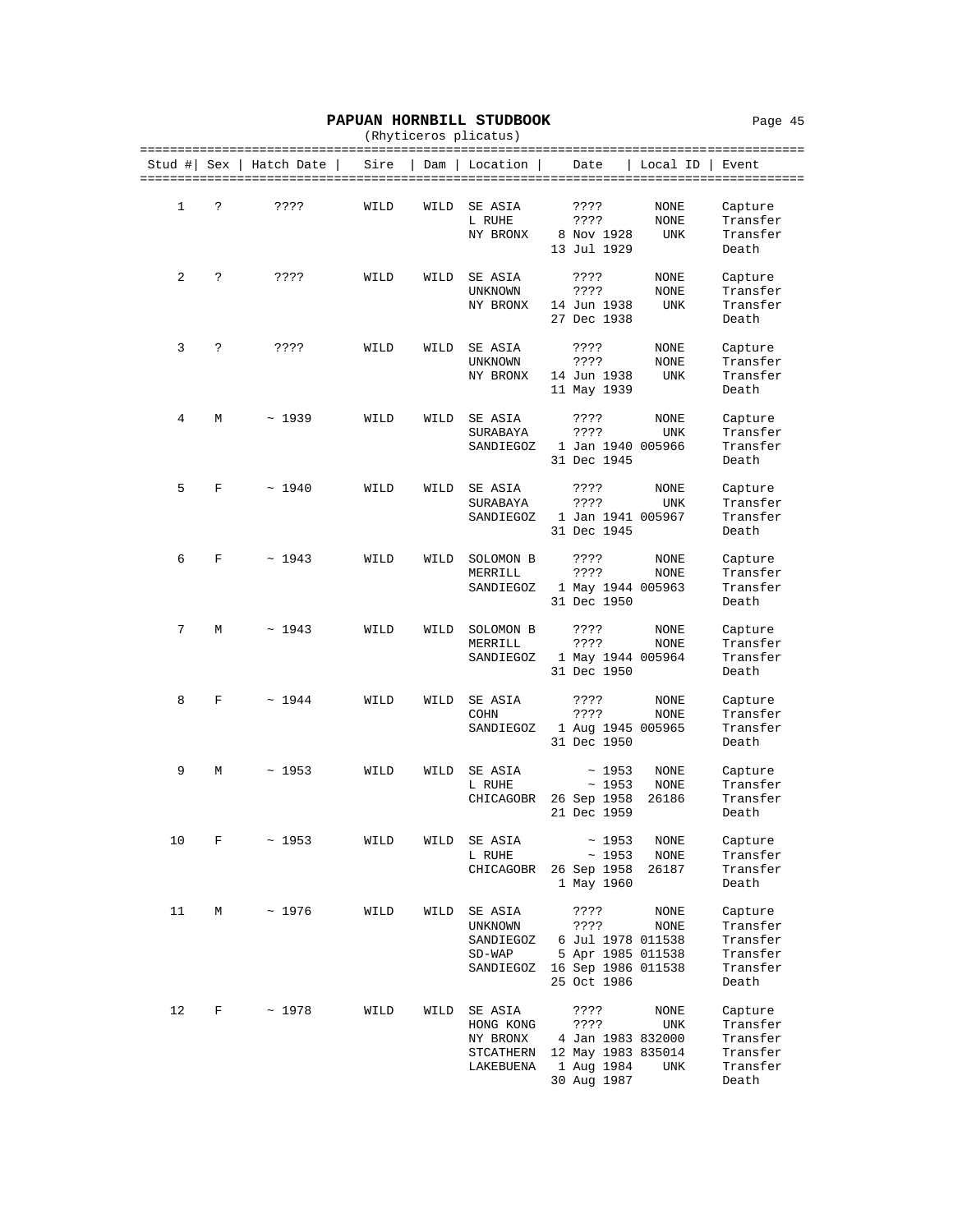# PAPUAN HORNBILL STUDBOOK

(Rhyticeros plicatus)

| Stud # | Sex | Hatch Date | Sire | Dam | Location | Date | Local ID | Event |
|---|---|---|---|---|---|---|---|---|
| 1 | ? | ???? | WILD | WILD | SE ASIA | ???? | NONE | Capture |
| | | | | | L RUHE | ???? | NONE | Transfer |
| | | | | | NY BRONX | 8 Nov 1928 | UNK | Transfer |
| | | | | | | 13 Jul 1929 | | Death |
| 2 | ? | ???? | WILD | WILD | SE ASIA | ???? | NONE | Capture |
| | | | | | UNKNOWN | ???? | NONE | Transfer |
| | | | | | NY BRONX | 14 Jun 1938 | UNK | Transfer |
| | | | | | | 27 Dec 1938 | | Death |
| 3 | ? | ???? | WILD | WILD | SE ASIA | ???? | NONE | Capture |
| | | | | | UNKNOWN | ???? | NONE | Transfer |
| | | | | | NY BRONX | 14 Jun 1938 | UNK | Transfer |
| | | | | | | 11 May 1939 | | Death |
| 4 | M | ~ 1939 | WILD | WILD | SE ASIA | ???? | NONE | Capture |
| | | | | | SURABAYA | ???? | UNK | Transfer |
| | | | | | SANDIEGOZ | 1 Jan 1940 | 005966 | Transfer |
| | | | | | | 31 Dec 1945 | | Death |
| 5 | F | ~ 1940 | WILD | WILD | SE ASIA | ???? | NONE | Capture |
| | | | | | SURABAYA | ???? | UNK | Transfer |
| | | | | | SANDIEGOZ | 1 Jan 1941 | 005967 | Transfer |
| | | | | | | 31 Dec 1945 | | Death |
| 6 | F | ~ 1943 | WILD | WILD | SOLOMON B | ???? | NONE | Capture |
| | | | | | MERRILL | ???? | NONE | Transfer |
| | | | | | SANDIEGOZ | 1 May 1944 | 005963 | Transfer |
| | | | | | | 31 Dec 1950 | | Death |
| 7 | M | ~ 1943 | WILD | WILD | SOLOMON B | ???? | NONE | Capture |
| | | | | | MERRILL | ???? | NONE | Transfer |
| | | | | | SANDIEGOZ | 1 May 1944 | 005964 | Transfer |
| | | | | | | 31 Dec 1950 | | Death |
| 8 | F | ~ 1944 | WILD | WILD | SE ASIA | ???? | NONE | Capture |
| | | | | | COHN | ???? | NONE | Transfer |
| | | | | | SANDIEGOZ | 1 Aug 1945 | 005965 | Transfer |
| | | | | | | 31 Dec 1950 | | Death |
| 9 | M | ~ 1953 | WILD | WILD | SE ASIA | ~ 1953 | NONE | Capture |
| | | | | | L RUHE | ~ 1953 | NONE | Transfer |
| | | | | | CHICAGOBR | 26 Sep 1958 | 26186 | Transfer |
| | | | | | | 21 Dec 1959 | | Death |
| 10 | F | ~ 1953 | WILD | WILD | SE ASIA | ~ 1953 | NONE | Capture |
| | | | | | L RUHE | ~ 1953 | NONE | Transfer |
| | | | | | CHICAGOBR | 26 Sep 1958 | 26187 | Transfer |
| | | | | | | 1 May 1960 | | Death |
| 11 | M | ~ 1976 | WILD | WILD | SE ASIA | ???? | NONE | Capture |
| | | | | | UNKNOWN | ???? | NONE | Transfer |
| | | | | | SANDIEGOZ | 6 Jul 1978 | 011538 | Transfer |
| | | | | | SD-WAP | 5 Apr 1985 | 011538 | Transfer |
| | | | | | SANDIEGOZ | 16 Sep 1986 | 011538 | Transfer |
| | | | | | | 25 Oct 1986 | | Death |
| 12 | F | ~ 1978 | WILD | WILD | SE ASIA | ???? | NONE | Capture |
| | | | | | HONG KONG | ???? | UNK | Transfer |
| | | | | | NY BRONX | 4 Jan 1983 | 832000 | Transfer |
| | | | | | STCATHERN | 12 May 1983 | 835014 | Transfer |
| | | | | | LAKEBUENA | 1 Aug 1984 | UNK | Transfer |
| | | | | | | 30 Aug 1987 | | Death |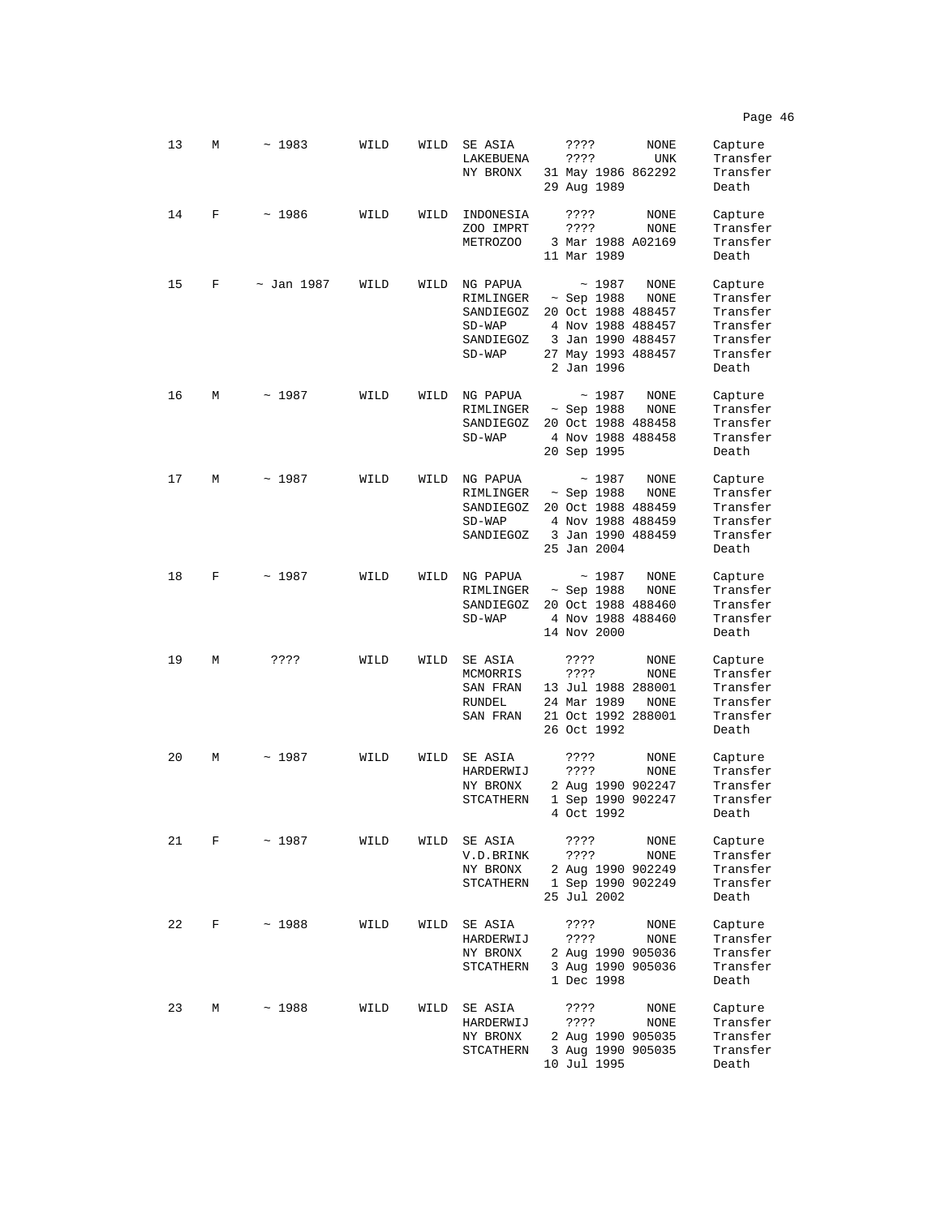| | | | | | | | | | |
|---|---|---|---|---|---|---|---|---|---|
| 13 | M | ~ 1983 | WILD | WILD | SE ASIA | ???? | NONE | Capture |
| | | | | | LAKEBUENA | ???? | UNK | Transfer |
| | | | | | NY BRONX | 31 May 1986 | 862292 | Transfer |
| | | | | | | 29 Aug 1989 | | Death |
| 14 | F | ~ 1986 | WILD | WILD | INDONESIA | ???? | NONE | Capture |
| | | | | | ZOO IMPRT | ???? | NONE | Transfer |
| | | | | | METROZOO | 3 Mar 1988 | A02169 | Transfer |
| | | | | | | 11 Mar 1989 | | Death |
| 15 | F | ~ Jan 1987 | WILD | WILD | NG PAPUA | ~ 1987 | NONE | Capture |
| | | | | | RIMLINGER | ~ Sep 1988 | NONE | Transfer |
| | | | | | SANDIEGOZ | 20 Oct 1988 | 488457 | Transfer |
| | | | | | SD-WAP | 4 Nov 1988 | 488457 | Transfer |
| | | | | | SANDIEGOZ | 3 Jan 1990 | 488457 | Transfer |
| | | | | | SD-WAP | 27 May 1993 | 488457 | Transfer |
| | | | | | | 2 Jan 1996 | | Death |
| 16 | M | ~ 1987 | WILD | WILD | NG PAPUA | ~ 1987 | NONE | Capture |
| | | | | | RIMLINGER | ~ Sep 1988 | NONE | Transfer |
| | | | | | SANDIEGOZ | 20 Oct 1988 | 488458 | Transfer |
| | | | | | SD-WAP | 4 Nov 1988 | 488458 | Transfer |
| | | | | | | 20 Sep 1995 | | Death |
| 17 | M | ~ 1987 | WILD | WILD | NG PAPUA | ~ 1987 | NONE | Capture |
| | | | | | RIMLINGER | ~ Sep 1988 | NONE | Transfer |
| | | | | | SANDIEGOZ | 20 Oct 1988 | 488459 | Transfer |
| | | | | | SD-WAP | 4 Nov 1988 | 488459 | Transfer |
| | | | | | SANDIEGOZ | 3 Jan 1990 | 488459 | Transfer |
| | | | | | | 25 Jan 2004 | | Death |
| 18 | F | ~ 1987 | WILD | WILD | NG PAPUA | ~ 1987 | NONE | Capture |
| | | | | | RIMLINGER | ~ Sep 1988 | NONE | Transfer |
| | | | | | SANDIEGOZ | 20 Oct 1988 | 488460 | Transfer |
| | | | | | SD-WAP | 4 Nov 1988 | 488460 | Transfer |
| | | | | | | 14 Nov 2000 | | Death |
| 19 | M | ???? | WILD | WILD | SE ASIA | ???? | NONE | Capture |
| | | | | | MCMORRIS | ???? | NONE | Transfer |
| | | | | | SAN FRAN | 13 Jul 1988 | 288001 | Transfer |
| | | | | | RUNDEL | 24 Mar 1989 | NONE | Transfer |
| | | | | | SAN FRAN | 21 Oct 1992 | 288001 | Transfer |
| | | | | | | 26 Oct 1992 | | Death |
| 20 | M | ~ 1987 | WILD | WILD | SE ASIA | ???? | NONE | Capture |
| | | | | | HARDERWIJ | ???? | NONE | Transfer |
| | | | | | NY BRONX | 2 Aug 1990 | 902247 | Transfer |
| | | | | | STCATHERN | 1 Sep 1990 | 902247 | Transfer |
| | | | | | | 4 Oct 1992 | | Death |
| 21 | F | ~ 1987 | WILD | WILD | SE ASIA | ???? | NONE | Capture |
| | | | | | V.D.BRINK | ???? | NONE | Transfer |
| | | | | | NY BRONX | 2 Aug 1990 | 902249 | Transfer |
| | | | | | STCATHERN | 1 Sep 1990 | 902249 | Transfer |
| | | | | | | 25 Jul 2002 | | Death |
| 22 | F | ~ 1988 | WILD | WILD | SE ASIA | ???? | NONE | Capture |
| | | | | | HARDERWIJ | ???? | NONE | Transfer |
| | | | | | NY BRONX | 2 Aug 1990 | 905036 | Transfer |
| | | | | | STCATHERN | 3 Aug 1990 | 905036 | Transfer |
| | | | | | | 1 Dec 1998 | | Death |
| 23 | M | ~ 1988 | WILD | WILD | SE ASIA | ???? | NONE | Capture |
| | | | | | HARDERWIJ | ???? | NONE | Transfer |
| | | | | | NY BRONX | 2 Aug 1990 | 905035 | Transfer |
| | | | | | STCATHERN | 3 Aug 1990 | 905035 | Transfer |
| | | | | | | 10 Jul 1995 | | Death |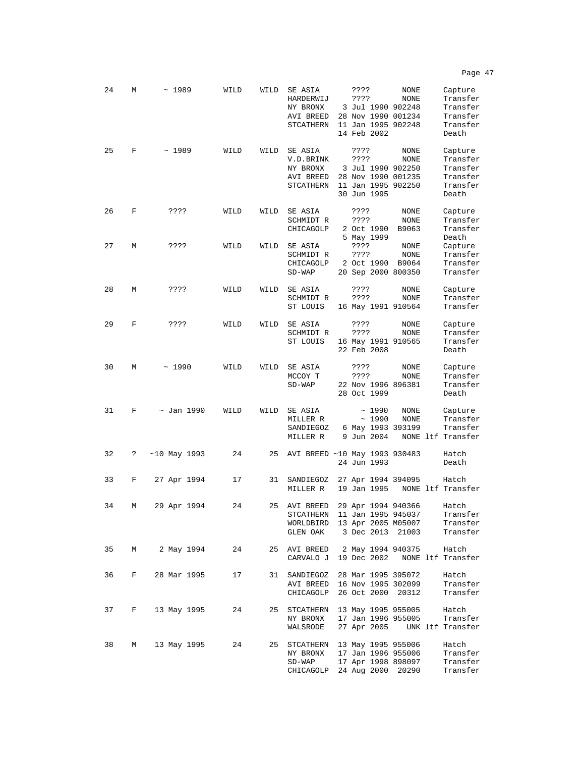| | | | | | | | | |
|---|---|---|---|---|---|---|---|---|
| 24 | M | ~ 1989 | WILD | WILD | SE ASIA | ???? | NONE | Capture |
| | | | | | HARDERWIJ | ???? | NONE | Transfer |
| | | | | | NY BRONX | 3 Jul 1990 | 902248 | Transfer |
| | | | | | AVI BREED | 28 Nov 1990 | 001234 | Transfer |
| | | | | | STCATHERN | 11 Jan 1995 | 902248 | Transfer |
| | | | | | | 14 Feb 2002 | | Death |
| 25 | F | ~ 1989 | WILD | WILD | SE ASIA | ???? | NONE | Capture |
| | | | | | V.D.BRINK | ???? | NONE | Transfer |
| | | | | | NY BRONX | 3 Jul 1990 | 902250 | Transfer |
| | | | | | AVI BREED | 28 Nov 1990 | 001235 | Transfer |
| | | | | | STCATHERN | 11 Jan 1995 | 902250 | Transfer |
| | | | | | | 30 Jun 1995 | | Death |
| 26 | F | ???? | WILD | WILD | SE ASIA | ???? | NONE | Capture |
| | | | | | SCHMIDT R | ???? | NONE | Transfer |
| | | | | | CHICAGOLP | 2 Oct 1990 | B9063 | Transfer |
| | | | | | | 5 May 1999 | | Death |
| 27 | M | ???? | WILD | WILD | SE ASIA | ???? | NONE | Capture |
| | | | | | SCHMIDT R | ???? | NONE | Transfer |
| | | | | | CHICAGOLP | 2 Oct 1990 | B9064 | Transfer |
| | | | | | SD-WAP | 20 Sep 2000 | 800350 | Transfer |
| 28 | M | ???? | WILD | WILD | SE ASIA | ???? | NONE | Capture |
| | | | | | SCHMIDT R | ???? | NONE | Transfer |
| | | | | | ST LOUIS | 16 May 1991 | 910564 | Transfer |
| 29 | F | ???? | WILD | WILD | SE ASIA | ???? | NONE | Capture |
| | | | | | SCHMIDT R | ???? | NONE | Transfer |
| | | | | | ST LOUIS | 16 May 1991 | 910565 | Transfer |
| | | | | | | 22 Feb 2008 | | Death |
| 30 | M | ~ 1990 | WILD | WILD | SE ASIA | ???? | NONE | Capture |
| | | | | | MCCOY T | ???? | NONE | Transfer |
| | | | | | SD-WAP | 22 Nov 1996 | 896381 | Transfer |
| | | | | | | 28 Oct 1999 | | Death |
| 31 | F | ~ Jan 1990 | WILD | WILD | SE ASIA | ~ 1990 | NONE | Capture |
| | | | | | MILLER R | ~ 1990 | NONE | Transfer |
| | | | | | SANDIEGOZ | 6 May 1993 | 393199 | Transfer |
| | | | | | MILLER R | 9 Jun 2004 | NONE ltf | Transfer |
| 32 | ? | ~10 May 1993 | 24 | 25 | AVI BREED | ~10 May 1993 | 930483 | Hatch |
| | | | | | | 24 Jun 1993 | | Death |
| 33 | F | 27 Apr 1994 | 17 | 31 | SANDIEGOZ | 27 Apr 1994 | 394095 | Hatch |
| | | | | | MILLER R | 19 Jan 1995 | NONE ltf | Transfer |
| 34 | M | 29 Apr 1994 | 24 | 25 | AVI BREED | 29 Apr 1994 | 940366 | Hatch |
| | | | | | STCATHERN | 11 Jan 1995 | 945037 | Transfer |
| | | | | | WORLDBIRD | 13 Apr 2005 | M05007 | Transfer |
| | | | | | GLEN OAK | 3 Dec 2013 | 21003 | Transfer |
| 35 | M | 2 May 1994 | 24 | 25 | AVI BREED | 2 May 1994 | 940375 | Hatch |
| | | | | | CARVALO J | 19 Dec 2002 | NONE ltf | Transfer |
| 36 | F | 28 Mar 1995 | 17 | 31 | SANDIEGOZ | 28 Mar 1995 | 395072 | Hatch |
| | | | | | AVI BREED | 16 Nov 1995 | 302099 | Transfer |
| | | | | | CHICAGOLP | 26 Oct 2000 | 20312 | Transfer |
| 37 | F | 13 May 1995 | 24 | 25 | STCATHERN | 13 May 1995 | 955005 | Hatch |
| | | | | | NY BRONX | 17 Jan 1996 | 955005 | Transfer |
| | | | | | WALSRODE | 27 Apr 2005 | UNK ltf | Transfer |
| 38 | M | 13 May 1995 | 24 | 25 | STCATHERN | 13 May 1995 | 955006 | Hatch |
| | | | | | NY BRONX | 17 Jan 1996 | 955006 | Transfer |
| | | | | | SD-WAP | 17 Apr 1998 | 898097 | Transfer |
| | | | | | CHICAGOLP | 24 Aug 2000 | 20290 | Transfer |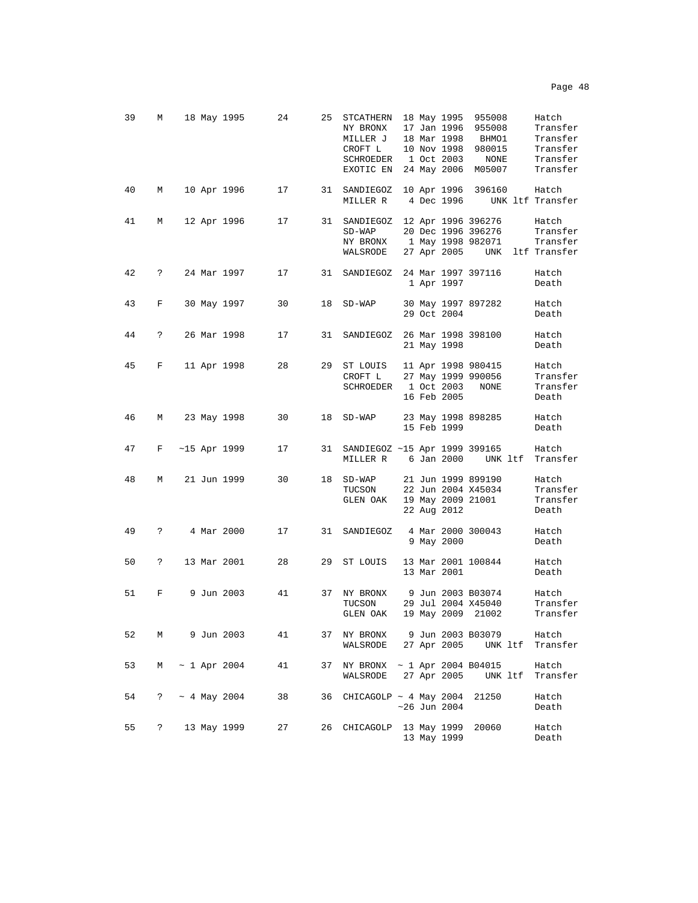| | | | | | | | | |
|---|---|---|---|---|---|---|---|---|
| 39 | M | 18 May 1995 | 24 | 25 | STCATHERN | 18 May 1995 | 955008 | Hatch |
| | | | | | NY BRONX | 17 Jan 1996 | 955008 | Transfer |
| | | | | | MILLER J | 18 Mar 1998 | BHMO1 | Transfer |
| | | | | | CROFT L | 10 Nov 1998 | 980015 | Transfer |
| | | | | | SCHROEDER | 1 Oct 2003 | NONE | Transfer |
| | | | | | EXOTIC EN | 24 May 2006 | M05007 | Transfer |
| 40 | M | 10 Apr 1996 | 17 | 31 | SANDIEGOZ | 10 Apr 1996 | 396160 | Hatch |
| | | | | | MILLER R | 4 Dec 1996 | UNK ltf | Transfer |
| 41 | M | 12 Apr 1996 | 17 | 31 | SANDIEGOZ | 12 Apr 1996 | 396276 | Hatch |
| | | | | | SD-WAP | 20 Dec 1996 | 396276 | Transfer |
| | | | | | NY BRONX | 1 May 1998 | 982071 | Transfer |
| | | | | | WALSRODE | 27 Apr 2005 | UNK ltf | Transfer |
| 42 | ? | 24 Mar 1997 | 17 | 31 | SANDIEGOZ | 24 Mar 1997 | 397116 | Hatch |
| | | | | | | 1 Apr 1997 | | Death |
| 43 | F | 30 May 1997 | 30 | 18 | SD-WAP | 30 May 1997 | 897282 | Hatch |
| | | | | | | 29 Oct 2004 | | Death |
| 44 | ? | 26 Mar 1998 | 17 | 31 | SANDIEGOZ | 26 Mar 1998 | 398100 | Hatch |
| | | | | | | 21 May 1998 | | Death |
| 45 | F | 11 Apr 1998 | 28 | 29 | ST LOUIS | 11 Apr 1998 | 980415 | Hatch |
| | | | | | CROFT L | 27 May 1999 | 990056 | Transfer |
| | | | | | SCHROEDER | 1 Oct 2003 | NONE | Transfer |
| | | | | | | 16 Feb 2005 | | Death |
| 46 | M | 23 May 1998 | 30 | 18 | SD-WAP | 23 May 1998 | 898285 | Hatch |
| | | | | | | 15 Feb 1999 | | Death |
| 47 | F | ~15 Apr 1999 | 17 | 31 | SANDIEGOZ | ~15 Apr 1999 | 399165 | Hatch |
| | | | | | MILLER R | 6 Jan 2000 | UNK ltf | Transfer |
| 48 | M | 21 Jun 1999 | 30 | 18 | SD-WAP | 21 Jun 1999 | 899190 | Hatch |
| | | | | | TUCSON | 22 Jun 2004 | X45034 | Transfer |
| | | | | | GLEN OAK | 19 May 2009 | 21001 | Transfer |
| | | | | | | 22 Aug 2012 | | Death |
| 49 | ? | 4 Mar 2000 | 17 | 31 | SANDIEGOZ | 4 Mar 2000 | 300043 | Hatch |
| | | | | | | 9 May 2000 | | Death |
| 50 | ? | 13 Mar 2001 | 28 | 29 | ST LOUIS | 13 Mar 2001 | 100844 | Hatch |
| | | | | | | 13 Mar 2001 | | Death |
| 51 | F | 9 Jun 2003 | 41 | 37 | NY BRONX | 9 Jun 2003 | B03074 | Hatch |
| | | | | | TUCSON | 29 Jul 2004 | X45040 | Transfer |
| | | | | | GLEN OAK | 19 May 2009 | 21002 | Transfer |
| 52 | M | 9 Jun 2003 | 41 | 37 | NY BRONX | 9 Jun 2003 | B03079 | Hatch |
| | | | | | WALSRODE | 27 Apr 2005 | UNK ltf | Transfer |
| 53 | M | ~ 1 Apr 2004 | 41 | 37 | NY BRONX | ~ 1 Apr 2004 | B04015 | Hatch |
| | | | | | WALSRODE | 27 Apr 2005 | UNK ltf | Transfer |
| 54 | ? | ~ 4 May 2004 | 38 | 36 | CHICAGOLP | ~ 4 May 2004 | 21250 | Hatch |
| | | | | | | ~26 Jun 2004 | | Death |
| 55 | ? | 13 May 1999 | 27 | 26 | CHICAGOLP | 13 May 1999 | 20060 | Hatch |
| | | | | | | 13 May 1999 | | Death |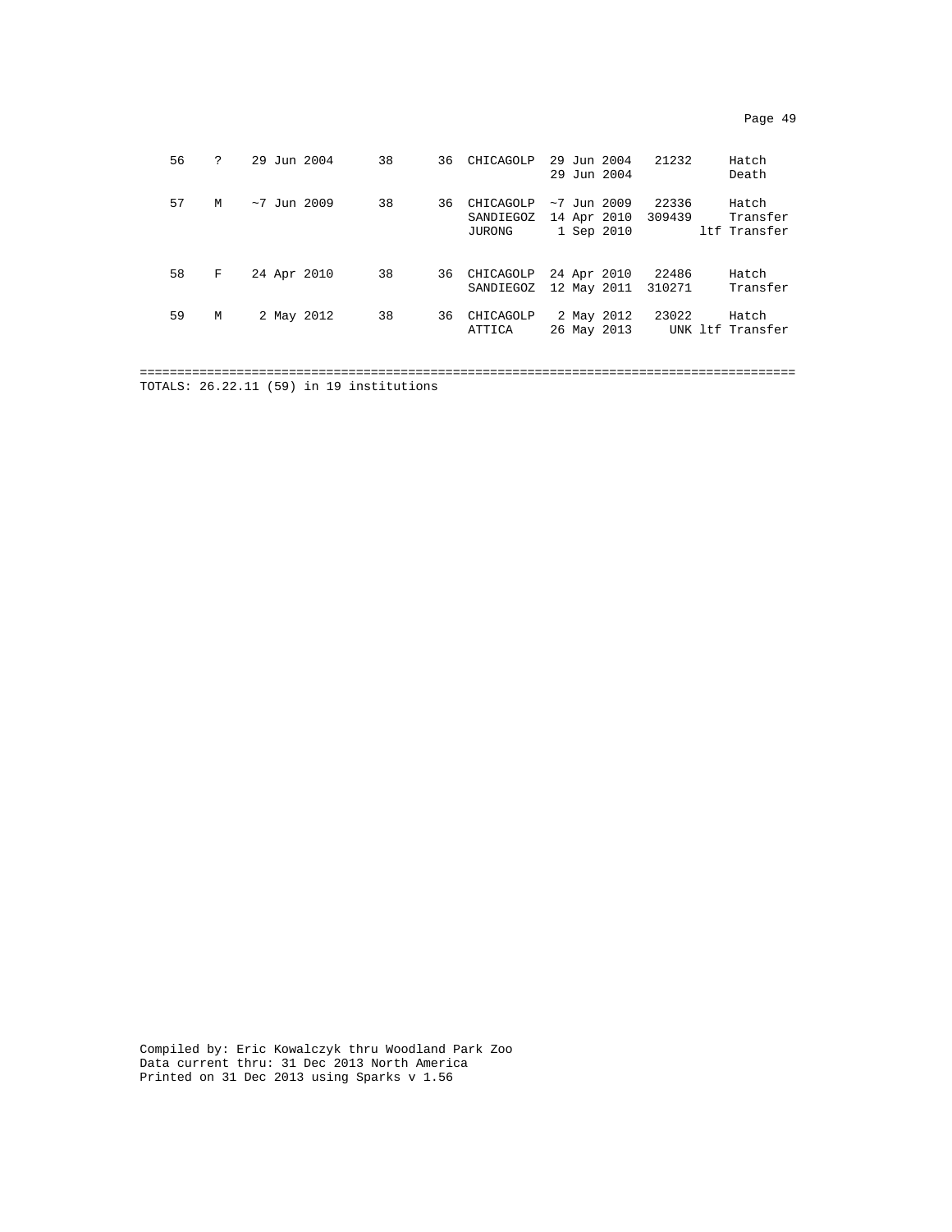| Stud # | Sex | Hatch Date | Sire | Dam | Location | Date | Local ID | Event |
|---|---|---|---|---|---|---|---|---|
| 56 | ? | 29 Jun 2004 | 38 | 36 | CHICAGOLP | 29 Jun 2004 | 21232 | Hatch |
| | | | | | | 29 Jun 2004 | | Death |
| 57 | M | ~7 Jun 2009 | 38 | 36 | CHICAGOLP | ~7 Jun 2009 | 22336 | Hatch |
| | | | | | SANDIEGOZ | 14 Apr 2010 | 309439 | Transfer |
| | | | | | JURONG | 1 Sep 2010 | | ltf Transfer |
| 58 | F | 24 Apr 2010 | 38 | 36 | CHICAGOLP | 24 Apr 2010 | 22486 | Hatch |
| | | | | | SANDIEGOZ | 12 May 2011 | 310271 | Transfer |
| 59 | M | 2 May 2012 | 38 | 36 | CHICAGOLP | 2 May 2012 | 23022 | Hatch |
| | | | | | ATTICA | 26 May 2013 | UNK | ltf Transfer |

TOTALS: 26.22.11 (59) in 19 institutions

Compiled by: Eric Kowalczyk thru Woodland Park Zoo
Data current thru: 31 Dec 2013 North America
Printed on 31 Dec 2013 using Sparks v 1.56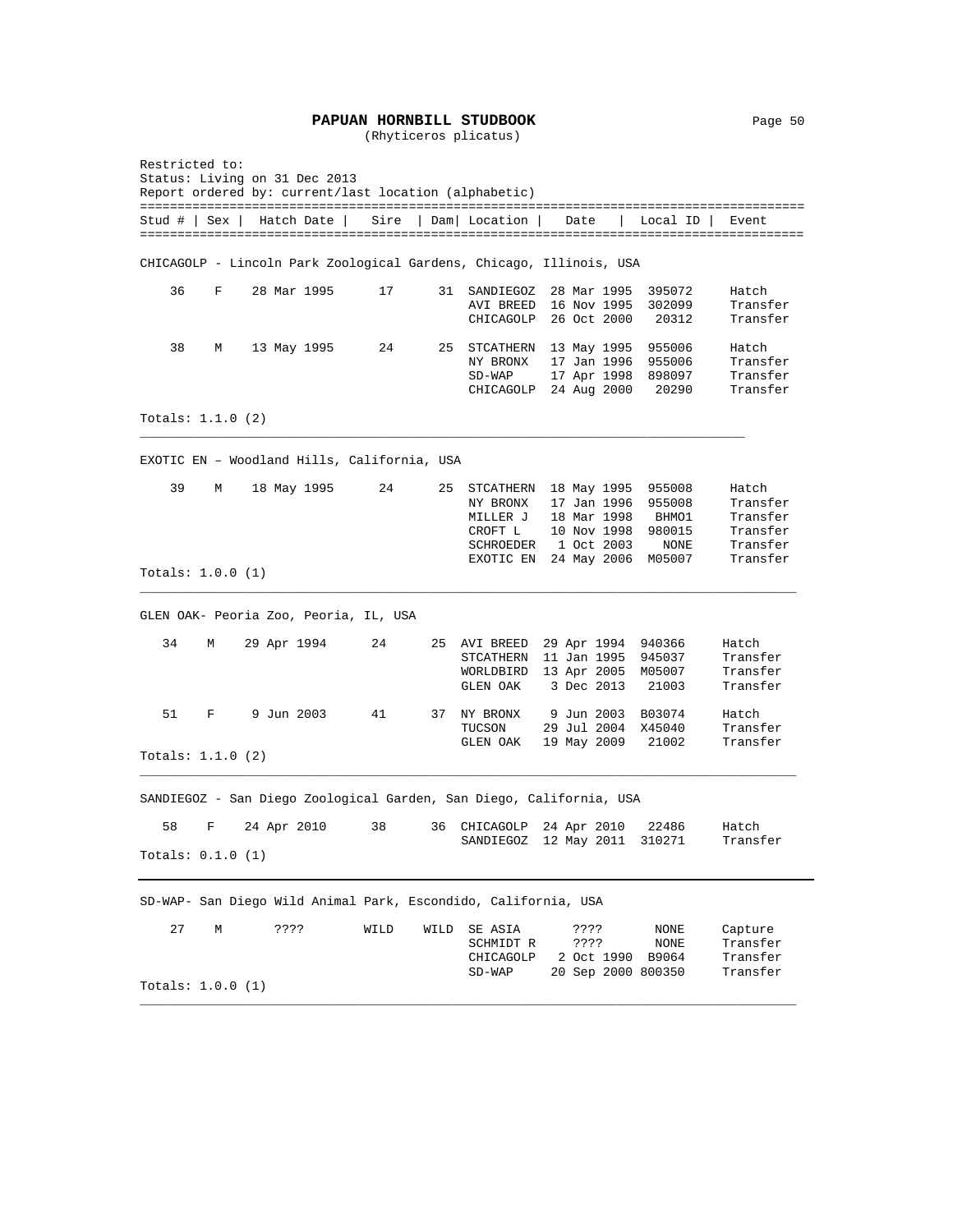# PAPUAN HORNBILL STUDBOOK
(Rhyticeros plicatus)

Restricted to:
Status: Living on 31 Dec 2013
Report ordered by: current/last location (alphabetic)

| Stud # | Sex | Hatch Date | Sire | Dam | Location | Date | Local ID | Event |
|---|---|---|---|---|---|---|---|---|
| **CHICAGOLP - Lincoln Park Zoological Gardens, Chicago, Illinois, USA** | | | | | | | | |
| 36 | F | 28 Mar 1995 | 17 | 31 | SANDIEGOZ | 28 Mar 1995 | 395072 | Hatch |
| | | | | | AVI BREED | 16 Nov 1995 | 302099 | Transfer |
| | | | | | CHICAGOLP | 26 Oct 2000 | 20312 | Transfer |
| 38 | M | 13 May 1995 | 24 | 25 | STCATHERN | 13 May 1995 | 955006 | Hatch |
| | | | | | NY BRONX | 17 Jan 1996 | 955006 | Transfer |
| | | | | | SD-WAP | 17 Apr 1998 | 898097 | Transfer |
| | | | | | CHICAGOLP | 24 Aug 2000 | 20290 | Transfer |
| Totals: 1.1.0 (2) | | | | | | | | |
| **EXOTIC EN – Woodland Hills, California, USA** | | | | | | | | |
| 39 | M | 18 May 1995 | 24 | 25 | STCATHERN | 18 May 1995 | 955008 | Hatch |
| | | | | | NY BRONX | 17 Jan 1996 | 955008 | Transfer |
| | | | | | MILLER J | 18 Mar 1998 | BHMO1 | Transfer |
| | | | | | CROFT L | 10 Nov 1998 | 980015 | Transfer |
| | | | | | SCHROEDER | 1 Oct 2003 | NONE | Transfer |
| | | | | | EXOTIC EN | 24 May 2006 | M05007 | Transfer |
| Totals: 1.0.0 (1) | | | | | | | | |
| **GLEN OAK- Peoria Zoo, Peoria, IL, USA** | | | | | | | | |
| 34 | M | 29 Apr 1994 | 24 | 25 | AVI BREED | 29 Apr 1994 | 940366 | Hatch |
| | | | | | STCATHERN | 11 Jan 1995 | 945037 | Transfer |
| | | | | | WORLDBIRD | 13 Apr 2005 | M05007 | Transfer |
| | | | | | GLEN OAK | 3 Dec 2013 | 21003 | Transfer |
| 51 | F | 9 Jun 2003 | 41 | 37 | NY BRONX | 9 Jun 2003 | B03074 | Hatch |
| | | | | | TUCSON | 29 Jul 2004 | X45040 | Transfer |
| | | | | | GLEN OAK | 19 May 2009 | 21002 | Transfer |
| Totals: 1.1.0 (2) | | | | | | | | |
| **SANDIEGOZ - San Diego Zoological Garden, San Diego, California, USA** | | | | | | | | |
| 58 | F | 24 Apr 2010 | 38 | 36 | CHICAGOLP | 24 Apr 2010 | 22486 | Hatch |
| | | | | | SANDIEGOZ | 12 May 2011 | 310271 | Transfer |
| Totals: 0.1.0 (1) | | | | | | | | |
| **SD-WAP- San Diego Wild Animal Park, Escondido, California, USA** | | | | | | | | |
| 27 | M | ???? | WILD | WILD | SE ASIA | ???? | NONE | Capture |
| | | | | | SCHMIDT R | ???? | NONE | Transfer |
| | | | | | CHICAGOLP | 2 Oct 1990 | B9064 | Transfer |
| | | | | | SD-WAP | 20 Sep 2000 | 800350 | Transfer |
| Totals: 1.0.0 (1) | | | | | | | | |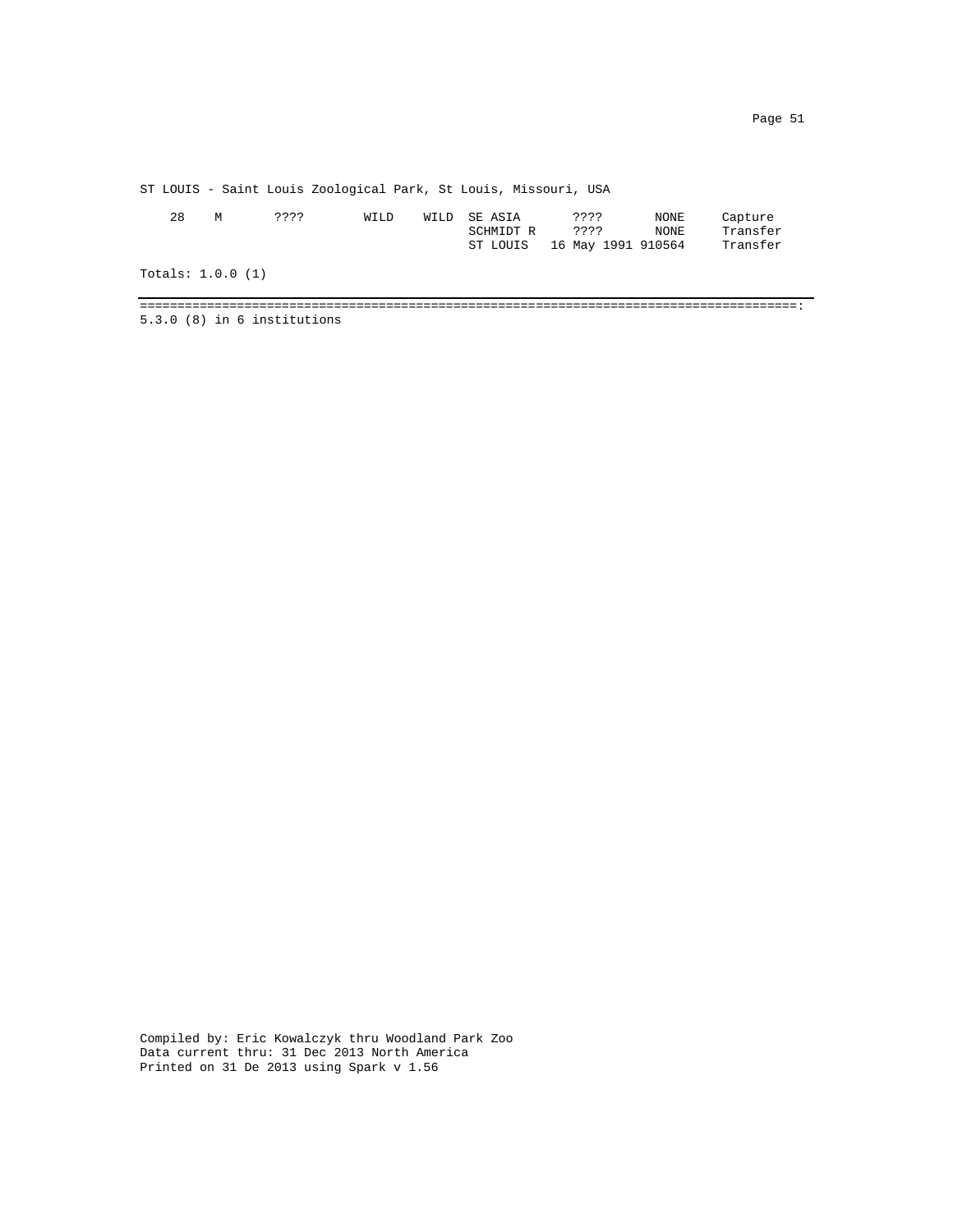ST LOUIS - Saint Louis Zoological Park, St Louis, Missouri, USA

```
   28    M       ????        WILD    WILD  SE ASIA      ????        NONE     Capture
                                           SCHMIDT R    ????        NONE     Transfer
                                           ST LOUIS   16 May 1991 910564     Transfer
```

Totals: 1.0.0 (1)

==========================================================================================:
5.3.0 (8) in 6 institutions

Compiled by: Eric Kowalczyk thru Woodland Park Zoo
Data current thru: 31 Dec 2013 North America
Printed on 31 De 2013 using Spark v 1.56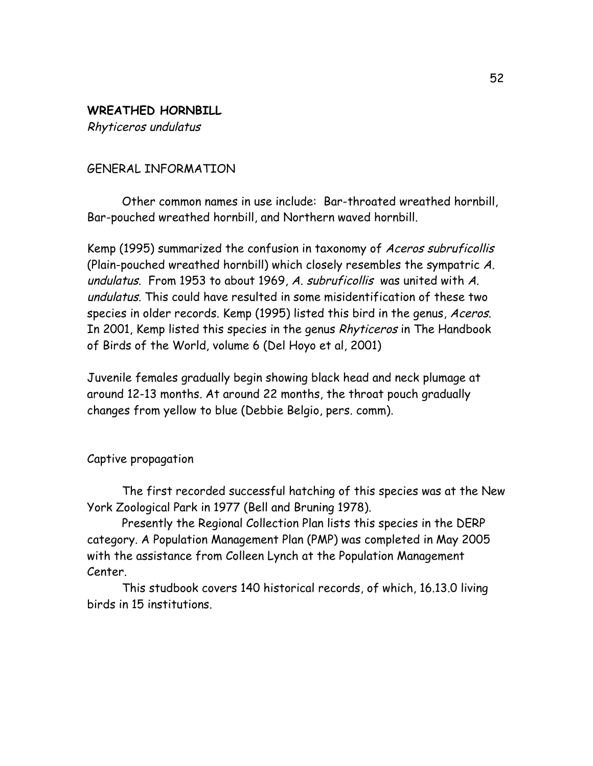**WREATHED HORNBILL**
*Rhyticeros undulatus*

GENERAL INFORMATION

Other common names in use include: Bar-throated wreathed hornbill, Bar-pouched wreathed hornbill, and Northern waved hornbill.

Kemp (1995) summarized the confusion in taxonomy of *Aceros subruficollis* (Plain-pouched wreathed hornbill) which closely resembles the sympatric *A. undulatus.* From 1953 to about 1969, *A. subruficollis* was united with *A. undulatus.* This could have resulted in some misidentification of these two species in older records. Kemp (1995) listed this bird in the genus, *Aceros.* In 2001, Kemp listed this species in the genus *Rhyticeros* in The Handbook of Birds of the World, volume 6 (Del Hoyo et al, 2001)

Juvenile females gradually begin showing black head and neck plumage at around 12-13 months. At around 22 months, the throat pouch gradually changes from yellow to blue (Debbie Belgio, pers. comm).

Captive propagation

The first recorded successful hatching of this species was at the New York Zoological Park in 1977 (Bell and Bruning 1978).

Presently the Regional Collection Plan lists this species in the DERP category. A Population Management Plan (PMP) was completed in May 2005 with the assistance from Colleen Lynch at the Population Management Center.

This studbook covers 140 historical records, of which, 16.13.0 living birds in 15 institutions.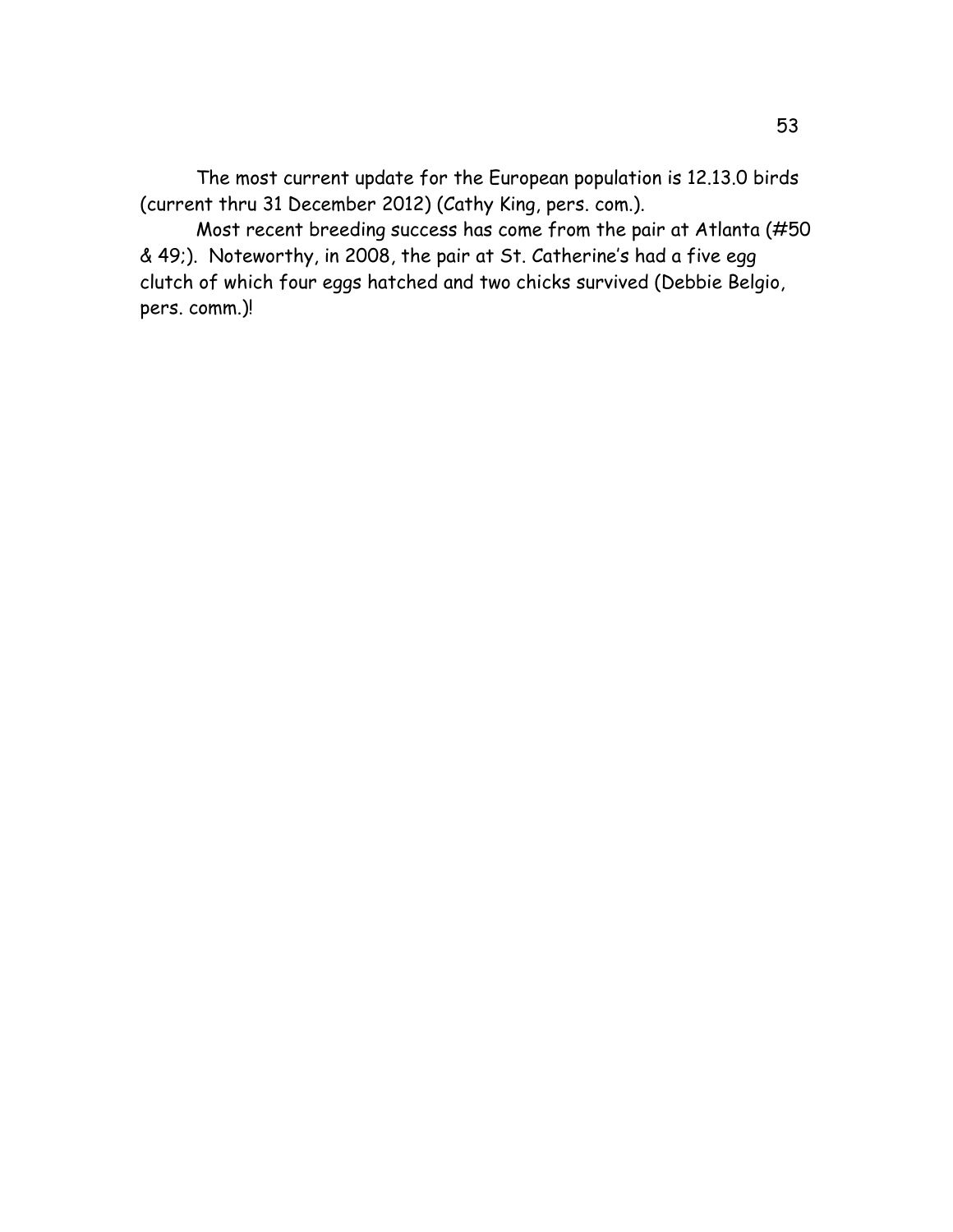The most current update for the European population is 12.13.0 birds (current thru 31 December 2012) (Cathy King, pers. com.).

Most recent breeding success has come from the pair at Atlanta (#50 & 49;). Noteworthy, in 2008, the pair at St. Catherine's had a five egg clutch of which four eggs hatched and two chicks survived (Debbie Belgio, pers. comm.)!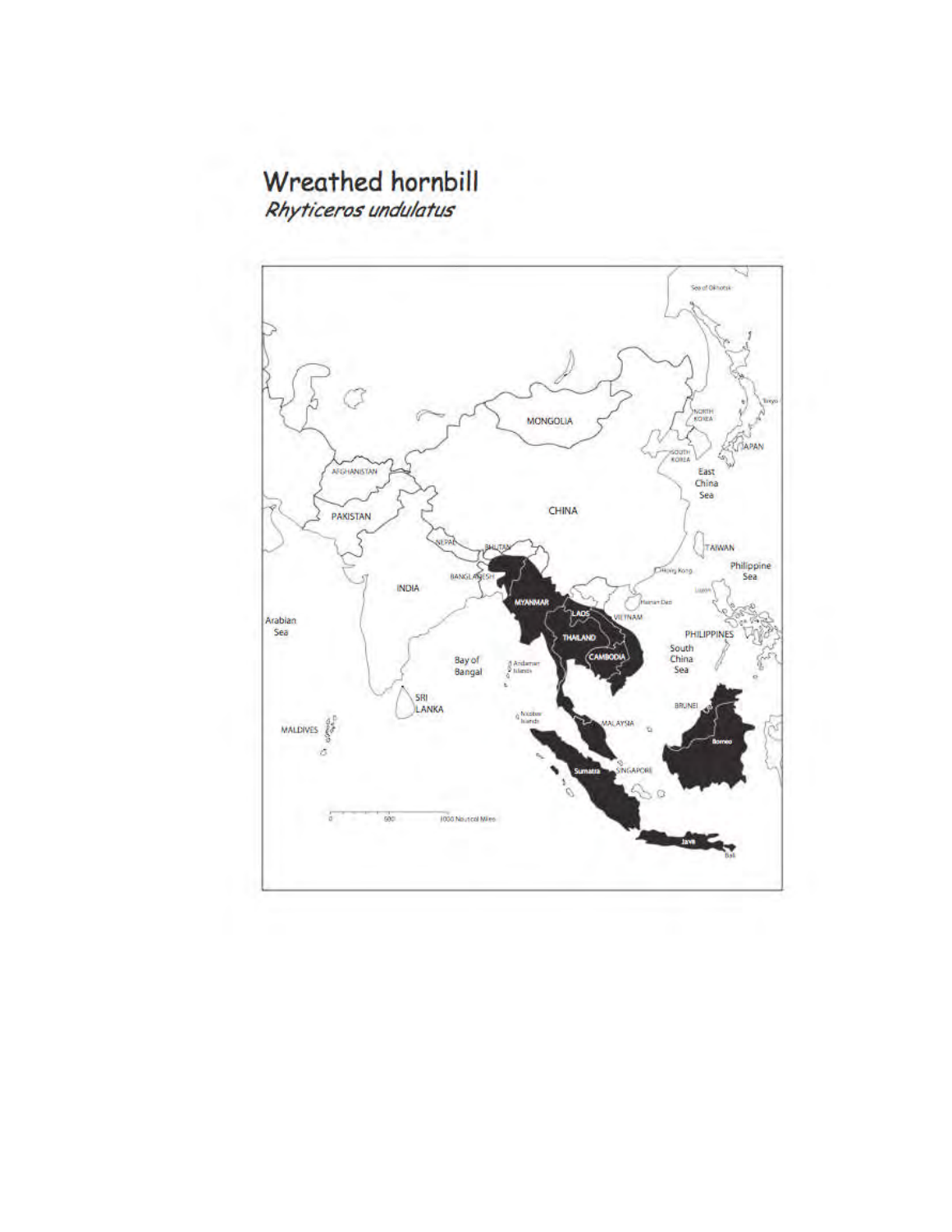# Wreathed hornbill

*Rhyticeros undulatus*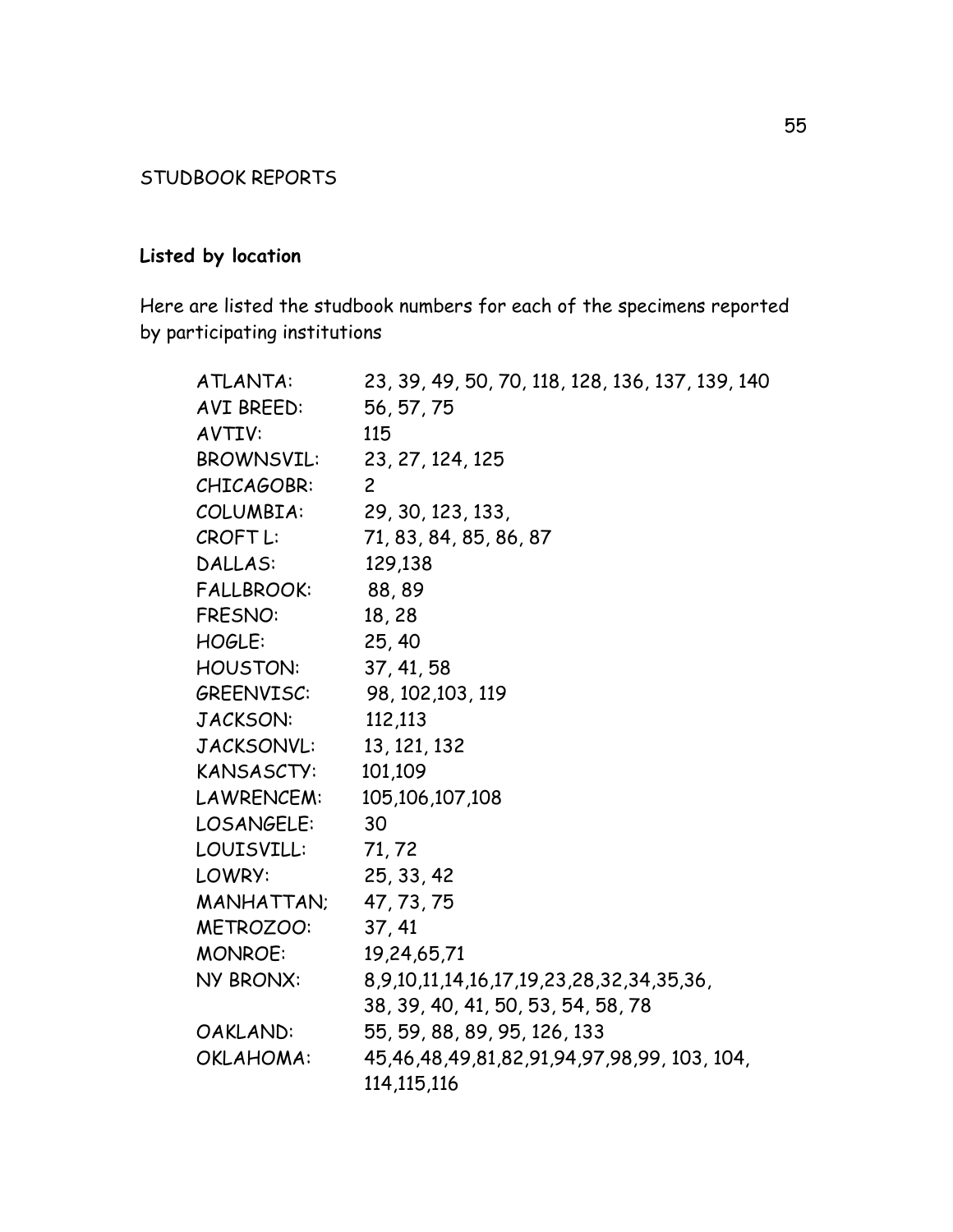STUDBOOK REPORTS

**Listed by location**

Here are listed the studbook numbers for each of the specimens reported by participating institutions

| | |
|---|---|
| ATLANTA: | 23, 39, 49, 50, 70, 118, 128, 136, 137, 139, 140 |
| AVI BREED: | 56, 57, 75 |
| AVTIV: | 115 |
| BROWNSVIL: | 23, 27, 124, 125 |
| CHICAGOBR: | 2 |
| COLUMBIA: | 29, 30, 123, 133, |
| CROFT L: | 71, 83, 84, 85, 86, 87 |
| DALLAS: | 129,138 |
| FALLBROOK: | 88, 89 |
| FRESNO: | 18, 28 |
| HOGLE: | 25, 40 |
| HOUSTON: | 37, 41, 58 |
| GREENVISC: | 98, 102,103, 119 |
| JACKSON: | 112,113 |
| JACKSONVL: | 13, 121, 132 |
| KANSASCTY: | 101,109 |
| LAWRENCEM: | 105,106,107,108 |
| LOSANGELE: | 30 |
| LOUISVILL: | 71, 72 |
| LOWRY: | 25, 33, 42 |
| MANHATTAN; | 47, 73, 75 |
| METROZOO: | 37, 41 |
| MONROE: | 19,24,65,71 |
| NY BRONX: | 8,9,10,11,14,16,17,19,23,28,32,34,35,36, 38, 39, 40, 41, 50, 53, 54, 58, 78 |
| OAKLAND: | 55, 59, 88, 89, 95, 126, 133 |
| OKLAHOMA: | 45,46,48,49,81,82,91,94,97,98,99, 103, 104, 114,115,116 |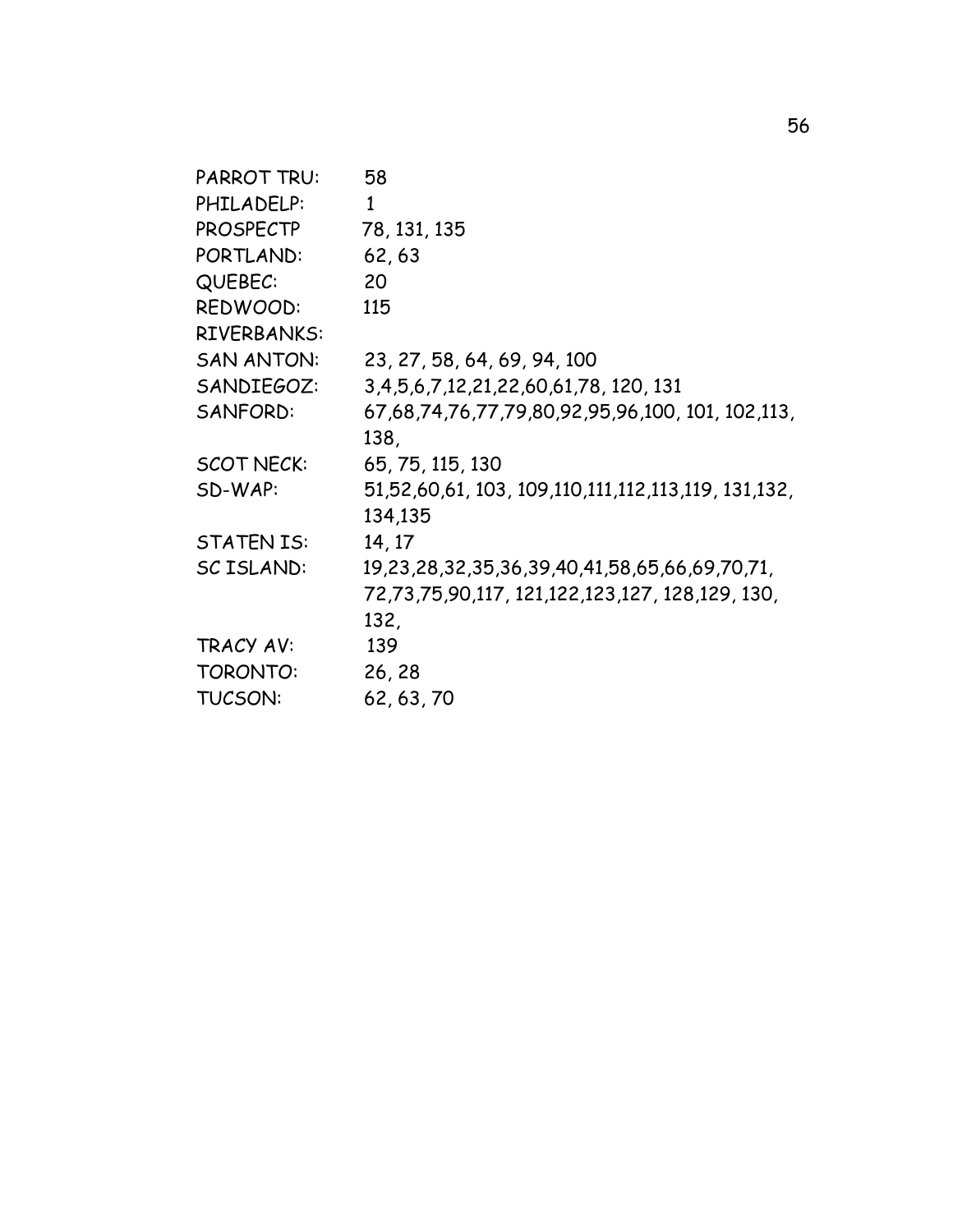| | |
|---|---|
| PARROT TRU: | 58 |
| PHILADELP: | 1 |
| PROSPECTP | 78, 131, 135 |
| PORTLAND: | 62, 63 |
| QUEBEC: | 20 |
| REDWOOD: | 115 |
| RIVERBANKS: | |
| SAN ANTON: | 23, 27, 58, 64, 69, 94, 100 |
| SANDIEGOZ: | 3,4,5,6,7,12,21,22,60,61,78, 120, 131 |
| SANFORD: | 67,68,74,76,77,79,80,92,95,96,100, 101, 102,113, 138, |
| SCOT NECK: | 65, 75, 115, 130 |
| SD-WAP: | 51,52,60,61, 103, 109,110,111,112,113,119, 131,132, 134,135 |
| STATEN IS: | 14, 17 |
| SC ISLAND: | 19,23,28,32,35,36,39,40,41,58,65,66,69,70,71, 72,73,75,90,117, 121,122,123,127, 128,129, 130, 132, |
| TRACY AV: | 139 |
| TORONTO: | 26, 28 |
| TUCSON: | 62, 63, 70 |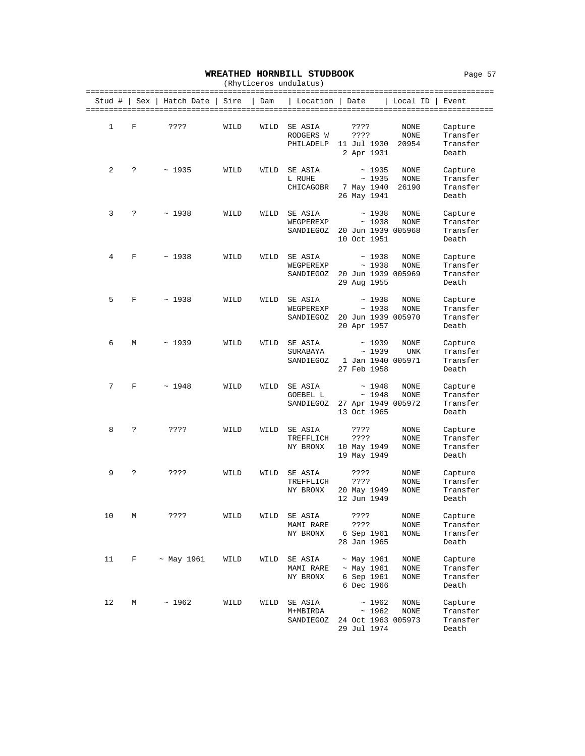# WREATHED HORNBILL STUDBOOK

(Rhyticeros undulatus)

| Stud # | Sex | Hatch Date | Sire | Dam | Location | Date | Local ID | Event |
|---|---|---|---|---|---|---|---|---|
| 1 | F | ???? | WILD | WILD | SE ASIA | ???? | NONE | Capture |
| | | | | | RODGERS W | ???? | NONE | Transfer |
| | | | | | PHILADELP | 11 Jul 1930 | 20954 | Transfer |
| | | | | | | 2 Apr 1931 | | Death |
| 2 | ? | ~ 1935 | WILD | WILD | SE ASIA | ~ 1935 | NONE | Capture |
| | | | | | L RUHE | ~ 1935 | NONE | Transfer |
| | | | | | CHICAGOBR | 7 May 1940 | 26190 | Transfer |
| | | | | | | 26 May 1941 | | Death |
| 3 | ? | ~ 1938 | WILD | WILD | SE ASIA | ~ 1938 | NONE | Capture |
| | | | | | WEGPEREXP | ~ 1938 | NONE | Transfer |
| | | | | | SANDIEGOZ | 20 Jun 1939 | 005968 | Transfer |
| | | | | | | 10 Oct 1951 | | Death |
| 4 | F | ~ 1938 | WILD | WILD | SE ASIA | ~ 1938 | NONE | Capture |
| | | | | | WEGPEREXP | ~ 1938 | NONE | Transfer |
| | | | | | SANDIEGOZ | 20 Jun 1939 | 005969 | Transfer |
| | | | | | | 29 Aug 1955 | | Death |
| 5 | F | ~ 1938 | WILD | WILD | SE ASIA | ~ 1938 | NONE | Capture |
| | | | | | WEGPEREXP | ~ 1938 | NONE | Transfer |
| | | | | | SANDIEGOZ | 20 Jun 1939 | 005970 | Transfer |
| | | | | | | 20 Apr 1957 | | Death |
| 6 | M | ~ 1939 | WILD | WILD | SE ASIA | ~ 1939 | NONE | Capture |
| | | | | | SURABAYA | ~ 1939 | UNK | Transfer |
| | | | | | SANDIEGOZ | 1 Jan 1940 | 005971 | Transfer |
| | | | | | | 27 Feb 1958 | | Death |
| 7 | F | ~ 1948 | WILD | WILD | SE ASIA | ~ 1948 | NONE | Capture |
| | | | | | GOEBEL L | ~ 1948 | NONE | Transfer |
| | | | | | SANDIEGOZ | 27 Apr 1949 | 005972 | Transfer |
| | | | | | | 13 Oct 1965 | | Death |
| 8 | ? | ???? | WILD | WILD | SE ASIA | ???? | NONE | Capture |
| | | | | | TREFFLICH | ???? | NONE | Transfer |
| | | | | | NY BRONX | 10 May 1949 | NONE | Transfer |
| | | | | | | 19 May 1949 | | Death |
| 9 | ? | ???? | WILD | WILD | SE ASIA | ???? | NONE | Capture |
| | | | | | TREFFLICH | ???? | NONE | Transfer |
| | | | | | NY BRONX | 20 May 1949 | NONE | Transfer |
| | | | | | | 12 Jun 1949 | | Death |
| 10 | M | ???? | WILD | WILD | SE ASIA | ???? | NONE | Capture |
| | | | | | MAMI RARE | ???? | NONE | Transfer |
| | | | | | NY BRONX | 6 Sep 1961 | NONE | Transfer |
| | | | | | | 28 Jan 1965 | | Death |
| 11 | F | ~ May 1961 | WILD | WILD | SE ASIA | ~ May 1961 | NONE | Capture |
| | | | | | MAMI RARE | ~ May 1961 | NONE | Transfer |
| | | | | | NY BRONX | 6 Sep 1961 | NONE | Transfer |
| | | | | | | 6 Dec 1966 | | Death |
| 12 | M | ~ 1962 | WILD | WILD | SE ASIA | ~ 1962 | NONE | Capture |
| | | | | | M+MBIRDA | ~ 1962 | NONE | Transfer |
| | | | | | SANDIEGOZ | 24 Oct 1963 | 005973 | Transfer |
| | | | | | | 29 Jul 1974 | | Death |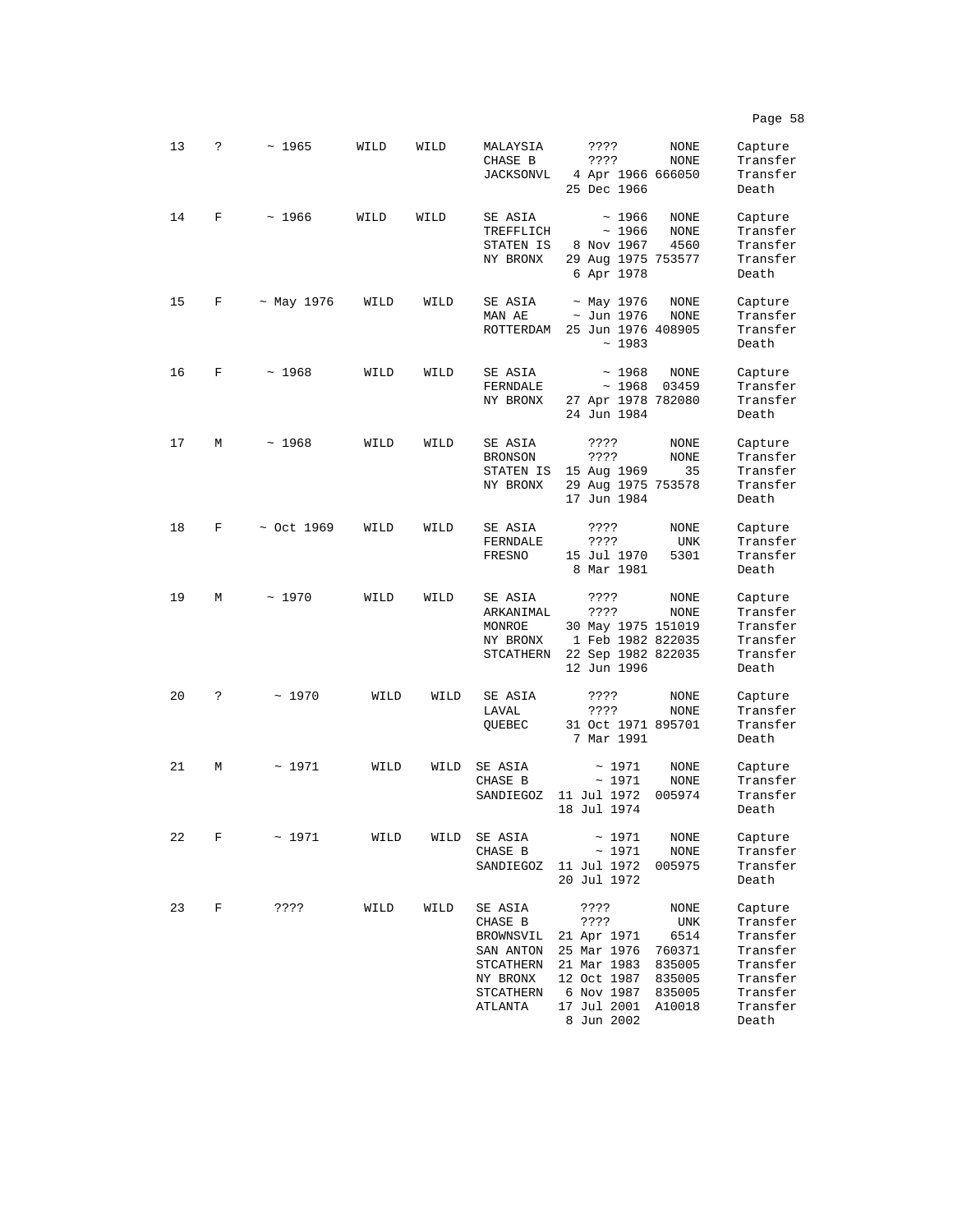| | | | | | | | | |
|---|---|---|---|---|---|---|---|---|
| 13 | ? | ~ 1965 | WILD | WILD | MALAYSIA | ???? | NONE | Capture |
| | | | | | CHASE B | ???? | NONE | Transfer |
| | | | | | JACKSONVL | 4 Apr 1966 | 666050 | Transfer |
| | | | | | | 25 Dec 1966 | | Death |
| 14 | F | ~ 1966 | WILD | WILD | SE ASIA | ~ 1966 | NONE | Capture |
| | | | | | TREFFLICH | ~ 1966 | NONE | Transfer |
| | | | | | STATEN IS | 8 Nov 1967 | 4560 | Transfer |
| | | | | | NY BRONX | 29 Aug 1975 | 753577 | Transfer |
| | | | | | | 6 Apr 1978 | | Death |
| 15 | F | ~ May 1976 | WILD | WILD | SE ASIA | ~ May 1976 | NONE | Capture |
| | | | | | MAN AE | ~ Jun 1976 | NONE | Transfer |
| | | | | | ROTTERDAM | 25 Jun 1976 | 408905 | Transfer |
| | | | | | | ~ 1983 | | Death |
| 16 | F | ~ 1968 | WILD | WILD | SE ASIA | ~ 1968 | NONE | Capture |
| | | | | | FERNDALE | ~ 1968 | 03459 | Transfer |
| | | | | | NY BRONX | 27 Apr 1978 | 782080 | Transfer |
| | | | | | | 24 Jun 1984 | | Death |
| 17 | M | ~ 1968 | WILD | WILD | SE ASIA | ???? | NONE | Capture |
| | | | | | BRONSON | ???? | NONE | Transfer |
| | | | | | STATEN IS | 15 Aug 1969 | 35 | Transfer |
| | | | | | NY BRONX | 29 Aug 1975 | 753578 | Transfer |
| | | | | | | 17 Jun 1984 | | Death |
| 18 | F | ~ Oct 1969 | WILD | WILD | SE ASIA | ???? | NONE | Capture |
| | | | | | FERNDALE | ???? | UNK | Transfer |
| | | | | | FRESNO | 15 Jul 1970 | 5301 | Transfer |
| | | | | | | 8 Mar 1981 | | Death |
| 19 | M | ~ 1970 | WILD | WILD | SE ASIA | ???? | NONE | Capture |
| | | | | | ARKANIMAL | ???? | NONE | Transfer |
| | | | | | MONROE | 30 May 1975 | 151019 | Transfer |
| | | | | | NY BRONX | 1 Feb 1982 | 822035 | Transfer |
| | | | | | STCATHERN | 22 Sep 1982 | 822035 | Transfer |
| | | | | | | 12 Jun 1996 | | Death |
| 20 | ? | ~ 1970 | WILD | WILD | SE ASIA | ???? | NONE | Capture |
| | | | | | LAVAL | ???? | NONE | Transfer |
| | | | | | QUEBEC | 31 Oct 1971 | 895701 | Transfer |
| | | | | | | 7 Mar 1991 | | Death |
| 21 | M | ~ 1971 | WILD | WILD | SE ASIA | ~ 1971 | NONE | Capture |
| | | | | | CHASE B | ~ 1971 | NONE | Transfer |
| | | | | | SANDIEGOZ | 11 Jul 1972 | 005974 | Transfer |
| | | | | | | 18 Jul 1974 | | Death |
| 22 | F | ~ 1971 | WILD | WILD | SE ASIA | ~ 1971 | NONE | Capture |
| | | | | | CHASE B | ~ 1971 | NONE | Transfer |
| | | | | | SANDIEGOZ | 11 Jul 1972 | 005975 | Transfer |
| | | | | | | 20 Jul 1972 | | Death |
| 23 | F | ???? | WILD | WILD | SE ASIA | ???? | NONE | Capture |
| | | | | | CHASE B | ???? | UNK | Transfer |
| | | | | | BROWNSVIL | 21 Apr 1971 | 6514 | Transfer |
| | | | | | SAN ANTON | 25 Mar 1976 | 760371 | Transfer |
| | | | | | STCATHERN | 21 Mar 1983 | 835005 | Transfer |
| | | | | | NY BRONX | 12 Oct 1987 | 835005 | Transfer |
| | | | | | STCATHERN | 6 Nov 1987 | 835005 | Transfer |
| | | | | | ATLANTA | 17 Jul 2001 | A10018 | Transfer |
| | | | | | | 8 Jun 2002 | | Death |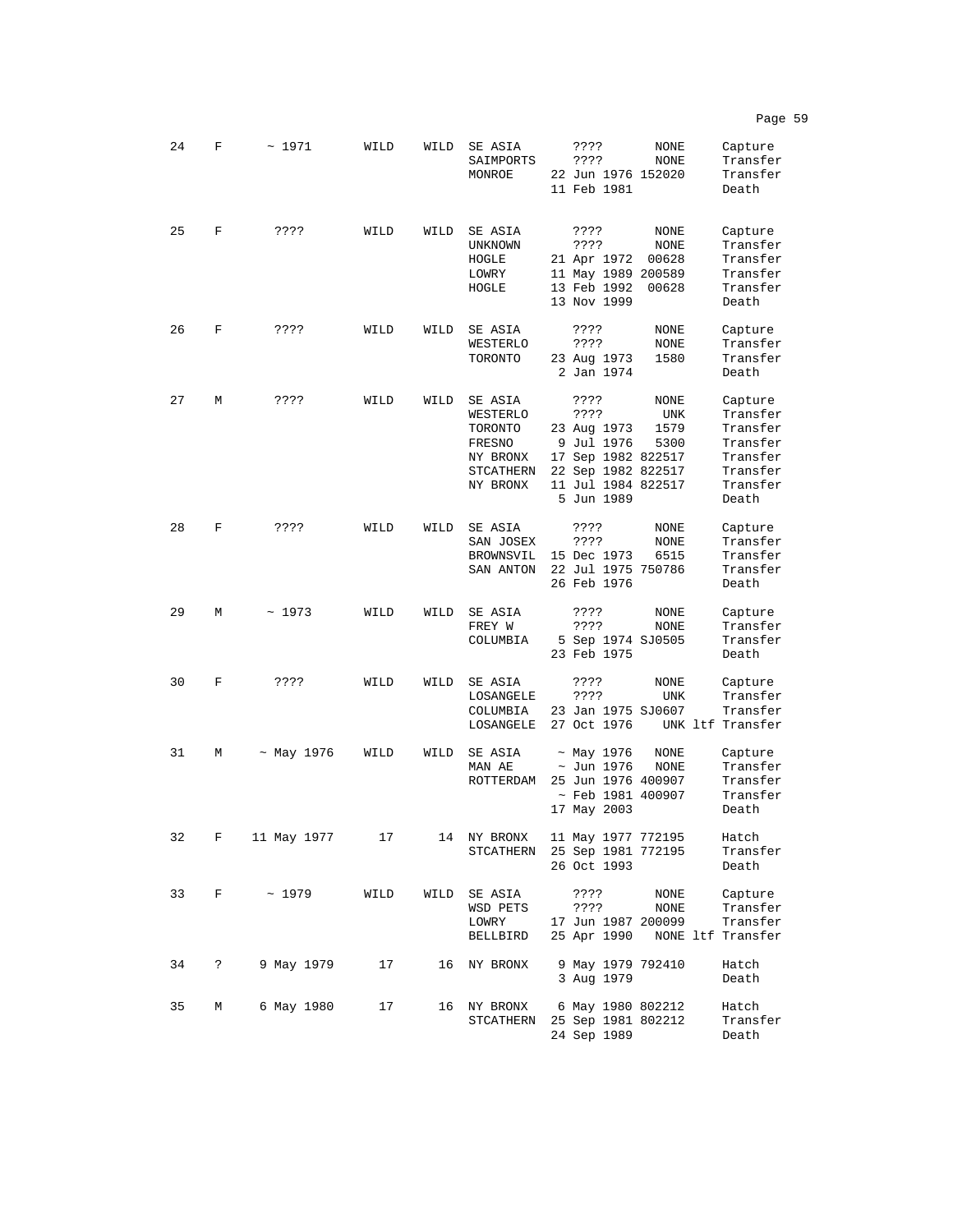| | | | | | | | | |
|---|---|---|---|---|---|---|---|---|
| 24 | F | ~ 1971 | WILD | WILD | SE ASIA | ???? | NONE | Capture |
| | | | | | SAIMPORTS | ???? | NONE | Transfer |
| | | | | | MONROE | 22 Jun 1976 | 152020 | Transfer |
| | | | | | | 11 Feb 1981 | | Death |
| 25 | F | ???? | WILD | WILD | SE ASIA | ???? | NONE | Capture |
| | | | | | UNKNOWN | ???? | NONE | Transfer |
| | | | | | HOGLE | 21 Apr 1972 | 00628 | Transfer |
| | | | | | LOWRY | 11 May 1989 | 200589 | Transfer |
| | | | | | HOGLE | 13 Feb 1992 | 00628 | Transfer |
| | | | | | | 13 Nov 1999 | | Death |
| 26 | F | ???? | WILD | WILD | SE ASIA | ???? | NONE | Capture |
| | | | | | WESTERLO | ???? | NONE | Transfer |
| | | | | | TORONTO | 23 Aug 1973 | 1580 | Transfer |
| | | | | | | 2 Jan 1974 | | Death |
| 27 | M | ???? | WILD | WILD | SE ASIA | ???? | NONE | Capture |
| | | | | | WESTERLO | ???? | UNK | Transfer |
| | | | | | TORONTO | 23 Aug 1973 | 1579 | Transfer |
| | | | | | FRESNO | 9 Jul 1976 | 5300 | Transfer |
| | | | | | NY BRONX | 17 Sep 1982 | 822517 | Transfer |
| | | | | | STCATHERN | 22 Sep 1982 | 822517 | Transfer |
| | | | | | NY BRONX | 11 Jul 1984 | 822517 | Transfer |
| | | | | | | 5 Jun 1989 | | Death |
| 28 | F | ???? | WILD | WILD | SE ASIA | ???? | NONE | Capture |
| | | | | | SAN JOSEX | ???? | NONE | Transfer |
| | | | | | BROWNSVIL | 15 Dec 1973 | 6515 | Transfer |
| | | | | | SAN ANTON | 22 Jul 1975 | 750786 | Transfer |
| | | | | | | 26 Feb 1976 | | Death |
| 29 | M | ~ 1973 | WILD | WILD | SE ASIA | ???? | NONE | Capture |
| | | | | | FREY W | ???? | NONE | Transfer |
| | | | | | COLUMBIA | 5 Sep 1974 | SJ0505 | Transfer |
| | | | | | | 23 Feb 1975 | | Death |
| 30 | F | ???? | WILD | WILD | SE ASIA | ???? | NONE | Capture |
| | | | | | LOSANGELE | ???? | UNK | Transfer |
| | | | | | COLUMBIA | 23 Jan 1975 | SJ0607 | Transfer |
| | | | | | LOSANGELE | 27 Oct 1976 | UNK ltf | Transfer |
| 31 | M | ~ May 1976 | WILD | WILD | SE ASIA | ~ May 1976 | NONE | Capture |
| | | | | | MAN AE | ~ Jun 1976 | NONE | Transfer |
| | | | | | ROTTERDAM | 25 Jun 1976 | 400907 | Transfer |
| | | | | | | ~ Feb 1981 | 400907 | Transfer |
| | | | | | | 17 May 2003 | | Death |
| 32 | F | 11 May 1977 | 17 | 14 | NY BRONX | 11 May 1977 | 772195 | Hatch |
| | | | | | STCATHERN | 25 Sep 1981 | 772195 | Transfer |
| | | | | | | 26 Oct 1993 | | Death |
| 33 | F | ~ 1979 | WILD | WILD | SE ASIA | ???? | NONE | Capture |
| | | | | | WSD PETS | ???? | NONE | Transfer |
| | | | | | LOWRY | 17 Jun 1987 | 200099 | Transfer |
| | | | | | BELLBIRD | 25 Apr 1990 | NONE ltf | Transfer |
| 34 | ? | 9 May 1979 | 17 | 16 | NY BRONX | 9 May 1979 | 792410 | Hatch |
| | | | | | | 3 Aug 1979 | | Death |
| 35 | M | 6 May 1980 | 17 | 16 | NY BRONX | 6 May 1980 | 802212 | Hatch |
| | | | | | STCATHERN | 25 Sep 1981 | 802212 | Transfer |
| | | | | | | 24 Sep 1989 | | Death |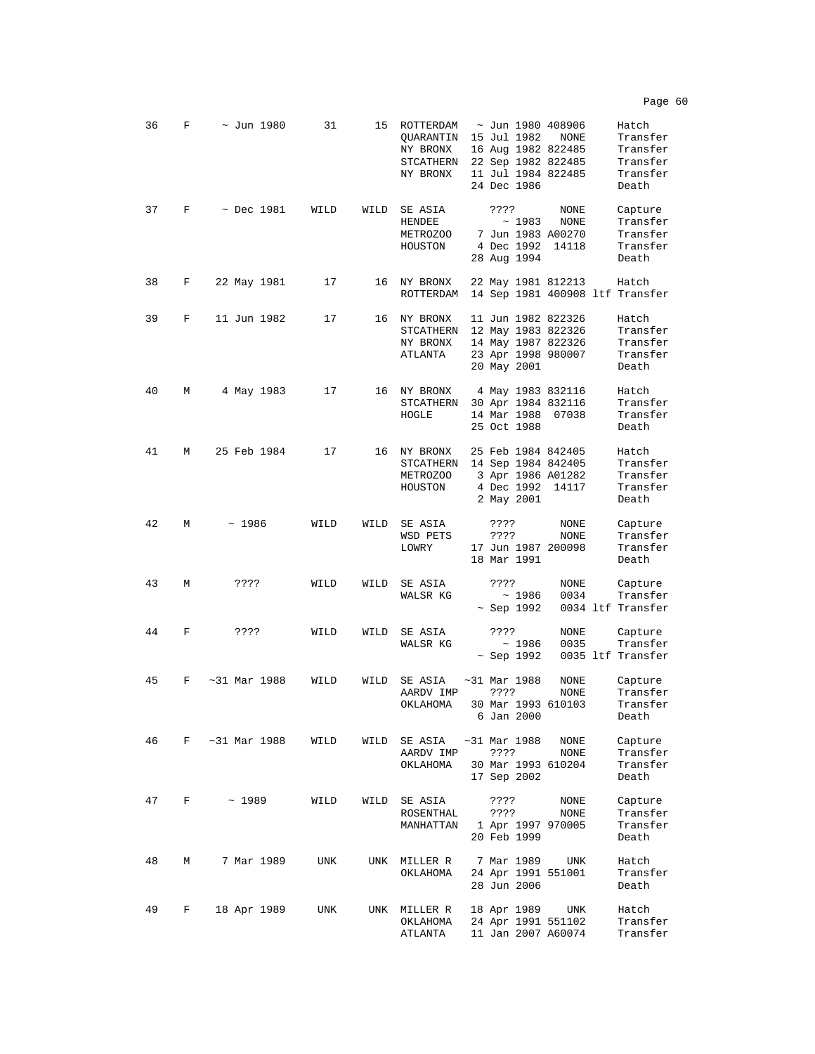| | | | | | | | | | |
|---|---|---|---|---|---|---|---|---|---|
| 36 | F | ~ Jun 1980 | 31 | 15 | ROTTERDAM | ~ Jun 1980 | 408906 | | Hatch |
| | | | | | QUARANTIN | 15 Jul 1982 | NONE | | Transfer |
| | | | | | NY BRONX | 16 Aug 1982 | 822485 | | Transfer |
| | | | | | STCATHERN | 22 Sep 1982 | 822485 | | Transfer |
| | | | | | NY BRONX | 11 Jul 1984 | 822485 | | Transfer |
| | | | | | | 24 Dec 1986 | | | Death |
| 37 | F | ~ Dec 1981 | WILD | WILD | SE ASIA | ???? | NONE | | Capture |
| | | | | | HENDEE | ~ 1983 | NONE | | Transfer |
| | | | | | METROZOO | 7 Jun 1983 | A00270 | | Transfer |
| | | | | | HOUSTON | 4 Dec 1992 | 14118 | | Transfer |
| | | | | | | 28 Aug 1994 | | | Death |
| 38 | F | 22 May 1981 | 17 | 16 | NY BRONX | 22 May 1981 | 812213 | | Hatch |
| | | | | | ROTTERDAM | 14 Sep 1981 | 400908 | ltf | Transfer |
| 39 | F | 11 Jun 1982 | 17 | 16 | NY BRONX | 11 Jun 1982 | 822326 | | Hatch |
| | | | | | STCATHERN | 12 May 1983 | 822326 | | Transfer |
| | | | | | NY BRONX | 14 May 1987 | 822326 | | Transfer |
| | | | | | ATLANTA | 23 Apr 1998 | 980007 | | Transfer |
| | | | | | | 20 May 2001 | | | Death |
| 40 | M | 4 May 1983 | 17 | 16 | NY BRONX | 4 May 1983 | 832116 | | Hatch |
| | | | | | STCATHERN | 30 Apr 1984 | 832116 | | Transfer |
| | | | | | HOGLE | 14 Mar 1988 | 07038 | | Transfer |
| | | | | | | 25 Oct 1988 | | | Death |
| 41 | M | 25 Feb 1984 | 17 | 16 | NY BRONX | 25 Feb 1984 | 842405 | | Hatch |
| | | | | | STCATHERN | 14 Sep 1984 | 842405 | | Transfer |
| | | | | | METROZOO | 3 Apr 1986 | A01282 | | Transfer |
| | | | | | HOUSTON | 4 Dec 1992 | 14117 | | Transfer |
| | | | | | | 2 May 2001 | | | Death |
| 42 | M | ~ 1986 | WILD | WILD | SE ASIA | ???? | NONE | | Capture |
| | | | | | WSD PETS | ???? | NONE | | Transfer |
| | | | | | LOWRY | 17 Jun 1987 | 200098 | | Transfer |
| | | | | | | 18 Mar 1991 | | | Death |
| 43 | M | ???? | WILD | WILD | SE ASIA | ???? | NONE | | Capture |
| | | | | | WALSR KG | ~ 1986 | 0034 | | Transfer |
| | | | | | | ~ Sep 1992 | 0034 | ltf | Transfer |
| 44 | F | ???? | WILD | WILD | SE ASIA | ???? | NONE | | Capture |
| | | | | | WALSR KG | ~ 1986 | 0035 | | Transfer |
| | | | | | | ~ Sep 1992 | 0035 | ltf | Transfer |
| 45 | F | ~31 Mar 1988 | WILD | WILD | SE ASIA | ~31 Mar 1988 | NONE | | Capture |
| | | | | | AARDV IMP | ???? | NONE | | Transfer |
| | | | | | OKLAHOMA | 30 Mar 1993 | 610103 | | Transfer |
| | | | | | | 6 Jan 2000 | | | Death |
| 46 | F | ~31 Mar 1988 | WILD | WILD | SE ASIA | ~31 Mar 1988 | NONE | | Capture |
| | | | | | AARDV IMP | ???? | NONE | | Transfer |
| | | | | | OKLAHOMA | 30 Mar 1993 | 610204 | | Transfer |
| | | | | | | 17 Sep 2002 | | | Death |
| 47 | F | ~ 1989 | WILD | WILD | SE ASIA | ???? | NONE | | Capture |
| | | | | | ROSENTHAL | ???? | NONE | | Transfer |
| | | | | | MANHATTAN | 1 Apr 1997 | 970005 | | Transfer |
| | | | | | | 20 Feb 1999 | | | Death |
| 48 | M | 7 Mar 1989 | UNK | UNK | MILLER R | 7 Mar 1989 | UNK | | Hatch |
| | | | | | OKLAHOMA | 24 Apr 1991 | 551001 | | Transfer |
| | | | | | | 28 Jun 2006 | | | Death |
| 49 | F | 18 Apr 1989 | UNK | UNK | MILLER R | 18 Apr 1989 | UNK | | Hatch |
| | | | | | OKLAHOMA | 24 Apr 1991 | 551102 | | Transfer |
| | | | | | ATLANTA | 11 Jan 2007 | A60074 | | Transfer |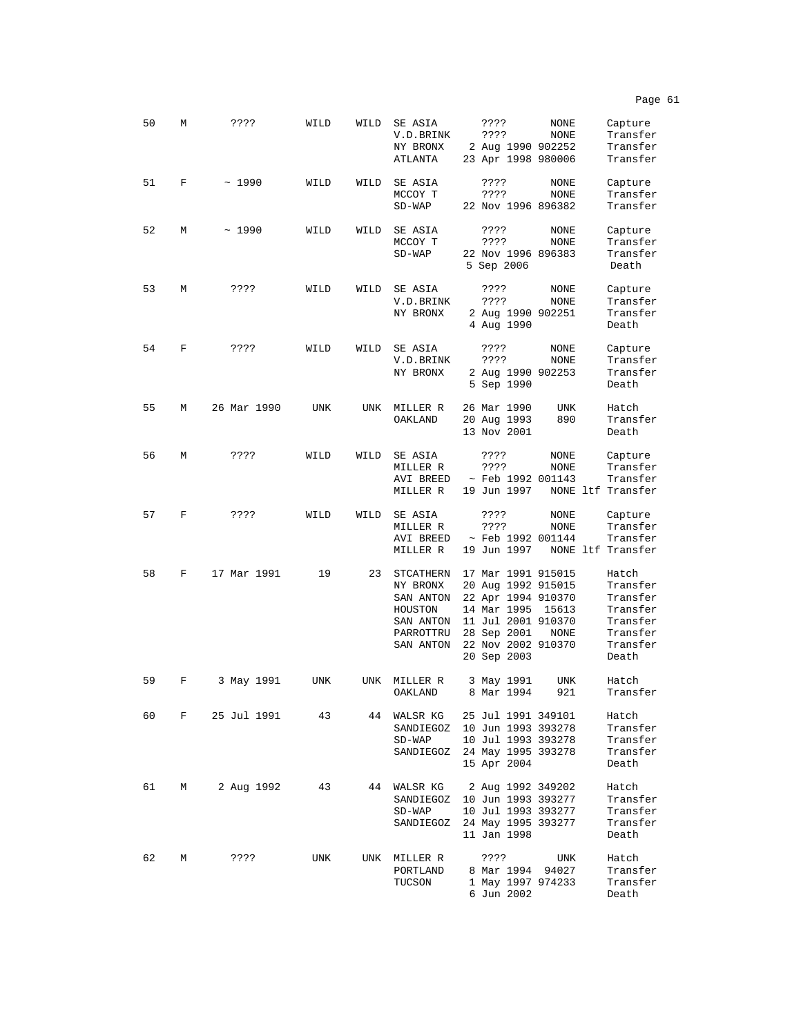| | | | | | | | | |
|---|---|---|---|---|---|---|---|---|
| 50 | M | ???? | WILD | WILD | SE ASIA | ???? | NONE | Capture |
| | | | | | V.D.BRINK | ???? | NONE | Transfer |
| | | | | | NY BRONX | 2 Aug 1990 | 902252 | Transfer |
| | | | | | ATLANTA | 23 Apr 1998 | 980006 | Transfer |
| 51 | F | ~ 1990 | WILD | WILD | SE ASIA | ???? | NONE | Capture |
| | | | | | MCCOY T | ???? | NONE | Transfer |
| | | | | | SD-WAP | 22 Nov 1996 | 896382 | Transfer |
| 52 | M | ~ 1990 | WILD | WILD | SE ASIA | ???? | NONE | Capture |
| | | | | | MCCOY T | ???? | NONE | Transfer |
| | | | | | SD-WAP | 22 Nov 1996 | 896383 | Transfer |
| | | | | | | 5 Sep 2006 | | Death |
| 53 | M | ???? | WILD | WILD | SE ASIA | ???? | NONE | Capture |
| | | | | | V.D.BRINK | ???? | NONE | Transfer |
| | | | | | NY BRONX | 2 Aug 1990 | 902251 | Transfer |
| | | | | | | 4 Aug 1990 | | Death |
| 54 | F | ???? | WILD | WILD | SE ASIA | ???? | NONE | Capture |
| | | | | | V.D.BRINK | ???? | NONE | Transfer |
| | | | | | NY BRONX | 2 Aug 1990 | 902253 | Transfer |
| | | | | | | 5 Sep 1990 | | Death |
| 55 | M | 26 Mar 1990 | UNK | UNK | MILLER R | 26 Mar 1990 | UNK | Hatch |
| | | | | | OAKLAND | 20 Aug 1993 | 890 | Transfer |
| | | | | | | 13 Nov 2001 | | Death |
| 56 | M | ???? | WILD | WILD | SE ASIA | ???? | NONE | Capture |
| | | | | | MILLER R | ???? | NONE | Transfer |
| | | | | | AVI BREED | ~ Feb 1992 | 001143 | Transfer |
| | | | | | MILLER R | 19 Jun 1997 | NONE ltf | Transfer |
| 57 | F | ???? | WILD | WILD | SE ASIA | ???? | NONE | Capture |
| | | | | | MILLER R | ???? | NONE | Transfer |
| | | | | | AVI BREED | ~ Feb 1992 | 001144 | Transfer |
| | | | | | MILLER R | 19 Jun 1997 | NONE ltf | Transfer |
| 58 | F | 17 Mar 1991 | 19 | 23 | STCATHERN | 17 Mar 1991 | 915015 | Hatch |
| | | | | | NY BRONX | 20 Aug 1992 | 915015 | Transfer |
| | | | | | SAN ANTON | 22 Apr 1994 | 910370 | Transfer |
| | | | | | HOUSTON | 14 Mar 1995 | 15613 | Transfer |
| | | | | | SAN ANTON | 11 Jul 2001 | 910370 | Transfer |
| | | | | | PARROTTRU | 28 Sep 2001 | NONE | Transfer |
| | | | | | SAN ANTON | 22 Nov 2002 | 910370 | Transfer |
| | | | | | | 20 Sep 2003 | | Death |
| 59 | F | 3 May 1991 | UNK | UNK | MILLER R | 3 May 1991 | UNK | Hatch |
| | | | | | OAKLAND | 8 Mar 1994 | 921 | Transfer |
| 60 | F | 25 Jul 1991 | 43 | 44 | WALSR KG | 25 Jul 1991 | 349101 | Hatch |
| | | | | | SANDIEGOZ | 10 Jun 1993 | 393278 | Transfer |
| | | | | | SD-WAP | 10 Jul 1993 | 393278 | Transfer |
| | | | | | SANDIEGOZ | 24 May 1995 | 393278 | Transfer |
| | | | | | | 15 Apr 2004 | | Death |
| 61 | M | 2 Aug 1992 | 43 | 44 | WALSR KG | 2 Aug 1992 | 349202 | Hatch |
| | | | | | SANDIEGOZ | 10 Jun 1993 | 393277 | Transfer |
| | | | | | SD-WAP | 10 Jul 1993 | 393277 | Transfer |
| | | | | | SANDIEGOZ | 24 May 1995 | 393277 | Transfer |
| | | | | | | 11 Jan 1998 | | Death |
| 62 | M | ???? | UNK | UNK | MILLER R | ???? | UNK | Hatch |
| | | | | | PORTLAND | 8 Mar 1994 | 94027 | Transfer |
| | | | | | TUCSON | 1 May 1997 | 974233 | Transfer |
| | | | | | | 6 Jun 2002 | | Death |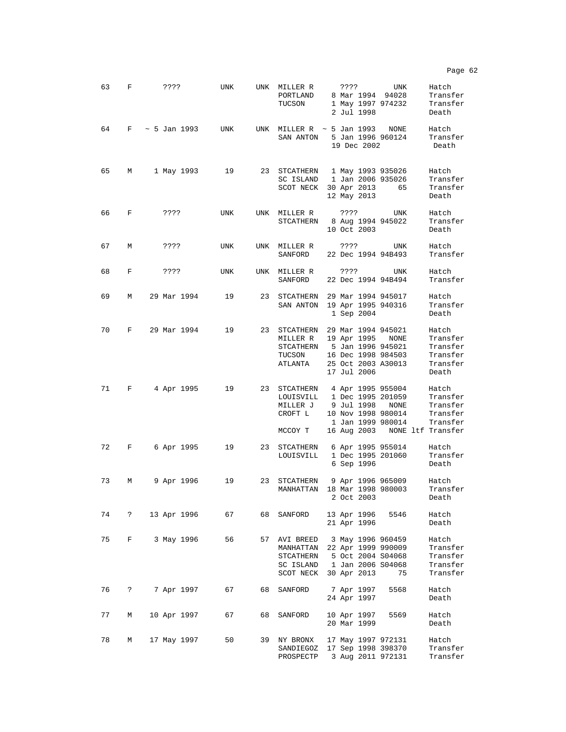| | | | | | | | | |
|---|---|---|---|---|---|---|---|---|
| 63 | F | ???? | UNK | UNK | MILLER R | ???? | UNK | Hatch |
| | | | | | PORTLAND | 8 Mar 1994 | 94028 | Transfer |
| | | | | | TUCSON | 1 May 1997 | 974232 | Transfer |
| | | | | | | 2 Jul 1998 | | Death |
| 64 | F | ~ 5 Jan 1993 | UNK | UNK | MILLER R | ~ 5 Jan 1993 | NONE | Hatch |
| | | | | | SAN ANTON | 5 Jan 1996 | 960124 | Transfer |
| | | | | | | 19 Dec 2002 | | Death |
| 65 | M | 1 May 1993 | 19 | 23 | STCATHERN | 1 May 1993 | 935026 | Hatch |
| | | | | | SC ISLAND | 1 Jan 2006 | 935026 | Transfer |
| | | | | | SCOT NECK | 30 Apr 2013 | 65 | Transfer |
| | | | | | | 12 May 2013 | | Death |
| 66 | F | ???? | UNK | UNK | MILLER R | ???? | UNK | Hatch |
| | | | | | STCATHERN | 8 Aug 1994 | 945022 | Transfer |
| | | | | | | 10 Oct 2003 | | Death |
| 67 | M | ???? | UNK | UNK | MILLER R | ???? | UNK | Hatch |
| | | | | | SANFORD | 22 Dec 1994 | 94B493 | Transfer |
| 68 | F | ???? | UNK | UNK | MILLER R | ???? | UNK | Hatch |
| | | | | | SANFORD | 22 Dec 1994 | 94B494 | Transfer |
| 69 | M | 29 Mar 1994 | 19 | 23 | STCATHERN | 29 Mar 1994 | 945017 | Hatch |
| | | | | | SAN ANTON | 19 Apr 1995 | 940316 | Transfer |
| | | | | | | 1 Sep 2004 | | Death |
| 70 | F | 29 Mar 1994 | 19 | 23 | STCATHERN | 29 Mar 1994 | 945021 | Hatch |
| | | | | | MILLER R | 19 Apr 1995 | NONE | Transfer |
| | | | | | STCATHERN | 5 Jan 1996 | 945021 | Transfer |
| | | | | | TUCSON | 16 Dec 1998 | 984503 | Transfer |
| | | | | | ATLANTA | 25 Oct 2003 | A30013 | Transfer |
| | | | | | | 17 Jul 2006 | | Death |
| 71 | F | 4 Apr 1995 | 19 | 23 | STCATHERN | 4 Apr 1995 | 955004 | Hatch |
| | | | | | LOUISVILL | 1 Dec 1995 | 201059 | Transfer |
| | | | | | MILLER J | 9 Jul 1998 | NONE | Transfer |
| | | | | | CROFT L | 10 Nov 1998 | 980014 | Transfer |
| | | | | | | 1 Jan 1999 | 980014 | Transfer |
| | | | | | MCCOY T | 16 Aug 2003 | NONE ltf | Transfer |
| 72 | F | 6 Apr 1995 | 19 | 23 | STCATHERN | 6 Apr 1995 | 955014 | Hatch |
| | | | | | LOUISVILL | 1 Dec 1995 | 201060 | Transfer |
| | | | | | | 6 Sep 1996 | | Death |
| 73 | M | 9 Apr 1996 | 19 | 23 | STCATHERN | 9 Apr 1996 | 965009 | Hatch |
| | | | | | MANHATTAN | 18 Mar 1998 | 980003 | Transfer |
| | | | | | | 2 Oct 2003 | | Death |
| 74 | ? | 13 Apr 1996 | 67 | 68 | SANFORD | 13 Apr 1996 | 5546 | Hatch |
| | | | | | | 21 Apr 1996 | | Death |
| 75 | F | 3 May 1996 | 56 | 57 | AVI BREED | 3 May 1996 | 960459 | Hatch |
| | | | | | MANHATTAN | 22 Apr 1999 | 990009 | Transfer |
| | | | | | STCATHERN | 5 Oct 2004 | S04068 | Transfer |
| | | | | | SC ISLAND | 1 Jan 2006 | S04068 | Transfer |
| | | | | | SCOT NECK | 30 Apr 2013 | 75 | Transfer |
| 76 | ? | 7 Apr 1997 | 67 | 68 | SANFORD | 7 Apr 1997 | 5568 | Hatch |
| | | | | | | 24 Apr 1997 | | Death |
| 77 | M | 10 Apr 1997 | 67 | 68 | SANFORD | 10 Apr 1997 | 5569 | Hatch |
| | | | | | | 20 Mar 1999 | | Death |
| 78 | M | 17 May 1997 | 50 | 39 | NY BRONX | 17 May 1997 | 972131 | Hatch |
| | | | | | SANDIEGOZ | 17 Sep 1998 | 398370 | Transfer |
| | | | | | PROSPECTP | 3 Aug 2011 | 972131 | Transfer |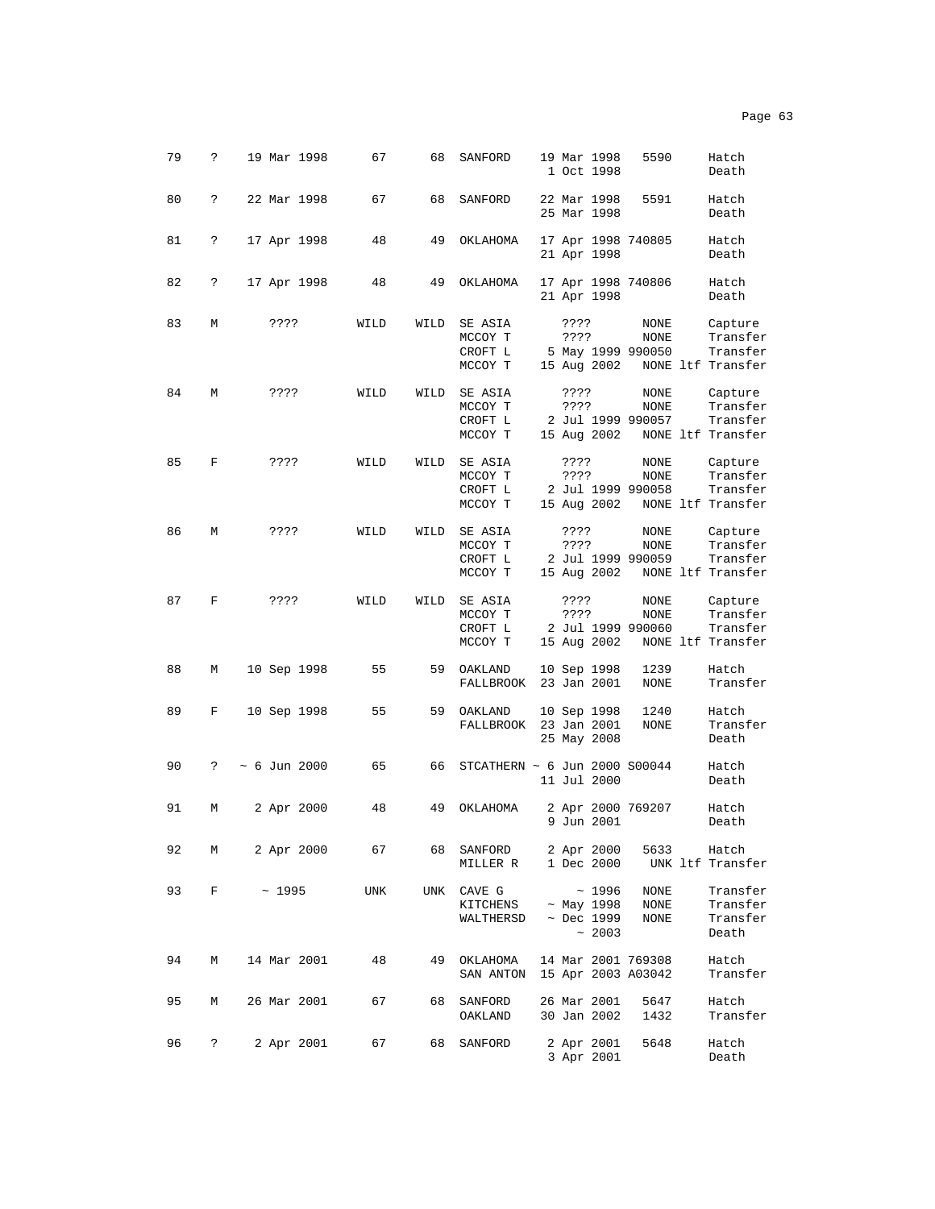| | | | | | | | | |
|---|---|---|---|---|---|---|---|---|
| 79 | ? | 19 Mar 1998 | 67 | 68 | SANFORD | 19 Mar 1998 | 5590 | Hatch |
| | | | | | | 1 Oct 1998 | | Death |
| 80 | ? | 22 Mar 1998 | 67 | 68 | SANFORD | 22 Mar 1998 | 5591 | Hatch |
| | | | | | | 25 Mar 1998 | | Death |
| 81 | ? | 17 Apr 1998 | 48 | 49 | OKLAHOMA | 17 Apr 1998 | 740805 | Hatch |
| | | | | | | 21 Apr 1998 | | Death |
| 82 | ? | 17 Apr 1998 | 48 | 49 | OKLAHOMA | 17 Apr 1998 | 740806 | Hatch |
| | | | | | | 21 Apr 1998 | | Death |
| 83 | M | ???? | WILD | WILD | SE ASIA | ???? | NONE | Capture |
| | | | | | MCCOY T | ???? | NONE | Transfer |
| | | | | | CROFT L | 5 May 1999 | 990050 | Transfer |
| | | | | | MCCOY T | 15 Aug 2002 | NONE ltf | Transfer |
| 84 | M | ???? | WILD | WILD | SE ASIA | ???? | NONE | Capture |
| | | | | | MCCOY T | ???? | NONE | Transfer |
| | | | | | CROFT L | 2 Jul 1999 | 990057 | Transfer |
| | | | | | MCCOY T | 15 Aug 2002 | NONE ltf | Transfer |
| 85 | F | ???? | WILD | WILD | SE ASIA | ???? | NONE | Capture |
| | | | | | MCCOY T | ???? | NONE | Transfer |
| | | | | | CROFT L | 2 Jul 1999 | 990058 | Transfer |
| | | | | | MCCOY T | 15 Aug 2002 | NONE ltf | Transfer |
| 86 | M | ???? | WILD | WILD | SE ASIA | ???? | NONE | Capture |
| | | | | | MCCOY T | ???? | NONE | Transfer |
| | | | | | CROFT L | 2 Jul 1999 | 990059 | Transfer |
| | | | | | MCCOY T | 15 Aug 2002 | NONE ltf | Transfer |
| 87 | F | ???? | WILD | WILD | SE ASIA | ???? | NONE | Capture |
| | | | | | MCCOY T | ???? | NONE | Transfer |
| | | | | | CROFT L | 2 Jul 1999 | 990060 | Transfer |
| | | | | | MCCOY T | 15 Aug 2002 | NONE ltf | Transfer |
| 88 | M | 10 Sep 1998 | 55 | 59 | OAKLAND | 10 Sep 1998 | 1239 | Hatch |
| | | | | | FALLBROOK | 23 Jan 2001 | NONE | Transfer |
| 89 | F | 10 Sep 1998 | 55 | 59 | OAKLAND | 10 Sep 1998 | 1240 | Hatch |
| | | | | | FALLBROOK | 23 Jan 2001 | NONE | Transfer |
| | | | | | | 25 May 2008 | | Death |
| 90 | ? | ~ 6 Jun 2000 | 65 | 66 | STCATHERN | ~ 6 Jun 2000 | S00044 | Hatch |
| | | | | | | 11 Jul 2000 | | Death |
| 91 | M | 2 Apr 2000 | 48 | 49 | OKLAHOMA | 2 Apr 2000 | 769207 | Hatch |
| | | | | | | 9 Jun 2001 | | Death |
| 92 | M | 2 Apr 2000 | 67 | 68 | SANFORD | 2 Apr 2000 | 5633 | Hatch |
| | | | | | MILLER R | 1 Dec 2000 | UNK ltf | Transfer |
| 93 | F | ~ 1995 | UNK | UNK | CAVE G | ~ 1996 | NONE | Transfer |
| | | | | | KITCHENS | ~ May 1998 | NONE | Transfer |
| | | | | | WALTHERSD | ~ Dec 1999 | NONE | Transfer |
| | | | | | | ~ 2003 | | Death |
| 94 | M | 14 Mar 2001 | 48 | 49 | OKLAHOMA | 14 Mar 2001 | 769308 | Hatch |
| | | | | | SAN ANTON | 15 Apr 2003 | A03042 | Transfer |
| 95 | M | 26 Mar 2001 | 67 | 68 | SANFORD | 26 Mar 2001 | 5647 | Hatch |
| | | | | | OAKLAND | 30 Jan 2002 | 1432 | Transfer |
| 96 | ? | 2 Apr 2001 | 67 | 68 | SANFORD | 2 Apr 2001 | 5648 | Hatch |
| | | | | | | 3 Apr 2001 | | Death |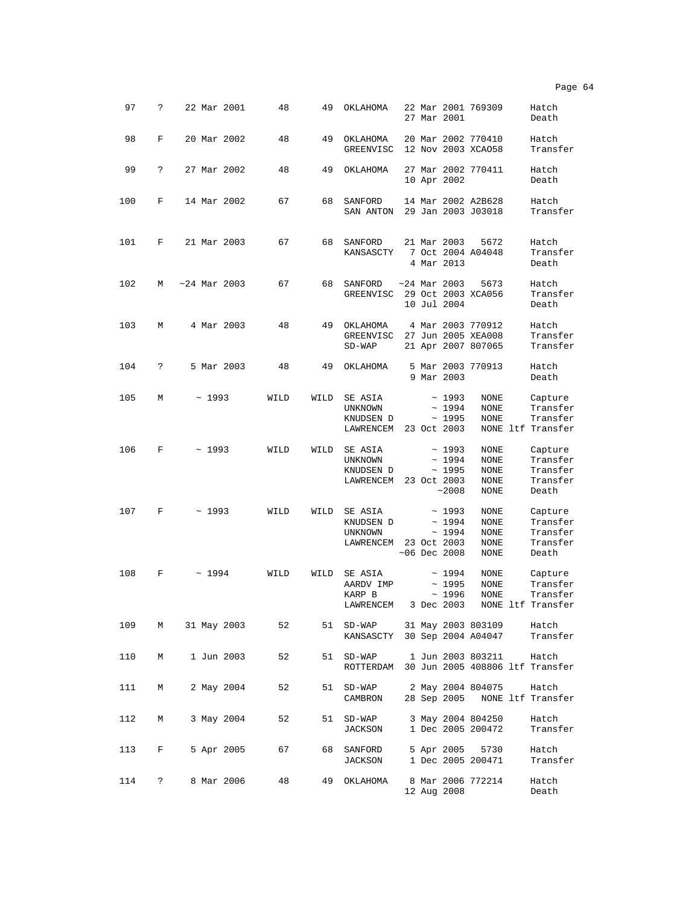| | | | | | | | | | |
|---|---|---|---|---|---|---|---|---|---|
| 97 | ? | 22 Mar 2001 | 48 | 49 | OKLAHOMA | 22 Mar 2001 | 769309 | | Hatch |
| | | | | | | 27 Mar 2001 | | | Death |
| 98 | F | 20 Mar 2002 | 48 | 49 | OKLAHOMA | 20 Mar 2002 | 770410 | | Hatch |
| | | | | | GREENVISC | 12 Nov 2003 | XCA058 | | Transfer |
| 99 | ? | 27 Mar 2002 | 48 | 49 | OKLAHOMA | 27 Mar 2002 | 770411 | | Hatch |
| | | | | | | 10 Apr 2002 | | | Death |
| 100 | F | 14 Mar 2002 | 67 | 68 | SANFORD | 14 Mar 2002 | A2B628 | | Hatch |
| | | | | | SAN ANTON | 29 Jan 2003 | J03018 | | Transfer |
| 101 | F | 21 Mar 2003 | 67 | 68 | SANFORD | 21 Mar 2003 | 5672 | | Hatch |
| | | | | | KANSASCTY | 7 Oct 2004 | A04048 | | Transfer |
| | | | | | | 4 Mar 2013 | | | Death |
| 102 | M | ~24 Mar 2003 | 67 | 68 | SANFORD | ~24 Mar 2003 | 5673 | | Hatch |
| | | | | | GREENVISC | 29 Oct 2003 | XCA056 | | Transfer |
| | | | | | | 10 Jul 2004 | | | Death |
| 103 | M | 4 Mar 2003 | 48 | 49 | OKLAHOMA | 4 Mar 2003 | 770912 | | Hatch |
| | | | | | GREENVISC | 27 Jun 2005 | XEA008 | | Transfer |
| | | | | | SD-WAP | 21 Apr 2007 | 807065 | | Transfer |
| 104 | ? | 5 Mar 2003 | 48 | 49 | OKLAHOMA | 5 Mar 2003 | 770913 | | Hatch |
| | | | | | | 9 Mar 2003 | | | Death |
| 105 | M | ~ 1993 | WILD | WILD | SE ASIA | ~ 1993 | NONE | | Capture |
| | | | | | UNKNOWN | ~ 1994 | NONE | | Transfer |
| | | | | | KNUDSEN D | ~ 1995 | NONE | | Transfer |
| | | | | | LAWRENCEM | 23 Oct 2003 | NONE | ltf | Transfer |
| 106 | F | ~ 1993 | WILD | WILD | SE ASIA | ~ 1993 | NONE | | Capture |
| | | | | | UNKNOWN | ~ 1994 | NONE | | Transfer |
| | | | | | KNUDSEN D | ~ 1995 | NONE | | Transfer |
| | | | | | LAWRENCEM | 23 Oct 2003 | NONE | | Transfer |
| | | | | | | ~2008 | NONE | | Death |
| 107 | F | ~ 1993 | WILD | WILD | SE ASIA | ~ 1993 | NONE | | Capture |
| | | | | | KNUDSEN D | ~ 1994 | NONE | | Transfer |
| | | | | | UNKNOWN | ~ 1994 | NONE | | Transfer |
| | | | | | LAWRENCEM | 23 Oct 2003 | NONE | | Transfer |
| | | | | | | ~06 Dec 2008 | NONE | | Death |
| 108 | F | ~ 1994 | WILD | WILD | SE ASIA | ~ 1994 | NONE | | Capture |
| | | | | | AARDV IMP | ~ 1995 | NONE | | Transfer |
| | | | | | KARP B | ~ 1996 | NONE | | Transfer |
| | | | | | LAWRENCEM | 3 Dec 2003 | NONE | ltf | Transfer |
| 109 | M | 31 May 2003 | 52 | 51 | SD-WAP | 31 May 2003 | 803109 | | Hatch |
| | | | | | KANSASCTY | 30 Sep 2004 | A04047 | | Transfer |
| 110 | M | 1 Jun 2003 | 52 | 51 | SD-WAP | 1 Jun 2003 | 803211 | | Hatch |
| | | | | | ROTTERDAM | 30 Jun 2005 | 408806 | ltf | Transfer |
| 111 | M | 2 May 2004 | 52 | 51 | SD-WAP | 2 May 2004 | 804075 | | Hatch |
| | | | | | CAMBRON | 28 Sep 2005 | NONE | ltf | Transfer |
| 112 | M | 3 May 2004 | 52 | 51 | SD-WAP | 3 May 2004 | 804250 | | Hatch |
| | | | | | JACKSON | 1 Dec 2005 | 200472 | | Transfer |
| 113 | F | 5 Apr 2005 | 67 | 68 | SANFORD | 5 Apr 2005 | 5730 | | Hatch |
| | | | | | JACKSON | 1 Dec 2005 | 200471 | | Transfer |
| 114 | ? | 8 Mar 2006 | 48 | 49 | OKLAHOMA | 8 Mar 2006 | 772214 | | Hatch |
| | | | | | | 12 Aug 2008 | | | Death |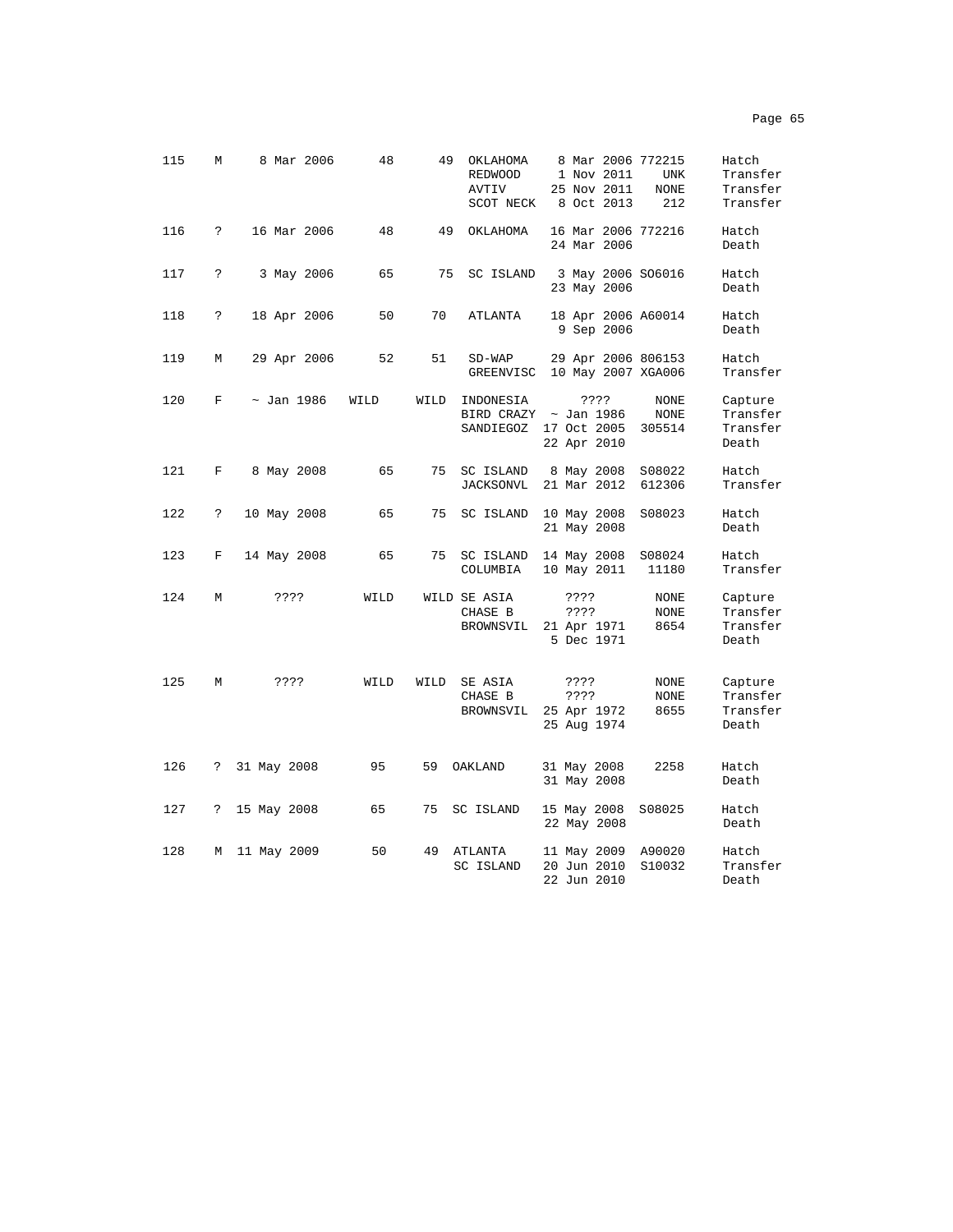| | | | | | | | | |
|---|---|---|---|---|---|---|---|---|
| 115 | M | 8 Mar 2006 | 48 | 49 | OKLAHOMA | 8 Mar 2006 | 772215 | Hatch |
| | | | | | REDWOOD | 1 Nov 2011 | UNK | Transfer |
| | | | | | AVTIV | 25 Nov 2011 | NONE | Transfer |
| | | | | | SCOT NECK | 8 Oct 2013 | 212 | Transfer |
| 116 | ? | 16 Mar 2006 | 48 | 49 | OKLAHOMA | 16 Mar 2006 | 772216 | Hatch |
| | | | | | | 24 Mar 2006 | | Death |
| 117 | ? | 3 May 2006 | 65 | 75 | SC ISLAND | 3 May 2006 | SO6016 | Hatch |
| | | | | | | 23 May 2006 | | Death |
| 118 | ? | 18 Apr 2006 | 50 | 70 | ATLANTA | 18 Apr 2006 | A60014 | Hatch |
| | | | | | | 9 Sep 2006 | | Death |
| 119 | M | 29 Apr 2006 | 52 | 51 | SD-WAP | 29 Apr 2006 | 806153 | Hatch |
| | | | | | GREENVISC | 10 May 2007 | XGA006 | Transfer |
| 120 | F | ~ Jan 1986 | WILD | WILD | INDONESIA | ???? | NONE | Capture |
| | | | | | BIRD CRAZY | ~ Jan 1986 | NONE | Transfer |
| | | | | | SANDIEGOZ | 17 Oct 2005 | 305514 | Transfer |
| | | | | | | 22 Apr 2010 | | Death |
| 121 | F | 8 May 2008 | 65 | 75 | SC ISLAND | 8 May 2008 | S08022 | Hatch |
| | | | | | JACKSONVL | 21 Mar 2012 | 612306 | Transfer |
| 122 | ? | 10 May 2008 | 65 | 75 | SC ISLAND | 10 May 2008 | S08023 | Hatch |
| | | | | | | 21 May 2008 | | Death |
| 123 | F | 14 May 2008 | 65 | 75 | SC ISLAND | 14 May 2008 | S08024 | Hatch |
| | | | | | COLUMBIA | 10 May 2011 | 11180 | Transfer |
| 124 | M | ???? | WILD | WILD | SE ASIA | ???? | NONE | Capture |
| | | | | | CHASE B | ???? | NONE | Transfer |
| | | | | | BROWNSVIL | 21 Apr 1971 | 8654 | Transfer |
| | | | | | | 5 Dec 1971 | | Death |
| 125 | M | ???? | WILD | WILD | SE ASIA | ???? | NONE | Capture |
| | | | | | CHASE B | ???? | NONE | Transfer |
| | | | | | BROWNSVIL | 25 Apr 1972 | 8655 | Transfer |
| | | | | | | 25 Aug 1974 | | Death |
| 126 | ? | 31 May 2008 | 95 | 59 | OAKLAND | 31 May 2008 | 2258 | Hatch |
| | | | | | | 31 May 2008 | | Death |
| 127 | ? | 15 May 2008 | 65 | 75 | SC ISLAND | 15 May 2008 | S08025 | Hatch |
| | | | | | | 22 May 2008 | | Death |
| 128 | M | 11 May 2009 | 50 | 49 | ATLANTA | 11 May 2009 | A90020 | Hatch |
| | | | | | SC ISLAND | 20 Jun 2010 | S10032 | Transfer |
| | | | | | | 22 Jun 2010 | | Death |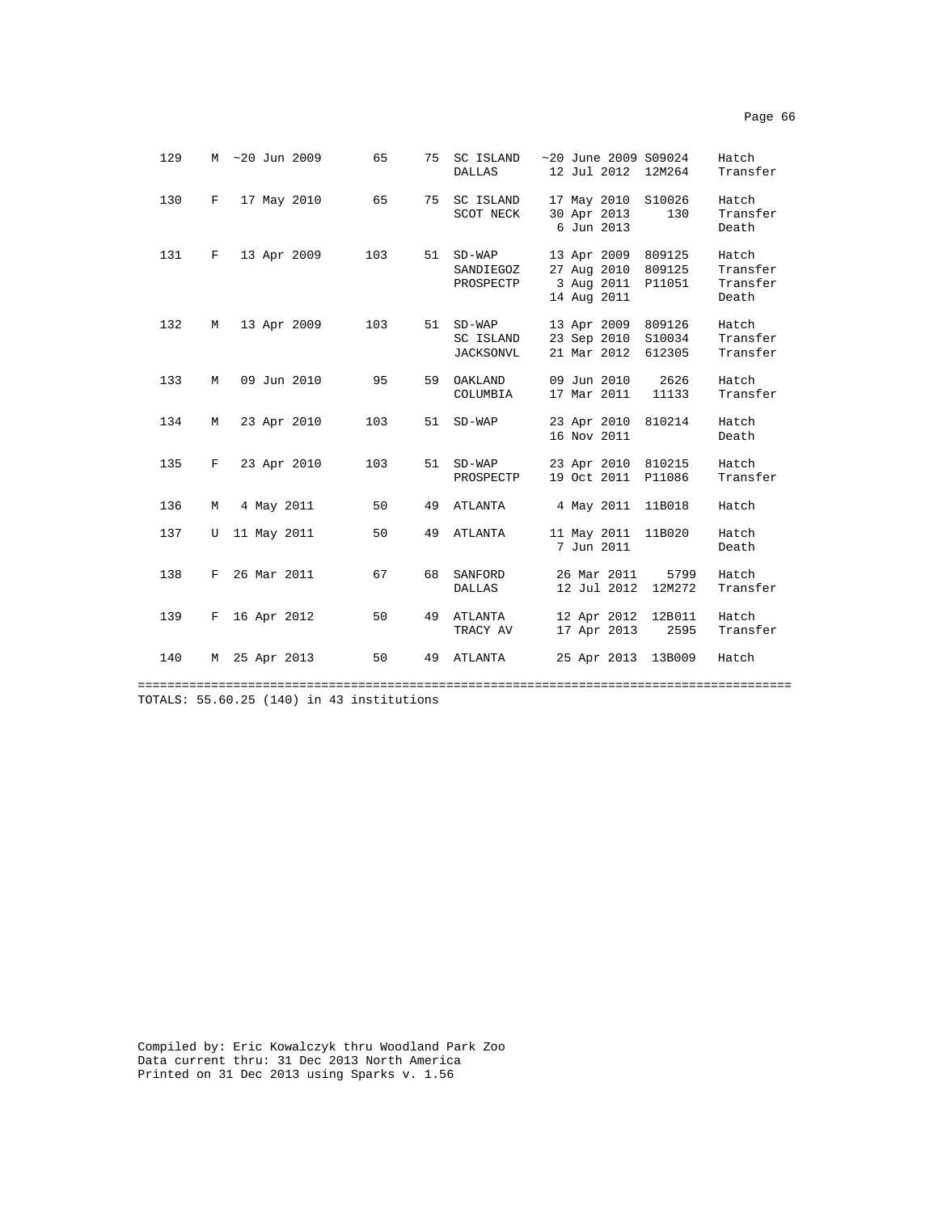| Stud # | Sex | Birth Date | Sire | Dam | Location | Date | Local ID | Event |
|---|---|---|---|---|---|---|---|---|
| 129 | M | ~20 Jun 2009 | 65 | 75 | SC ISLAND | ~20 June 2009 | S09024 | Hatch |
| | | | | | DALLAS | 12 Jul 2012 | 12M264 | Transfer |
| 130 | F | 17 May 2010 | 65 | 75 | SC ISLAND | 17 May 2010 | S10026 | Hatch |
| | | | | | SCOT NECK | 30 Apr 2013 | 130 | Transfer |
| | | | | | | 6 Jun 2013 | | Death |
| 131 | F | 13 Apr 2009 | 103 | 51 | SD-WAP | 13 Apr 2009 | 809125 | Hatch |
| | | | | | SANDIEGOZ | 27 Aug 2010 | 809125 | Transfer |
| | | | | | PROSPECTP | 3 Aug 2011 | P11051 | Transfer |
| | | | | | | 14 Aug 2011 | | Death |
| 132 | M | 13 Apr 2009 | 103 | 51 | SD-WAP | 13 Apr 2009 | 809126 | Hatch |
| | | | | | SC ISLAND | 23 Sep 2010 | S10034 | Transfer |
| | | | | | JACKSONVL | 21 Mar 2012 | 612305 | Transfer |
| 133 | M | 09 Jun 2010 | 95 | 59 | OAKLAND | 09 Jun 2010 | 2626 | Hatch |
| | | | | | COLUMBIA | 17 Mar 2011 | 11133 | Transfer |
| 134 | M | 23 Apr 2010 | 103 | 51 | SD-WAP | 23 Apr 2010 | 810214 | Hatch |
| | | | | | | 16 Nov 2011 | | Death |
| 135 | F | 23 Apr 2010 | 103 | 51 | SD-WAP | 23 Apr 2010 | 810215 | Hatch |
| | | | | | PROSPECTP | 19 Oct 2011 | P11086 | Transfer |
| 136 | M | 4 May 2011 | 50 | 49 | ATLANTA | 4 May 2011 | 11B018 | Hatch |
| 137 | U | 11 May 2011 | 50 | 49 | ATLANTA | 11 May 2011 | 11B020 | Hatch |
| | | | | | | 7 Jun 2011 | | Death |
| 138 | F | 26 Mar 2011 | 67 | 68 | SANFORD | 26 Mar 2011 | 5799 | Hatch |
| | | | | | DALLAS | 12 Jul 2012 | 12M272 | Transfer |
| 139 | F | 16 Apr 2012 | 50 | 49 | ATLANTA | 12 Apr 2012 | 12B011 | Hatch |
| | | | | | TRACY AV | 17 Apr 2013 | 2595 | Transfer |
| 140 | M | 25 Apr 2013 | 50 | 49 | ATLANTA | 25 Apr 2013 | 13B009 | Hatch |

TOTALS: 55.60.25 (140) in 43 institutions

Compiled by: Eric Kowalczyk thru Woodland Park Zoo
Data current thru: 31 Dec 2013 North America
Printed on 31 Dec 2013 using Sparks v. 1.56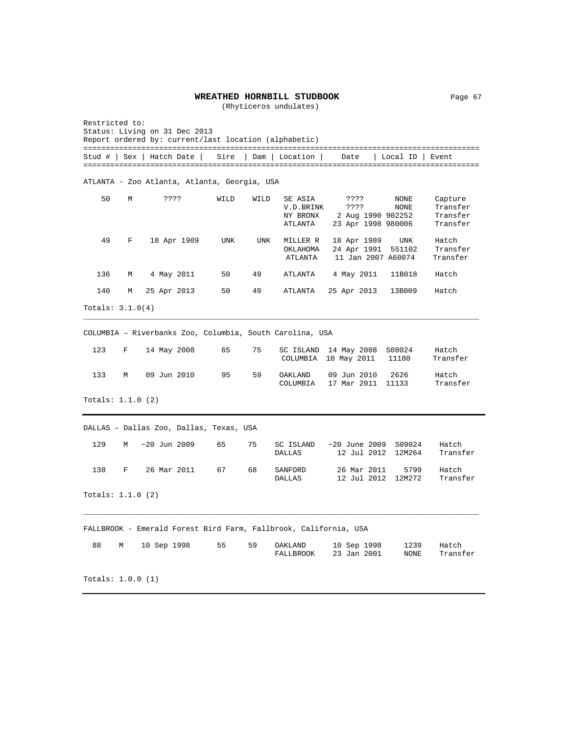# WREATHED HORNBILL STUDBOOK

(Rhyticeros undulates)

Restricted to:
Status: Living on 31 Dec 2013
Report ordered by: current/last location (alphabetic)

| Stud # | Sex | Hatch Date | Sire | Dam | Location | Date | Local ID | Event |
|---|---|---|---|---|---|---|---|---|

ATLANTA - Zoo Atlanta, Atlanta, Georgia, USA

| Stud # | Sex | Hatch Date | Sire | Dam | Location | Date | Local ID | Event |
|---|---|---|---|---|---|---|---|---|
| 50 | M | ???? | WILD | WILD | SE ASIA | ???? | NONE | Capture |
| | | | | | V.D.BRINK | ???? | NONE | Transfer |
| | | | | | NY BRONX | 2 Aug 1990 | 902252 | Transfer |
| | | | | | ATLANTA | 23 Apr 1998 | 980006 | Transfer |
| 49 | F | 18 Apr 1989 | UNK | UNK | MILLER R | 18 Apr 1989 | UNK | Hatch |
| | | | | | OKLAHOMA | 24 Apr 1991 | 551102 | Transfer |
| | | | | | ATLANTA | 11 Jan 2007 | A60074 | Transfer |
| 136 | M | 4 May 2011 | 50 | 49 | ATLANTA | 4 May 2011 | 11B018 | Hatch |
| 140 | M | 25 Apr 2013 | 50 | 49 | ATLANTA | 25 Apr 2013 | 13B009 | Hatch |

Totals: 3.1.0(4)

COLUMBIA – Riverbanks Zoo, Columbia, South Carolina, USA

| Stud # | Sex | Hatch Date | Sire | Dam | Location | Date | Local ID | Event |
|---|---|---|---|---|---|---|---|---|
| 123 | F | 14 May 2008 | 65 | 75 | SC ISLAND | 14 May 2008 | S08024 | Hatch |
| | | | | | COLUMBIA | 10 May 2011 | 11180 | Transfer |
| 133 | M | 09 Jun 2010 | 95 | 59 | OAKLAND | 09 Jun 2010 | 2626 | Hatch |
| | | | | | COLUMBIA | 17 Mar 2011 | 11133 | Transfer |

Totals: 1.1.0 (2)

DALLAS – Dallas Zoo, Dallas, Texas, USA

| Stud # | Sex | Hatch Date | Sire | Dam | Location | Date | Local ID | Event |
|---|---|---|---|---|---|---|---|---|
| 129 | M | ~20 Jun 2009 | 65 | 75 | SC ISLAND | ~20 June 2009 | S09024 | Hatch |
| | | | | | DALLAS | 12 Jul 2012 | 12M264 | Transfer |
| 138 | F | 26 Mar 2011 | 67 | 68 | SANFORD | 26 Mar 2011 | 5799 | Hatch |
| | | | | | DALLAS | 12 Jul 2012 | 12M272 | Transfer |

Totals: 1.1.0 (2)

FALLBROOK - Emerald Forest Bird Farm, Fallbrook, California, USA

| Stud # | Sex | Hatch Date | Sire | Dam | Location | Date | Local ID | Event |
|---|---|---|---|---|---|---|---|---|
| 88 | M | 10 Sep 1998 | 55 | 59 | OAKLAND | 10 Sep 1998 | 1239 | Hatch |
| | | | | | FALLBROOK | 23 Jan 2001 | NONE | Transfer |

Totals: 1.0.0 (1)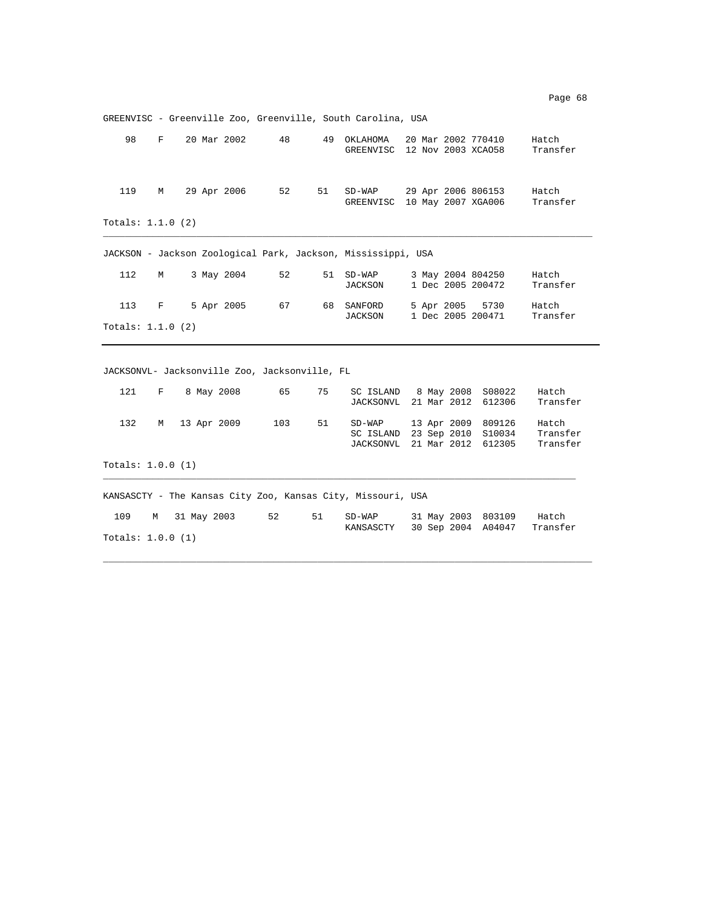GREENVISC - Greenville Zoo, Greenville, South Carolina, USA

| | | | | | | | | |
|---|---|---|---|---|---|---|---|---|
| 98 | F | 20 Mar 2002 | 48 | 49 | OKLAHOMA | 20 Mar 2002 | 770410 | Hatch |
| | | | | | GREENVISC | 12 Nov 2003 | XCA058 | Transfer |
| 119 | M | 29 Apr 2006 | 52 | 51 | SD-WAP | 29 Apr 2006 | 806153 | Hatch |
| | | | | | GREENVISC | 10 May 2007 | XGA006 | Transfer |

Totals: 1.1.0 (2)

JACKSON - Jackson Zoological Park, Jackson, Mississippi, USA

| | | | | | | | | |
|---|---|---|---|---|---|---|---|---|
| 112 | M | 3 May 2004 | 52 | 51 | SD-WAP | 3 May 2004 | 804250 | Hatch |
| | | | | | JACKSON | 1 Dec 2005 | 200472 | Transfer |
| 113 | F | 5 Apr 2005 | 67 | 68 | SANFORD | 5 Apr 2005 | 5730 | Hatch |
| | | | | | JACKSON | 1 Dec 2005 | 200471 | Transfer |

Totals: 1.1.0 (2)

JACKSONVL- Jacksonville Zoo, Jacksonville, FL

| | | | | | | | | |
|---|---|---|---|---|---|---|---|---|
| 121 | F | 8 May 2008 | 65 | 75 | SC ISLAND | 8 May 2008 | S08022 | Hatch |
| | | | | | JACKSONVL | 21 Mar 2012 | 612306 | Transfer |
| 132 | M | 13 Apr 2009 | 103 | 51 | SD-WAP | 13 Apr 2009 | 809126 | Hatch |
| | | | | | SC ISLAND | 23 Sep 2010 | S10034 | Transfer |
| | | | | | JACKSONVL | 21 Mar 2012 | 612305 | Transfer |

Totals: 1.0.0 (1)

KANSASCTY - The Kansas City Zoo, Kansas City, Missouri, USA

| | | | | | | | | |
|---|---|---|---|---|---|---|---|---|
| 109 | M | 31 May 2003 | 52 | 51 | SD-WAP | 31 May 2003 | 803109 | Hatch |
| | | | | | KANSASCTY | 30 Sep 2004 | A04047 | Transfer |

Totals: 1.0.0 (1)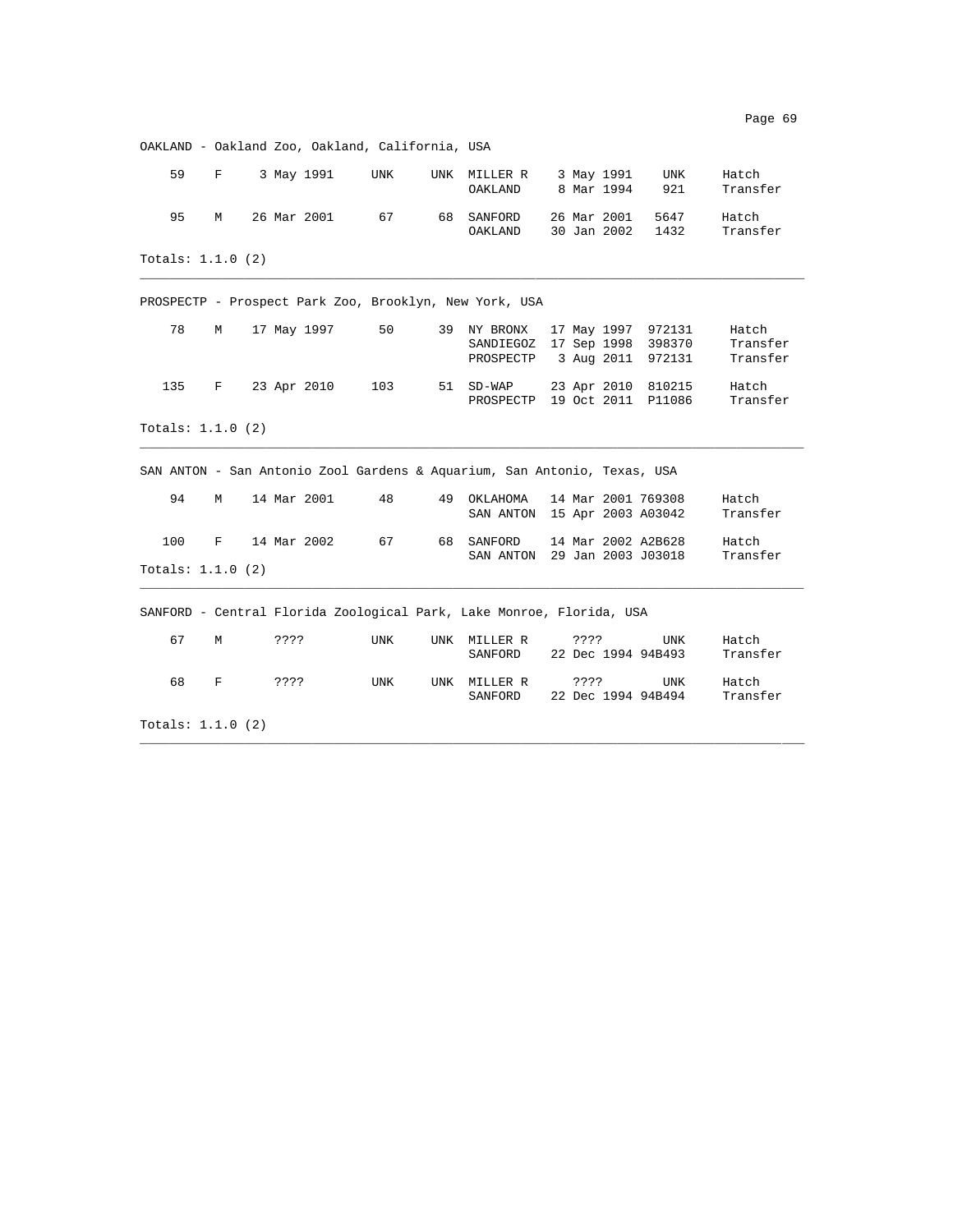## OAKLAND - Oakland Zoo, Oakland, California, USA

| ID | Sex | Hatch Date | Sire | Dam | Location | Date | Local ID | Event |
|---|---|---|---|---|---|---|---|---|
| 59 | F | 3 May 1991 | UNK | UNK | MILLER R | 3 May 1991 | UNK | Hatch |
| | | | | | OAKLAND | 8 Mar 1994 | 921 | Transfer |
| 95 | M | 26 Mar 2001 | 67 | 68 | SANFORD | 26 Mar 2001 | 5647 | Hatch |
| | | | | | OAKLAND | 30 Jan 2002 | 1432 | Transfer |

Totals: 1.1.0 (2)

---

## PROSPECTP - Prospect Park Zoo, Brooklyn, New York, USA

| ID | Sex | Hatch Date | Sire | Dam | Location | Date | Local ID | Event |
|---|---|---|---|---|---|---|---|---|
| 78 | M | 17 May 1997 | 50 | 39 | NY BRONX | 17 May 1997 | 972131 | Hatch |
| | | | | | SANDIEGOZ | 17 Sep 1998 | 398370 | Transfer |
| | | | | | PROSPECTP | 3 Aug 2011 | 972131 | Transfer |
| 135 | F | 23 Apr 2010 | 103 | 51 | SD-WAP | 23 Apr 2010 | 810215 | Hatch |
| | | | | | PROSPECTP | 19 Oct 2011 | P11086 | Transfer |

Totals: 1.1.0 (2)

---

## SAN ANTON - San Antonio Zool Gardens & Aquarium, San Antonio, Texas, USA

| ID | Sex | Hatch Date | Sire | Dam | Location | Date | Local ID | Event |
|---|---|---|---|---|---|---|---|---|
| 94 | M | 14 Mar 2001 | 48 | 49 | OKLAHOMA | 14 Mar 2001 | 769308 | Hatch |
| | | | | | SAN ANTON | 15 Apr 2003 | A03042 | Transfer |
| 100 | F | 14 Mar 2002 | 67 | 68 | SANFORD | 14 Mar 2002 | A2B628 | Hatch |
| | | | | | SAN ANTON | 29 Jan 2003 | J03018 | Transfer |

Totals: 1.1.0 (2)

---

## SANFORD - Central Florida Zoological Park, Lake Monroe, Florida, USA

| ID | Sex | Hatch Date | Sire | Dam | Location | Date | Local ID | Event |
|---|---|---|---|---|---|---|---|---|
| 67 | M | ???? | UNK | UNK | MILLER R | ???? | UNK | Hatch |
| | | | | | SANFORD | 22 Dec 1994 | 94B493 | Transfer |
| 68 | F | ???? | UNK | UNK | MILLER R | ???? | UNK | Hatch |
| | | | | | SANFORD | 22 Dec 1994 | 94B494 | Transfer |

Totals: 1.1.0 (2)

---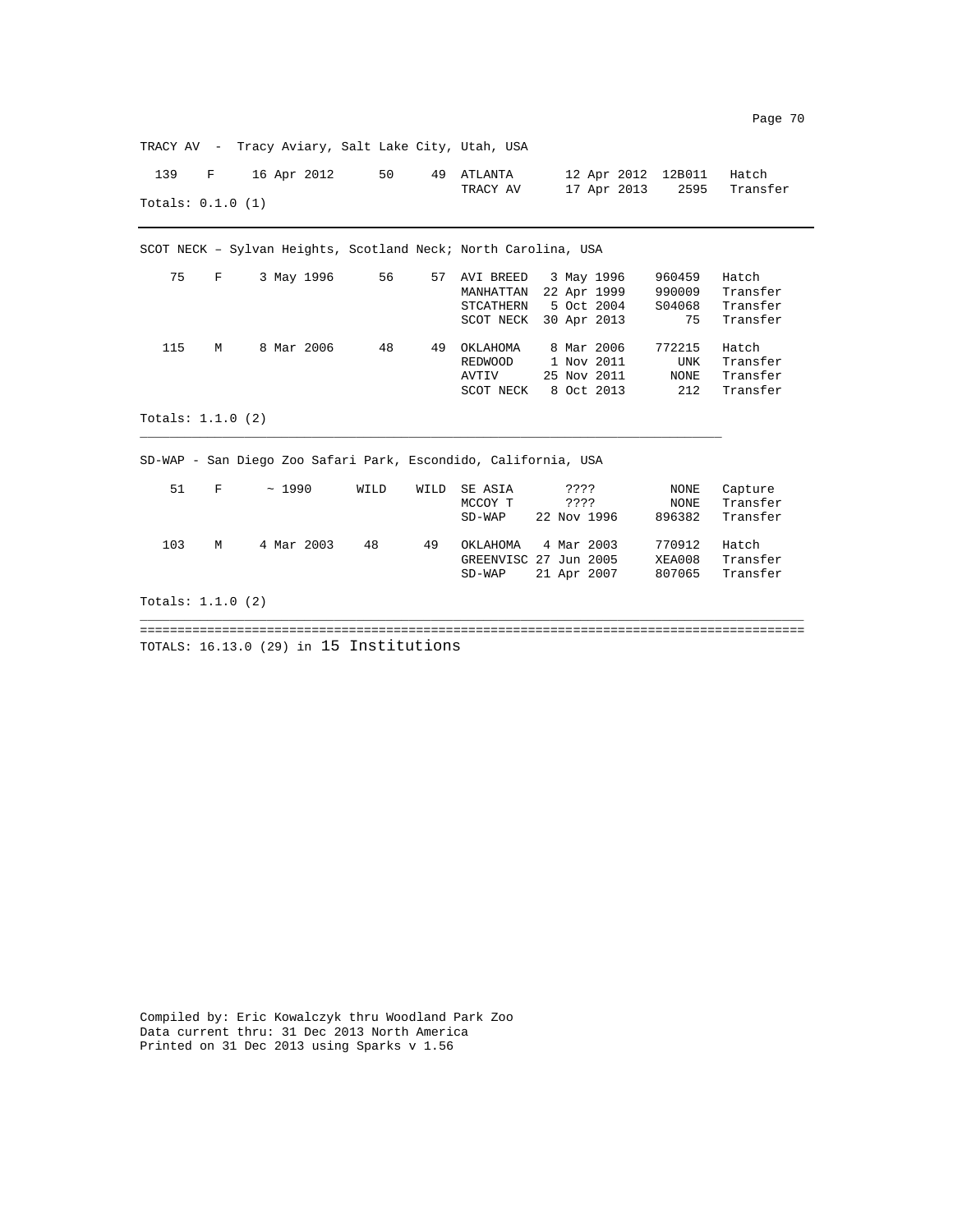TRACY AV - Tracy Aviary, Salt Lake City, Utah, USA

| ID | Sex | Hatch Date | Sire | Dam | Location | Date | Local ID | Event |
|---|---|---|---|---|---|---|---|---|
| 139 | F | 16 Apr 2012 | 50 | 49 | ATLANTA | 12 Apr 2012 | 12B011 | Hatch |
| | | | | | TRACY AV | 17 Apr 2013 | 2595 | Transfer |

Totals: 0.1.0 (1)

---

SCOT NECK – Sylvan Heights, Scotland Neck; North Carolina, USA

| ID | Sex | Hatch Date | Sire | Dam | Location | Date | Local ID | Event |
|---|---|---|---|---|---|---|---|---|
| 75 | F | 3 May 1996 | 56 | 57 | AVI BREED | 3 May 1996 | 960459 | Hatch |
| | | | | | MANHATTAN | 22 Apr 1999 | 990009 | Transfer |
| | | | | | STCATHERN | 5 Oct 2004 | S04068 | Transfer |
| | | | | | SCOT NECK | 30 Apr 2013 | 75 | Transfer |
| 115 | M | 8 Mar 2006 | 48 | 49 | OKLAHOMA | 8 Mar 2006 | 772215 | Hatch |
| | | | | | REDWOOD | 1 Nov 2011 | UNK | Transfer |
| | | | | | AVTIV | 25 Nov 2011 | NONE | Transfer |
| | | | | | SCOT NECK | 8 Oct 2013 | 212 | Transfer |

Totals: 1.1.0 (2)

---

SD-WAP - San Diego Zoo Safari Park, Escondido, California, USA

| ID | Sex | Hatch Date | Sire | Dam | Location | Date | Local ID | Event |
|---|---|---|---|---|---|---|---|---|
| 51 | F | ~ 1990 | WILD | WILD | SE ASIA | ???? | NONE | Capture |
| | | | | | MCCOY T | ???? | NONE | Transfer |
| | | | | | SD-WAP | 22 Nov 1996 | 896382 | Transfer |
| 103 | M | 4 Mar 2003 | 48 | 49 | OKLAHOMA | 4 Mar 2003 | 770912 | Hatch |
| | | | | | GREENVISC | 27 Jun 2005 | XEA008 | Transfer |
| | | | | | SD-WAP | 21 Apr 2007 | 807065 | Transfer |

Totals: 1.1.0 (2)

---

TOTALS: 16.13.0 (29) in 15 Institutions

Compiled by: Eric Kowalczyk thru Woodland Park Zoo
Data current thru: 31 Dec 2013 North America
Printed on 31 Dec 2013 using Sparks v 1.56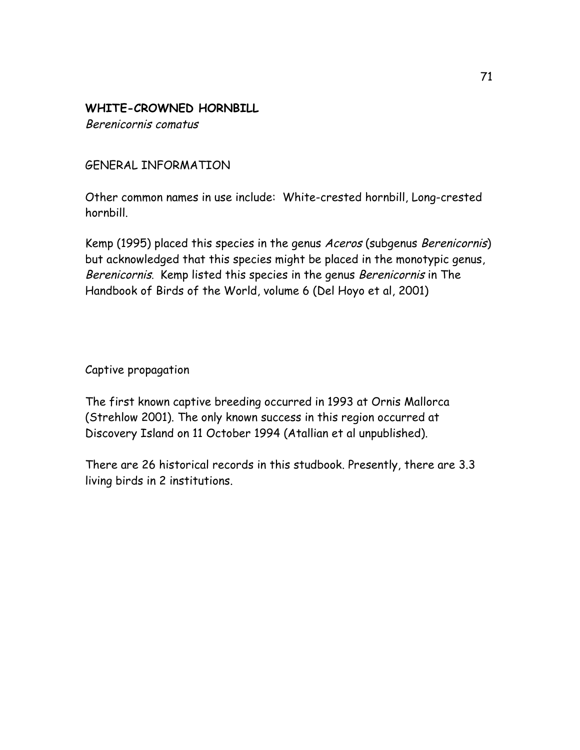**WHITE-CROWNED HORNBILL**
*Berenicornis comatus*

GENERAL INFORMATION

Other common names in use include: White-crested hornbill, Long-crested hornbill.

Kemp (1995) placed this species in the genus *Aceros* (subgenus *Berenicornis*) but acknowledged that this species might be placed in the monotypic genus, *Berenicornis*. Kemp listed this species in the genus *Berenicornis* in The Handbook of Birds of the World, volume 6 (Del Hoyo et al, 2001)

Captive propagation

The first known captive breeding occurred in 1993 at Ornis Mallorca (Strehlow 2001). The only known success in this region occurred at Discovery Island on 11 October 1994 (Atallian et al unpublished).

There are 26 historical records in this studbook. Presently, there are 3.3 living birds in 2 institutions.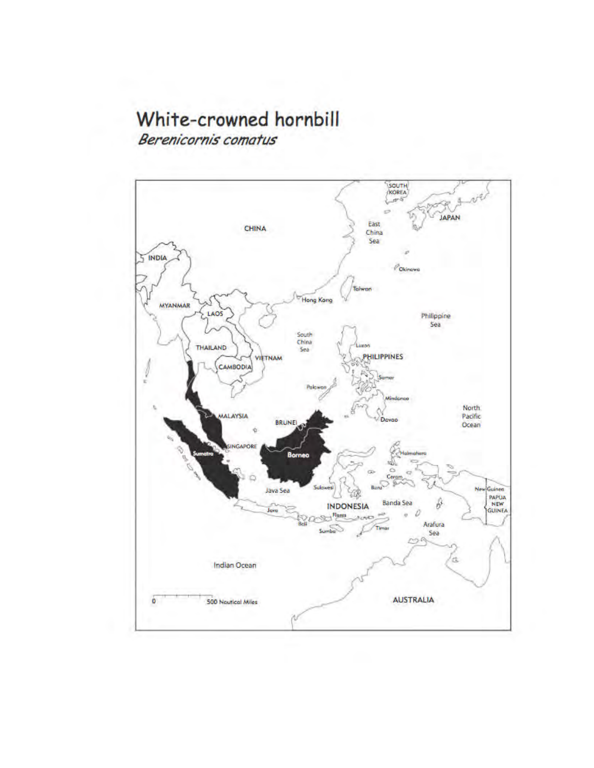# White-crowned hornbill

*Berenicornis comatus*

CHINA

SOUTH KOREA

JAPAN

East China Sea

INDIA

Okinawa

Taiwan

MYANMAR

LAOS

Hong Kong

Philippine Sea

THAILAND

South China Sea

Luzon

VIETNAM

PHILIPPINES

CAMBODIA

Samar

Palawan

Mindanao

MALAYSIA

BRUNEI

Davao

North Pacific Ocean

SINGAPORE

Sumatra

Borneo

Halmahera

Ceram

Java Sea

Sulawesi

Buru

New Guinea

PAPUA NEW GUINEA

INDONESIA

Banda Sea

Java

Flores

Bali

Sumba

Timor

Arafura Sea

Indian Ocean

0 500 Nautical Miles

AUSTRALIA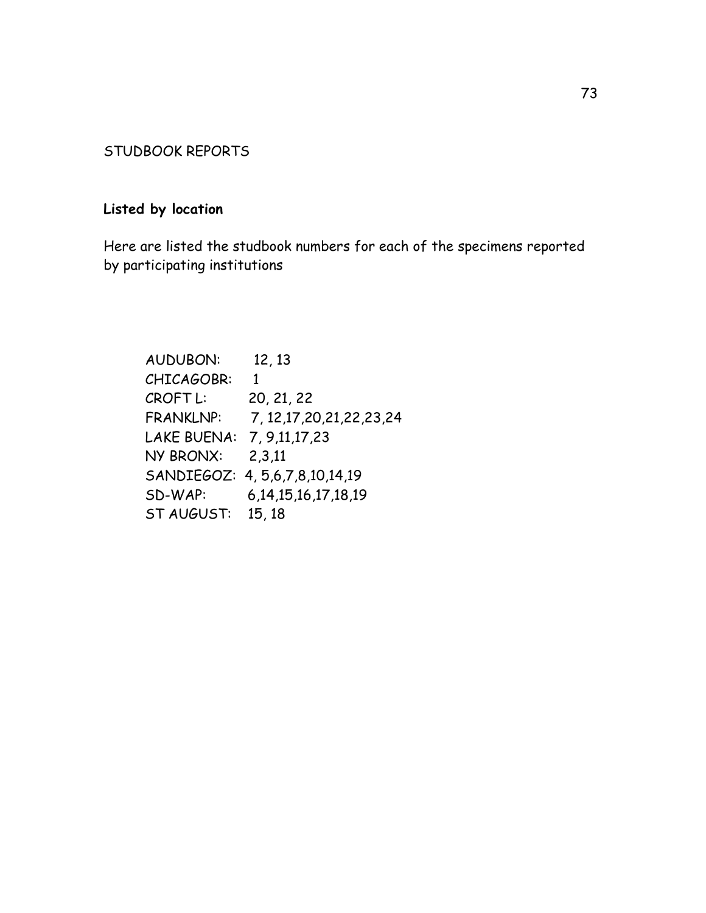STUDBOOK REPORTS

**Listed by location**

Here are listed the studbook numbers for each of the specimens reported by participating institutions

AUDUBON: 12, 13
CHICAGOBR: 1
CROFT L: 20, 21, 22
FRANKLNP: 7, 12,17,20,21,22,23,24
LAKE BUENA: 7, 9,11,17,23
NY BRONX: 2,3,11
SANDIEGOZ: 4, 5,6,7,8,10,14,19
SD-WAP: 6,14,15,16,17,18,19
ST AUGUST: 15, 18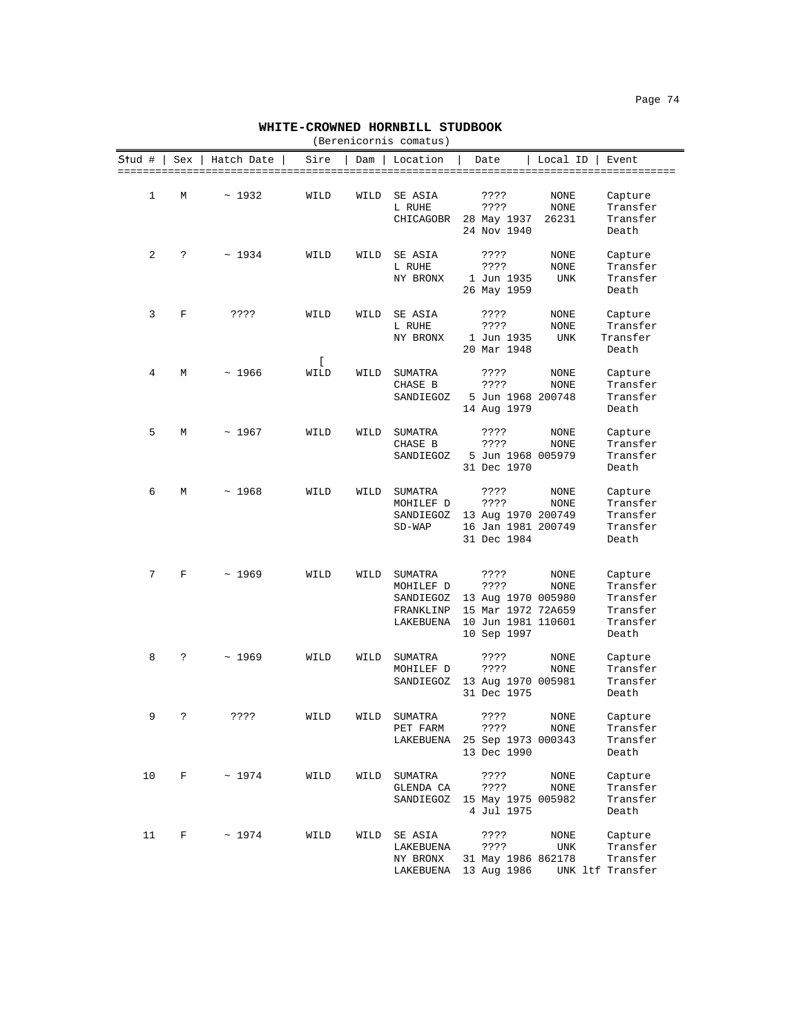**WHITE-CROWNED HORNBILL STUDBOOK**

(Berenicornis comatus)

| Stud # | Sex | Hatch Date | Sire | Dam | Location | Date | Local ID | Event |
|---|---|---|---|---|---|---|---|---|
| 1 | M | ~ 1932 | WILD | WILD | SE ASIA | ???? | NONE | Capture |
| | | | | | L RUHE | ???? | NONE | Transfer |
| | | | | | CHICAGOBR | 28 May 1937 | 26231 | Transfer |
| | | | | | | 24 Nov 1940 | | Death |
| 2 | ? | ~ 1934 | WILD | WILD | SE ASIA | ???? | NONE | Capture |
| | | | | | L RUHE | ???? | NONE | Transfer |
| | | | | | NY BRONX | 1 Jun 1935 | UNK | Transfer |
| | | | | | | 26 May 1959 | | Death |
| 3 | F | ???? | WILD | WILD | SE ASIA | ???? | NONE | Capture |
| | | | | | L RUHE | ???? | NONE | Transfer |
| | | | | | NY BRONX | 1 Jun 1935 | UNK | Transfer |
| | | | | | | 20 Mar 1948 | | Death |
| 4 | M | ~ 1966 | [ WILD | WILD | SUMATRA | ???? | NONE | Capture |
| | | | | | CHASE B | ???? | NONE | Transfer |
| | | | | | SANDIEGOZ | 5 Jun 1968 | 200748 | Transfer |
| | | | | | | 14 Aug 1979 | | Death |
| 5 | M | ~ 1967 | WILD | WILD | SUMATRA | ???? | NONE | Capture |
| | | | | | CHASE B | ???? | NONE | Transfer |
| | | | | | SANDIEGOZ | 5 Jun 1968 | 005979 | Transfer |
| | | | | | | 31 Dec 1970 | | Death |
| 6 | M | ~ 1968 | WILD | WILD | SUMATRA | ???? | NONE | Capture |
| | | | | | MOHILEF D | ???? | NONE | Transfer |
| | | | | | SANDIEGOZ | 13 Aug 1970 | 200749 | Transfer |
| | | | | | SD-WAP | 16 Jan 1981 | 200749 | Transfer |
| | | | | | | 31 Dec 1984 | | Death |
| 7 | F | ~ 1969 | WILD | WILD | SUMATRA | ???? | NONE | Capture |
| | | | | | MOHILEF D | ???? | NONE | Transfer |
| | | | | | SANDIEGOZ | 13 Aug 1970 | 005980 | Transfer |
| | | | | | FRANKLINP | 15 Mar 1972 | 72A659 | Transfer |
| | | | | | LAKEBUENA | 10 Jun 1981 | 110601 | Transfer |
| | | | | | | 10 Sep 1997 | | Death |
| 8 | ? | ~ 1969 | WILD | WILD | SUMATRA | ???? | NONE | Capture |
| | | | | | MOHILEF D | ???? | NONE | Transfer |
| | | | | | SANDIEGOZ | 13 Aug 1970 | 005981 | Transfer |
| | | | | | | 31 Dec 1975 | | Death |
| 9 | ? | ???? | WILD | WILD | SUMATRA | ???? | NONE | Capture |
| | | | | | PET FARM | ???? | NONE | Transfer |
| | | | | | LAKEBUENA | 25 Sep 1973 | 000343 | Transfer |
| | | | | | | 13 Dec 1990 | | Death |
| 10 | F | ~ 1974 | WILD | WILD | SUMATRA | ???? | NONE | Capture |
| | | | | | GLENDA CA | ???? | NONE | Transfer |
| | | | | | SANDIEGOZ | 15 May 1975 | 005982 | Transfer |
| | | | | | | 4 Jul 1975 | | Death |
| 11 | F | ~ 1974 | WILD | WILD | SE ASIA | ???? | NONE | Capture |
| | | | | | LAKEBUENA | ???? | UNK | Transfer |
| | | | | | NY BRONX | 31 May 1986 | 862178 | Transfer |
| | | | | | LAKEBUENA | 13 Aug 1986 | UNK | ltf Transfer |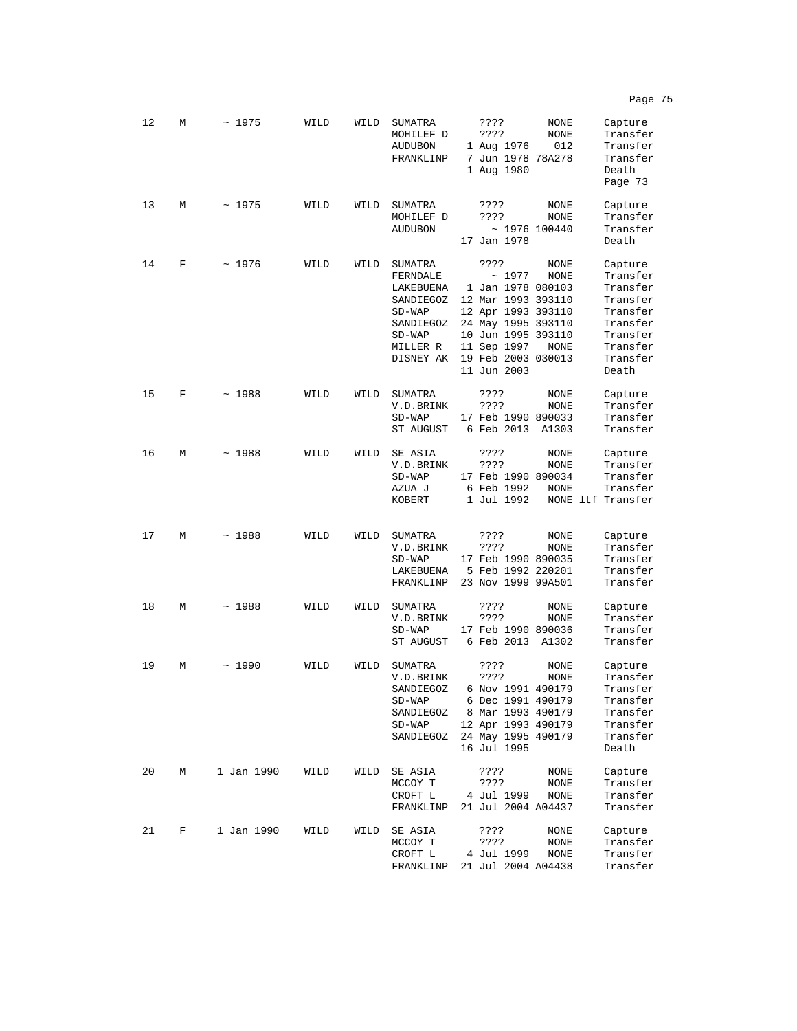| | | | | | | | | |
|---|---|---|---|---|---|---|---|---|
| 12 | M | ~ 1975 | WILD | WILD | SUMATRA | ???? | NONE | Capture |
| | | | | | MOHILEF D | ???? | NONE | Transfer |
| | | | | | AUDUBON | 1 Aug 1976 | 012 | Transfer |
| | | | | | FRANKLINP | 7 Jun 1978 | 78A278 | Transfer |
| | | | | | | 1 Aug 1980 | | Death |
| | | | | | | | | Page 73 |
| 13 | M | ~ 1975 | WILD | WILD | SUMATRA | ???? | NONE | Capture |
| | | | | | MOHILEF D | ???? | NONE | Transfer |
| | | | | | AUDUBON | ~ 1976 | 100440 | Transfer |
| | | | | | | 17 Jan 1978 | | Death |
| 14 | F | ~ 1976 | WILD | WILD | SUMATRA | ???? | NONE | Capture |
| | | | | | FERNDALE | ~ 1977 | NONE | Transfer |
| | | | | | LAKEBUENA | 1 Jan 1978 | 080103 | Transfer |
| | | | | | SANDIEGOZ | 12 Mar 1993 | 393110 | Transfer |
| | | | | | SD-WAP | 12 Apr 1993 | 393110 | Transfer |
| | | | | | SANDIEGOZ | 24 May 1995 | 393110 | Transfer |
| | | | | | SD-WAP | 10 Jun 1995 | 393110 | Transfer |
| | | | | | MILLER R | 11 Sep 1997 | NONE | Transfer |
| | | | | | DISNEY AK | 19 Feb 2003 | 030013 | Transfer |
| | | | | | | 11 Jun 2003 | | Death |
| 15 | F | ~ 1988 | WILD | WILD | SUMATRA | ???? | NONE | Capture |
| | | | | | V.D.BRINK | ???? | NONE | Transfer |
| | | | | | SD-WAP | 17 Feb 1990 | 890033 | Transfer |
| | | | | | ST AUGUST | 6 Feb 2013 | A1303 | Transfer |
| 16 | M | ~ 1988 | WILD | WILD | SE ASIA | ???? | NONE | Capture |
| | | | | | V.D.BRINK | ???? | NONE | Transfer |
| | | | | | SD-WAP | 17 Feb 1990 | 890034 | Transfer |
| | | | | | AZUA J | 6 Feb 1992 | NONE | Transfer |
| | | | | | KOBERT | 1 Jul 1992 | NONE ltf | Transfer |
| 17 | M | ~ 1988 | WILD | WILD | SUMATRA | ???? | NONE | Capture |
| | | | | | V.D.BRINK | ???? | NONE | Transfer |
| | | | | | SD-WAP | 17 Feb 1990 | 890035 | Transfer |
| | | | | | LAKEBUENA | 5 Feb 1992 | 220201 | Transfer |
| | | | | | FRANKLINP | 23 Nov 1999 | 99A501 | Transfer |
| 18 | M | ~ 1988 | WILD | WILD | SUMATRA | ???? | NONE | Capture |
| | | | | | V.D.BRINK | ???? | NONE | Transfer |
| | | | | | SD-WAP | 17 Feb 1990 | 890036 | Transfer |
| | | | | | ST AUGUST | 6 Feb 2013 | A1302 | Transfer |
| 19 | M | ~ 1990 | WILD | WILD | SUMATRA | ???? | NONE | Capture |
| | | | | | V.D.BRINK | ???? | NONE | Transfer |
| | | | | | SANDIEGOZ | 6 Nov 1991 | 490179 | Transfer |
| | | | | | SD-WAP | 6 Dec 1991 | 490179 | Transfer |
| | | | | | SANDIEGOZ | 8 Mar 1993 | 490179 | Transfer |
| | | | | | SD-WAP | 12 Apr 1993 | 490179 | Transfer |
| | | | | | SANDIEGOZ | 24 May 1995 | 490179 | Transfer |
| | | | | | | 16 Jul 1995 | | Death |
| 20 | M | 1 Jan 1990 | WILD | WILD | SE ASIA | ???? | NONE | Capture |
| | | | | | MCCOY T | ???? | NONE | Transfer |
| | | | | | CROFT L | 4 Jul 1999 | NONE | Transfer |
| | | | | | FRANKLINP | 21 Jul 2004 | A04437 | Transfer |
| 21 | F | 1 Jan 1990 | WILD | WILD | SE ASIA | ???? | NONE | Capture |
| | | | | | MCCOY T | ???? | NONE | Transfer |
| | | | | | CROFT L | 4 Jul 1999 | NONE | Transfer |
| | | | | | FRANKLINP | 21 Jul 2004 | A04438 | Transfer |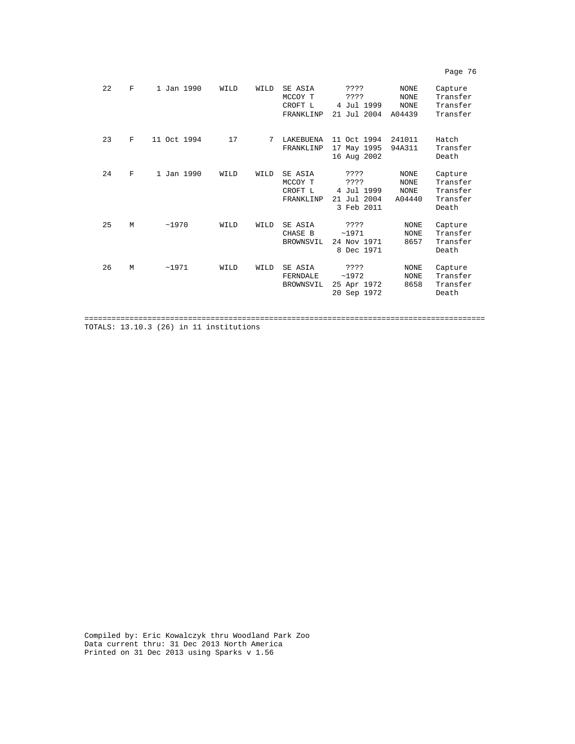| | | | | | | | | |
|---|---|---|---|---|---|---|---|---|
| 22 | F | 1 Jan 1990 | WILD | WILD | SE ASIA | ???? | NONE | Capture |
| | | | | | MCCOY T | ???? | NONE | Transfer |
| | | | | | CROFT L | 4 Jul 1999 | NONE | Transfer |
| | | | | | FRANKLINP | 21 Jul 2004 | A04439 | Transfer |
| 23 | F | 11 Oct 1994 | 17 | 7 | LAKEBUENA | 11 Oct 1994 | 241011 | Hatch |
| | | | | | FRANKLINP | 17 May 1995 | 94A311 | Transfer |
| | | | | | | 16 Aug 2002 | | Death |
| 24 | F | 1 Jan 1990 | WILD | WILD | SE ASIA | ???? | NONE | Capture |
| | | | | | MCCOY T | ???? | NONE | Transfer |
| | | | | | CROFT L | 4 Jul 1999 | NONE | Transfer |
| | | | | | FRANKLINP | 21 Jul 2004 | A04440 | Transfer |
| | | | | | | 3 Feb 2011 | | Death |
| 25 | M | ~1970 | WILD | WILD | SE ASIA | ???? | NONE | Capture |
| | | | | | CHASE B | ~1971 | NONE | Transfer |
| | | | | | BROWNSVIL | 24 Nov 1971 | 8657 | Transfer |
| | | | | | | 8 Dec 1971 | | Death |
| 26 | M | ~1971 | WILD | WILD | SE ASIA | ???? | NONE | Capture |
| | | | | | FERNDALE | ~1972 | NONE | Transfer |
| | | | | | BROWNSVIL | 25 Apr 1972 | 8658 | Transfer |
| | | | | | | 20 Sep 1972 | | Death |

TOTALS: 13.10.3 (26) in 11 institutions

Compiled by: Eric Kowalczyk thru Woodland Park Zoo
Data current thru: 31 Dec 2013 North America
Printed on 31 Dec 2013 using Sparks v 1.56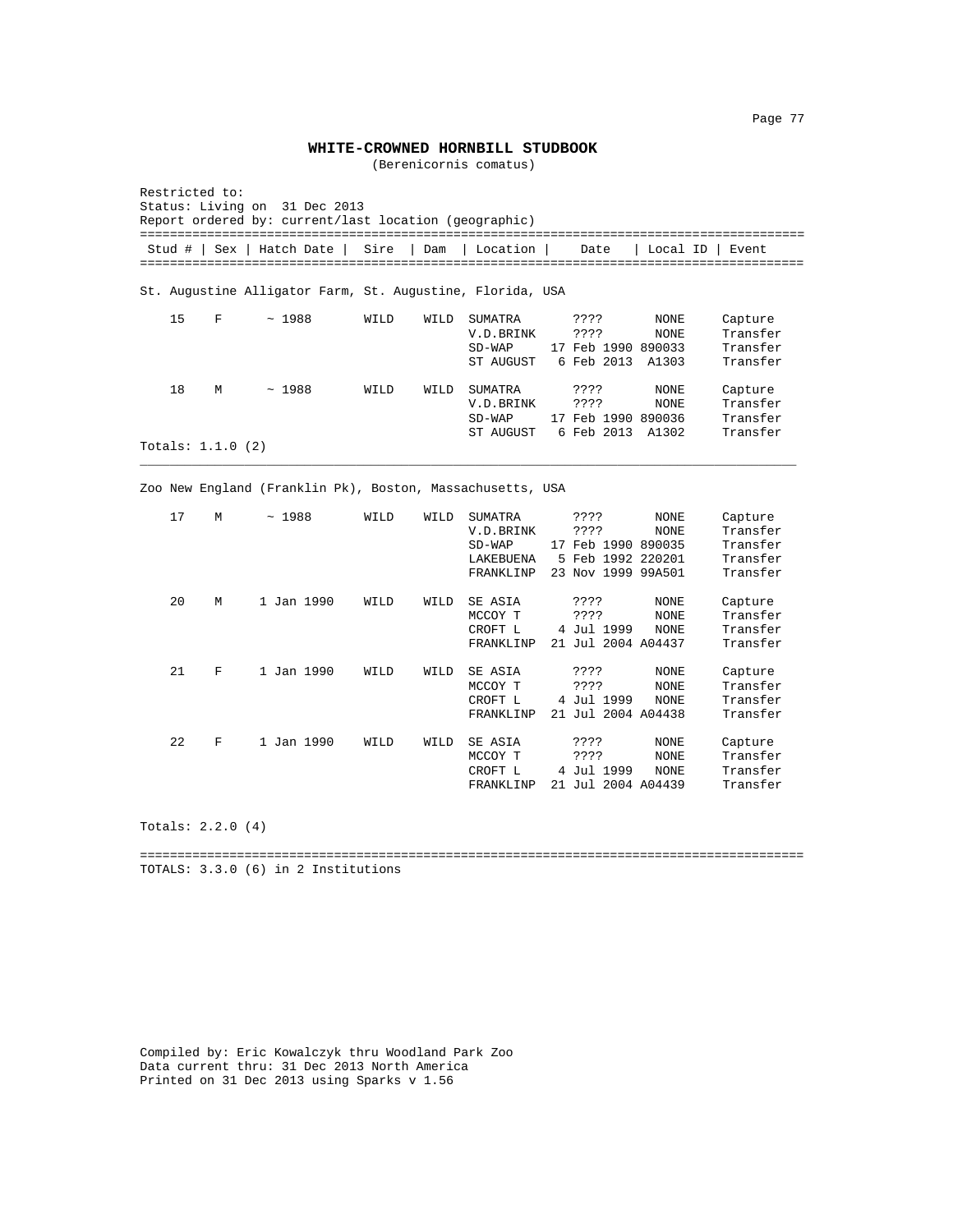# WHITE-CROWNED HORNBILL STUDBOOK

(Berenicornis comatus)

Restricted to:
Status: Living on 31 Dec 2013
Report ordered by: current/last location (geographic)

| Stud # | Sex | Hatch Date | Sire | Dam | Location | Date | Local ID | Event |
|---|---|---|---|---|---|---|---|---|
| **St. Augustine Alligator Farm, St. Augustine, Florida, USA** | | | | | | | | |
| 15 | F | ~ 1988 | WILD | WILD | SUMATRA | ???? | NONE | Capture |
| | | | | | V.D.BRINK | ???? | NONE | Transfer |
| | | | | | SD-WAP | 17 Feb 1990 | 890033 | Transfer |
| | | | | | ST AUGUST | 6 Feb 2013 | A1303 | Transfer |
| 18 | M | ~ 1988 | WILD | WILD | SUMATRA | ???? | NONE | Capture |
| | | | | | V.D.BRINK | ???? | NONE | Transfer |
| | | | | | SD-WAP | 17 Feb 1990 | 890036 | Transfer |
| | | | | | ST AUGUST | 6 Feb 2013 | A1302 | Transfer |
| Totals: 1.1.0 (2) | | | | | | | | |
| **Zoo New England (Franklin Pk), Boston, Massachusetts, USA** | | | | | | | | |
| 17 | M | ~ 1988 | WILD | WILD | SUMATRA | ???? | NONE | Capture |
| | | | | | V.D.BRINK | ???? | NONE | Transfer |
| | | | | | SD-WAP | 17 Feb 1990 | 890035 | Transfer |
| | | | | | LAKEBUENA | 5 Feb 1992 | 220201 | Transfer |
| | | | | | FRANKLINP | 23 Nov 1999 | 99A501 | Transfer |
| 20 | M | 1 Jan 1990 | WILD | WILD | SE ASIA | ???? | NONE | Capture |
| | | | | | MCCOY T | ???? | NONE | Transfer |
| | | | | | CROFT L | 4 Jul 1999 | NONE | Transfer |
| | | | | | FRANKLINP | 21 Jul 2004 | A04437 | Transfer |
| 21 | F | 1 Jan 1990 | WILD | WILD | SE ASIA | ???? | NONE | Capture |
| | | | | | MCCOY T | ???? | NONE | Transfer |
| | | | | | CROFT L | 4 Jul 1999 | NONE | Transfer |
| | | | | | FRANKLINP | 21 Jul 2004 | A04438 | Transfer |
| 22 | F | 1 Jan 1990 | WILD | WILD | SE ASIA | ???? | NONE | Capture |
| | | | | | MCCOY T | ???? | NONE | Transfer |
| | | | | | CROFT L | 4 Jul 1999 | NONE | Transfer |
| | | | | | FRANKLINP | 21 Jul 2004 | A04439 | Transfer |
| Totals: 2.2.0 (4) | | | | | | | | |

TOTALS: 3.3.0 (6) in 2 Institutions

Compiled by: Eric Kowalczyk thru Woodland Park Zoo
Data current thru: 31 Dec 2013 North America
Printed on 31 Dec 2013 using Sparks v 1.56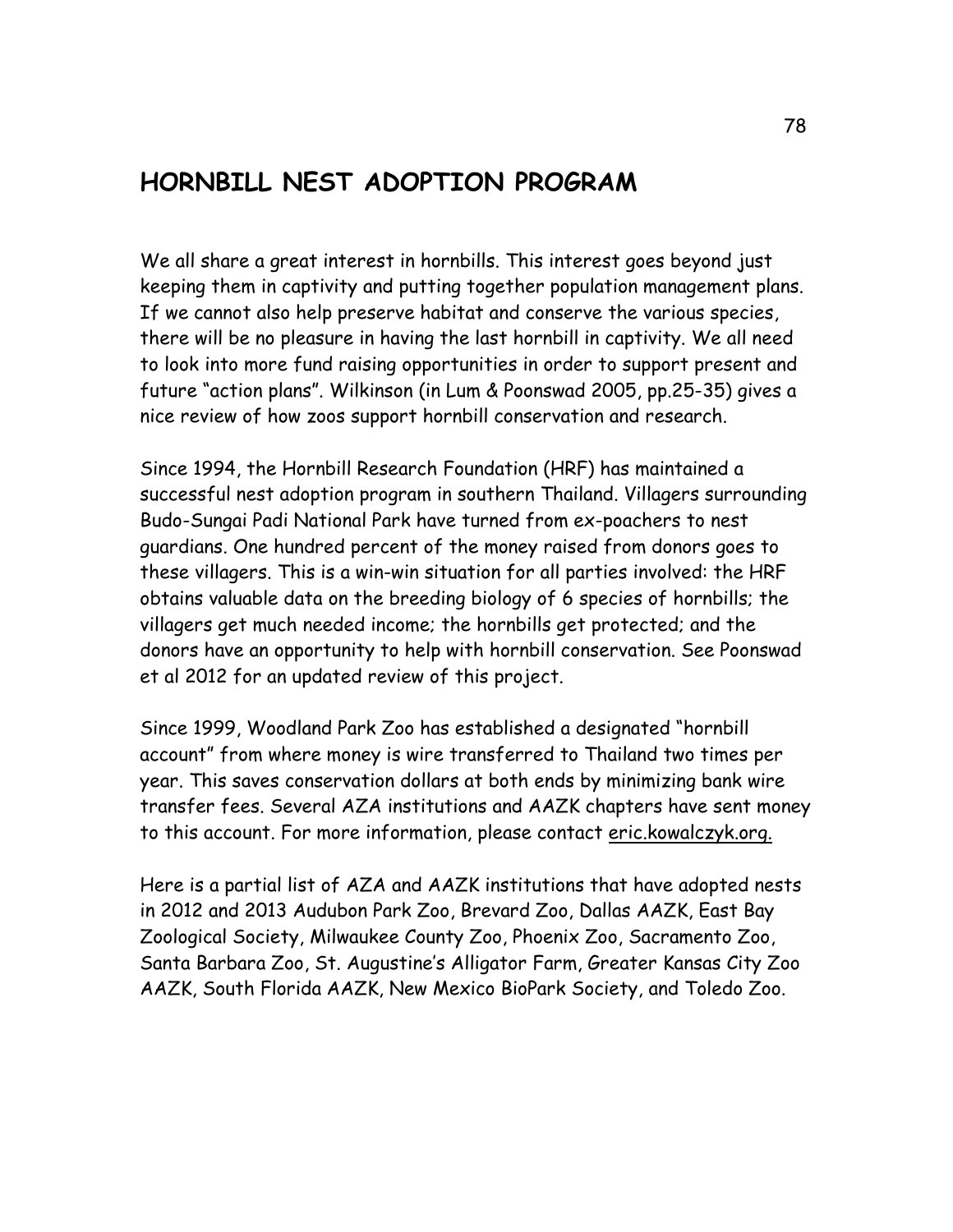## HORNBILL NEST ADOPTION PROGRAM

We all share a great interest in hornbills. This interest goes beyond just keeping them in captivity and putting together population management plans. If we cannot also help preserve habitat and conserve the various species, there will be no pleasure in having the last hornbill in captivity. We all need to look into more fund raising opportunities in order to support present and future "action plans". Wilkinson (in Lum & Poonswad 2005, pp.25-35) gives a nice review of how zoos support hornbill conservation and research.

Since 1994, the Hornbill Research Foundation (HRF) has maintained a successful nest adoption program in southern Thailand. Villagers surrounding Budo-Sungai Padi National Park have turned from ex-poachers to nest guardians. One hundred percent of the money raised from donors goes to these villagers. This is a win-win situation for all parties involved: the HRF obtains valuable data on the breeding biology of 6 species of hornbills; the villagers get much needed income; the hornbills get protected; and the donors have an opportunity to help with hornbill conservation. See Poonswad et al 2012 for an updated review of this project.

Since 1999, Woodland Park Zoo has established a designated "hornbill account" from where money is wire transferred to Thailand two times per year. This saves conservation dollars at both ends by minimizing bank wire transfer fees. Several AZA institutions and AAZK chapters have sent money to this account. For more information, please contact eric.kowalczyk.org.

Here is a partial list of AZA and AAZK institutions that have adopted nests in 2012 and 2013 Audubon Park Zoo, Brevard Zoo, Dallas AAZK, East Bay Zoological Society, Milwaukee County Zoo, Phoenix Zoo, Sacramento Zoo, Santa Barbara Zoo, St. Augustine's Alligator Farm, Greater Kansas City Zoo AAZK, South Florida AAZK, New Mexico BioPark Society, and Toledo Zoo.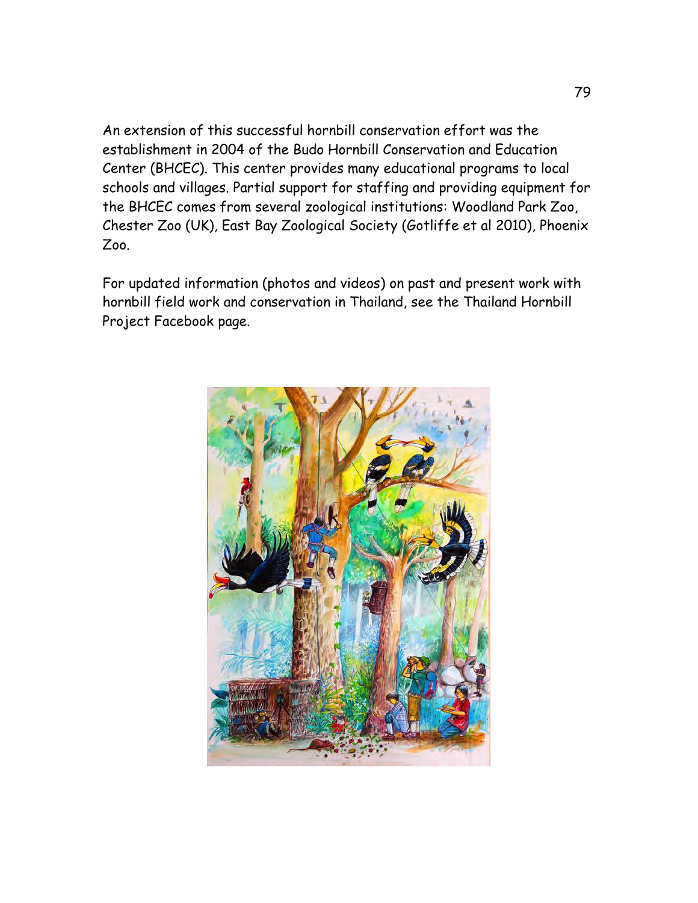An extension of this successful hornbill conservation effort was the establishment in 2004 of the Budo Hornbill Conservation and Education Center (BHCEC). This center provides many educational programs to local schools and villages. Partial support for staffing and providing equipment for the BHCEC comes from several zoological institutions: Woodland Park Zoo, Chester Zoo (UK), East Bay Zoological Society (Gotliffe et al 2010), Phoenix Zoo.

For updated information (photos and videos) on past and present work with hornbill field work and conservation in Thailand, see the Thailand Hornbill Project Facebook page.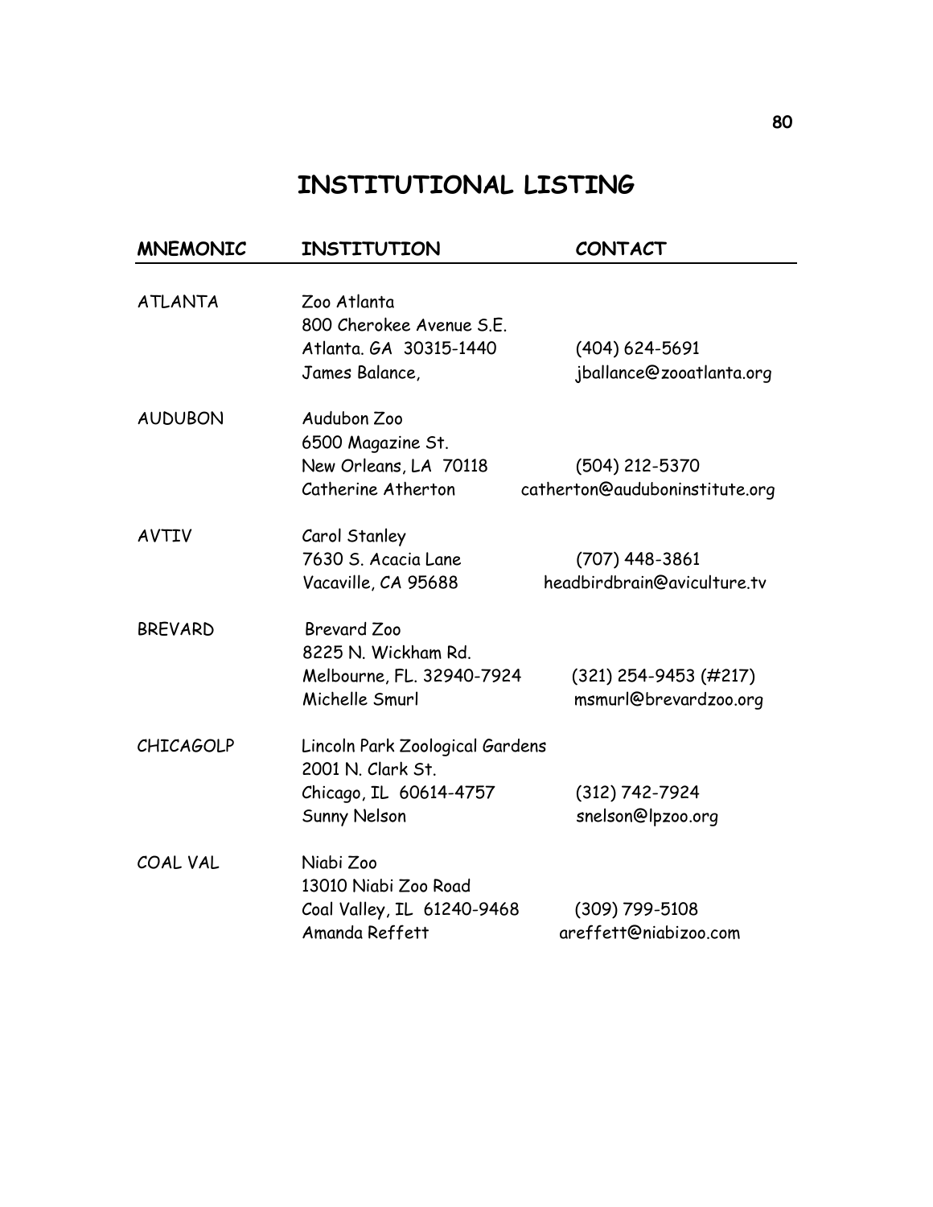# INSTITUTIONAL LISTING

| MNEMONIC | INSTITUTION | CONTACT |
|---|---|---|
| ATLANTA | Zoo Atlanta<br>800 Cherokee Avenue S.E.<br>Atlanta. GA 30315-1440<br>James Balance, | <br><br>(404) 624-5691<br>jballance@zooatlanta.org |
| AUDUBON | Audubon Zoo<br>6500 Magazine St.<br>New Orleans, LA 70118<br>Catherine Atherton | <br><br>(504) 212-5370<br>catherton@auduboninstitute.org |
| AVTIV | Carol Stanley<br>7630 S. Acacia Lane<br>Vacaville, CA 95688 | <br>(707) 448-3861<br>headbirdbrain@aviculture.tv |
| BREVARD | Brevard Zoo<br>8225 N. Wickham Rd.<br>Melbourne, FL. 32940-7924<br>Michelle Smurl | <br><br>(321) 254-9453 (#217)<br>msmurl@brevardzoo.org |
| CHICAGOLP | Lincoln Park Zoological Gardens<br>2001 N. Clark St.<br>Chicago, IL 60614-4757<br>Sunny Nelson | <br><br>(312) 742-7924<br>snelson@lpzoo.org |
| COAL VAL | Niabi Zoo<br>13010 Niabi Zoo Road<br>Coal Valley, IL 61240-9468<br>Amanda Reffett | <br><br>(309) 799-5108<br>areffett@niabizoo.com |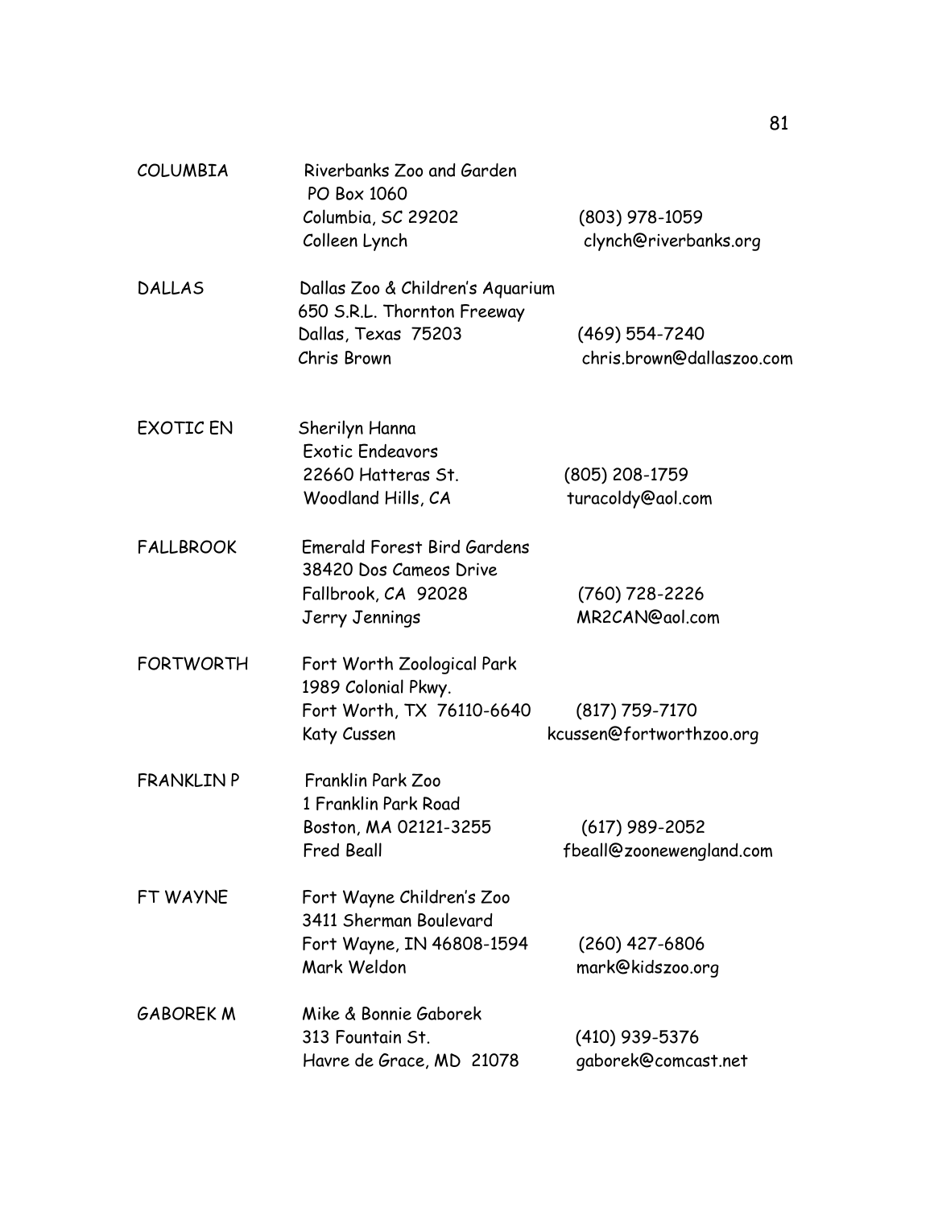| | | |
|---|---|---|
| COLUMBIA | Riverbanks Zoo and Garden<br>PO Box 1060<br>Columbia, SC 29202<br>Colleen Lynch | <br><br>(803) 978-1059<br>clynch@riverbanks.org |
| DALLAS | Dallas Zoo & Children's Aquarium<br>650 S.R.L. Thornton Freeway<br>Dallas, Texas 75203<br>Chris Brown | <br><br>(469) 554-7240<br>chris.brown@dallaszoo.com |
| EXOTIC EN | Sherilyn Hanna<br>Exotic Endeavors<br>22660 Hatteras St.<br>Woodland Hills, CA | <br><br>(805) 208-1759<br>turacoldy@aol.com |
| FALLBROOK | Emerald Forest Bird Gardens<br>38420 Dos Cameos Drive<br>Fallbrook, CA 92028<br>Jerry Jennings | <br><br>(760) 728-2226<br>MR2CAN@aol.com |
| FORTWORTH | Fort Worth Zoological Park<br>1989 Colonial Pkwy.<br>Fort Worth, TX 76110-6640<br>Katy Cussen | <br><br>(817) 759-7170<br>kcussen@fortworthzoo.org |
| FRANKLIN P | Franklin Park Zoo<br>1 Franklin Park Road<br>Boston, MA 02121-3255<br>Fred Beall | <br><br>(617) 989-2052<br>fbeall@zoonewengland.com |
| FT WAYNE | Fort Wayne Children's Zoo<br>3411 Sherman Boulevard<br>Fort Wayne, IN 46808-1594<br>Mark Weldon | <br><br>(260) 427-6806<br>mark@kidszoo.org |
| GABOREK M | Mike & Bonnie Gaborek<br>313 Fountain St.<br>Havre de Grace, MD 21078 | <br>(410) 939-5376<br>gaborek@comcast.net |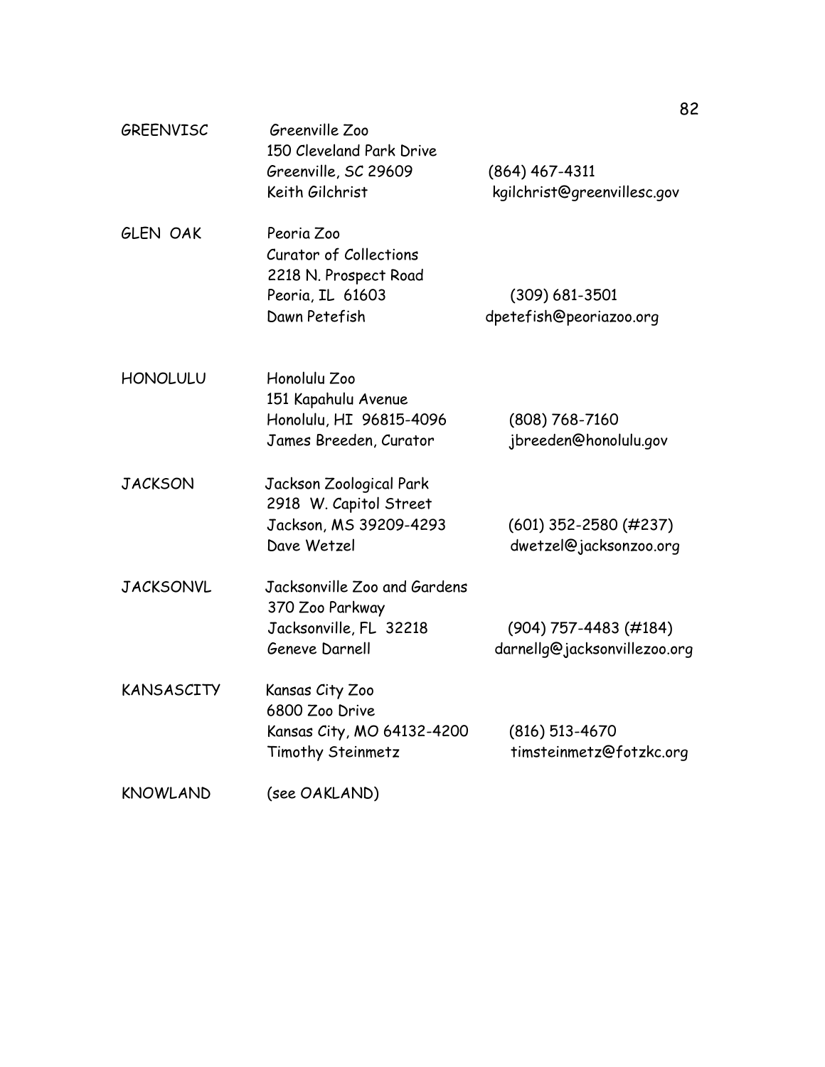| | | |
|---|---|---|
| GREENVISC | Greenville Zoo<br>150 Cleveland Park Drive<br>Greenville, SC 29609<br>Keith Gilchrist | <br><br>(864) 467-4311<br>kgilchrist@greenvillesc.gov |
| GLEN OAK | Peoria Zoo<br>Curator of Collections<br>2218 N. Prospect Road<br>Peoria, IL 61603<br>Dawn Petefish | <br><br><br>(309) 681-3501<br>dpetefish@peoriazoo.org |
| HONOLULU | Honolulu Zoo<br>151 Kapahulu Avenue<br>Honolulu, HI 96815-4096<br>James Breeden, Curator | <br><br>(808) 768-7160<br>jbreeden@honolulu.gov |
| JACKSON | Jackson Zoological Park<br>2918 W. Capitol Street<br>Jackson, MS 39209-4293<br>Dave Wetzel | <br><br>(601) 352-2580 (#237)<br>dwetzel@jacksonzoo.org |
| JACKSONVL | Jacksonville Zoo and Gardens<br>370 Zoo Parkway<br>Jacksonville, FL 32218<br>Geneve Darnell | <br><br>(904) 757-4483 (#184)<br>darnellg@jacksonvillezoo.org |
| KANSASCITY | Kansas City Zoo<br>6800 Zoo Drive<br>Kansas City, MO 64132-4200<br>Timothy Steinmetz | <br><br>(816) 513-4670<br>timsteinmetz@fotzkc.org |
| KNOWLAND | (see OAKLAND) | |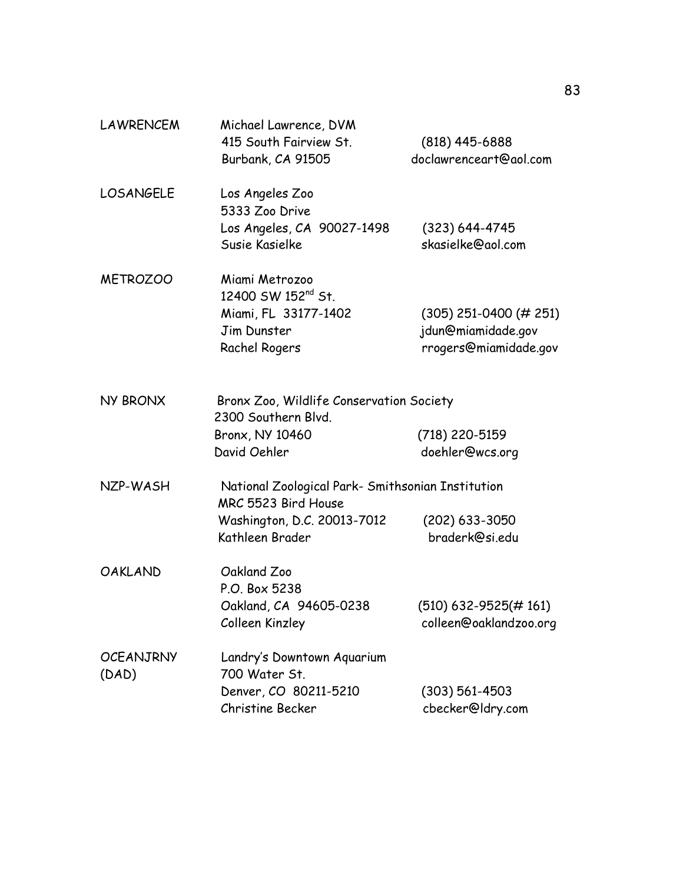| | | |
|---|---|---|
| LAWRENCEM | Michael Lawrence, DVM<br>415 South Fairview St.<br>Burbank, CA 91505 | <br>(818) 445-6888<br>doclawrenceart@aol.com |
| LOSANGELE | Los Angeles Zoo<br>5333 Zoo Drive<br>Los Angeles, CA 90027-1498<br>Susie Kasielke | <br><br>(323) 644-4745<br>skasielke@aol.com |
| METROZOO | Miami Metrozoo<br>12400 SW 152nd St.<br>Miami, FL 33177-1402<br>Jim Dunster<br>Rachel Rogers | <br><br>(305) 251-0400 (# 251)<br>jdun@miamidade.gov<br>rrogers@miamidade.gov |
| NY BRONX | Bronx Zoo, Wildlife Conservation Society<br>2300 Southern Blvd.<br>Bronx, NY 10460<br>David Oehler | <br><br>(718) 220-5159<br>doehler@wcs.org |
| NZP-WASH | National Zoological Park- Smithsonian Institution<br>MRC 5523 Bird House<br>Washington, D.C. 20013-7012<br>Kathleen Brader | <br><br>(202) 633-3050<br>braderk@si.edu |
| OAKLAND | Oakland Zoo<br>P.O. Box 5238<br>Oakland, CA 94605-0238<br>Colleen Kinzley | <br><br>(510) 632-9525(# 161)<br>colleen@oaklandzoo.org |
| OCEANJRNY (DAD) | Landry's Downtown Aquarium<br>700 Water St.<br>Denver, CO 80211-5210<br>Christine Becker | <br><br>(303) 561-4503<br>cbecker@ldry.com |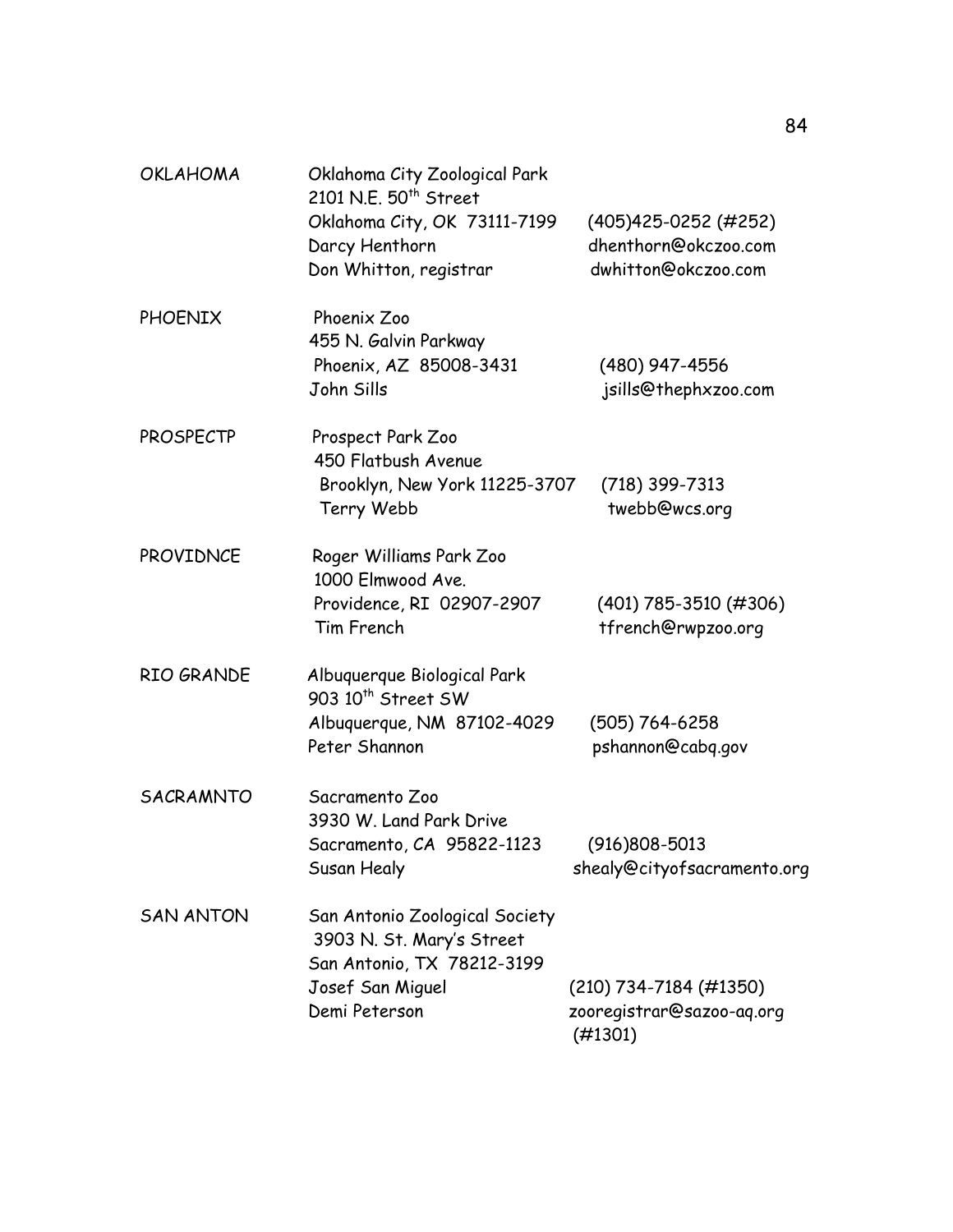| | | |
|---|---|---|
| OKLAHOMA | Oklahoma City Zoological Park<br>2101 N.E. 50th Street<br>Oklahoma City, OK 73111-7199<br>Darcy Henthorn<br>Don Whitton, registrar | <br><br>(405)425-0252 (#252)<br>dhenthorn@okczoo.com<br>dwhitton@okczoo.com |
| PHOENIX | Phoenix Zoo<br>455 N. Galvin Parkway<br>Phoenix, AZ 85008-3431<br>John Sills | <br><br>(480) 947-4556<br>jsills@thephxzoo.com |
| PROSPECTP | Prospect Park Zoo<br>450 Flatbush Avenue<br>Brooklyn, New York 11225-3707<br>Terry Webb | <br><br>(718) 399-7313<br>twebb@wcs.org |
| PROVIDNCE | Roger Williams Park Zoo<br>1000 Elmwood Ave.<br>Providence, RI 02907-2907<br>Tim French | <br><br>(401) 785-3510 (#306)<br>tfrench@rwpzoo.org |
| RIO GRANDE | Albuquerque Biological Park<br>903 10th Street SW<br>Albuquerque, NM 87102-4029<br>Peter Shannon | <br><br>(505) 764-6258<br>pshannon@cabq.gov |
| SACRAMNTO | Sacramento Zoo<br>3930 W. Land Park Drive<br>Sacramento, CA 95822-1123<br>Susan Healy | <br><br>(916)808-5013<br>shealy@cityofsacramento.org |
| SAN ANTON | San Antonio Zoological Society<br>3903 N. St. Mary's Street<br>San Antonio, TX 78212-3199<br>Josef San Miguel<br>Demi Peterson | <br><br><br>(210) 734-7184 (#1350)<br>zooregistrar@sazoo-aq.org<br>(#1301) |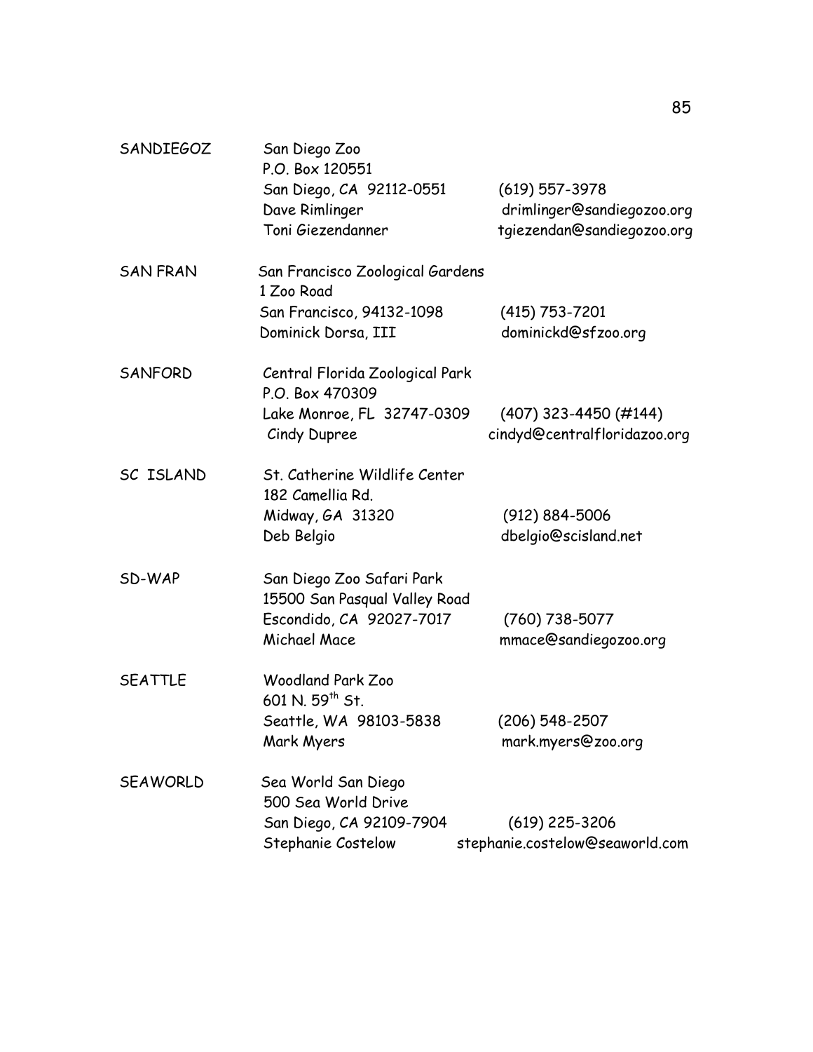| | | |
|---|---|---|
| SANDIEGOZ | San Diego Zoo<br>P.O. Box 120551<br>San Diego, CA 92112-0551<br>Dave Rimlinger<br>Toni Giezendanner | <br><br>(619) 557-3978<br>drimlinger@sandiegozoo.org<br>tgiezendan@sandiegozoo.org |
| SAN FRAN | San Francisco Zoological Gardens<br>1 Zoo Road<br>San Francisco, 94132-1098<br>Dominick Dorsa, III | <br><br>(415) 753-7201<br>dominickd@sfzoo.org |
| SANFORD | Central Florida Zoological Park<br>P.O. Box 470309<br>Lake Monroe, FL 32747-0309<br>Cindy Dupree | <br><br>(407) 323-4450 (#144)<br>cindyd@centralfloridazoo.org |
| SC ISLAND | St. Catherine Wildlife Center<br>182 Camellia Rd.<br>Midway, GA 31320<br>Deb Belgio | <br><br>(912) 884-5006<br>dbelgio@scisland.net |
| SD-WAP | San Diego Zoo Safari Park<br>15500 San Pasqual Valley Road<br>Escondido, CA 92027-7017<br>Michael Mace | <br><br>(760) 738-5077<br>mmace@sandiegozoo.org |
| SEATTLE | Woodland Park Zoo<br>601 N. 59th St.<br>Seattle, WA 98103-5838<br>Mark Myers | <br><br>(206) 548-2507<br>mark.myers@zoo.org |
| SEAWORLD | Sea World San Diego<br>500 Sea World Drive<br>San Diego, CA 92109-7904<br>Stephanie Costelow | <br><br>(619) 225-3206<br>stephanie.costelow@seaworld.com |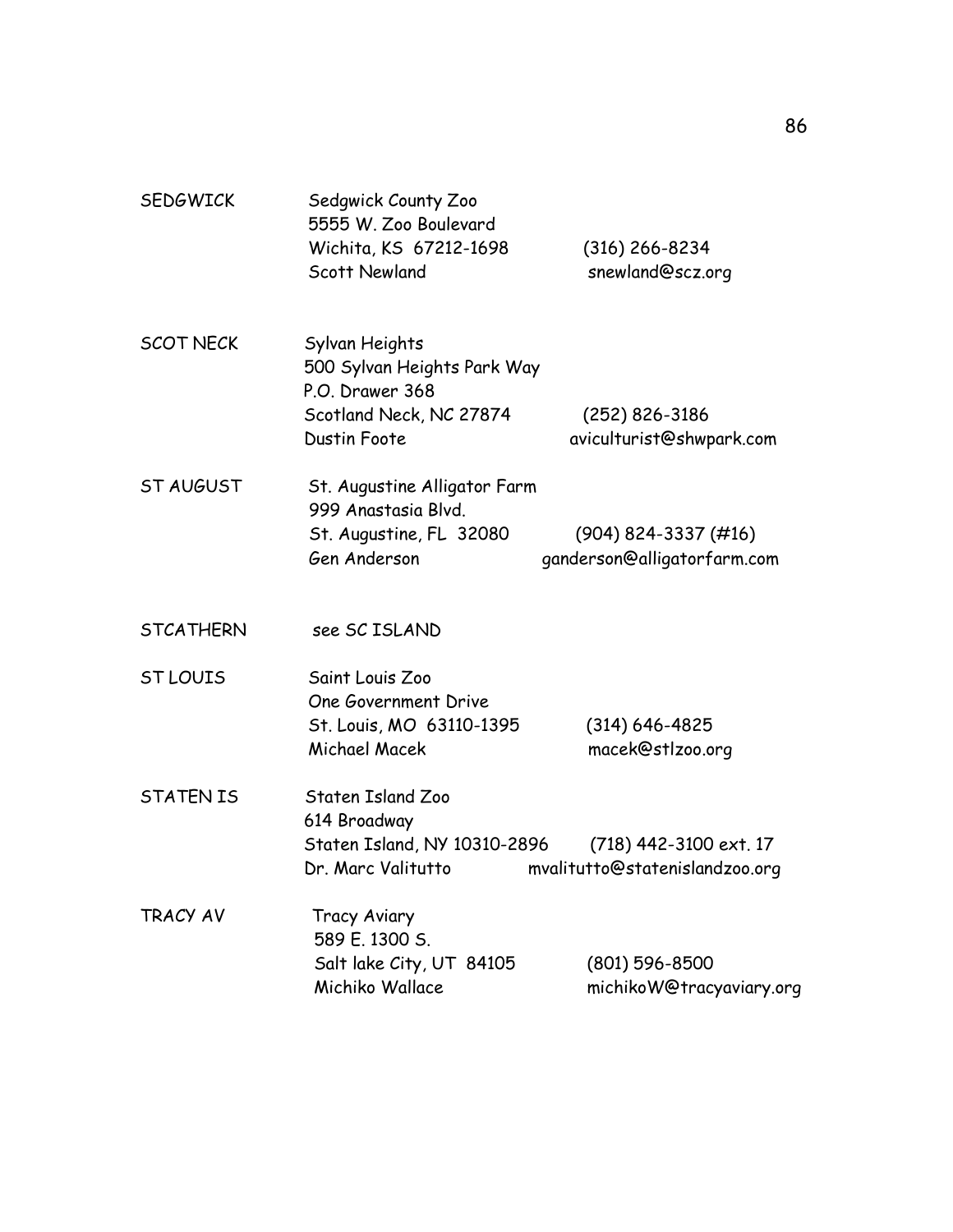SEDGWICK Sedgwick County Zoo
5555 W. Zoo Boulevard
Wichita, KS 67212-1698 (316) 266-8234
Scott Newland snewland@scz.org

SCOT NECK Sylvan Heights
500 Sylvan Heights Park Way
P.O. Drawer 368
Scotland Neck, NC 27874 (252) 826-3186
Dustin Foote aviculturist@shwpark.com

ST AUGUST St. Augustine Alligator Farm
999 Anastasia Blvd.
St. Augustine, FL 32080 (904) 824-3337 (#16)
Gen Anderson ganderson@alligatorfarm.com

STCATHERN see SC ISLAND

ST LOUIS Saint Louis Zoo
One Government Drive
St. Louis, MO 63110-1395 (314) 646-4825
Michael Macek macek@stlzoo.org

STATEN IS Staten Island Zoo
614 Broadway
Staten Island, NY 10310-2896 (718) 442-3100 ext. 17
Dr. Marc Valitutto mvalitutto@statenislandzoo.org

TRACY AV Tracy Aviary
589 E. 1300 S.
Salt lake City, UT 84105 (801) 596-8500
Michiko Wallace michikoW@tracyaviary.org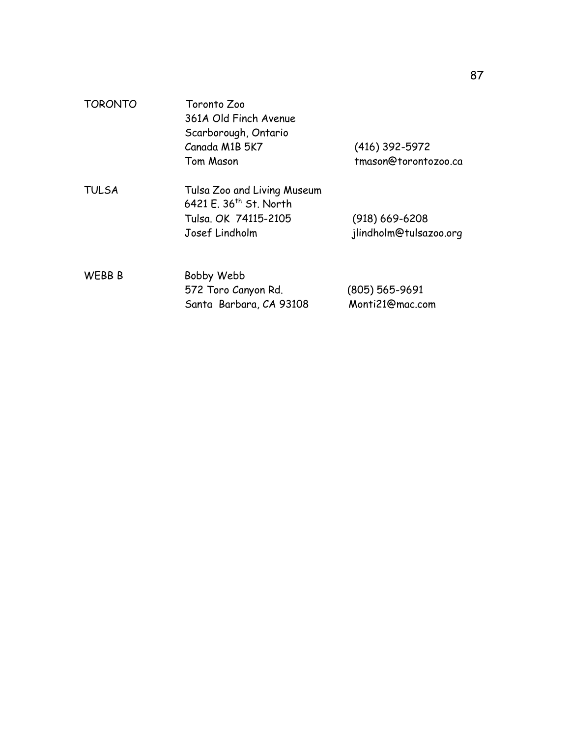| | | |
|---|---|---|
| TORONTO | Toronto Zoo<br>361A Old Finch Avenue<br>Scarborough, Ontario<br>Canada M1B 5K7<br>Tom Mason | <br><br><br>(416) 392-5972<br>tmason@torontozoo.ca |
| TULSA | Tulsa Zoo and Living Museum<br>6421 E. 36th St. North<br>Tulsa. OK 74115-2105<br>Josef Lindholm | <br><br>(918) 669-6208<br>jlindholm@tulsazoo.org |
| WEBB B | Bobby Webb<br>572 Toro Canyon Rd.<br>Santa Barbara, CA 93108 | <br>(805) 565-9691<br>Monti21@mac.com |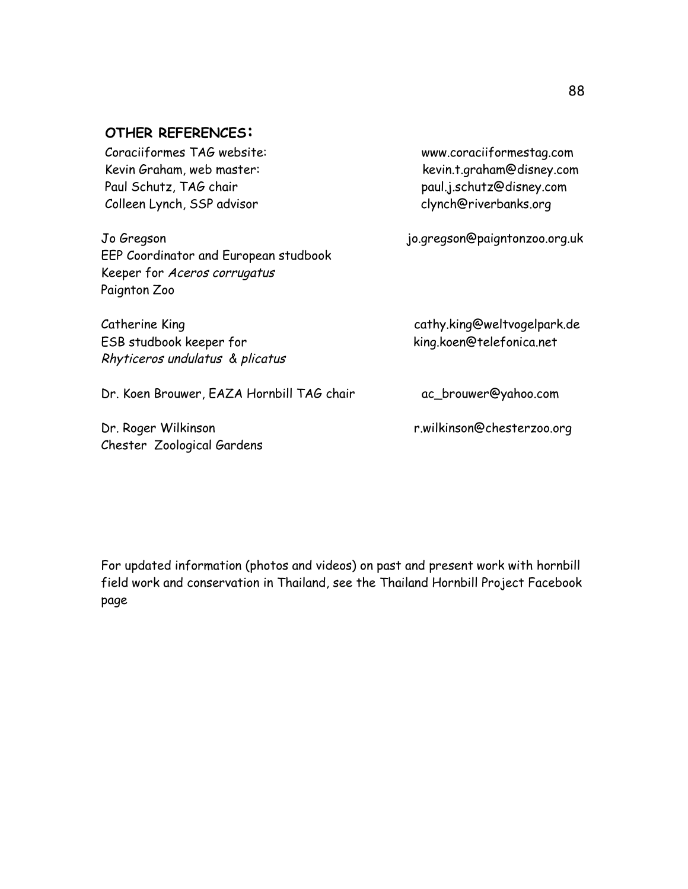## OTHER REFERENCES:

Coraciiformes TAG website: www.coraciiformestag.com
Kevin Graham, web master: kevin.t.graham@disney.com
Paul Schutz, TAG chair paul.j.schutz@disney.com
Colleen Lynch, SSP advisor clynch@riverbanks.org

Jo Gregson jo.gregson@paigntonzoo.org.uk
EEP Coordinator and European studbook
Keeper for *Aceros corrugatus*
Paignton Zoo

Catherine King cathy.king@weltvogelpark.de
ESB studbook keeper for king.koen@telefonica.net
*Rhyticeros undulatus* & *plicatus*

Dr. Koen Brouwer, EAZA Hornbill TAG chair ac_brouwer@yahoo.com

Dr. Roger Wilkinson r.wilkinson@chesterzoo.org
Chester Zoological Gardens

For updated information (photos and videos) on past and present work with hornbill field work and conservation in Thailand, see the Thailand Hornbill Project Facebook page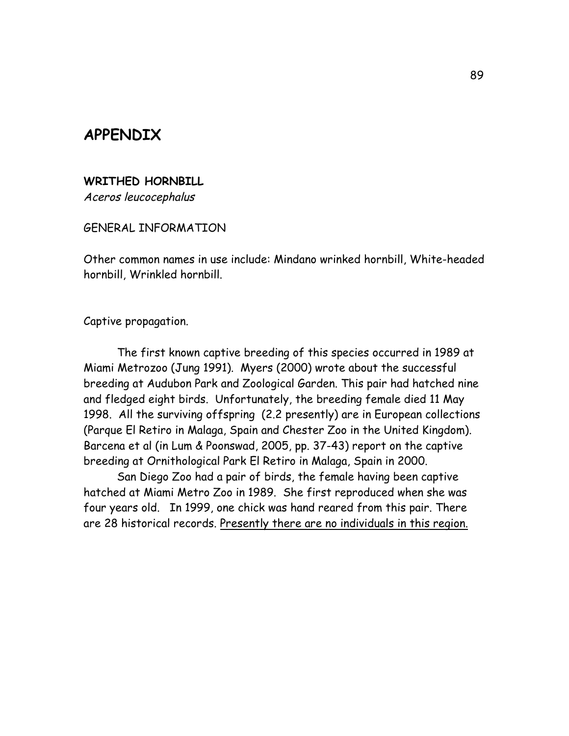# APPENDIX

**WRITHED HORNBILL**

*Aceros leucocephalus*

GENERAL INFORMATION

Other common names in use include: Mindano wrinked hornbill, White-headed hornbill, Wrinkled hornbill.

Captive propagation.

The first known captive breeding of this species occurred in 1989 at Miami Metrozoo (Jung 1991). Myers (2000) wrote about the successful breeding at Audubon Park and Zoological Garden. This pair had hatched nine and fledged eight birds. Unfortunately, the breeding female died 11 May 1998. All the surviving offspring (2.2 presently) are in European collections (Parque El Retiro in Malaga, Spain and Chester Zoo in the United Kingdom). Barcena et al (in Lum & Poonswad, 2005, pp. 37-43) report on the captive breeding at Ornithological Park El Retiro in Malaga, Spain in 2000.

San Diego Zoo had a pair of birds, the female having been captive hatched at Miami Metro Zoo in 1989. She first reproduced when she was four years old. In 1999, one chick was hand reared from this pair. There are 28 historical records. <u>Presently there are no individuals in this region.</u>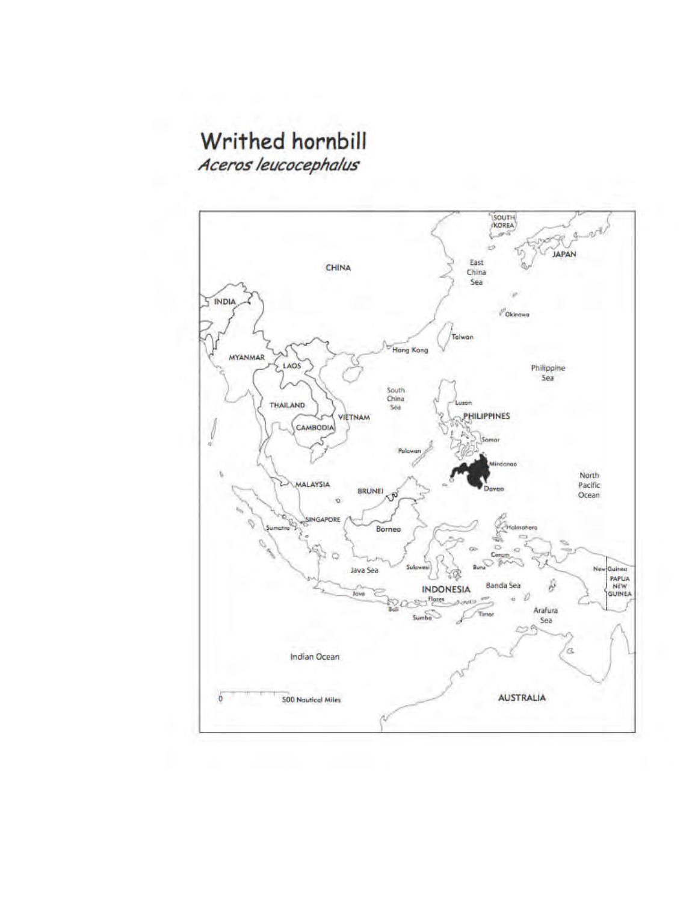# Writhed hornbill

*Aceros leucocephalus*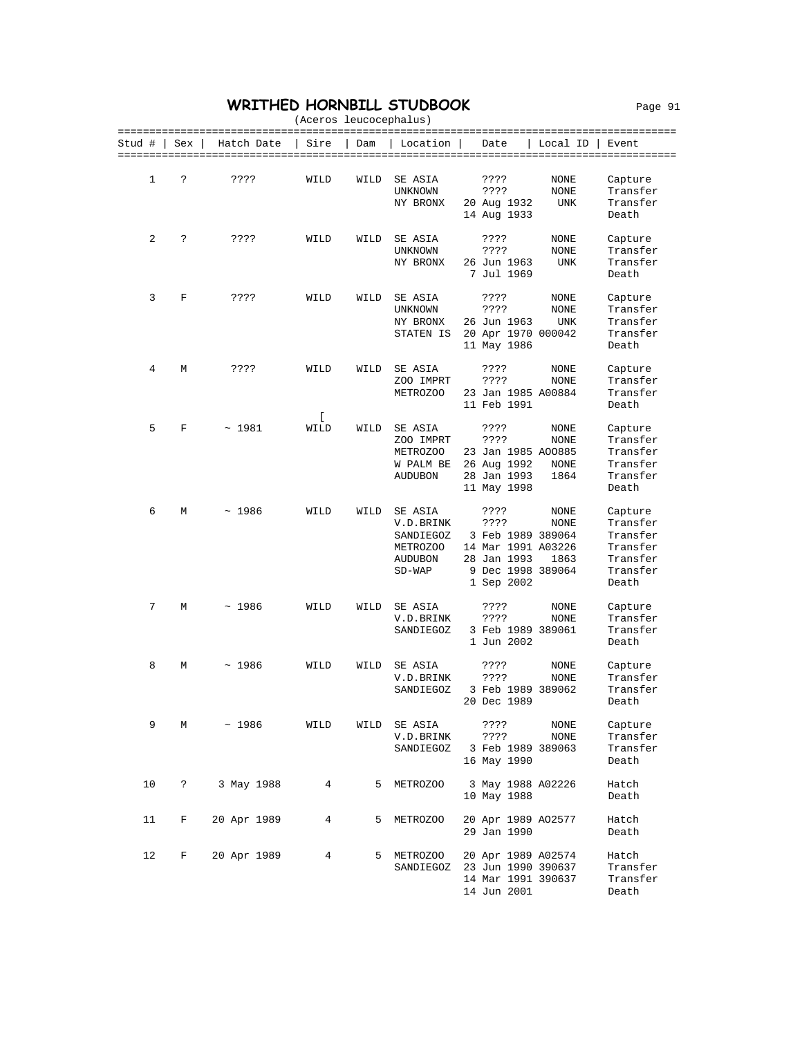# WRITHED HORNBILL STUDBOOK

(Aceros leucocephalus)

| Stud # | Sex | Hatch Date | Sire | Dam | Location | Date | Local ID | Event |
|---|---|---|---|---|---|---|---|---|
| 1 | ? | ???? | WILD | WILD | SE ASIA | ???? | NONE | Capture |
| | | | | | UNKNOWN | ???? | NONE | Transfer |
| | | | | | NY BRONX | 20 Aug 1932 | UNK | Transfer |
| | | | | | | 14 Aug 1933 | | Death |
| 2 | ? | ???? | WILD | WILD | SE ASIA | ???? | NONE | Capture |
| | | | | | UNKNOWN | ???? | NONE | Transfer |
| | | | | | NY BRONX | 26 Jun 1963 | UNK | Transfer |
| | | | | | | 7 Jul 1969 | | Death |
| 3 | F | ???? | WILD | WILD | SE ASIA | ???? | NONE | Capture |
| | | | | | UNKNOWN | ???? | NONE | Transfer |
| | | | | | NY BRONX | 26 Jun 1963 | UNK | Transfer |
| | | | | | STATEN IS | 20 Apr 1970 | 000042 | Transfer |
| | | | | | | 11 May 1986 | | Death |
| 4 | M | ???? | WILD | WILD | SE ASIA | ???? | NONE | Capture |
| | | | | | ZOO IMPRT | ???? | NONE | Transfer |
| | | | | | METROZOO | 23 Jan 1985 | A00884 | Transfer |
| | | | | | | 11 Feb 1991 | | Death |
| 5 | F | ~ 1981 | [ WILD | WILD | SE ASIA | ???? | NONE | Capture |
| | | | | | ZOO IMPRT | ???? | NONE | Transfer |
| | | | | | METROZOO | 23 Jan 1985 | AO0885 | Transfer |
| | | | | | W PALM BE | 26 Aug 1992 | NONE | Transfer |
| | | | | | AUDUBON | 28 Jan 1993 | 1864 | Transfer |
| | | | | | | 11 May 1998 | | Death |
| 6 | M | ~ 1986 | WILD | WILD | SE ASIA | ???? | NONE | Capture |
| | | | | | V.D.BRINK | ???? | NONE | Transfer |
| | | | | | SANDIEGOZ | 3 Feb 1989 | 389064 | Transfer |
| | | | | | METROZOO | 14 Mar 1991 | A03226 | Transfer |
| | | | | | AUDUBON | 28 Jan 1993 | 1863 | Transfer |
| | | | | | SD-WAP | 9 Dec 1998 | 389064 | Transfer |
| | | | | | | 1 Sep 2002 | | Death |
| 7 | M | ~ 1986 | WILD | WILD | SE ASIA | ???? | NONE | Capture |
| | | | | | V.D.BRINK | ???? | NONE | Transfer |
| | | | | | SANDIEGOZ | 3 Feb 1989 | 389061 | Transfer |
| | | | | | | 1 Jun 2002 | | Death |
| 8 | M | ~ 1986 | WILD | WILD | SE ASIA | ???? | NONE | Capture |
| | | | | | V.D.BRINK | ???? | NONE | Transfer |
| | | | | | SANDIEGOZ | 3 Feb 1989 | 389062 | Transfer |
| | | | | | | 20 Dec 1989 | | Death |
| 9 | M | ~ 1986 | WILD | WILD | SE ASIA | ???? | NONE | Capture |
| | | | | | V.D.BRINK | ???? | NONE | Transfer |
| | | | | | SANDIEGOZ | 3 Feb 1989 | 389063 | Transfer |
| | | | | | | 16 May 1990 | | Death |
| 10 | ? | 3 May 1988 | 4 | 5 | METROZOO | 3 May 1988 | A02226 | Hatch |
| | | | | | | 10 May 1988 | | Death |
| 11 | F | 20 Apr 1989 | 4 | 5 | METROZOO | 20 Apr 1989 | AO2577 | Hatch |
| | | | | | | 29 Jan 1990 | | Death |
| 12 | F | 20 Apr 1989 | 4 | 5 | METROZOO | 20 Apr 1989 | A02574 | Hatch |
| | | | | | SANDIEGOZ | 23 Jun 1990 | 390637 | Transfer |
| | | | | | | 14 Mar 1991 | 390637 | Transfer |
| | | | | | | 14 Jun 2001 | | Death |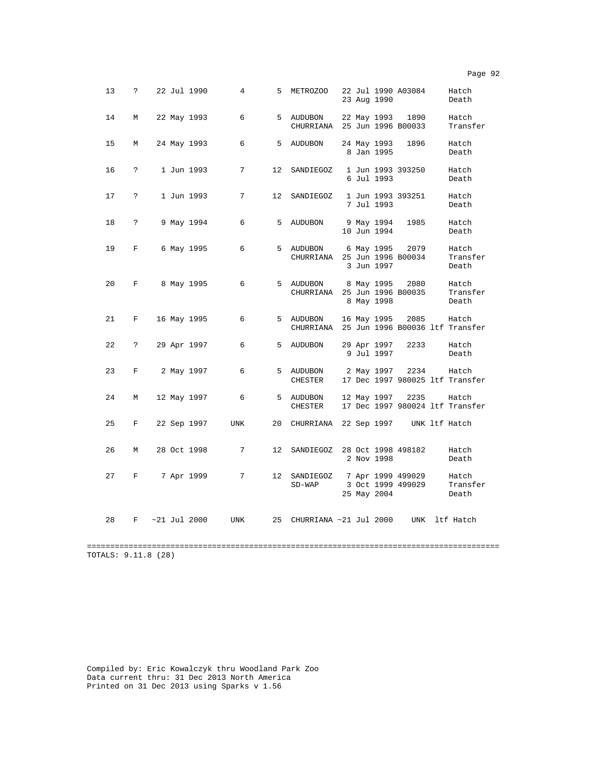```
  13    ?    22 Jul 1990       4       5  METROZOO   22 Jul 1990 A03084     Hatch
                                                     23 Aug 1990            Death

  14    M    22 May 1993       6       5  AUDUBON    22 May 1993   1890     Hatch
                                          CHURRIANA  25 Jun 1996 B00033     Transfer

  15    M    24 May 1993       6       5  AUDUBON    24 May 1993   1896     Hatch
                                                      8 Jan 1995            Death

  16    ?     1 Jun 1993       7      12  SANDIEGOZ   1 Jun 1993 393250     Hatch
                                                      6 Jul 1993            Death

  17    ?     1 Jun 1993       7      12  SANDIEGOZ   1 Jun 1993 393251     Hatch
                                                      7 Jul 1993            Death

  18    ?     9 May 1994       6       5  AUDUBON     9 May 1994   1985     Hatch
                                                     10 Jun 1994            Death

  19    F     6 May 1995       6       5  AUDUBON     6 May 1995   2079     Hatch
                                          CHURRIANA  25 Jun 1996 B00034     Transfer
                                                      3 Jun 1997            Death

  20    F     8 May 1995       6       5  AUDUBON     8 May 1995   2080     Hatch
                                          CHURRIANA  25 Jun 1996 B00035     Transfer
                                                      8 May 1998            Death

  21    F    16 May 1995       6       5  AUDUBON    16 May 1995   2085     Hatch
                                          CHURRIANA  25 Jun 1996 B00036 ltf Transfer

  22    ?    29 Apr 1997       6       5  AUDUBON    29 Apr 1997   2233     Hatch
                                                      9 Jul 1997            Death

  23    F     2 May 1997       6       5  AUDUBON     2 May 1997   2234     Hatch
                                          CHESTER    17 Dec 1997 980025 ltf Transfer

  24    M    12 May 1997       6       5  AUDUBON    12 May 1997   2235     Hatch
                                          CHESTER    17 Dec 1997 980024 ltf Transfer

  25    F    22 Sep 1997     UNK      20  CHURRIANA  22 Sep 1997    UNK ltf Hatch


  26    M    28 Oct 1998       7      12  SANDIEGOZ  28 Oct 1998 498182     Hatch
                                                      2 Nov 1998            Death

  27    F     7 Apr 1999       7      12  SANDIEGOZ   7 Apr 1999 499029     Hatch
                                          SD-WAP      3 Oct 1999 499029     Transfer
                                                     25 May 2004            Death


  28    F   ~21 Jul 2000     UNK      25  CHURRIANA ~21 Jul 2000    UNK  ltf Hatch

==========================================================================================
TOTALS: 9.11.8 (28)
```

Compiled by: Eric Kowalczyk thru Woodland Park Zoo
Data current thru: 31 Dec 2013 North America
Printed on 31 Dec 2013 using Sparks v 1.56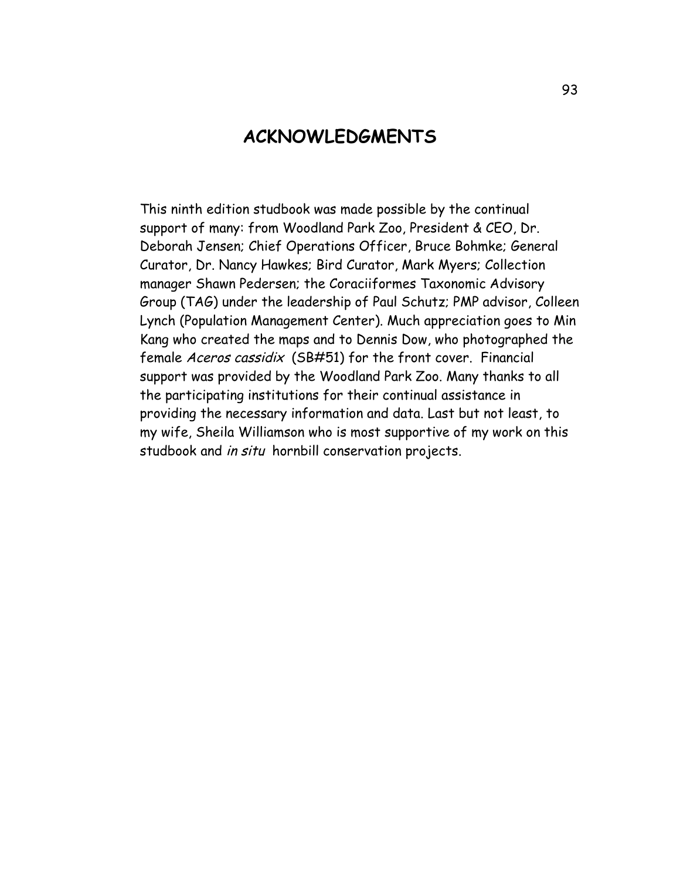# ACKNOWLEDGMENTS

This ninth edition studbook was made possible by the continual support of many: from Woodland Park Zoo, President & CEO, Dr. Deborah Jensen; Chief Operations Officer, Bruce Bohmke; General Curator, Dr. Nancy Hawkes; Bird Curator, Mark Myers; Collection manager Shawn Pedersen; the Coraciiformes Taxonomic Advisory Group (TAG) under the leadership of Paul Schutz; PMP advisor, Colleen Lynch (Population Management Center). Much appreciation goes to Min Kang who created the maps and to Dennis Dow, who photographed the female *Aceros cassidix* (SB#51) for the front cover. Financial support was provided by the Woodland Park Zoo. Many thanks to all the participating institutions for their continual assistance in providing the necessary information and data. Last but not least, to my wife, Sheila Williamson who is most supportive of my work on this studbook and *in situ* hornbill conservation projects.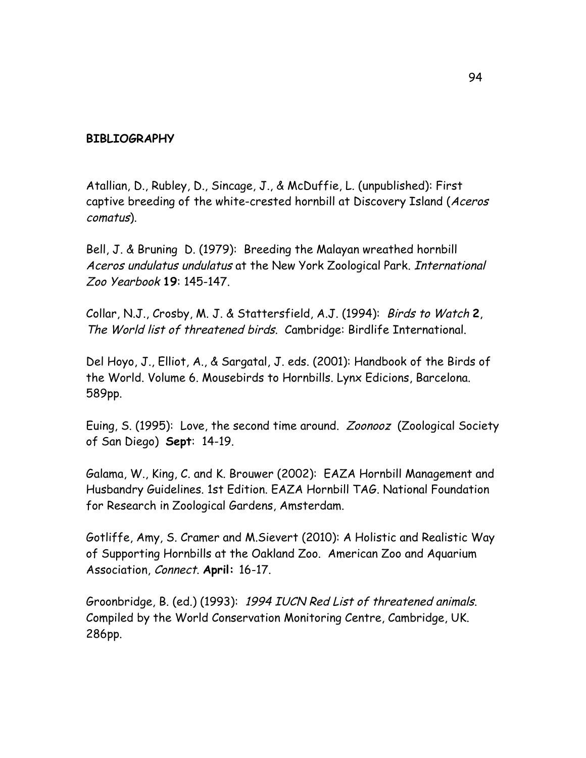**BIBLIOGRAPHY**

Atallian, D., Rubley, D., Sincage, J., & McDuffie, L. (unpublished): First captive breeding of the white-crested hornbill at Discovery Island (*Aceros comatus*).

Bell, J. & Bruning D. (1979): Breeding the Malayan wreathed hornbill *Aceros undulatus undulatus* at the New York Zoological Park. *International Zoo Yearbook* **19**: 145-147.

Collar, N.J., Crosby, M. J. & Stattersfield, A.J. (1994): *Birds to Watch* **2**, *The World list of threatened birds.* Cambridge: Birdlife International.

Del Hoyo, J., Elliot, A., & Sargatal, J. eds. (2001): Handbook of the Birds of the World. Volume 6. Mousebirds to Hornbills. Lynx Edicions, Barcelona. 589pp.

Euing, S. (1995): Love, the second time around. *Zoonooz* (Zoological Society of San Diego) **Sept**: 14-19.

Galama, W., King, C. and K. Brouwer (2002): EAZA Hornbill Management and Husbandry Guidelines. 1st Edition. EAZA Hornbill TAG. National Foundation for Research in Zoological Gardens, Amsterdam.

Gotliffe, Amy, S. Cramer and M.Sievert (2010): A Holistic and Realistic Way of Supporting Hornbills at the Oakland Zoo. American Zoo and Aquarium Association, *Connect.* **April:** 16-17.

Groonbridge, B. (ed.) (1993): *1994 IUCN Red List of threatened animals.* Compiled by the World Conservation Monitoring Centre, Cambridge, UK. 286pp.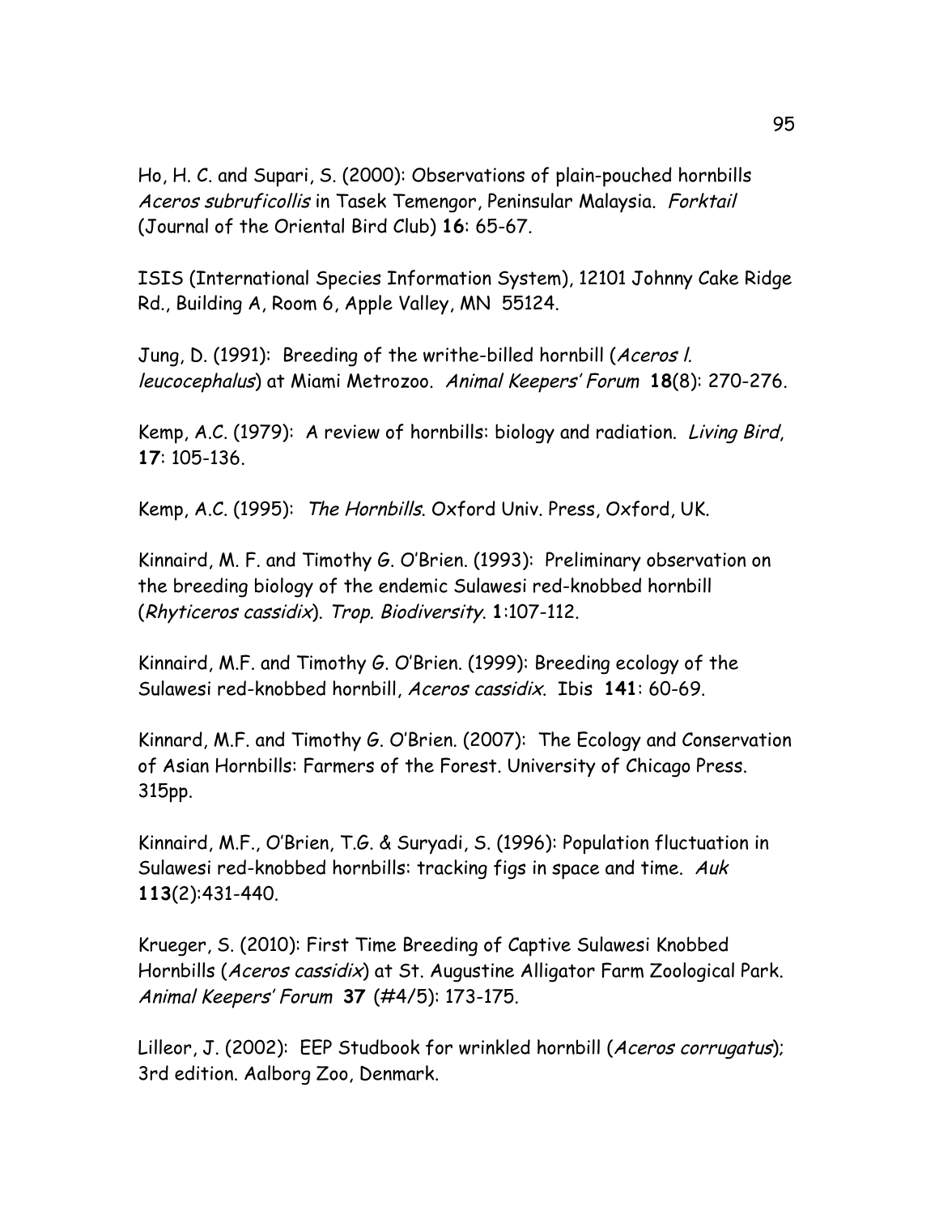Ho, H. C. and Supari, S. (2000): Observations of plain-pouched hornbills *Aceros subruficollis* in Tasek Temengor, Peninsular Malaysia. *Forktail* (Journal of the Oriental Bird Club) **16**: 65-67.

ISIS (International Species Information System), 12101 Johnny Cake Ridge Rd., Building A, Room 6, Apple Valley, MN 55124.

Jung, D. (1991): Breeding of the writhe-billed hornbill (*Aceros l. leucocephalus*) at Miami Metrozoo. *Animal Keepers' Forum* **18**(8): 270-276.

Kemp, A.C. (1979): A review of hornbills: biology and radiation. *Living Bird*, **17**: 105-136.

Kemp, A.C. (1995): *The Hornbills*. Oxford Univ. Press, Oxford, UK.

Kinnaird, M. F. and Timothy G. O'Brien. (1993): Preliminary observation on the breeding biology of the endemic Sulawesi red-knobbed hornbill (*Rhyticeros cassidix*). *Trop. Biodiversity*. **1**:107-112.

Kinnaird, M.F. and Timothy G. O'Brien. (1999): Breeding ecology of the Sulawesi red-knobbed hornbill, *Aceros cassidix*. Ibis **141**: 60-69.

Kinnard, M.F. and Timothy G. O'Brien. (2007): The Ecology and Conservation of Asian Hornbills: Farmers of the Forest. University of Chicago Press. 315pp.

Kinnaird, M.F., O'Brien, T.G. & Suryadi, S. (1996): Population fluctuation in Sulawesi red-knobbed hornbills: tracking figs in space and time. *Auk* **113**(2):431-440.

Krueger, S. (2010): First Time Breeding of Captive Sulawesi Knobbed Hornbills (*Aceros cassidix*) at St. Augustine Alligator Farm Zoological Park. *Animal Keepers' Forum* **37** (#4/5): 173-175.

Lilleor, J. (2002): EEP Studbook for wrinkled hornbill (*Aceros corrugatus*); 3rd edition. Aalborg Zoo, Denmark.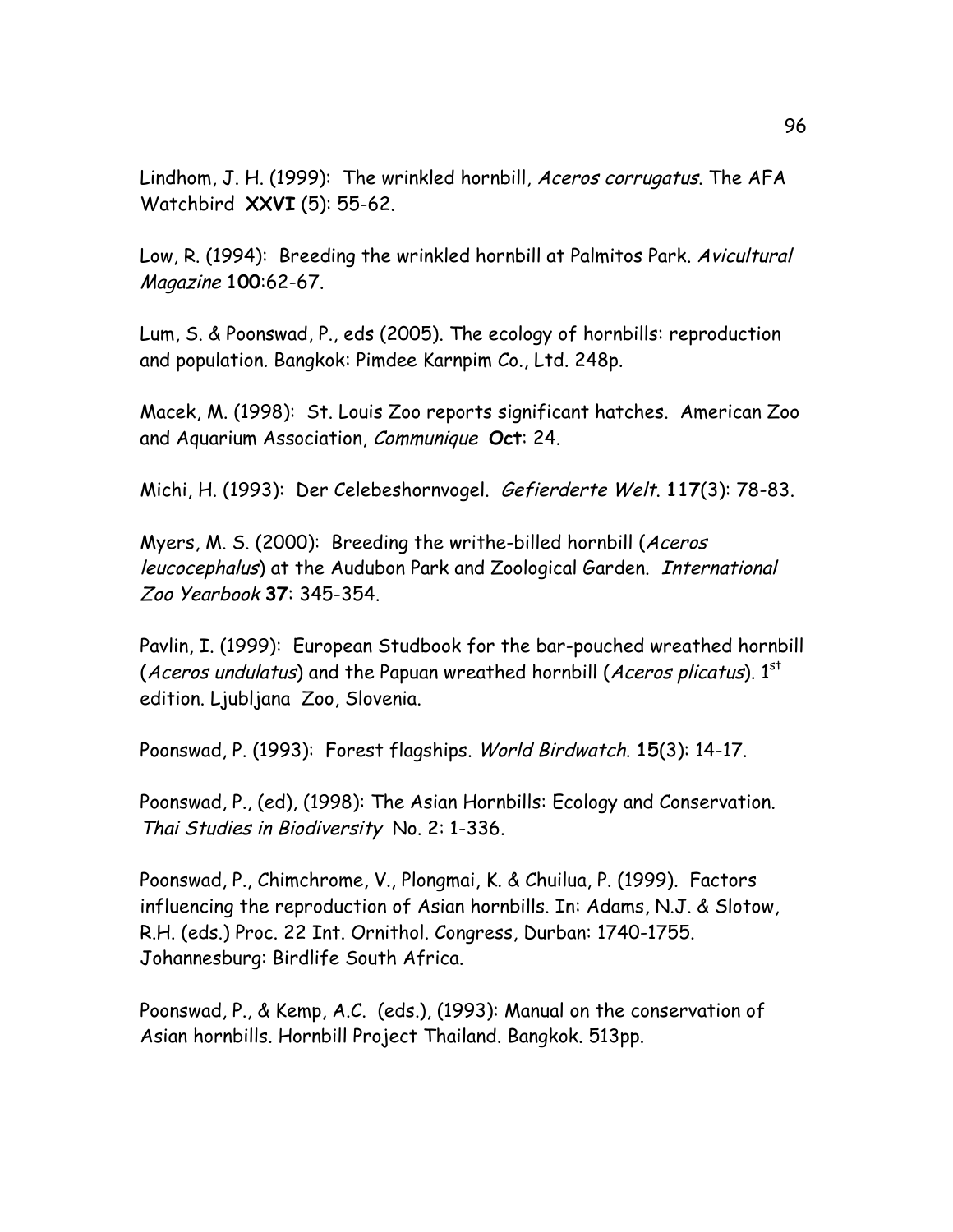Lindhom, J. H. (1999): The wrinkled hornbill, *Aceros corrugatus*. The AFA Watchbird **XXVI** (5): 55-62.

Low, R. (1994): Breeding the wrinkled hornbill at Palmitos Park. *Avicultural Magazine* **100**:62-67.

Lum, S. & Poonswad, P., eds (2005). The ecology of hornbills: reproduction and population. Bangkok: Pimdee Karnpim Co., Ltd. 248p.

Macek, M. (1998): St. Louis Zoo reports significant hatches. American Zoo and Aquarium Association, *Communique* **Oct**: 24.

Michi, H. (1993): Der Celebeshornvogel. *Gefierderte Welt*. **117**(3): 78-83.

Myers, M. S. (2000): Breeding the writhe-billed hornbill (*Aceros leucocephalus*) at the Audubon Park and Zoological Garden. *International Zoo Yearbook* **37**: 345-354.

Pavlin, I. (1999): European Studbook for the bar-pouched wreathed hornbill (*Aceros undulatus*) and the Papuan wreathed hornbill (*Aceros plicatus*). 1st edition. Ljubljana Zoo, Slovenia.

Poonswad, P. (1993): Forest flagships. *World Birdwatch*. **15**(3): 14-17.

Poonswad, P., (ed), (1998): The Asian Hornbills: Ecology and Conservation. *Thai Studies in Biodiversity* No. 2: 1-336.

Poonswad, P., Chimchrome, V., Plongmai, K. & Chuilua, P. (1999). Factors influencing the reproduction of Asian hornbills. In: Adams, N.J. & Slotow, R.H. (eds.) Proc. 22 Int. Ornithol. Congress, Durban: 1740-1755. Johannesburg: Birdlife South Africa.

Poonswad, P., & Kemp, A.C. (eds.), (1993): Manual on the conservation of Asian hornbills. Hornbill Project Thailand. Bangkok. 513pp.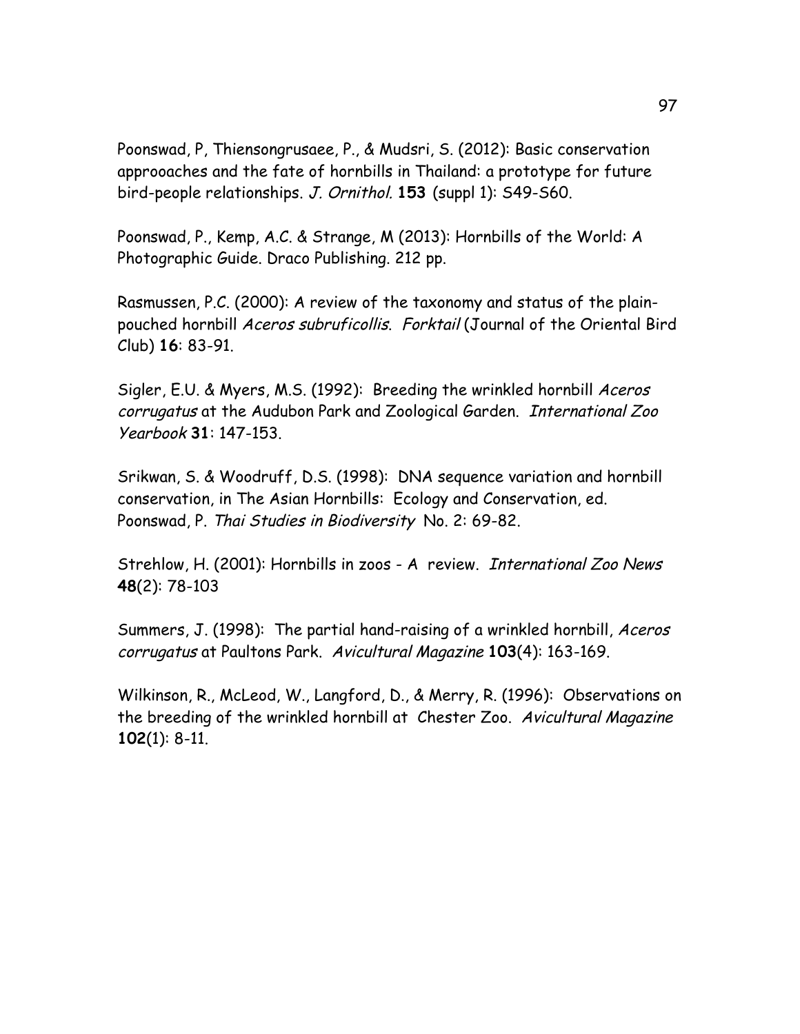Poonswad, P, Thiensongrusaee, P., & Mudsri, S. (2012): Basic conservation approoaches and the fate of hornbills in Thailand: a prototype for future bird-people relationships. *J. Ornithol.* **153** (suppl 1): S49-S60.

Poonswad, P., Kemp, A.C. & Strange, M (2013): Hornbills of the World: A Photographic Guide. Draco Publishing. 212 pp.

Rasmussen, P.C. (2000): A review of the taxonomy and status of the plain-pouched hornbill *Aceros subruficollis*. *Forktail* (Journal of the Oriental Bird Club) **16**: 83-91.

Sigler, E.U. & Myers, M.S. (1992): Breeding the wrinkled hornbill *Aceros corrugatus* at the Audubon Park and Zoological Garden. *International Zoo Yearbook* **31**: 147-153.

Srikwan, S. & Woodruff, D.S. (1998): DNA sequence variation and hornbill conservation, in The Asian Hornbills: Ecology and Conservation, ed. Poonswad, P. *Thai Studies in Biodiversity* No. 2: 69-82.

Strehlow, H. (2001): Hornbills in zoos - A review. *International Zoo News* **48**(2): 78-103

Summers, J. (1998): The partial hand-raising of a wrinkled hornbill, *Aceros corrugatus* at Paultons Park. *Avicultural Magazine* **103**(4): 163-169.

Wilkinson, R., McLeod, W., Langford, D., & Merry, R. (1996): Observations on the breeding of the wrinkled hornbill at Chester Zoo. *Avicultural Magazine* **102**(1): 8-11.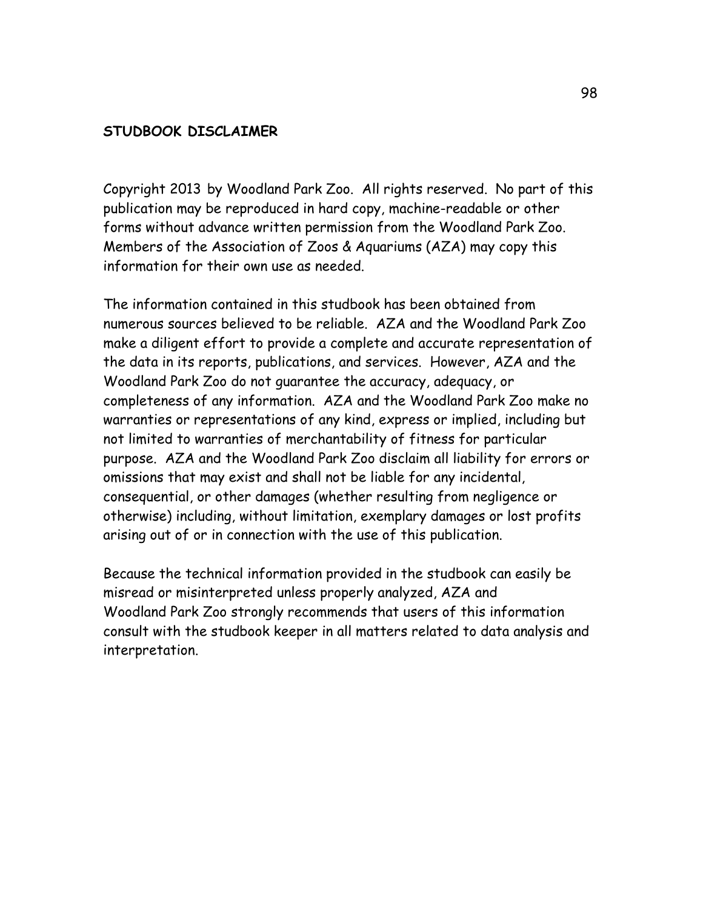## STUDBOOK DISCLAIMER

Copyright 2013 by Woodland Park Zoo. All rights reserved. No part of this publication may be reproduced in hard copy, machine-readable or other forms without advance written permission from the Woodland Park Zoo. Members of the Association of Zoos & Aquariums (AZA) may copy this information for their own use as needed.

The information contained in this studbook has been obtained from numerous sources believed to be reliable. AZA and the Woodland Park Zoo make a diligent effort to provide a complete and accurate representation of the data in its reports, publications, and services. However, AZA and the Woodland Park Zoo do not guarantee the accuracy, adequacy, or completeness of any information. AZA and the Woodland Park Zoo make no warranties or representations of any kind, express or implied, including but not limited to warranties of merchantability of fitness for particular purpose. AZA and the Woodland Park Zoo disclaim all liability for errors or omissions that may exist and shall not be liable for any incidental, consequential, or other damages (whether resulting from negligence or otherwise) including, without limitation, exemplary damages or lost profits arising out of or in connection with the use of this publication.

Because the technical information provided in the studbook can easily be misread or misinterpreted unless properly analyzed, AZA and Woodland Park Zoo strongly recommends that users of this information consult with the studbook keeper in all matters related to data analysis and interpretation.